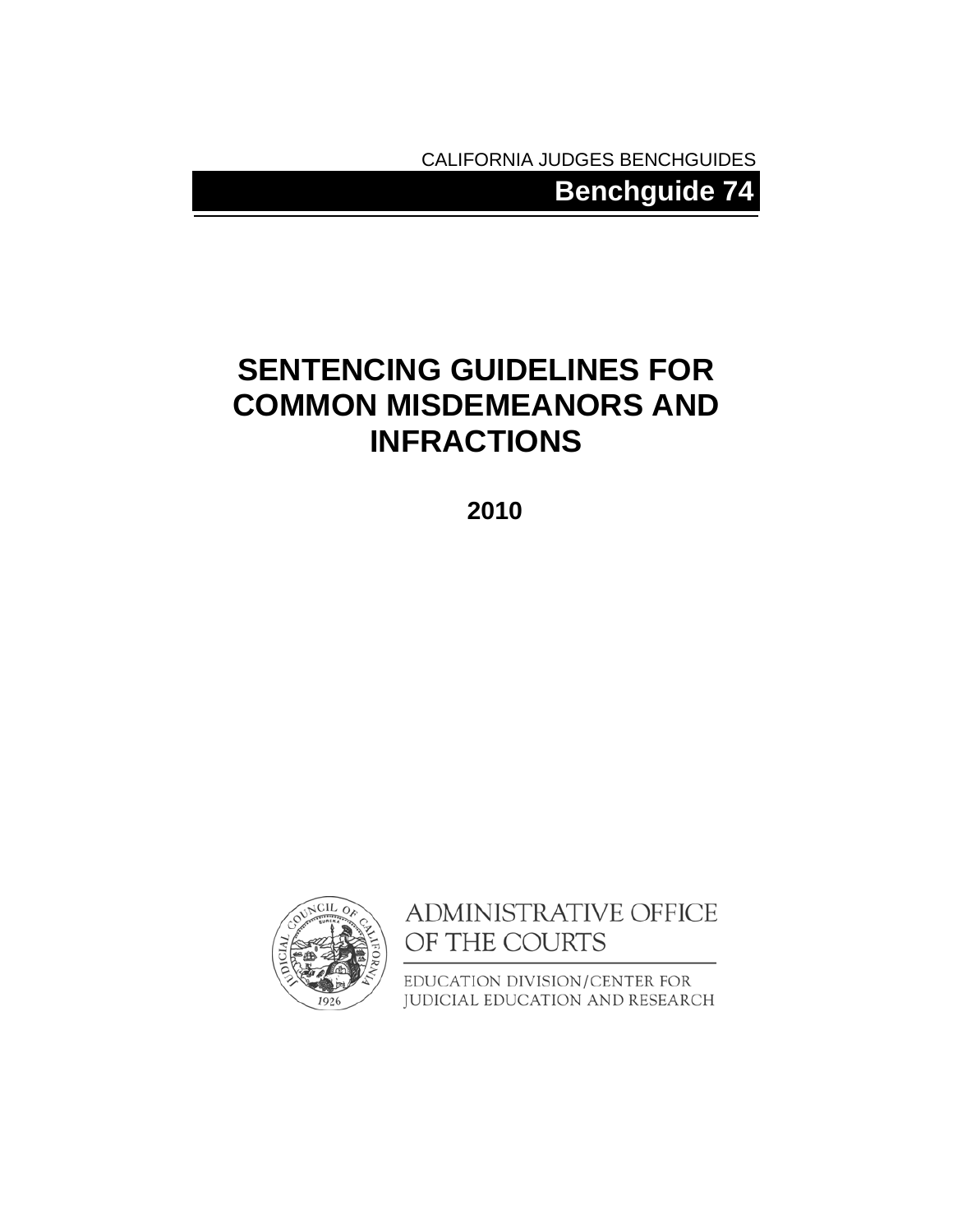CALIFORNIA JUDGES BENCHGUIDES

**Benchguide 74**

# SENTENCING GUIDELINES FOR COMMON MISDEMEANORS AND INFRACTIONS

**2010**

ADMINISTRATIVE OFFICE OF THE COURTS

EDUCATION DIVISION/CENTER FOR JUDICIAL EDUCATION AND RESEARCH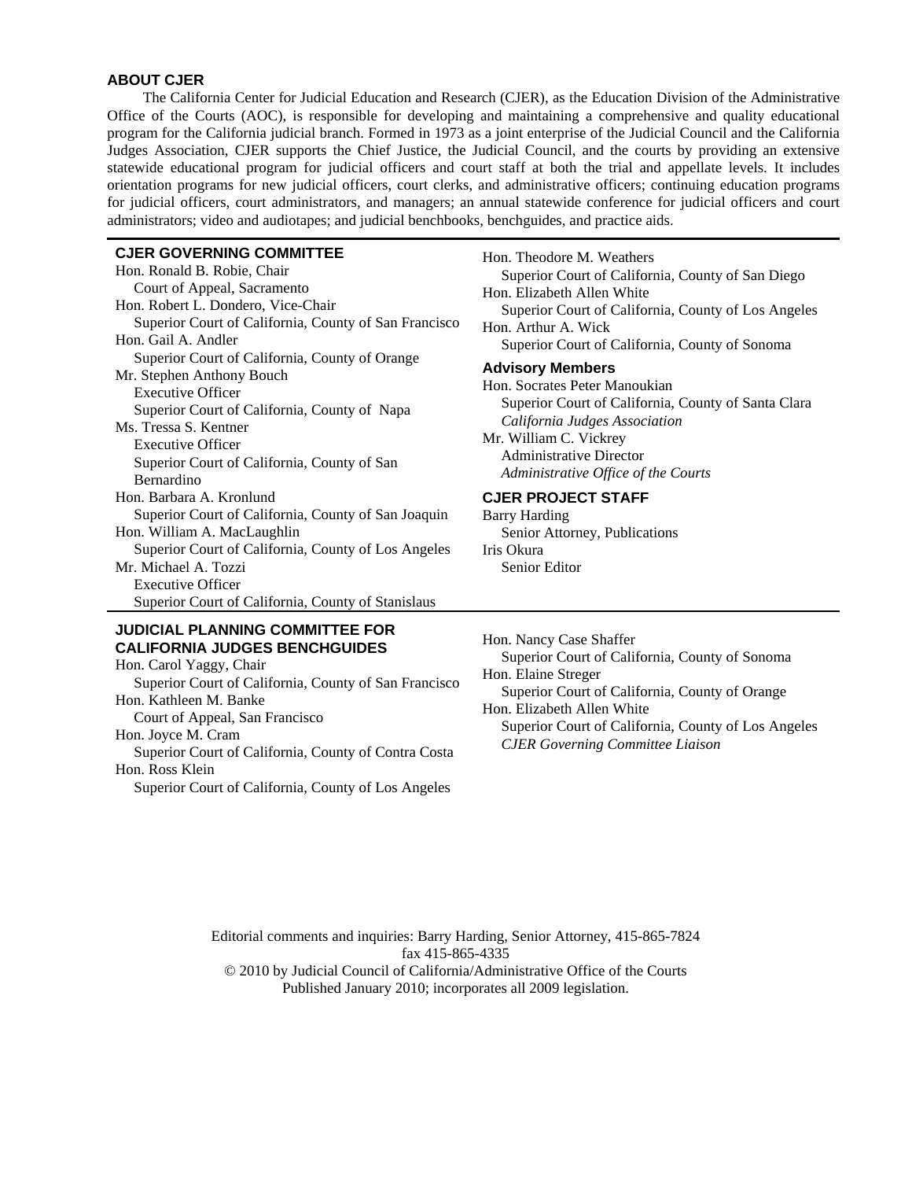## ABOUT CJER

The California Center for Judicial Education and Research (CJER), as the Education Division of the Administrative Office of the Courts (AOC), is responsible for developing and maintaining a comprehensive and quality educational program for the California judicial branch. Formed in 1973 as a joint enterprise of the Judicial Council and the California Judges Association, CJER supports the Chief Justice, the Judicial Council, and the courts by providing an extensive statewide educational program for judicial officers and court staff at both the trial and appellate levels. It includes orientation programs for new judicial officers, court clerks, and administrative officers; continuing education programs for judicial officers, court administrators, and managers; an annual statewide conference for judicial officers and court administrators; video and audiotapes; and judicial benchbooks, benchguides, and practice aids.

---

### CJER GOVERNING COMMITTEE

Hon. Ronald B. Robie, Chair
Court of Appeal, Sacramento

Hon. Robert L. Dondero, Vice-Chair
Superior Court of California, County of San Francisco

Hon. Gail A. Andler
Superior Court of California, County of Orange

Mr. Stephen Anthony Bouch
Executive Officer
Superior Court of California, County of Napa

Ms. Tressa S. Kentner
Executive Officer
Superior Court of California, County of San Bernardino

Hon. Barbara A. Kronlund
Superior Court of California, County of San Joaquin

Hon. William A. MacLaughlin
Superior Court of California, County of Los Angeles

Mr. Michael A. Tozzi
Executive Officer
Superior Court of California, County of Stanislaus

Hon. Theodore M. Weathers
Superior Court of California, County of San Diego

Hon. Elizabeth Allen White
Superior Court of California, County of Los Angeles

Hon. Arthur A. Wick
Superior Court of California, County of Sonoma

### Advisory Members

Hon. Socrates Peter Manoukian
Superior Court of California, County of Santa Clara
*California Judges Association*

Mr. William C. Vickrey
Administrative Director
*Administrative Office of the Courts*

### CJER PROJECT STAFF

Barry Harding
Senior Attorney, Publications

Iris Okura
Senior Editor

---

### JUDICIAL PLANNING COMMITTEE FOR CALIFORNIA JUDGES BENCHGUIDES

Hon. Carol Yaggy, Chair
Superior Court of California, County of San Francisco

Hon. Kathleen M. Banke
Court of Appeal, San Francisco

Hon. Joyce M. Cram
Superior Court of California, County of Contra Costa

Hon. Ross Klein
Superior Court of California, County of Los Angeles

Hon. Nancy Case Shaffer
Superior Court of California, County of Sonoma

Hon. Elaine Streger
Superior Court of California, County of Orange

Hon. Elizabeth Allen White
Superior Court of California, County of Los Angeles
*CJER Governing Committee Liaison*

---

Editorial comments and inquiries: Barry Harding, Senior Attorney, 415-865-7824
fax 415-865-4335
© 2010 by Judicial Council of California/Administrative Office of the Courts
Published January 2010; incorporates all 2009 legislation.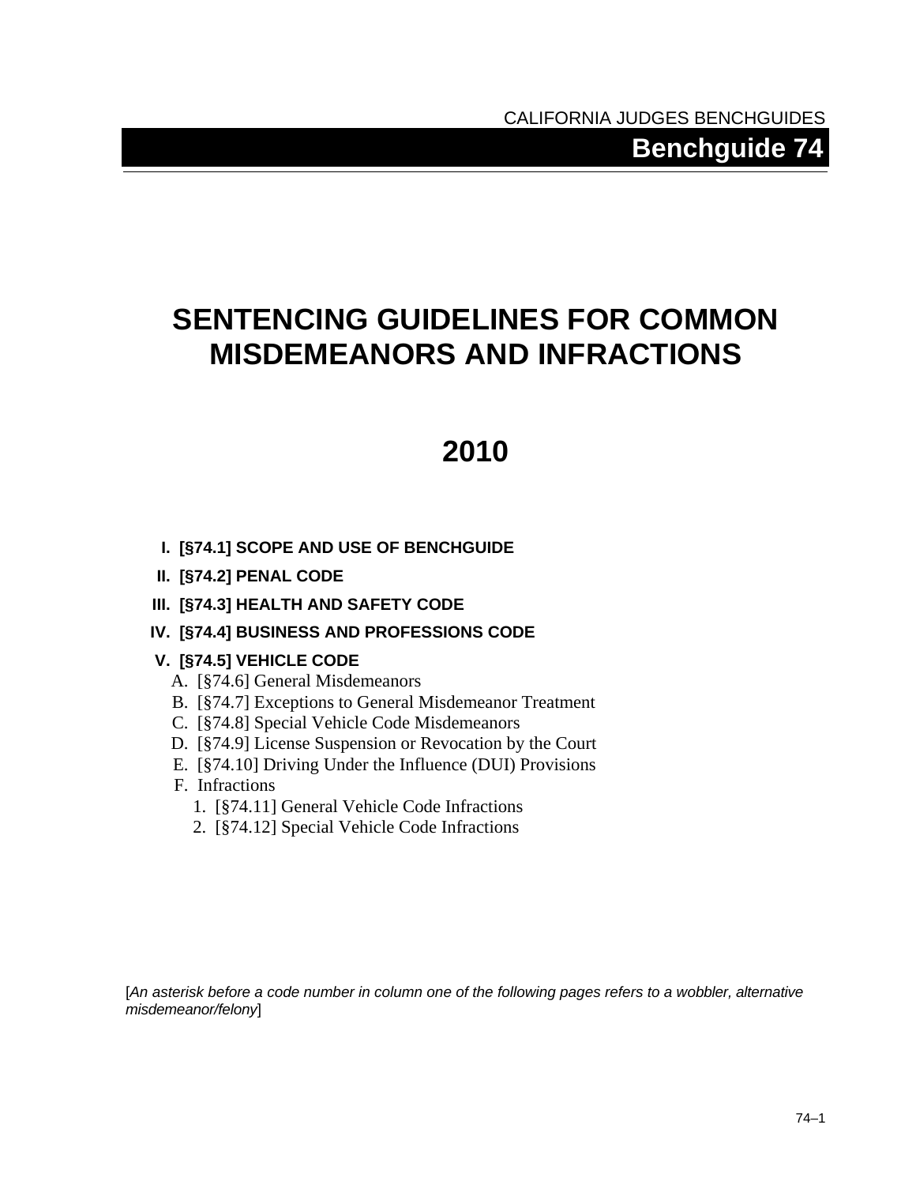CALIFORNIA JUDGES BENCHGUIDES

**Benchguide 74**

# SENTENCING GUIDELINES FOR COMMON MISDEMEANORS AND INFRACTIONS

# 2010

- **I. [§74.1] SCOPE AND USE OF BENCHGUIDE**
- **II. [§74.2] PENAL CODE**
- **III. [§74.3] HEALTH AND SAFETY CODE**
- **IV. [§74.4] BUSINESS AND PROFESSIONS CODE**
- **V. [§74.5] VEHICLE CODE**
  - A. [§74.6] General Misdemeanors
  - B. [§74.7] Exceptions to General Misdemeanor Treatment
  - C. [§74.8] Special Vehicle Code Misdemeanors
  - D. [§74.9] License Suspension or Revocation by the Court
  - E. [§74.10] Driving Under the Influence (DUI) Provisions
  - F. Infractions
    1. [§74.11] General Vehicle Code Infractions
    2. [§74.12] Special Vehicle Code Infractions

[*An asterisk before a code number in column one of the following pages refers to a wobbler, alternative misdemeanor/felony*]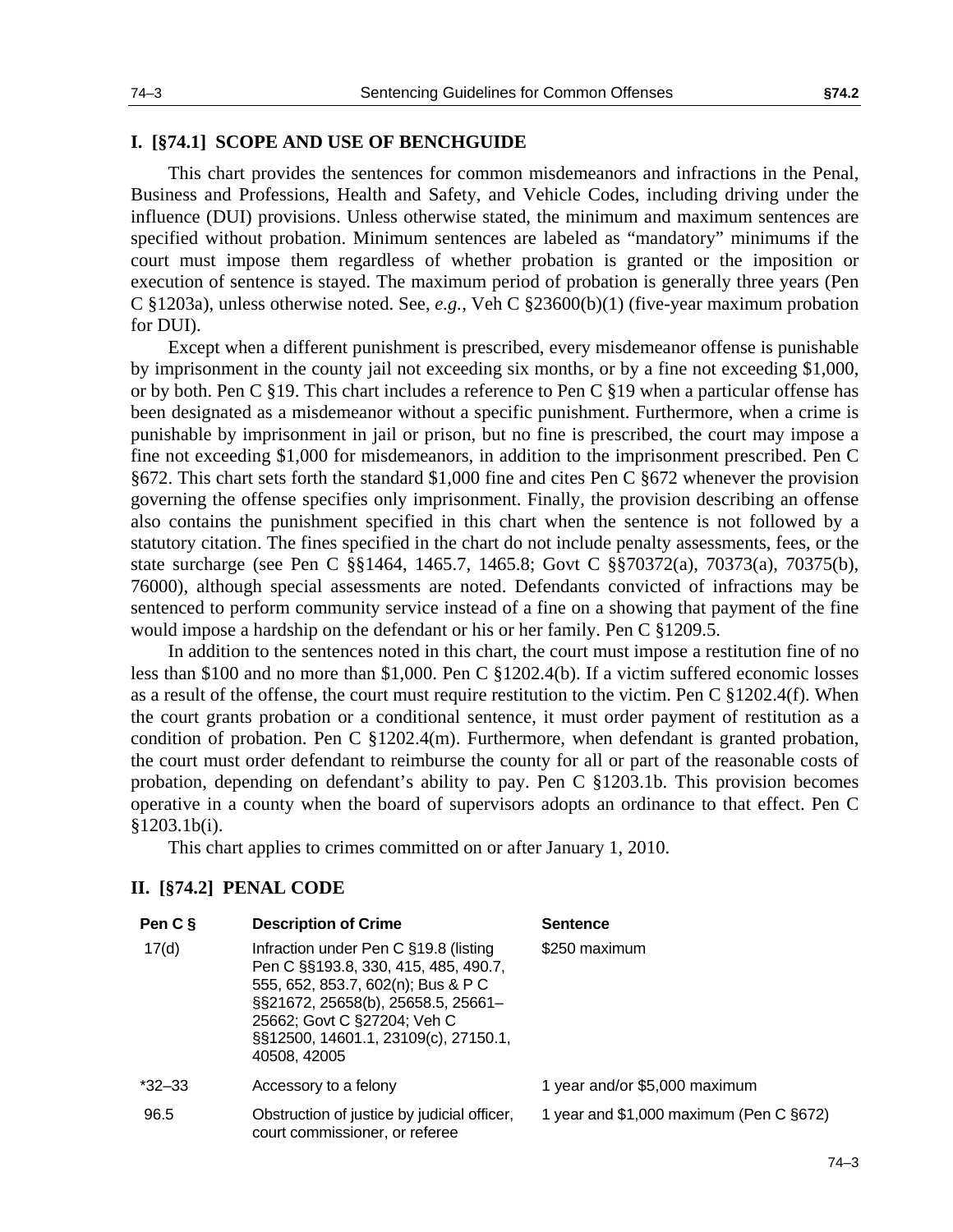## I. [§74.1] SCOPE AND USE OF BENCHGUIDE

This chart provides the sentences for common misdemeanors and infractions in the Penal, Business and Professions, Health and Safety, and Vehicle Codes, including driving under the influence (DUI) provisions. Unless otherwise stated, the minimum and maximum sentences are specified without probation. Minimum sentences are labeled as "mandatory" minimums if the court must impose them regardless of whether probation is granted or the imposition or execution of sentence is stayed. The maximum period of probation is generally three years (Pen C §1203a), unless otherwise noted. See, *e.g.*, Veh C §23600(b)(1) (five-year maximum probation for DUI).

Except when a different punishment is prescribed, every misdemeanor offense is punishable by imprisonment in the county jail not exceeding six months, or by a fine not exceeding $1,000, or by both. Pen C §19. This chart includes a reference to Pen C §19 when a particular offense has been designated as a misdemeanor without a specific punishment. Furthermore, when a crime is punishable by imprisonment in jail or prison, but no fine is prescribed, the court may impose a fine not exceeding $1,000 for misdemeanors, in addition to the imprisonment prescribed. Pen C §672. This chart sets forth the standard $1,000 fine and cites Pen C §672 whenever the provision governing the offense specifies only imprisonment. Finally, the provision describing an offense also contains the punishment specified in this chart when the sentence is not followed by a statutory citation. The fines specified in the chart do not include penalty assessments, fees, or the state surcharge (see Pen C §§1464, 1465.7, 1465.8; Govt C §§70372(a), 70373(a), 70375(b), 76000), although special assessments are noted. Defendants convicted of infractions may be sentenced to perform community service instead of a fine on a showing that payment of the fine would impose a hardship on the defendant or his or her family. Pen C §1209.5.

In addition to the sentences noted in this chart, the court must impose a restitution fine of no less than $100 and no more than $1,000. Pen C §1202.4(b). If a victim suffered economic losses as a result of the offense, the court must require restitution to the victim. Pen C §1202.4(f). When the court grants probation or a conditional sentence, it must order payment of restitution as a condition of probation. Pen C §1202.4(m). Furthermore, when defendant is granted probation, the court must order defendant to reimburse the county for all or part of the reasonable costs of probation, depending on defendant's ability to pay. Pen C §1203.1b. This provision becomes operative in a county when the board of supervisors adopts an ordinance to that effect. Pen C §1203.1b(i).

This chart applies to crimes committed on or after January 1, 2010.

## II. [§74.2] PENAL CODE

| Pen C § | Description of Crime | Sentence |
|---|---|---|
| 17(d) | Infraction under Pen C §19.8 (listing Pen C §§193.8, 330, 415, 485, 490.7, 555, 652, 853.7, 602(n); Bus & P C §§21672, 25658(b), 25658.5, 25661–25662; Govt C §27204; Veh C §§12500, 14601.1, 23109(c), 27150.1, 40508, 42005 | $250 maximum |
| *32–33 | Accessory to a felony | 1 year and/or $5,000 maximum |
| 96.5 | Obstruction of justice by judicial officer, court commissioner, or referee | 1 year and $1,000 maximum (Pen C §672) |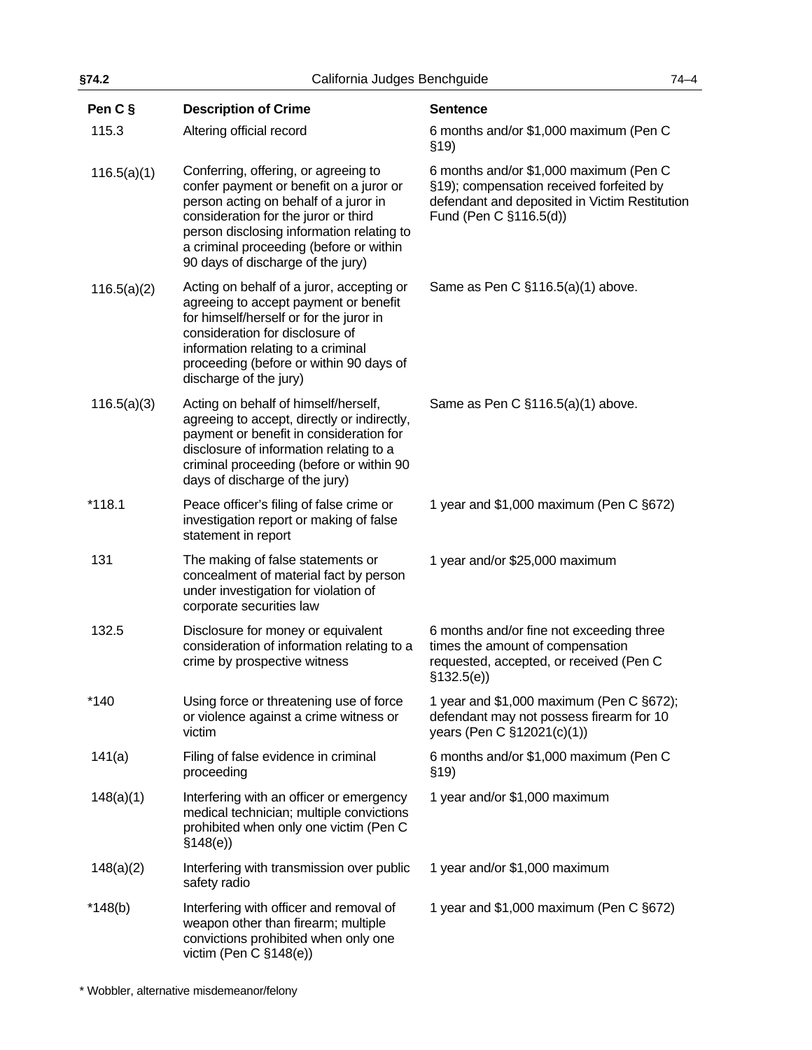| Pen C § | Description of Crime | Sentence |
|---|---|---|
| 115.3 | Altering official record | 6 months and/or $1,000 maximum (Pen C §19) |
| 116.5(a)(1) | Conferring, offering, or agreeing to confer payment or benefit on a juror or person acting on behalf of a juror in consideration for the juror or third person disclosing information relating to a criminal proceeding (before or within 90 days of discharge of the jury) | 6 months and/or $1,000 maximum (Pen C §19); compensation received forfeited by defendant and deposited in Victim Restitution Fund (Pen C §116.5(d)) |
| 116.5(a)(2) | Acting on behalf of a juror, accepting or agreeing to accept payment or benefit for himself/herself or for the juror in consideration for disclosure of information relating to a criminal proceeding (before or within 90 days of discharge of the jury) | Same as Pen C §116.5(a)(1) above. |
| 116.5(a)(3) | Acting on behalf of himself/herself, agreeing to accept, directly or indirectly, payment or benefit in consideration for disclosure of information relating to a criminal proceeding (before or within 90 days of discharge of the jury) | Same as Pen C §116.5(a)(1) above. |
| *118.1 | Peace officer's filing of false crime or investigation report or making of false statement in report | 1 year and $1,000 maximum (Pen C §672) |
| 131 | The making of false statements or concealment of material fact by person under investigation for violation of corporate securities law | 1 year and/or $25,000 maximum |
| 132.5 | Disclosure for money or equivalent consideration of information relating to a crime by prospective witness | 6 months and/or fine not exceeding three times the amount of compensation requested, accepted, or received (Pen C §132.5(e)) |
| *140 | Using force or threatening use of force or violence against a crime witness or victim | 1 year and $1,000 maximum (Pen C §672); defendant may not possess firearm for 10 years (Pen C §12021(c)(1)) |
| 141(a) | Filing of false evidence in criminal proceeding | 6 months and/or $1,000 maximum (Pen C §19) |
| 148(a)(1) | Interfering with an officer or emergency medical technician; multiple convictions prohibited when only one victim (Pen C §148(e)) | 1 year and/or $1,000 maximum |
| 148(a)(2) | Interfering with transmission over public safety radio | 1 year and/or $1,000 maximum |
| *148(b) | Interfering with officer and removal of weapon other than firearm; multiple convictions prohibited when only one victim (Pen C §148(e)) | 1 year and $1,000 maximum (Pen C §672) |

* Wobbler, alternative misdemeanor/felony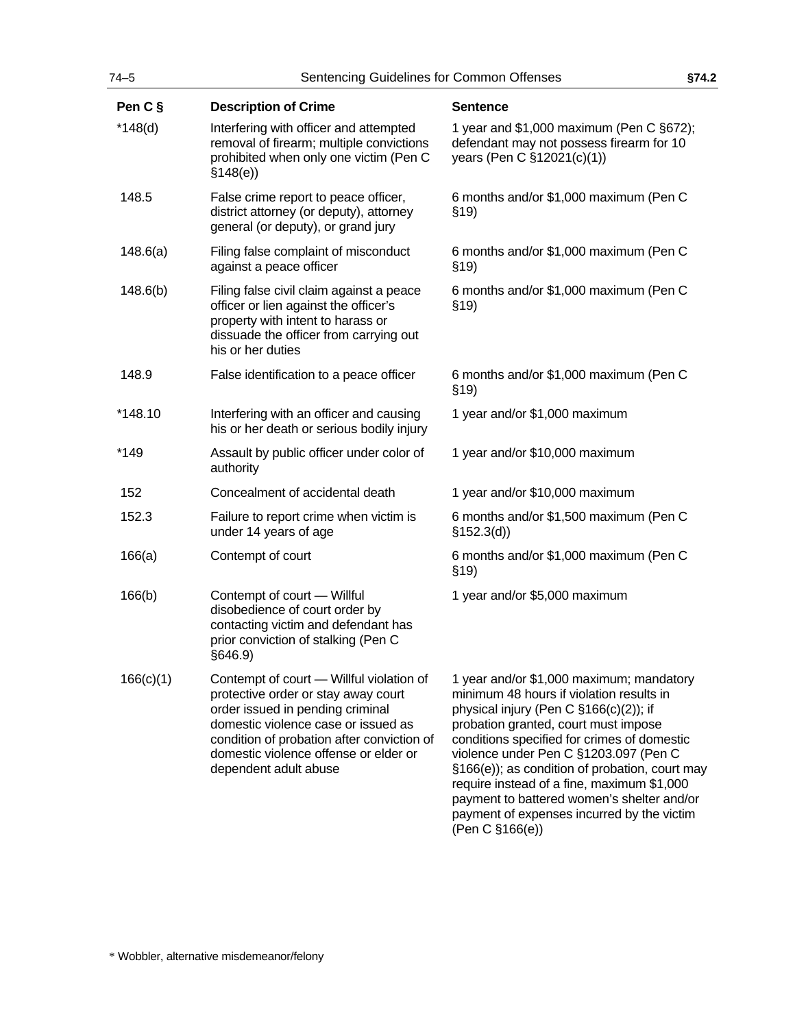| Pen C § | Description of Crime | Sentence |
|---|---|---|
| *148(d) | Interfering with officer and attempted removal of firearm; multiple convictions prohibited when only one victim (Pen C §148(e)) | 1 year and $1,000 maximum (Pen C §672); defendant may not possess firearm for 10 years (Pen C §12021(c)(1)) |
| 148.5 | False crime report to peace officer, district attorney (or deputy), attorney general (or deputy), or grand jury | 6 months and/or $1,000 maximum (Pen C §19) |
| 148.6(a) | Filing false complaint of misconduct against a peace officer | 6 months and/or $1,000 maximum (Pen C §19) |
| 148.6(b) | Filing false civil claim against a peace officer or lien against the officer's property with intent to harass or dissuade the officer from carrying out his or her duties | 6 months and/or $1,000 maximum (Pen C §19) |
| 148.9 | False identification to a peace officer | 6 months and/or $1,000 maximum (Pen C §19) |
| *148.10 | Interfering with an officer and causing his or her death or serious bodily injury | 1 year and/or $1,000 maximum |
| *149 | Assault by public officer under color of authority | 1 year and/or $10,000 maximum |
| 152 | Concealment of accidental death | 1 year and/or $10,000 maximum |
| 152.3 | Failure to report crime when victim is under 14 years of age | 6 months and/or $1,500 maximum (Pen C §152.3(d)) |
| 166(a) | Contempt of court | 6 months and/or $1,000 maximum (Pen C §19) |
| 166(b) | Contempt of court — Willful disobedience of court order by contacting victim and defendant has prior conviction of stalking (Pen C §646.9) | 1 year and/or $5,000 maximum |
| 166(c)(1) | Contempt of court — Willful violation of protective order or stay away court order issued in pending criminal domestic violence case or issued as condition of probation after conviction of domestic violence offense or elder or dependent adult abuse | 1 year and/or $1,000 maximum; mandatory minimum 48 hours if violation results in physical injury (Pen C §166(c)(2)); if probation granted, court must impose conditions specified for crimes of domestic violence under Pen C §1203.097 (Pen C §166(e)); as condition of probation, court may require instead of a fine, maximum $1,000 payment to battered women's shelter and/or payment of expenses incurred by the victim (Pen C §166(e)) |

* Wobbler, alternative misdemeanor/felony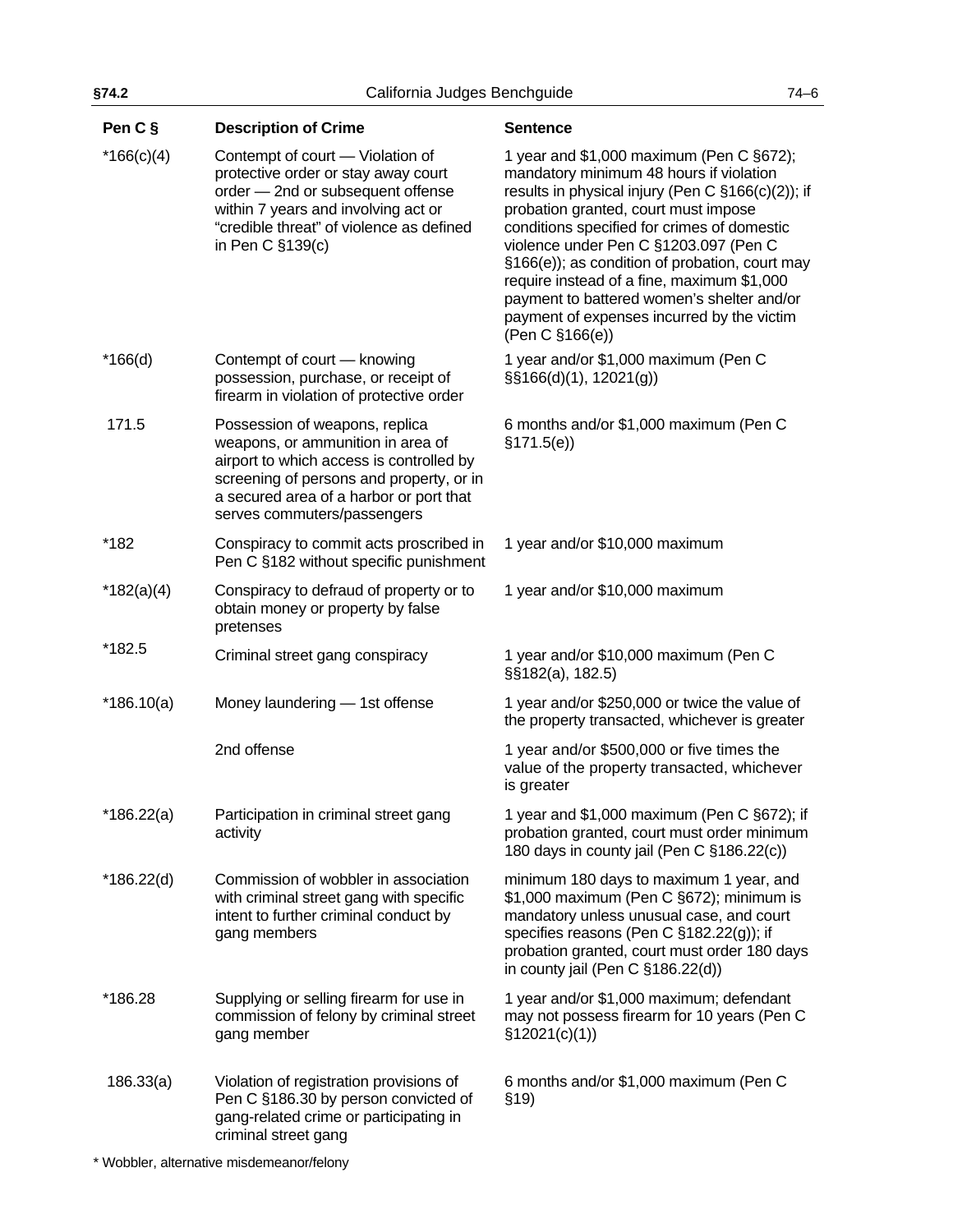| Pen C § | Description of Crime | Sentence |
|---|---|---|
| *166(c)(4) | Contempt of court — Violation of protective order or stay away court order — 2nd or subsequent offense within 7 years and involving act or "credible threat" of violence as defined in Pen C §139(c) | 1 year and $1,000 maximum (Pen C §672); mandatory minimum 48 hours if violation results in physical injury (Pen C §166(c)(2)); if probation granted, court must impose conditions specified for crimes of domestic violence under Pen C §1203.097 (Pen C §166(e)); as condition of probation, court may require instead of a fine, maximum $1,000 payment to battered women's shelter and/or payment of expenses incurred by the victim (Pen C §166(e)) |
| *166(d) | Contempt of court — knowing possession, purchase, or receipt of firearm in violation of protective order | 1 year and/or $1,000 maximum (Pen C §§166(d)(1), 12021(g)) |
| 171.5 | Possession of weapons, replica weapons, or ammunition in area of airport to which access is controlled by screening of persons and property, or in a secured area of a harbor or port that serves commuters/passengers | 6 months and/or $1,000 maximum (Pen C §171.5(e)) |
| *182 | Conspiracy to commit acts proscribed in Pen C §182 without specific punishment | 1 year and/or $10,000 maximum |
| *182(a)(4) | Conspiracy to defraud of property or to obtain money or property by false pretenses | 1 year and/or $10,000 maximum |
| *182.5 | Criminal street gang conspiracy | 1 year and/or $10,000 maximum (Pen C §§182(a), 182.5) |
| *186.10(a) | Money laundering — 1st offense | 1 year and/or $250,000 or twice the value of the property transacted, whichever is greater |
| | 2nd offense | 1 year and/or $500,000 or five times the value of the property transacted, whichever is greater |
| *186.22(a) | Participation in criminal street gang activity | 1 year and $1,000 maximum (Pen C §672); if probation granted, court must order minimum 180 days in county jail (Pen C §186.22(c)) |
| *186.22(d) | Commission of wobbler in association with criminal street gang with specific intent to further criminal conduct by gang members | minimum 180 days to maximum 1 year, and $1,000 maximum (Pen C §672); minimum is mandatory unless unusual case, and court specifies reasons (Pen C §182.22(g)); if probation granted, court must order 180 days in county jail (Pen C §186.22(d)) |
| *186.28 | Supplying or selling firearm for use in commission of felony by criminal street gang member | 1 year and/or $1,000 maximum; defendant may not possess firearm for 10 years (Pen C §12021(c)(1)) |
| 186.33(a) | Violation of registration provisions of Pen C §186.30 by person convicted of gang-related crime or participating in criminal street gang | 6 months and/or $1,000 maximum (Pen C §19) |

* Wobbler, alternative misdemeanor/felony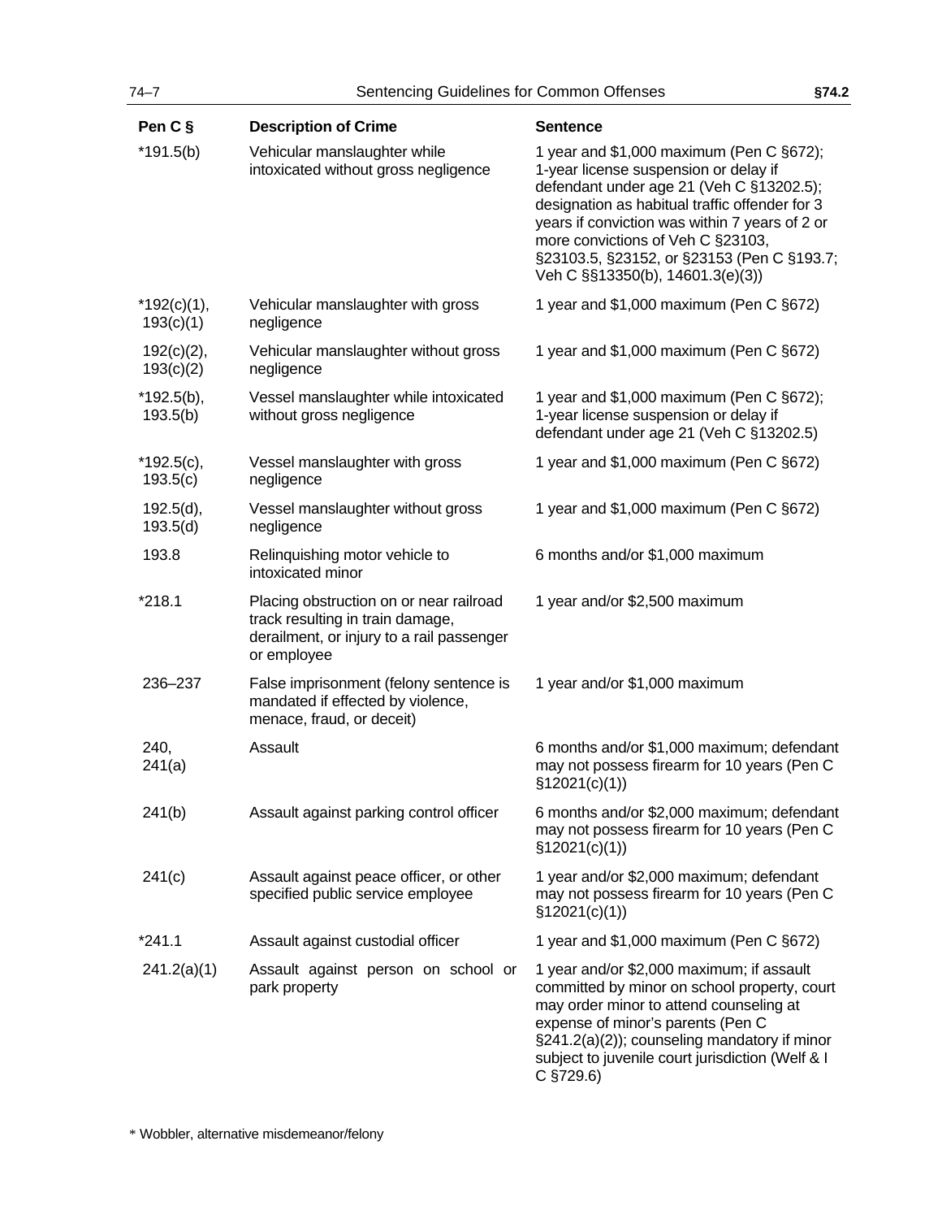| Pen C § | Description of Crime | Sentence |
|---|---|---|
| *191.5(b) | Vehicular manslaughter while intoxicated without gross negligence | 1 year and $1,000 maximum (Pen C §672); 1-year license suspension or delay if defendant under age 21 (Veh C §13202.5); designation as habitual traffic offender for 3 years if conviction was within 7 years of 2 or more convictions of Veh C §23103, §23103.5, §23152, or §23153 (Pen C §193.7; Veh C §§13350(b), 14601.3(e)(3)) |
| *192(c)(1), 193(c)(1) | Vehicular manslaughter with gross negligence | 1 year and $1,000 maximum (Pen C §672) |
| 192(c)(2), 193(c)(2) | Vehicular manslaughter without gross negligence | 1 year and $1,000 maximum (Pen C §672) |
| *192.5(b), 193.5(b) | Vessel manslaughter while intoxicated without gross negligence | 1 year and $1,000 maximum (Pen C §672); 1-year license suspension or delay if defendant under age 21 (Veh C §13202.5) |
| *192.5(c), 193.5(c) | Vessel manslaughter with gross negligence | 1 year and $1,000 maximum (Pen C §672) |
| 192.5(d), 193.5(d) | Vessel manslaughter without gross negligence | 1 year and $1,000 maximum (Pen C §672) |
| 193.8 | Relinquishing motor vehicle to intoxicated minor | 6 months and/or $1,000 maximum |
| *218.1 | Placing obstruction on or near railroad track resulting in train damage, derailment, or injury to a rail passenger or employee | 1 year and/or $2,500 maximum |
| 236–237 | False imprisonment (felony sentence is mandated if effected by violence, menace, fraud, or deceit) | 1 year and/or $1,000 maximum |
| 240, 241(a) | Assault | 6 months and/or $1,000 maximum; defendant may not possess firearm for 10 years (Pen C §12021(c)(1)) |
| 241(b) | Assault against parking control officer | 6 months and/or $2,000 maximum; defendant may not possess firearm for 10 years (Pen C §12021(c)(1)) |
| 241(c) | Assault against peace officer, or other specified public service employee | 1 year and/or $2,000 maximum; defendant may not possess firearm for 10 years (Pen C §12021(c)(1)) |
| *241.1 | Assault against custodial officer | 1 year and $1,000 maximum (Pen C §672) |
| 241.2(a)(1) | Assault against person on school or park property | 1 year and/or $2,000 maximum; if assault committed by minor on school property, court may order minor to attend counseling at expense of minor's parents (Pen C §241.2(a)(2)); counseling mandatory if minor subject to juvenile court jurisdiction (Welf & I C §729.6) |

* Wobbler, alternative misdemeanor/felony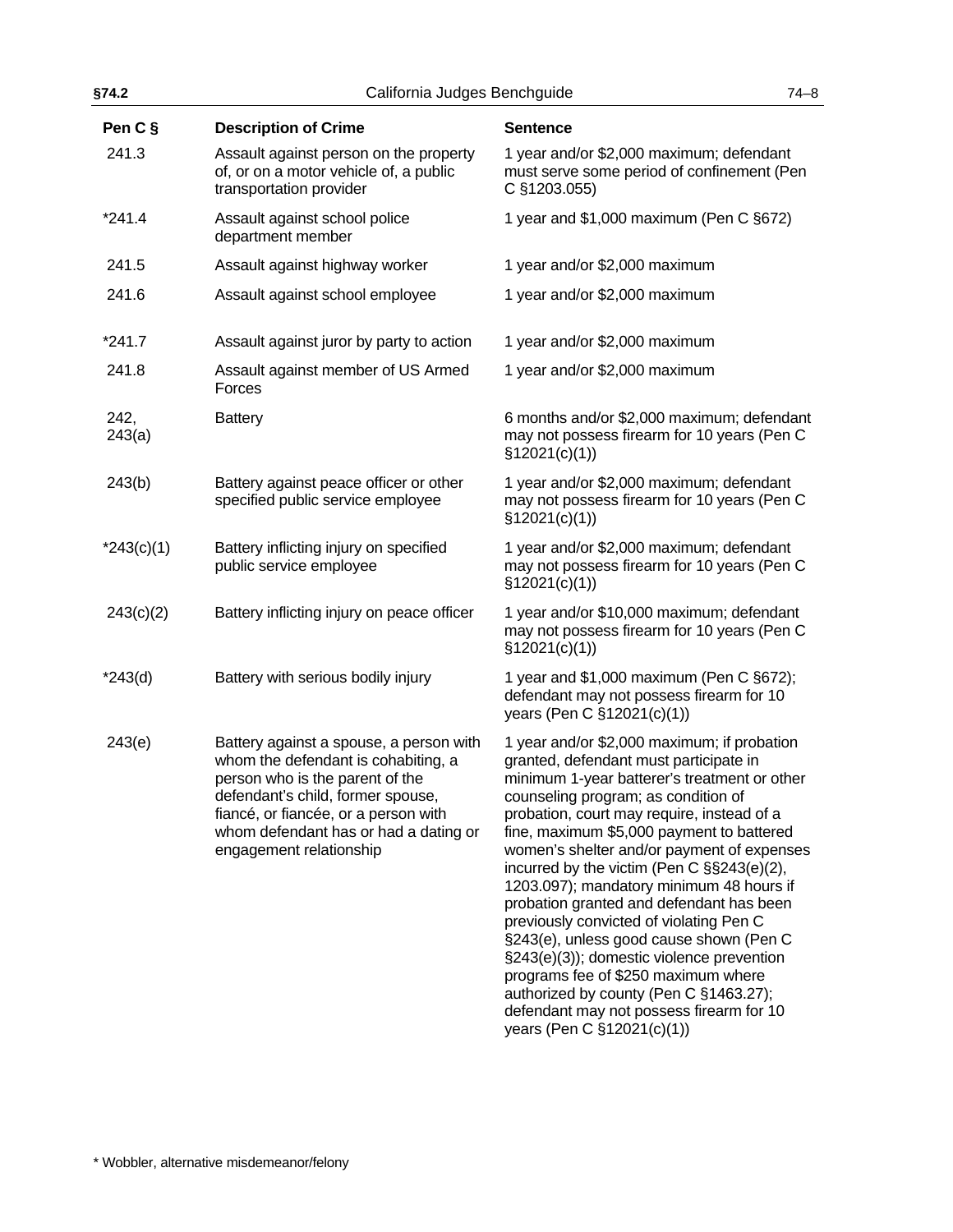| Pen C § | Description of Crime | Sentence |
|---|---|---|
| 241.3 | Assault against person on the property of, or on a motor vehicle of, a public transportation provider | 1 year and/or $2,000 maximum; defendant must serve some period of confinement (Pen C §1203.055) |
| *241.4 | Assault against school police department member | 1 year and $1,000 maximum (Pen C §672) |
| 241.5 | Assault against highway worker | 1 year and/or $2,000 maximum |
| 241.6 | Assault against school employee | 1 year and/or $2,000 maximum |
| *241.7 | Assault against juror by party to action | 1 year and/or $2,000 maximum |
| 241.8 | Assault against member of US Armed Forces | 1 year and/or $2,000 maximum |
| 242, 243(a) | Battery | 6 months and/or $2,000 maximum; defendant may not possess firearm for 10 years (Pen C §12021(c)(1)) |
| 243(b) | Battery against peace officer or other specified public service employee | 1 year and/or $2,000 maximum; defendant may not possess firearm for 10 years (Pen C §12021(c)(1)) |
| *243(c)(1) | Battery inflicting injury on specified public service employee | 1 year and/or $2,000 maximum; defendant may not possess firearm for 10 years (Pen C §12021(c)(1)) |
| 243(c)(2) | Battery inflicting injury on peace officer | 1 year and/or $10,000 maximum; defendant may not possess firearm for 10 years (Pen C §12021(c)(1)) |
| *243(d) | Battery with serious bodily injury | 1 year and $1,000 maximum (Pen C §672); defendant may not possess firearm for 10 years (Pen C §12021(c)(1)) |
| 243(e) | Battery against a spouse, a person with whom the defendant is cohabiting, a person who is the parent of the defendant's child, former spouse, fiancé, or fiancée, or a person with whom defendant has or had a dating or engagement relationship | 1 year and/or $2,000 maximum; if probation granted, defendant must participate in minimum 1-year batterer's treatment or other counseling program; as condition of probation, court may require, instead of a fine, maximum $5,000 payment to battered women's shelter and/or payment of expenses incurred by the victim (Pen C §§243(e)(2), 1203.097); mandatory minimum 48 hours if probation granted and defendant has been previously convicted of violating Pen C §243(e), unless good cause shown (Pen C §243(e)(3)); domestic violence prevention programs fee of $250 maximum where authorized by county (Pen C §1463.27); defendant may not possess firearm for 10 years (Pen C §12021(c)(1)) |

* Wobbler, alternative misdemeanor/felony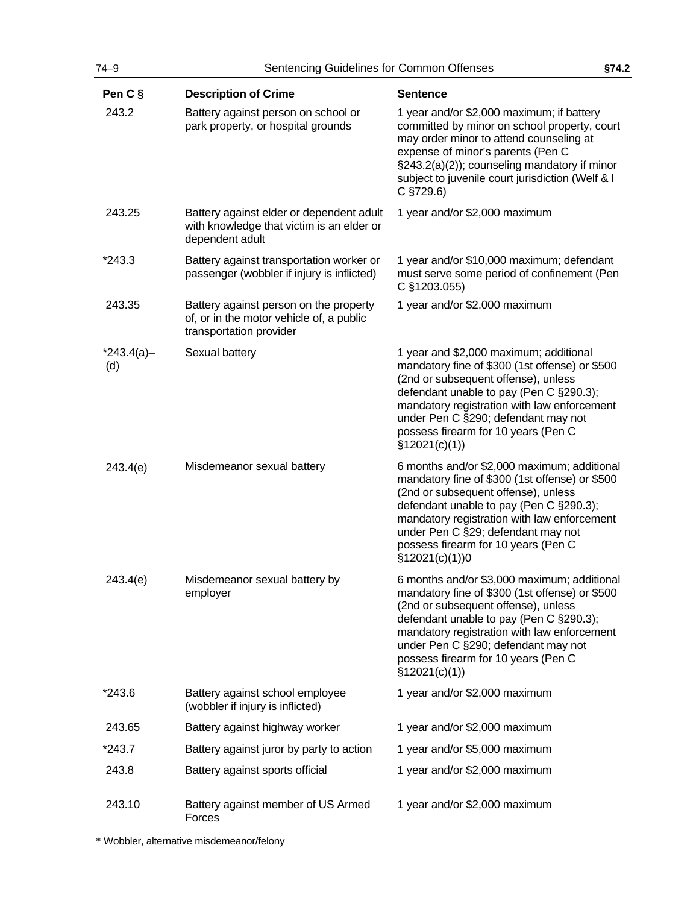| Pen C § | Description of Crime | Sentence |
|---|---|---|
| 243.2 | Battery against person on school or park property, or hospital grounds | 1 year and/or $2,000 maximum; if battery committed by minor on school property, court may order minor to attend counseling at expense of minor's parents (Pen C §243.2(a)(2)); counseling mandatory if minor subject to juvenile court jurisdiction (Welf & I C §729.6) |
| 243.25 | Battery against elder or dependent adult with knowledge that victim is an elder or dependent adult | 1 year and/or $2,000 maximum |
| *243.3 | Battery against transportation worker or passenger (wobbler if injury is inflicted) | 1 year and/or $10,000 maximum; defendant must serve some period of confinement (Pen C §1203.055) |
| 243.35 | Battery against person on the property of, or in the motor vehicle of, a public transportation provider | 1 year and/or $2,000 maximum |
| *243.4(a)–(d) | Sexual battery | 1 year and $2,000 maximum; additional mandatory fine of $300 (1st offense) or $500 (2nd or subsequent offense), unless defendant unable to pay (Pen C §290.3); mandatory registration with law enforcement under Pen C §290; defendant may not possess firearm for 10 years (Pen C §12021(c)(1)) |
| 243.4(e) | Misdemeanor sexual battery | 6 months and/or $2,000 maximum; additional mandatory fine of $300 (1st offense) or $500 (2nd or subsequent offense), unless defendant unable to pay (Pen C §290.3); mandatory registration with law enforcement under Pen C §29; defendant may not possess firearm for 10 years (Pen C §12021(c)(1))0 |
| 243.4(e) | Misdemeanor sexual battery by employer | 6 months and/or $3,000 maximum; additional mandatory fine of $300 (1st offense) or $500 (2nd or subsequent offense), unless defendant unable to pay (Pen C §290.3); mandatory registration with law enforcement under Pen C §290; defendant may not possess firearm for 10 years (Pen C §12021(c)(1)) |
| *243.6 | Battery against school employee (wobbler if injury is inflicted) | 1 year and/or $2,000 maximum |
| 243.65 | Battery against highway worker | 1 year and/or $2,000 maximum |
| *243.7 | Battery against juror by party to action | 1 year and/or $5,000 maximum |
| 243.8 | Battery against sports official | 1 year and/or $2,000 maximum |
| 243.10 | Battery against member of US Armed Forces | 1 year and/or $2,000 maximum |

* Wobbler, alternative misdemeanor/felony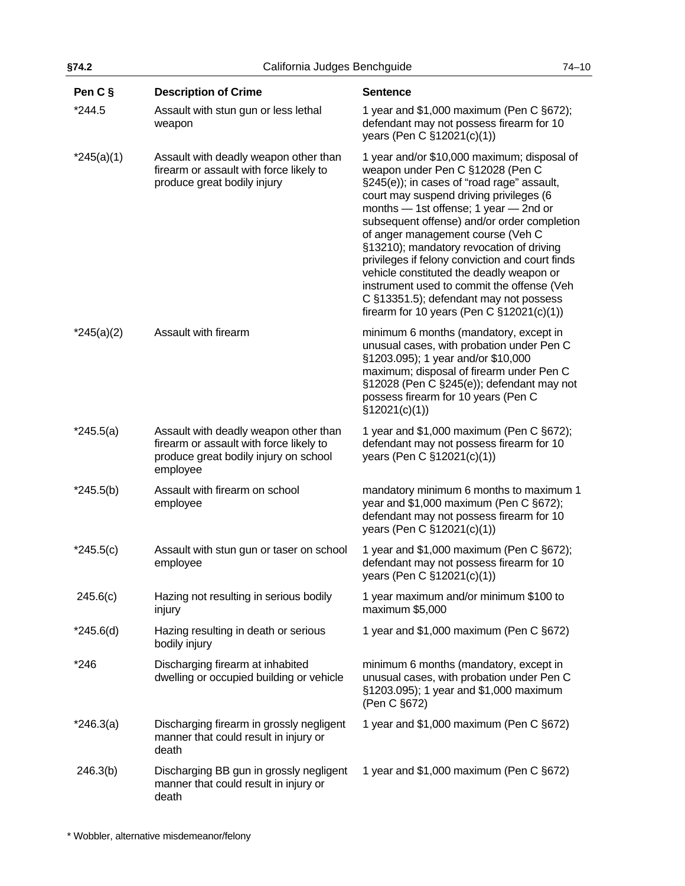| Pen C § | Description of Crime | Sentence |
|---|---|---|
| *244.5 | Assault with stun gun or less lethal weapon | 1 year and $1,000 maximum (Pen C §672); defendant may not possess firearm for 10 years (Pen C §12021(c)(1)) |
| *245(a)(1) | Assault with deadly weapon other than firearm or assault with force likely to produce great bodily injury | 1 year and/or $10,000 maximum; disposal of weapon under Pen C §12028 (Pen C §245(e)); in cases of "road rage" assault, court may suspend driving privileges (6 months — 1st offense; 1 year — 2nd or subsequent offense) and/or order completion of anger management course (Veh C §13210); mandatory revocation of driving privileges if felony conviction and court finds vehicle constituted the deadly weapon or instrument used to commit the offense (Veh C §13351.5); defendant may not possess firearm for 10 years (Pen C §12021(c)(1)) |
| *245(a)(2) | Assault with firearm | minimum 6 months (mandatory, except in unusual cases, with probation under Pen C §1203.095); 1 year and/or $10,000 maximum; disposal of firearm under Pen C §12028 (Pen C §245(e)); defendant may not possess firearm for 10 years (Pen C §12021(c)(1)) |
| *245.5(a) | Assault with deadly weapon other than firearm or assault with force likely to produce great bodily injury on school employee | 1 year and $1,000 maximum (Pen C §672); defendant may not possess firearm for 10 years (Pen C §12021(c)(1)) |
| *245.5(b) | Assault with firearm on school employee | mandatory minimum 6 months to maximum 1 year and $1,000 maximum (Pen C §672); defendant may not possess firearm for 10 years (Pen C §12021(c)(1)) |
| *245.5(c) | Assault with stun gun or taser on school employee | 1 year and $1,000 maximum (Pen C §672); defendant may not possess firearm for 10 years (Pen C §12021(c)(1)) |
| 245.6(c) | Hazing not resulting in serious bodily injury | 1 year maximum and/or minimum $100 to maximum $5,000 |
| *245.6(d) | Hazing resulting in death or serious bodily injury | 1 year and $1,000 maximum (Pen C §672) |
| *246 | Discharging firearm at inhabited dwelling or occupied building or vehicle | minimum 6 months (mandatory, except in unusual cases, with probation under Pen C §1203.095); 1 year and $1,000 maximum (Pen C §672) |
| *246.3(a) | Discharging firearm in grossly negligent manner that could result in injury or death | 1 year and $1,000 maximum (Pen C §672) |
| 246.3(b) | Discharging BB gun in grossly negligent manner that could result in injury or death | 1 year and $1,000 maximum (Pen C §672) |

* Wobbler, alternative misdemeanor/felony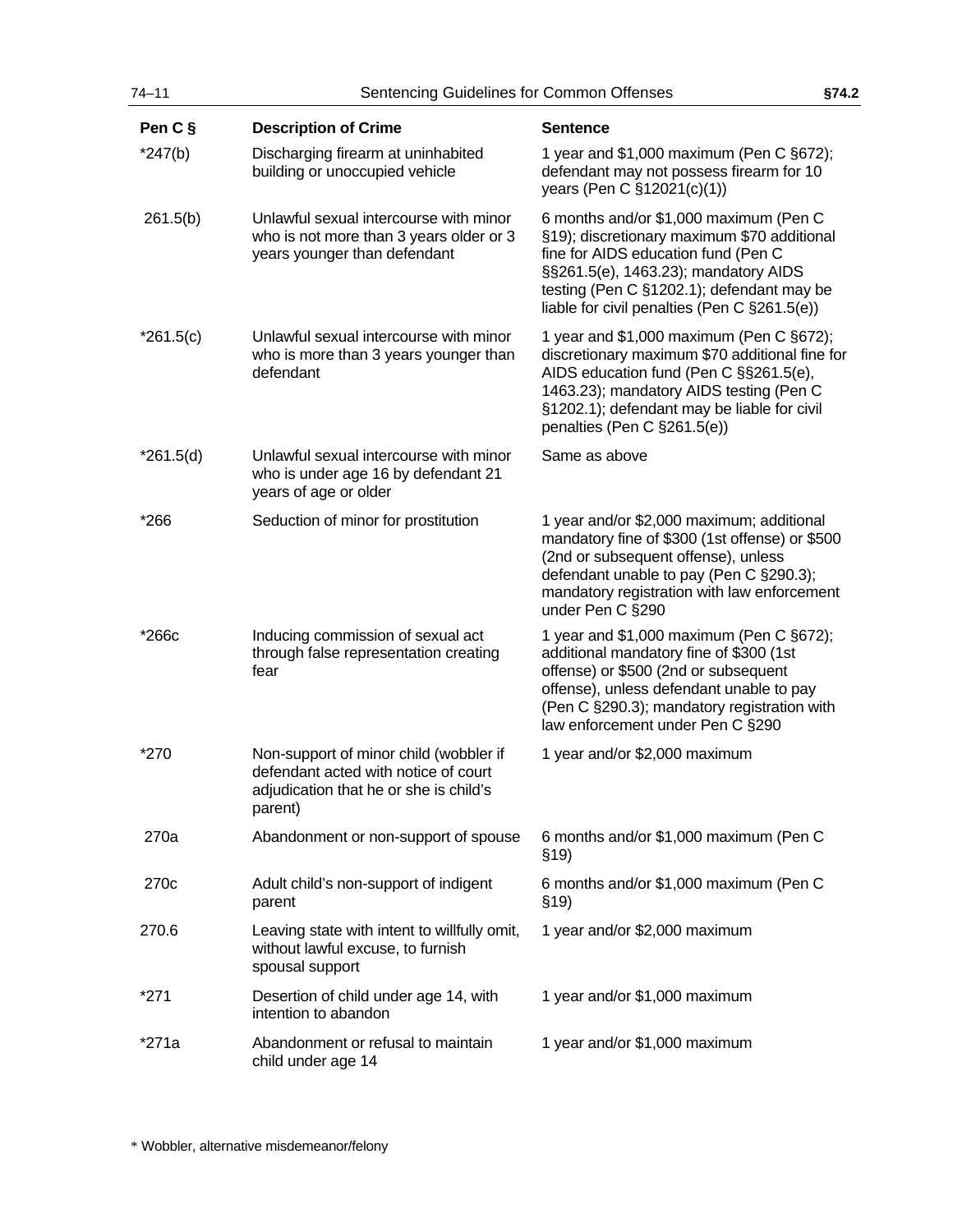| Pen C § | Description of Crime | Sentence |
|---|---|---|
| *247(b) | Discharging firearm at uninhabited building or unoccupied vehicle | 1 year and $1,000 maximum (Pen C §672); defendant may not possess firearm for 10 years (Pen C §12021(c)(1)) |
| 261.5(b) | Unlawful sexual intercourse with minor who is not more than 3 years older or 3 years younger than defendant | 6 months and/or $1,000 maximum (Pen C §19); discretionary maximum $70 additional fine for AIDS education fund (Pen C §§261.5(e), 1463.23); mandatory AIDS testing (Pen C §1202.1); defendant may be liable for civil penalties (Pen C §261.5(e)) |
| *261.5(c) | Unlawful sexual intercourse with minor who is more than 3 years younger than defendant | 1 year and $1,000 maximum (Pen C §672); discretionary maximum $70 additional fine for AIDS education fund (Pen C §§261.5(e), 1463.23); mandatory AIDS testing (Pen C §1202.1); defendant may be liable for civil penalties (Pen C §261.5(e)) |
| *261.5(d) | Unlawful sexual intercourse with minor who is under age 16 by defendant 21 years of age or older | Same as above |
| *266 | Seduction of minor for prostitution | 1 year and/or $2,000 maximum; additional mandatory fine of $300 (1st offense) or $500 (2nd or subsequent offense), unless defendant unable to pay (Pen C §290.3); mandatory registration with law enforcement under Pen C §290 |
| *266c | Inducing commission of sexual act through false representation creating fear | 1 year and $1,000 maximum (Pen C §672); additional mandatory fine of $300 (1st offense) or $500 (2nd or subsequent offense), unless defendant unable to pay (Pen C §290.3); mandatory registration with law enforcement under Pen C §290 |
| *270 | Non-support of minor child (wobbler if defendant acted with notice of court adjudication that he or she is child's parent) | 1 year and/or $2,000 maximum |
| 270a | Abandonment or non-support of spouse | 6 months and/or $1,000 maximum (Pen C §19) |
| 270c | Adult child's non-support of indigent parent | 6 months and/or $1,000 maximum (Pen C §19) |
| 270.6 | Leaving state with intent to willfully omit, without lawful excuse, to furnish spousal support | 1 year and/or $2,000 maximum |
| *271 | Desertion of child under age 14, with intention to abandon | 1 year and/or $1,000 maximum |
| *271a | Abandonment or refusal to maintain child under age 14 | 1 year and/or $1,000 maximum |

* Wobbler, alternative misdemeanor/felony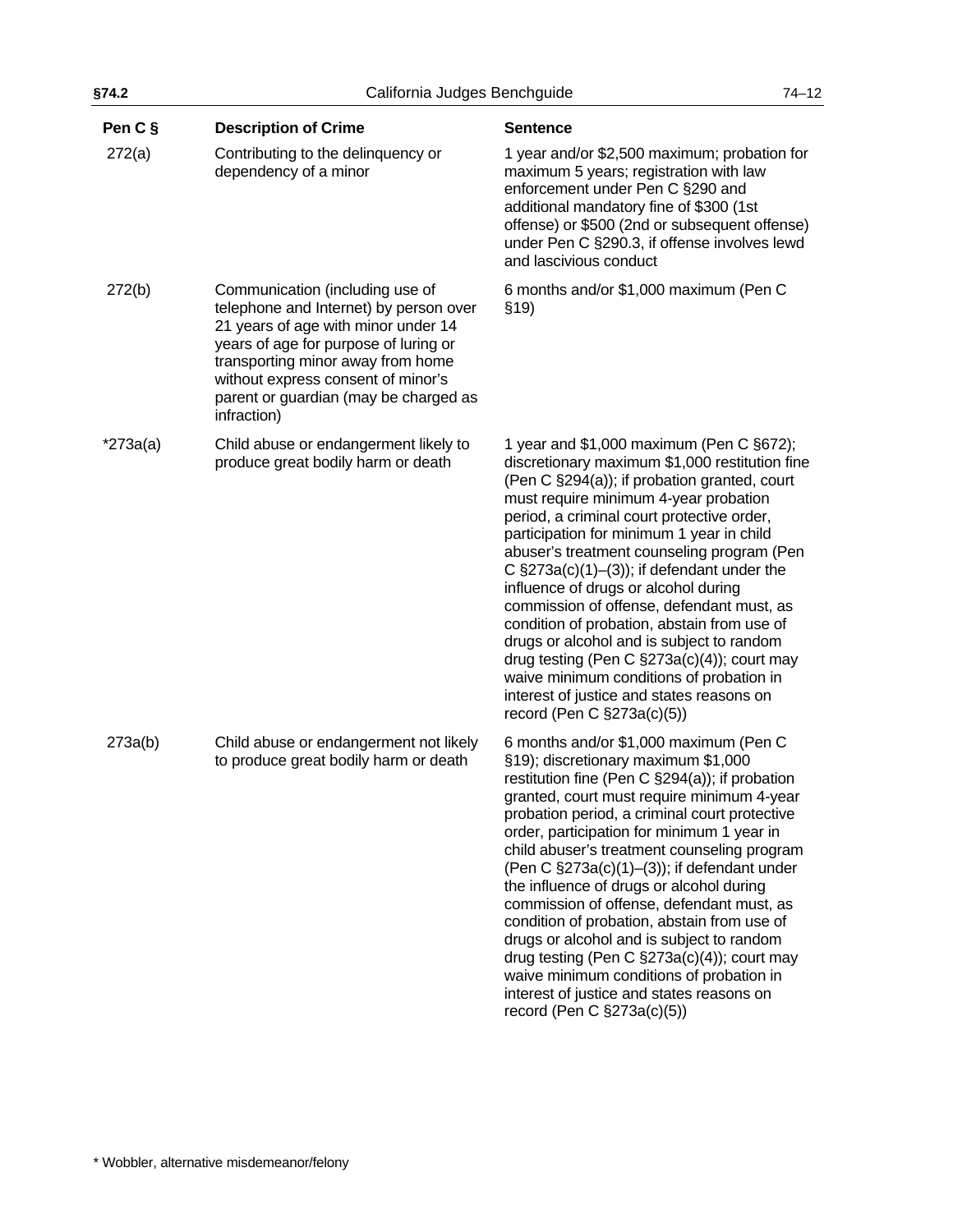| Pen C § | Description of Crime | Sentence |
| --- | --- | --- |
| 272(a) | Contributing to the delinquency or dependency of a minor | 1 year and/or $2,500 maximum; probation for maximum 5 years; registration with law enforcement under Pen C §290 and additional mandatory fine of $300 (1st offense) or $500 (2nd or subsequent offense) under Pen C §290.3, if offense involves lewd and lascivious conduct |
| 272(b) | Communication (including use of telephone and Internet) by person over 21 years of age with minor under 14 years of age for purpose of luring or transporting minor away from home without express consent of minor's parent or guardian (may be charged as infraction) | 6 months and/or $1,000 maximum (Pen C §19) |
| *273a(a) | Child abuse or endangerment likely to produce great bodily harm or death | 1 year and $1,000 maximum (Pen C §672); discretionary maximum $1,000 restitution fine (Pen C §294(a)); if probation granted, court must require minimum 4-year probation period, a criminal court protective order, participation for minimum 1 year in child abuser's treatment counseling program (Pen C §273a(c)(1)–(3)); if defendant under the influence of drugs or alcohol during commission of offense, defendant must, as condition of probation, abstain from use of drugs or alcohol and is subject to random drug testing (Pen C §273a(c)(4)); court may waive minimum conditions of probation in interest of justice and states reasons on record (Pen C §273a(c)(5)) |
| 273a(b) | Child abuse or endangerment not likely to produce great bodily harm or death | 6 months and/or $1,000 maximum (Pen C §19); discretionary maximum $1,000 restitution fine (Pen C §294(a)); if probation granted, court must require minimum 4-year probation period, a criminal court protective order, participation for minimum 1 year in child abuser's treatment counseling program (Pen C §273a(c)(1)–(3)); if defendant under the influence of drugs or alcohol during commission of offense, defendant must, as condition of probation, abstain from use of drugs or alcohol and is subject to random drug testing (Pen C §273a(c)(4)); court may waive minimum conditions of probation in interest of justice and states reasons on record (Pen C §273a(c)(5)) |

* Wobbler, alternative misdemeanor/felony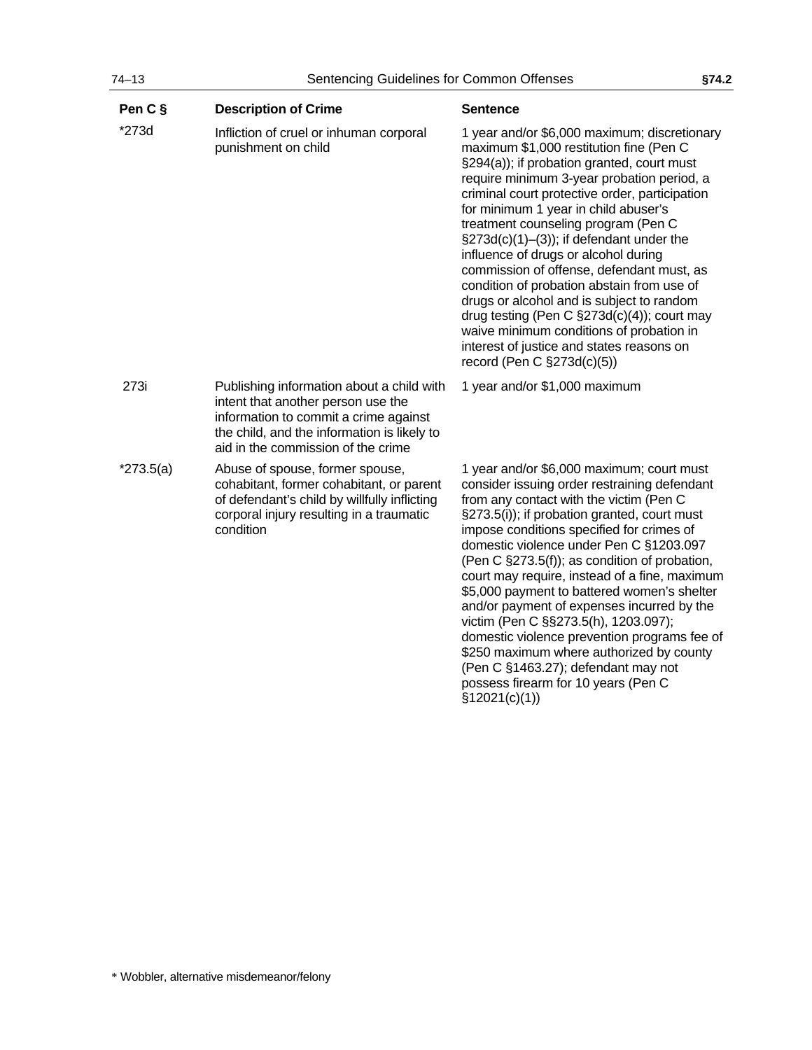| Pen C § | Description of Crime | Sentence |
|---|---|---|
| *273d | Infliction of cruel or inhuman corporal punishment on child | 1 year and/or $6,000 maximum; discretionary maximum $1,000 restitution fine (Pen C §294(a)); if probation granted, court must require minimum 3-year probation period, a criminal court protective order, participation for minimum 1 year in child abuser's treatment counseling program (Pen C §273d(c)(1)–(3)); if defendant under the influence of drugs or alcohol during commission of offense, defendant must, as condition of probation abstain from use of drugs or alcohol and is subject to random drug testing (Pen C §273d(c)(4)); court may waive minimum conditions of probation in interest of justice and states reasons on record (Pen C §273d(c)(5)) |
| 273i | Publishing information about a child with intent that another person use the information to commit a crime against the child, and the information is likely to aid in the commission of the crime | 1 year and/or $1,000 maximum |
| *273.5(a) | Abuse of spouse, former spouse, cohabitant, former cohabitant, or parent of defendant's child by willfully inflicting corporal injury resulting in a traumatic condition | 1 year and/or $6,000 maximum; court must consider issuing order restraining defendant from any contact with the victim (Pen C §273.5(i)); if probation granted, court must impose conditions specified for crimes of domestic violence under Pen C §1203.097 (Pen C §273.5(f)); as condition of probation, court may require, instead of a fine, maximum $5,000 payment to battered women's shelter and/or payment of expenses incurred by the victim (Pen C §§273.5(h), 1203.097); domestic violence prevention programs fee of $250 maximum where authorized by county (Pen C §1463.27); defendant may not possess firearm for 10 years (Pen C §12021(c)(1)) |

* Wobbler, alternative misdemeanor/felony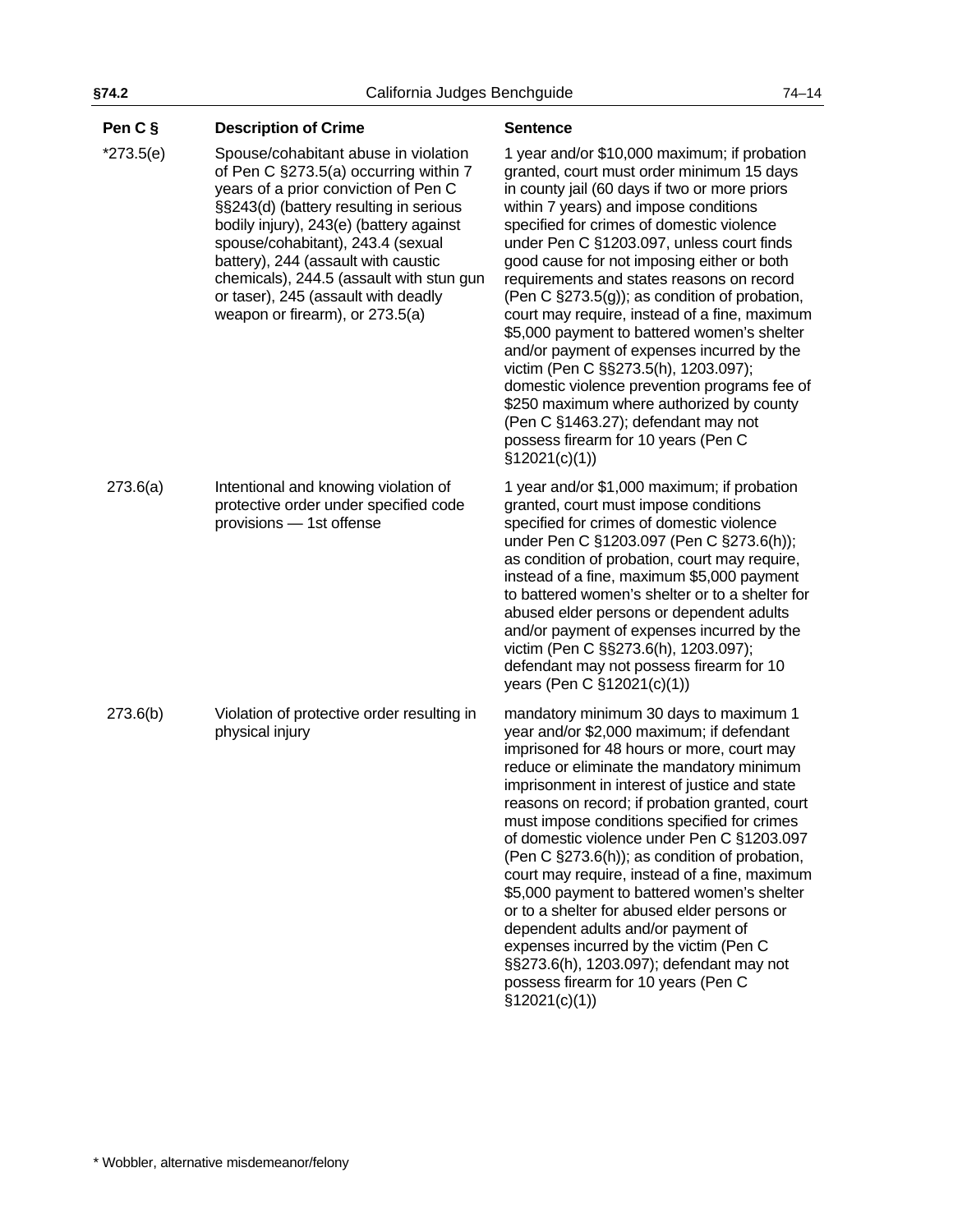| Pen C § | Description of Crime | Sentence |
|---|---|---|
| *273.5(e) | Spouse/cohabitant abuse in violation of Pen C §273.5(a) occurring within 7 years of a prior conviction of Pen C §§243(d) (battery resulting in serious bodily injury), 243(e) (battery against spouse/cohabitant), 243.4 (sexual battery), 244 (assault with caustic chemicals), 244.5 (assault with stun gun or taser), 245 (assault with deadly weapon or firearm), or 273.5(a) | 1 year and/or $10,000 maximum; if probation granted, court must order minimum 15 days in county jail (60 days if two or more priors within 7 years) and impose conditions specified for crimes of domestic violence under Pen C §1203.097, unless court finds good cause for not imposing either or both requirements and states reasons on record (Pen C §273.5(g)); as condition of probation, court may require, instead of a fine, maximum $5,000 payment to battered women's shelter and/or payment of expenses incurred by the victim (Pen C §§273.5(h), 1203.097); domestic violence prevention programs fee of $250 maximum where authorized by county (Pen C §1463.27); defendant may not possess firearm for 10 years (Pen C §12021(c)(1)) |
| 273.6(a) | Intentional and knowing violation of protective order under specified code provisions — 1st offense | 1 year and/or $1,000 maximum; if probation granted, court must impose conditions specified for crimes of domestic violence under Pen C §1203.097 (Pen C §273.6(h)); as condition of probation, court may require, instead of a fine, maximum $5,000 payment to battered women's shelter or to a shelter for abused elder persons or dependent adults and/or payment of expenses incurred by the victim (Pen C §§273.6(h), 1203.097); defendant may not possess firearm for 10 years (Pen C §12021(c)(1)) |
| 273.6(b) | Violation of protective order resulting in physical injury | mandatory minimum 30 days to maximum 1 year and/or $2,000 maximum; if defendant imprisoned for 48 hours or more, court may reduce or eliminate the mandatory minimum imprisonment in interest of justice and state reasons on record; if probation granted, court must impose conditions specified for crimes of domestic violence under Pen C §1203.097 (Pen C §273.6(h)); as condition of probation, court may require, instead of a fine, maximum $5,000 payment to battered women's shelter or to a shelter for abused elder persons or dependent adults and/or payment of expenses incurred by the victim (Pen C §§273.6(h), 1203.097); defendant may not possess firearm for 10 years (Pen C §12021(c)(1)) |

* Wobbler, alternative misdemeanor/felony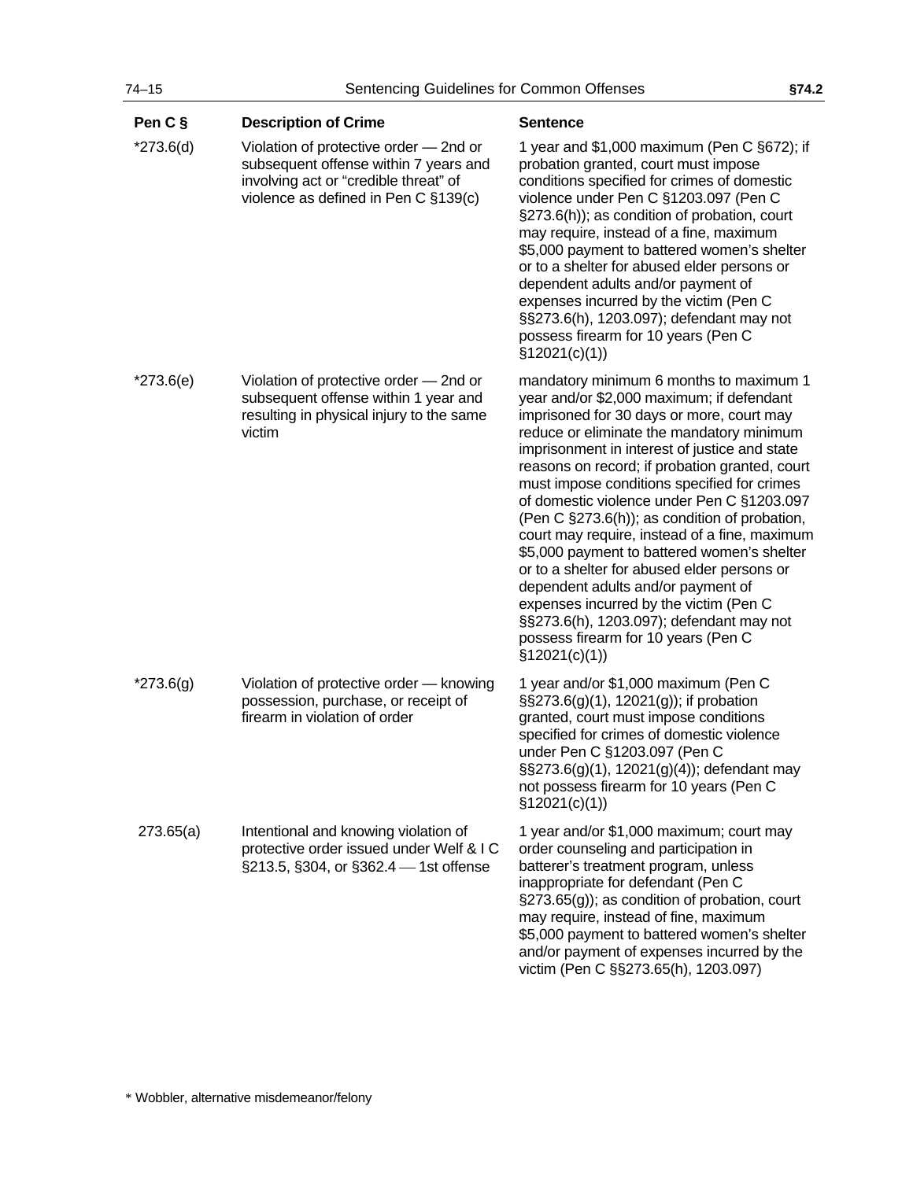| Pen C § | Description of Crime | Sentence |
|---|---|---|
| *273.6(d) | Violation of protective order — 2nd or subsequent offense within 7 years and involving act or "credible threat" of violence as defined in Pen C §139(c) | 1 year and $1,000 maximum (Pen C §672); if probation granted, court must impose conditions specified for crimes of domestic violence under Pen C §1203.097 (Pen C §273.6(h)); as condition of probation, court may require, instead of a fine, maximum $5,000 payment to battered women's shelter or to a shelter for abused elder persons or dependent adults and/or payment of expenses incurred by the victim (Pen C §§273.6(h), 1203.097); defendant may not possess firearm for 10 years (Pen C §12021(c)(1)) |
| *273.6(e) | Violation of protective order — 2nd or subsequent offense within 1 year and resulting in physical injury to the same victim | mandatory minimum 6 months to maximum 1 year and/or $2,000 maximum; if defendant imprisoned for 30 days or more, court may reduce or eliminate the mandatory minimum imprisonment in interest of justice and state reasons on record; if probation granted, court must impose conditions specified for crimes of domestic violence under Pen C §1203.097 (Pen C §273.6(h)); as condition of probation, court may require, instead of a fine, maximum $5,000 payment to battered women's shelter or to a shelter for abused elder persons or dependent adults and/or payment of expenses incurred by the victim (Pen C §§273.6(h), 1203.097); defendant may not possess firearm for 10 years (Pen C §12021(c)(1)) |
| *273.6(g) | Violation of protective order — knowing possession, purchase, or receipt of firearm in violation of order | 1 year and/or $1,000 maximum (Pen C §§273.6(g)(1), 12021(g)); if probation granted, court must impose conditions specified for crimes of domestic violence under Pen C §1203.097 (Pen C §§273.6(g)(1), 12021(g)(4)); defendant may not possess firearm for 10 years (Pen C §12021(c)(1)) |
| 273.65(a) | Intentional and knowing violation of protective order issued under Welf & I C §213.5, §304, or §362.4 — 1st offense | 1 year and/or $1,000 maximum; court may order counseling and participation in batterer's treatment program, unless inappropriate for defendant (Pen C §273.65(g)); as condition of probation, court may require, instead of fine, maximum $5,000 payment to battered women's shelter and/or payment of expenses incurred by the victim (Pen C §§273.65(h), 1203.097) |

* Wobbler, alternative misdemeanor/felony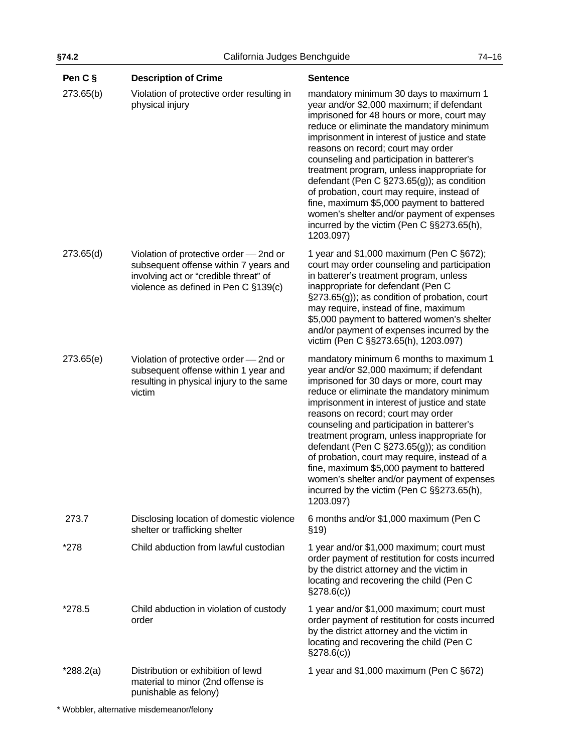| Pen C § | Description of Crime | Sentence |
|---|---|---|
| 273.65(b) | Violation of protective order resulting in physical injury | mandatory minimum 30 days to maximum 1 year and/or $2,000 maximum; if defendant imprisoned for 48 hours or more, court may reduce or eliminate the mandatory minimum imprisonment in interest of justice and state reasons on record; court may order counseling and participation in batterer's treatment program, unless inappropriate for defendant (Pen C §273.65(g)); as condition of probation, court may require, instead of fine, maximum $5,000 payment to battered women's shelter and/or payment of expenses incurred by the victim (Pen C §§273.65(h), 1203.097) |
| 273.65(d) | Violation of protective order — 2nd or subsequent offense within 7 years and involving act or "credible threat" of violence as defined in Pen C §139(c) | 1 year and $1,000 maximum (Pen C §672); court may order counseling and participation in batterer's treatment program, unless inappropriate for defendant (Pen C §273.65(g)); as condition of probation, court may require, instead of fine, maximum $5,000 payment to battered women's shelter and/or payment of expenses incurred by the victim (Pen C §§273.65(h), 1203.097) |
| 273.65(e) | Violation of protective order — 2nd or subsequent offense within 1 year and resulting in physical injury to the same victim | mandatory minimum 6 months to maximum 1 year and/or $2,000 maximum; if defendant imprisoned for 30 days or more, court may reduce or eliminate the mandatory minimum imprisonment in interest of justice and state reasons on record; court may order counseling and participation in batterer's treatment program, unless inappropriate for defendant (Pen C §273.65(g)); as condition of probation, court may require, instead of a fine, maximum $5,000 payment to battered women's shelter and/or payment of expenses incurred by the victim (Pen C §§273.65(h), 1203.097) |
| 273.7 | Disclosing location of domestic violence shelter or trafficking shelter | 6 months and/or $1,000 maximum (Pen C §19) |
| *278 | Child abduction from lawful custodian | 1 year and/or $1,000 maximum; court must order payment of restitution for costs incurred by the district attorney and the victim in locating and recovering the child (Pen C §278.6(c)) |
| *278.5 | Child abduction in violation of custody order | 1 year and/or $1,000 maximum; court must order payment of restitution for costs incurred by the district attorney and the victim in locating and recovering the child (Pen C §278.6(c)) |
| *288.2(a) | Distribution or exhibition of lewd material to minor (2nd offense is punishable as felony) | 1 year and $1,000 maximum (Pen C §672) |

* Wobbler, alternative misdemeanor/felony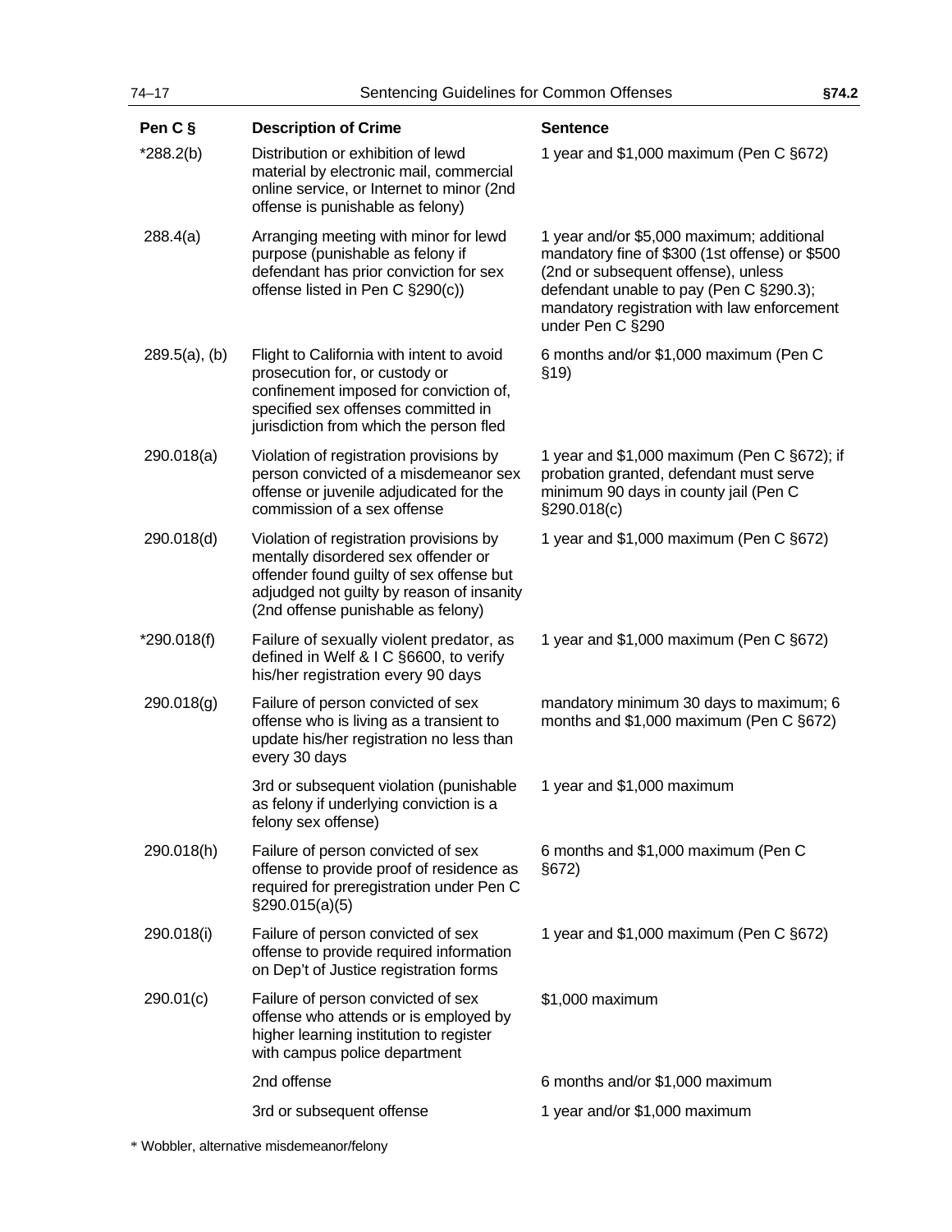| Pen C § | Description of Crime | Sentence |
|---|---|---|
| *288.2(b) | Distribution or exhibition of lewd material by electronic mail, commercial online service, or Internet to minor (2nd offense is punishable as felony) | 1 year and $1,000 maximum (Pen C §672) |
| 288.4(a) | Arranging meeting with minor for lewd purpose (punishable as felony if defendant has prior conviction for sex offense listed in Pen C §290(c)) | 1 year and/or $5,000 maximum; additional mandatory fine of $300 (1st offense) or $500 (2nd or subsequent offense), unless defendant unable to pay (Pen C §290.3); mandatory registration with law enforcement under Pen C §290 |
| 289.5(a), (b) | Flight to California with intent to avoid prosecution for, or custody or confinement imposed for conviction of, specified sex offenses committed in jurisdiction from which the person fled | 6 months and/or $1,000 maximum (Pen C §19) |
| 290.018(a) | Violation of registration provisions by person convicted of a misdemeanor sex offense or juvenile adjudicated for the commission of a sex offense | 1 year and $1,000 maximum (Pen C §672); if probation granted, defendant must serve minimum 90 days in county jail (Pen C §290.018(c) |
| 290.018(d) | Violation of registration provisions by mentally disordered sex offender or offender found guilty of sex offense but adjudged not guilty by reason of insanity (2nd offense punishable as felony) | 1 year and $1,000 maximum (Pen C §672) |
| *290.018(f) | Failure of sexually violent predator, as defined in Welf & I C §6600, to verify his/her registration every 90 days | 1 year and $1,000 maximum (Pen C §672) |
| 290.018(g) | Failure of person convicted of sex offense who is living as a transient to update his/her registration no less than every 30 days | mandatory minimum 30 days to maximum; 6 months and $1,000 maximum (Pen C §672) |
| | 3rd or subsequent violation (punishable as felony if underlying conviction is a felony sex offense) | 1 year and $1,000 maximum |
| 290.018(h) | Failure of person convicted of sex offense to provide proof of residence as required for preregistration under Pen C §290.015(a)(5) | 6 months and $1,000 maximum (Pen C §672) |
| 290.018(i) | Failure of person convicted of sex offense to provide required information on Dep't of Justice registration forms | 1 year and $1,000 maximum (Pen C §672) |
| 290.01(c) | Failure of person convicted of sex offense who attends or is employed by higher learning institution to register with campus police department | $1,000 maximum |
| | 2nd offense | 6 months and/or $1,000 maximum |
| | 3rd or subsequent offense | 1 year and/or $1,000 maximum |

* Wobbler, alternative misdemeanor/felony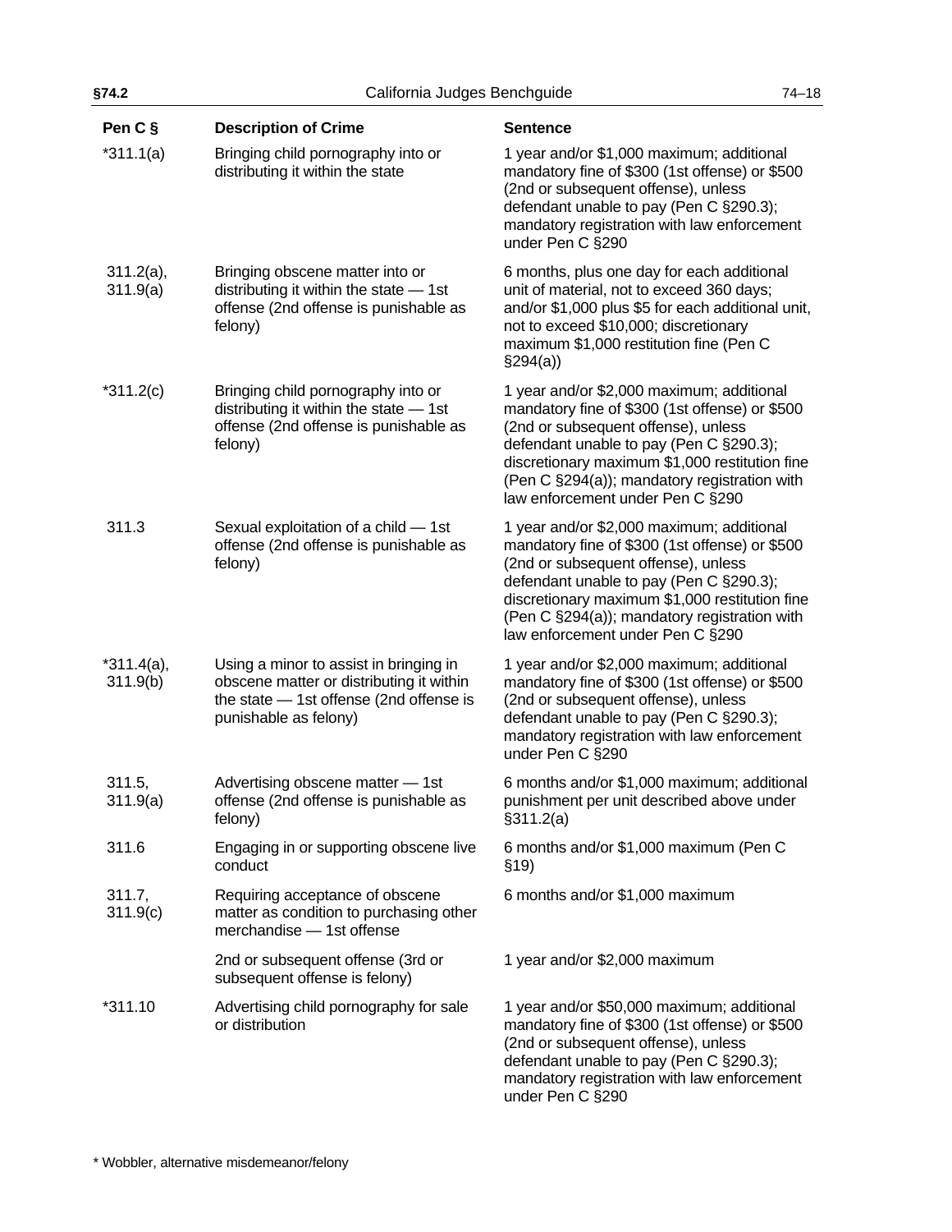| Pen C § | Description of Crime | Sentence |
|---|---|---|
| *311.1(a) | Bringing child pornography into or distributing it within the state | 1 year and/or $1,000 maximum; additional mandatory fine of $300 (1st offense) or $500 (2nd or subsequent offense), unless defendant unable to pay (Pen C §290.3); mandatory registration with law enforcement under Pen C §290 |
| 311.2(a), 311.9(a) | Bringing obscene matter into or distributing it within the state — 1st offense (2nd offense is punishable as felony) | 6 months, plus one day for each additional unit of material, not to exceed 360 days; and/or $1,000 plus $5 for each additional unit, not to exceed $10,000; discretionary maximum $1,000 restitution fine (Pen C §294(a)) |
| *311.2(c) | Bringing child pornography into or distributing it within the state — 1st offense (2nd offense is punishable as felony) | 1 year and/or $2,000 maximum; additional mandatory fine of $300 (1st offense) or $500 (2nd or subsequent offense), unless defendant unable to pay (Pen C §290.3); discretionary maximum $1,000 restitution fine (Pen C §294(a)); mandatory registration with law enforcement under Pen C §290 |
| 311.3 | Sexual exploitation of a child — 1st offense (2nd offense is punishable as felony) | 1 year and/or $2,000 maximum; additional mandatory fine of $300 (1st offense) or $500 (2nd or subsequent offense), unless defendant unable to pay (Pen C §290.3); discretionary maximum $1,000 restitution fine (Pen C §294(a)); mandatory registration with law enforcement under Pen C §290 |
| *311.4(a), 311.9(b) | Using a minor to assist in bringing in obscene matter or distributing it within the state — 1st offense (2nd offense is punishable as felony) | 1 year and/or $2,000 maximum; additional mandatory fine of $300 (1st offense) or $500 (2nd or subsequent offense), unless defendant unable to pay (Pen C §290.3); mandatory registration with law enforcement under Pen C §290 |
| 311.5, 311.9(a) | Advertising obscene matter — 1st offense (2nd offense is punishable as felony) | 6 months and/or $1,000 maximum; additional punishment per unit described above under §311.2(a) |
| 311.6 | Engaging in or supporting obscene live conduct | 6 months and/or $1,000 maximum (Pen C §19) |
| 311.7, 311.9(c) | Requiring acceptance of obscene matter as condition to purchasing other merchandise — 1st offense | 6 months and/or $1,000 maximum |
| | 2nd or subsequent offense (3rd or subsequent offense is felony) | 1 year and/or $2,000 maximum |
| *311.10 | Advertising child pornography for sale or distribution | 1 year and/or $50,000 maximum; additional mandatory fine of $300 (1st offense) or $500 (2nd or subsequent offense), unless defendant unable to pay (Pen C §290.3); mandatory registration with law enforcement under Pen C §290 |

* Wobbler, alternative misdemeanor/felony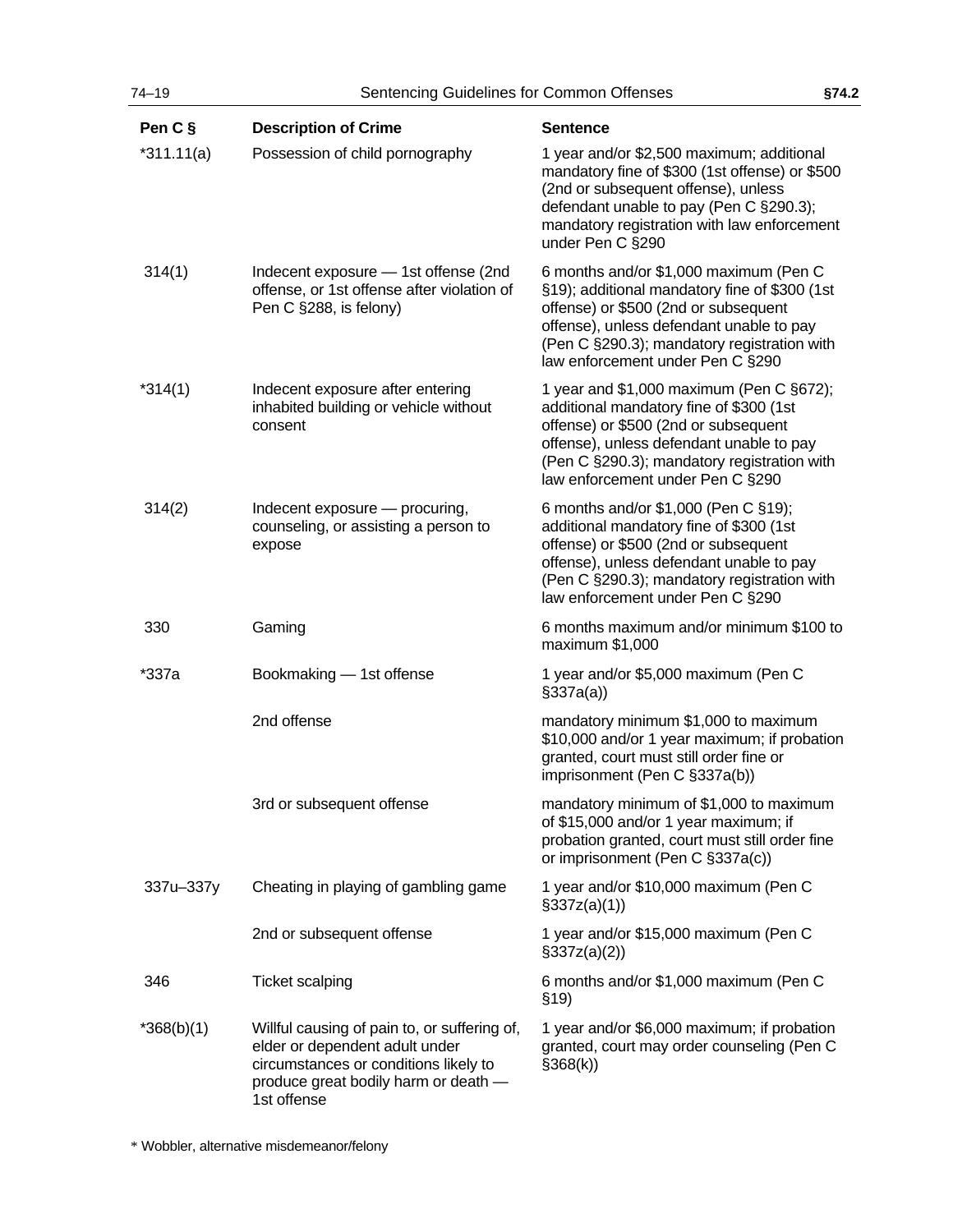| Pen C § | Description of Crime | Sentence |
|---|---|---|
| *311.11(a) | Possession of child pornography | 1 year and/or $2,500 maximum; additional mandatory fine of $300 (1st offense) or $500 (2nd or subsequent offense), unless defendant unable to pay (Pen C §290.3); mandatory registration with law enforcement under Pen C §290 |
| 314(1) | Indecent exposure — 1st offense (2nd offense, or 1st offense after violation of Pen C §288, is felony) | 6 months and/or $1,000 maximum (Pen C §19); additional mandatory fine of $300 (1st offense) or $500 (2nd or subsequent offense), unless defendant unable to pay (Pen C §290.3); mandatory registration with law enforcement under Pen C §290 |
| *314(1) | Indecent exposure after entering inhabited building or vehicle without consent | 1 year and $1,000 maximum (Pen C §672); additional mandatory fine of $300 (1st offense) or $500 (2nd or subsequent offense), unless defendant unable to pay (Pen C §290.3); mandatory registration with law enforcement under Pen C §290 |
| 314(2) | Indecent exposure — procuring, counseling, or assisting a person to expose | 6 months and/or $1,000 (Pen C §19); additional mandatory fine of $300 (1st offense) or $500 (2nd or subsequent offense), unless defendant unable to pay (Pen C §290.3); mandatory registration with law enforcement under Pen C §290 |
| 330 | Gaming | 6 months maximum and/or minimum $100 to maximum $1,000 |
| *337a | Bookmaking — 1st offense | 1 year and/or $5,000 maximum (Pen C §337a(a)) |
| | 2nd offense | mandatory minimum $1,000 to maximum $10,000 and/or 1 year maximum; if probation granted, court must still order fine or imprisonment (Pen C §337a(b)) |
| | 3rd or subsequent offense | mandatory minimum of $1,000 to maximum of $15,000 and/or 1 year maximum; if probation granted, court must still order fine or imprisonment (Pen C §337a(c)) |
| 337u–337y | Cheating in playing of gambling game | 1 year and/or $10,000 maximum (Pen C §337z(a)(1)) |
| | 2nd or subsequent offense | 1 year and/or $15,000 maximum (Pen C §337z(a)(2)) |
| 346 | Ticket scalping | 6 months and/or $1,000 maximum (Pen C §19) |
| *368(b)(1) | Willful causing of pain to, or suffering of, elder or dependent adult under circumstances or conditions likely to produce great bodily harm or death — 1st offense | 1 year and/or $6,000 maximum; if probation granted, court may order counseling (Pen C §368(k)) |

* Wobbler, alternative misdemeanor/felony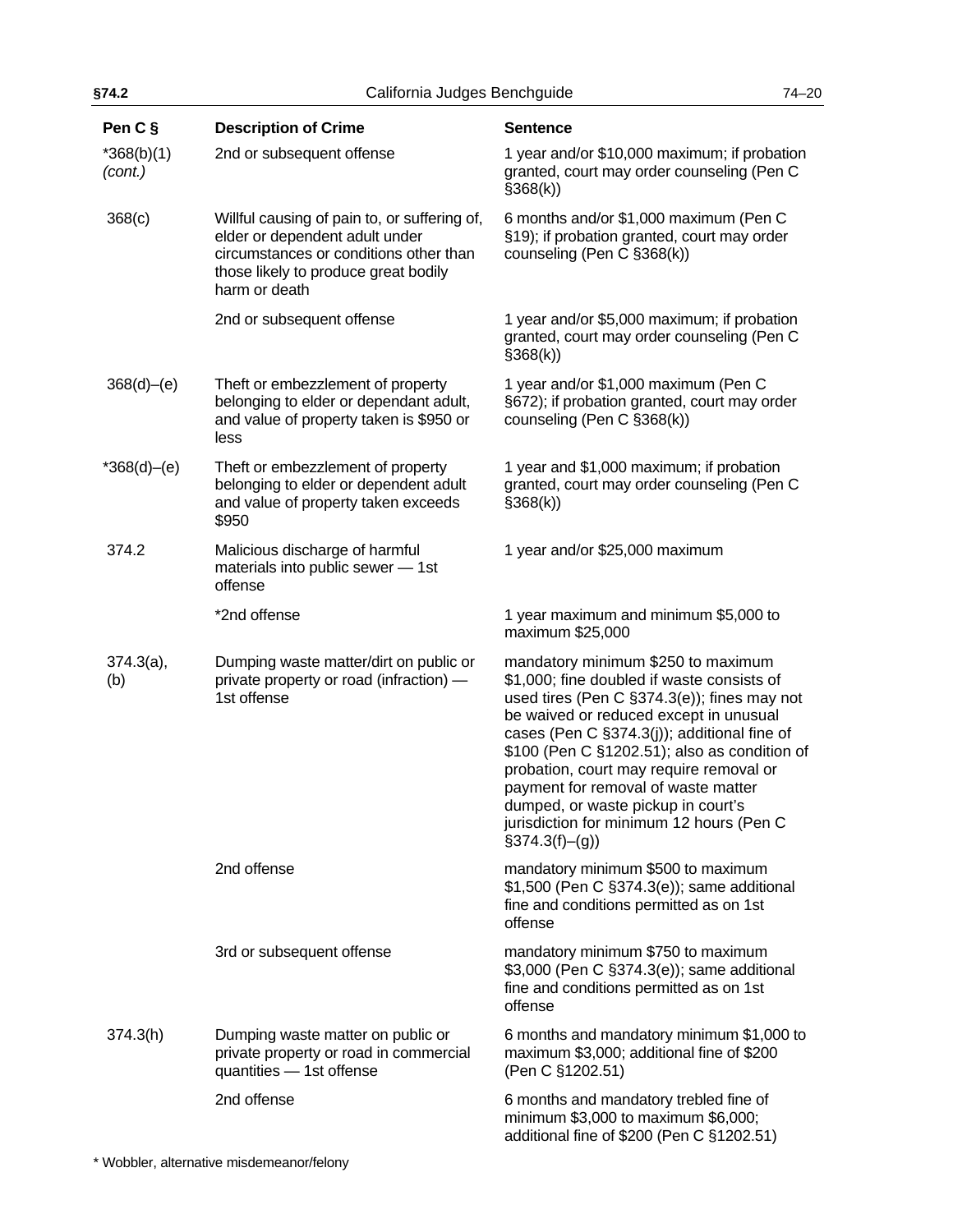| Pen C § | Description of Crime | Sentence |
|---|---|---|
| *368(b)(1) *(cont.)* | 2nd or subsequent offense | 1 year and/or $10,000 maximum; if probation granted, court may order counseling (Pen C §368(k)) |
| 368(c) | Willful causing of pain to, or suffering of, elder or dependent adult under circumstances or conditions other than those likely to produce great bodily harm or death | 6 months and/or $1,000 maximum (Pen C §19); if probation granted, court may order counseling (Pen C §368(k)) |
| | 2nd or subsequent offense | 1 year and/or $5,000 maximum; if probation granted, court may order counseling (Pen C §368(k)) |
| 368(d)–(e) | Theft or embezzlement of property belonging to elder or dependant adult, and value of property taken is $950 or less | 1 year and/or $1,000 maximum (Pen C §672); if probation granted, court may order counseling (Pen C §368(k)) |
| *368(d)–(e) | Theft or embezzlement of property belonging to elder or dependent adult and value of property taken exceeds $950 | 1 year and $1,000 maximum; if probation granted, court may order counseling (Pen C §368(k)) |
| 374.2 | Malicious discharge of harmful materials into public sewer — 1st offense | 1 year and/or $25,000 maximum |
| | *2nd offense | 1 year maximum and minimum $5,000 to maximum $25,000 |
| 374.3(a), (b) | Dumping waste matter/dirt on public or private property or road (infraction) — 1st offense | mandatory minimum $250 to maximum $1,000; fine doubled if waste consists of used tires (Pen C §374.3(e)); fines may not be waived or reduced except in unusual cases (Pen C §374.3(j)); additional fine of $100 (Pen C §1202.51); also as condition of probation, court may require removal or payment for removal of waste matter dumped, or waste pickup in court's jurisdiction for minimum 12 hours (Pen C §374.3(f)–(g)) |
| | 2nd offense | mandatory minimum $500 to maximum $1,500 (Pen C §374.3(e)); same additional fine and conditions permitted as on 1st offense |
| | 3rd or subsequent offense | mandatory minimum $750 to maximum $3,000 (Pen C §374.3(e)); same additional fine and conditions permitted as on 1st offense |
| 374.3(h) | Dumping waste matter on public or private property or road in commercial quantities — 1st offense | 6 months and mandatory minimum $1,000 to maximum $3,000; additional fine of $200 (Pen C §1202.51) |
| | 2nd offense | 6 months and mandatory trebled fine of minimum $3,000 to maximum $6,000; additional fine of $200 (Pen C §1202.51) |

* Wobbler, alternative misdemeanor/felony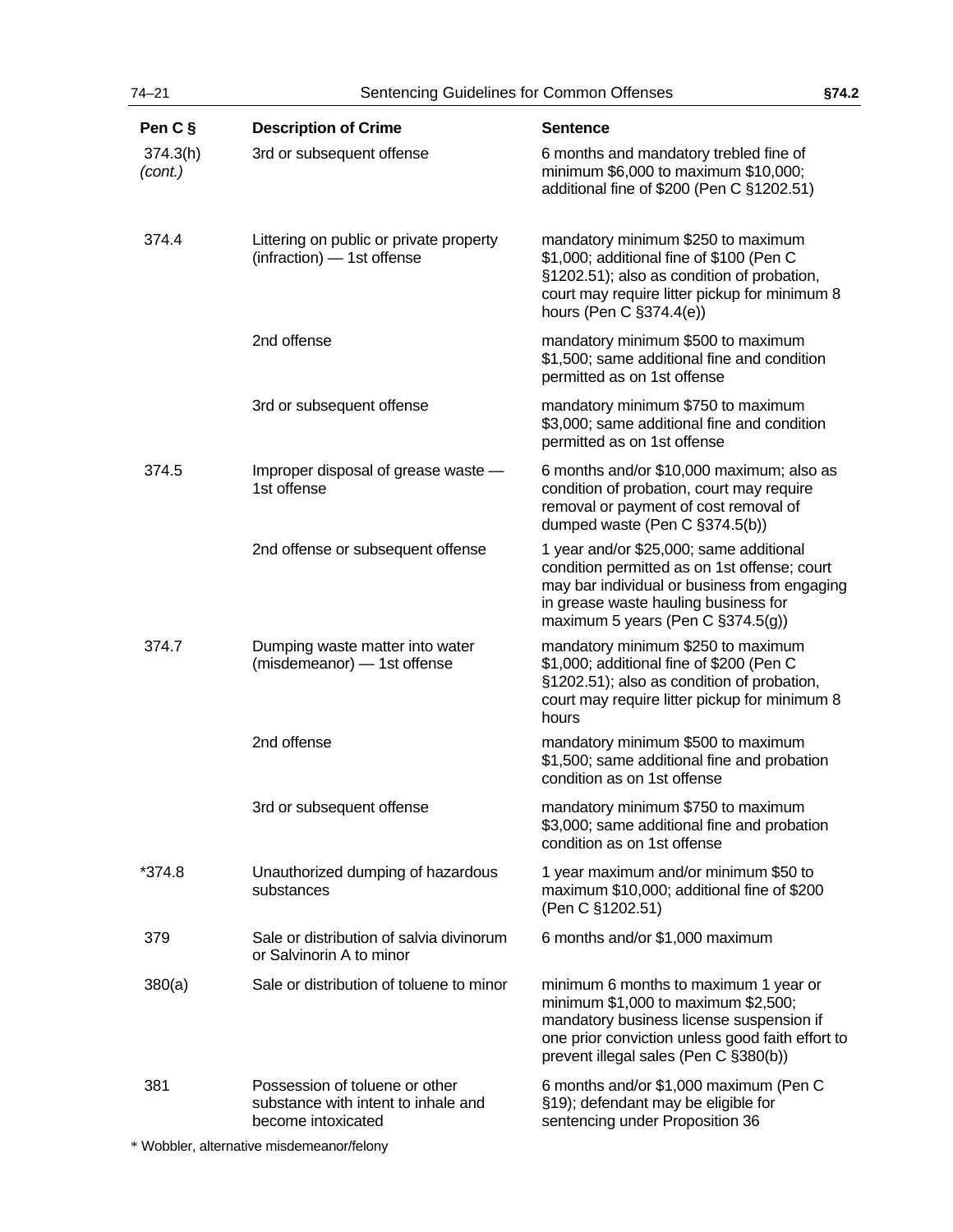| Pen C § | Description of Crime | Sentence |
|---|---|---|
| 374.3(h) *(cont.)* | 3rd or subsequent offense | 6 months and mandatory trebled fine of minimum $6,000 to maximum $10,000; additional fine of $200 (Pen C §1202.51) |
| 374.4 | Littering on public or private property (infraction) — 1st offense | mandatory minimum $250 to maximum $1,000; additional fine of $100 (Pen C §1202.51); also as condition of probation, court may require litter pickup for minimum 8 hours (Pen C §374.4(e)) |
| | 2nd offense | mandatory minimum $500 to maximum $1,500; same additional fine and condition permitted as on 1st offense |
| | 3rd or subsequent offense | mandatory minimum $750 to maximum $3,000; same additional fine and condition permitted as on 1st offense |
| 374.5 | Improper disposal of grease waste — 1st offense | 6 months and/or $10,000 maximum; also as condition of probation, court may require removal or payment of cost removal of dumped waste (Pen C §374.5(b)) |
| | 2nd offense or subsequent offense | 1 year and/or $25,000; same additional condition permitted as on 1st offense; court may bar individual or business from engaging in grease waste hauling business for maximum 5 years (Pen C §374.5(g)) |
| 374.7 | Dumping waste matter into water (misdemeanor) — 1st offense | mandatory minimum $250 to maximum $1,000; additional fine of $200 (Pen C §1202.51); also as condition of probation, court may require litter pickup for minimum 8 hours |
| | 2nd offense | mandatory minimum $500 to maximum $1,500; same additional fine and probation condition as on 1st offense |
| | 3rd or subsequent offense | mandatory minimum $750 to maximum $3,000; same additional fine and probation condition as on 1st offense |
| *374.8 | Unauthorized dumping of hazardous substances | 1 year maximum and/or minimum $50 to maximum $10,000; additional fine of $200 (Pen C §1202.51) |
| 379 | Sale or distribution of salvia divinorum or Salvinorin A to minor | 6 months and/or $1,000 maximum |
| 380(a) | Sale or distribution of toluene to minor | minimum 6 months to maximum 1 year or minimum $1,000 to maximum $2,500; mandatory business license suspension if one prior conviction unless good faith effort to prevent illegal sales (Pen C §380(b)) |
| 381 | Possession of toluene or other substance with intent to inhale and become intoxicated | 6 months and/or $1,000 maximum (Pen C §19); defendant may be eligible for sentencing under Proposition 36 |

* Wobbler, alternative misdemeanor/felony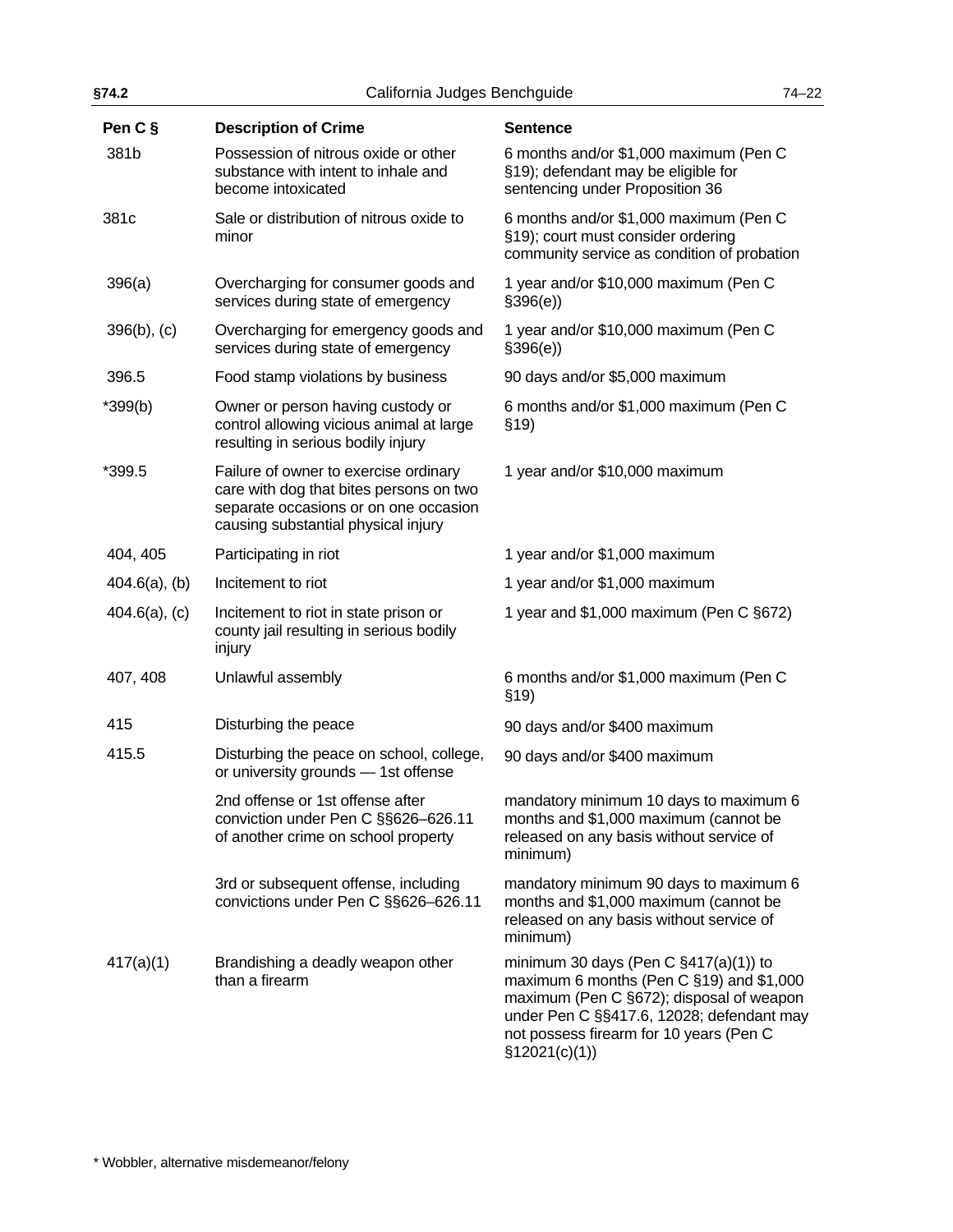| Pen C § | Description of Crime | Sentence |
|---|---|---|
| 381b | Possession of nitrous oxide or other substance with intent to inhale and become intoxicated | 6 months and/or $1,000 maximum (Pen C §19); defendant may be eligible for sentencing under Proposition 36 |
| 381c | Sale or distribution of nitrous oxide to minor | 6 months and/or $1,000 maximum (Pen C §19); court must consider ordering community service as condition of probation |
| 396(a) | Overcharging for consumer goods and services during state of emergency | 1 year and/or $10,000 maximum (Pen C §396(e)) |
| 396(b), (c) | Overcharging for emergency goods and services during state of emergency | 1 year and/or $10,000 maximum (Pen C §396(e)) |
| 396.5 | Food stamp violations by business | 90 days and/or $5,000 maximum |
| *399(b) | Owner or person having custody or control allowing vicious animal at large resulting in serious bodily injury | 6 months and/or $1,000 maximum (Pen C §19) |
| *399.5 | Failure of owner to exercise ordinary care with dog that bites persons on two separate occasions or on one occasion causing substantial physical injury | 1 year and/or $10,000 maximum |
| 404, 405 | Participating in riot | 1 year and/or $1,000 maximum |
| 404.6(a), (b) | Incitement to riot | 1 year and/or $1,000 maximum |
| 404.6(a), (c) | Incitement to riot in state prison or county jail resulting in serious bodily injury | 1 year and $1,000 maximum (Pen C §672) |
| 407, 408 | Unlawful assembly | 6 months and/or $1,000 maximum (Pen C §19) |
| 415 | Disturbing the peace | 90 days and/or $400 maximum |
| 415.5 | Disturbing the peace on school, college, or university grounds — 1st offense | 90 days and/or $400 maximum |
| | 2nd offense or 1st offense after conviction under Pen C §§626–626.11 of another crime on school property | mandatory minimum 10 days to maximum 6 months and $1,000 maximum (cannot be released on any basis without service of minimum) |
| | 3rd or subsequent offense, including convictions under Pen C §§626–626.11 | mandatory minimum 90 days to maximum 6 months and $1,000 maximum (cannot be released on any basis without service of minimum) |
| 417(a)(1) | Brandishing a deadly weapon other than a firearm | minimum 30 days (Pen C §417(a)(1)) to maximum 6 months (Pen C §19) and $1,000 maximum (Pen C §672); disposal of weapon under Pen C §§417.6, 12028; defendant may not possess firearm for 10 years (Pen C §12021(c)(1)) |

\* Wobbler, alternative misdemeanor/felony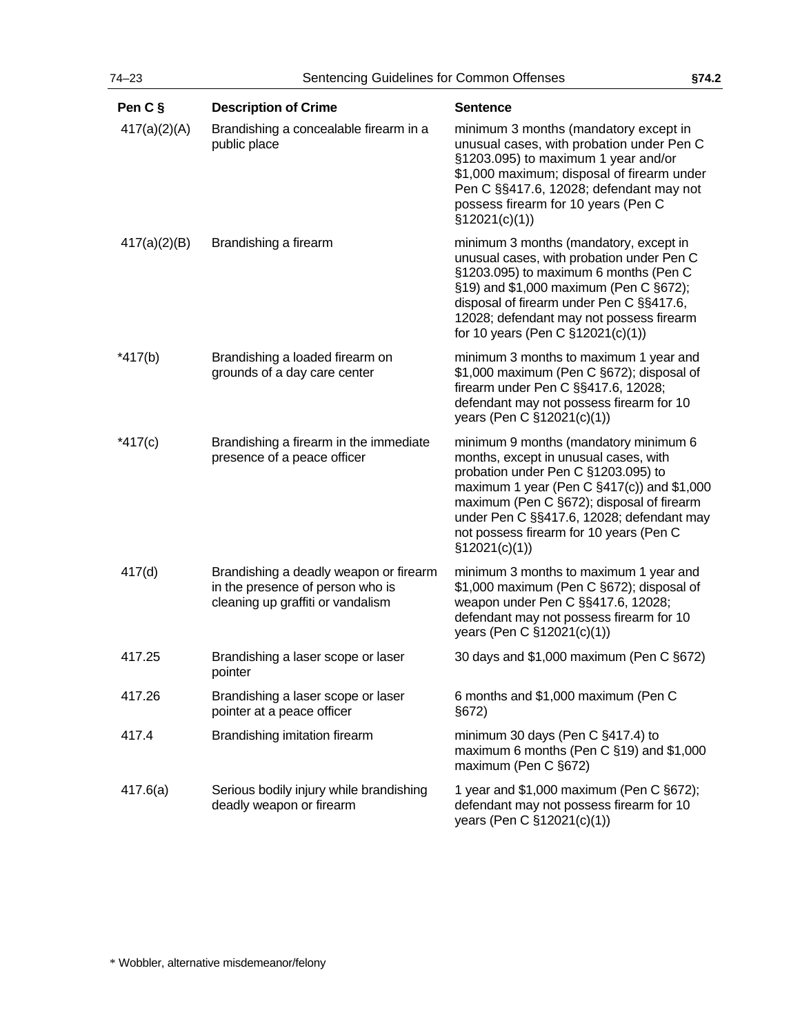| Pen C § | Description of Crime | Sentence |
|---|---|---|
| 417(a)(2)(A) | Brandishing a concealable firearm in a public place | minimum 3 months (mandatory except in unusual cases, with probation under Pen C §1203.095) to maximum 1 year and/or $1,000 maximum; disposal of firearm under Pen C §§417.6, 12028; defendant may not possess firearm for 10 years (Pen C §12021(c)(1)) |
| 417(a)(2)(B) | Brandishing a firearm | minimum 3 months (mandatory, except in unusual cases, with probation under Pen C §1203.095) to maximum 6 months (Pen C §19) and $1,000 maximum (Pen C §672); disposal of firearm under Pen C §§417.6, 12028; defendant may not possess firearm for 10 years (Pen C §12021(c)(1)) |
| *417(b) | Brandishing a loaded firearm on grounds of a day care center | minimum 3 months to maximum 1 year and $1,000 maximum (Pen C §672); disposal of firearm under Pen C §§417.6, 12028; defendant may not possess firearm for 10 years (Pen C §12021(c)(1)) |
| *417(c) | Brandishing a firearm in the immediate presence of a peace officer | minimum 9 months (mandatory minimum 6 months, except in unusual cases, with probation under Pen C §1203.095) to maximum 1 year (Pen C §417(c)) and $1,000 maximum (Pen C §672); disposal of firearm under Pen C §§417.6, 12028; defendant may not possess firearm for 10 years (Pen C §12021(c)(1)) |
| 417(d) | Brandishing a deadly weapon or firearm in the presence of person who is cleaning up graffiti or vandalism | minimum 3 months to maximum 1 year and $1,000 maximum (Pen C §672); disposal of weapon under Pen C §§417.6, 12028; defendant may not possess firearm for 10 years (Pen C §12021(c)(1)) |
| 417.25 | Brandishing a laser scope or laser pointer | 30 days and $1,000 maximum (Pen C §672) |
| 417.26 | Brandishing a laser scope or laser pointer at a peace officer | 6 months and $1,000 maximum (Pen C §672) |
| 417.4 | Brandishing imitation firearm | minimum 30 days (Pen C §417.4) to maximum 6 months (Pen C §19) and $1,000 maximum (Pen C §672) |
| 417.6(a) | Serious bodily injury while brandishing deadly weapon or firearm | 1 year and $1,000 maximum (Pen C §672); defendant may not possess firearm for 10 years (Pen C §12021(c)(1)) |

* Wobbler, alternative misdemeanor/felony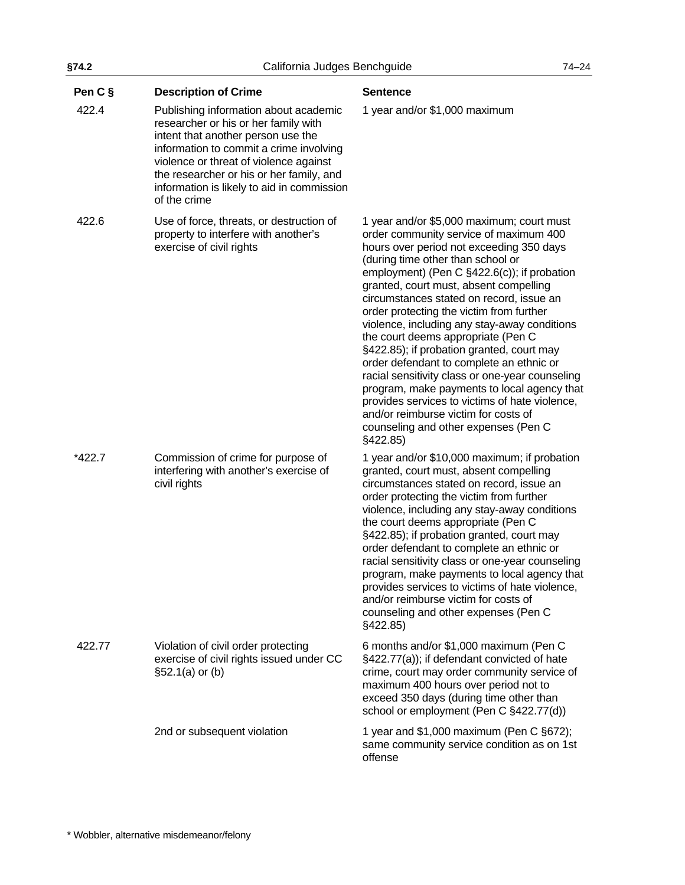| Pen C § | Description of Crime | Sentence |
|---|---|---|
| 422.4 | Publishing information about academic researcher or his or her family with intent that another person use the information to commit a crime involving violence or threat of violence against the researcher or his or her family, and information is likely to aid in commission of the crime | 1 year and/or $1,000 maximum |
| 422.6 | Use of force, threats, or destruction of property to interfere with another's exercise of civil rights | 1 year and/or $5,000 maximum; court must order community service of maximum 400 hours over period not exceeding 350 days (during time other than school or employment) (Pen C §422.6(c)); if probation granted, court must, absent compelling circumstances stated on record, issue an order protecting the victim from further violence, including any stay-away conditions the court deems appropriate (Pen C §422.85); if probation granted, court may order defendant to complete an ethnic or racial sensitivity class or one-year counseling program, make payments to local agency that provides services to victims of hate violence, and/or reimburse victim for costs of counseling and other expenses (Pen C §422.85) |
| *422.7 | Commission of crime for purpose of interfering with another's exercise of civil rights | 1 year and/or $10,000 maximum; if probation granted, court must, absent compelling circumstances stated on record, issue an order protecting the victim from further violence, including any stay-away conditions the court deems appropriate (Pen C §422.85); if probation granted, court may order defendant to complete an ethnic or racial sensitivity class or one-year counseling program, make payments to local agency that provides services to victims of hate violence, and/or reimburse victim for costs of counseling and other expenses (Pen C §422.85) |
| 422.77 | Violation of civil order protecting exercise of civil rights issued under CC §52.1(a) or (b) | 6 months and/or $1,000 maximum (Pen C §422.77(a)); if defendant convicted of hate crime, court may order community service of maximum 400 hours over period not to exceed 350 days (during time other than school or employment (Pen C §422.77(d)) |
| | 2nd or subsequent violation | 1 year and $1,000 maximum (Pen C §672); same community service condition as on 1st offense |

* Wobbler, alternative misdemeanor/felony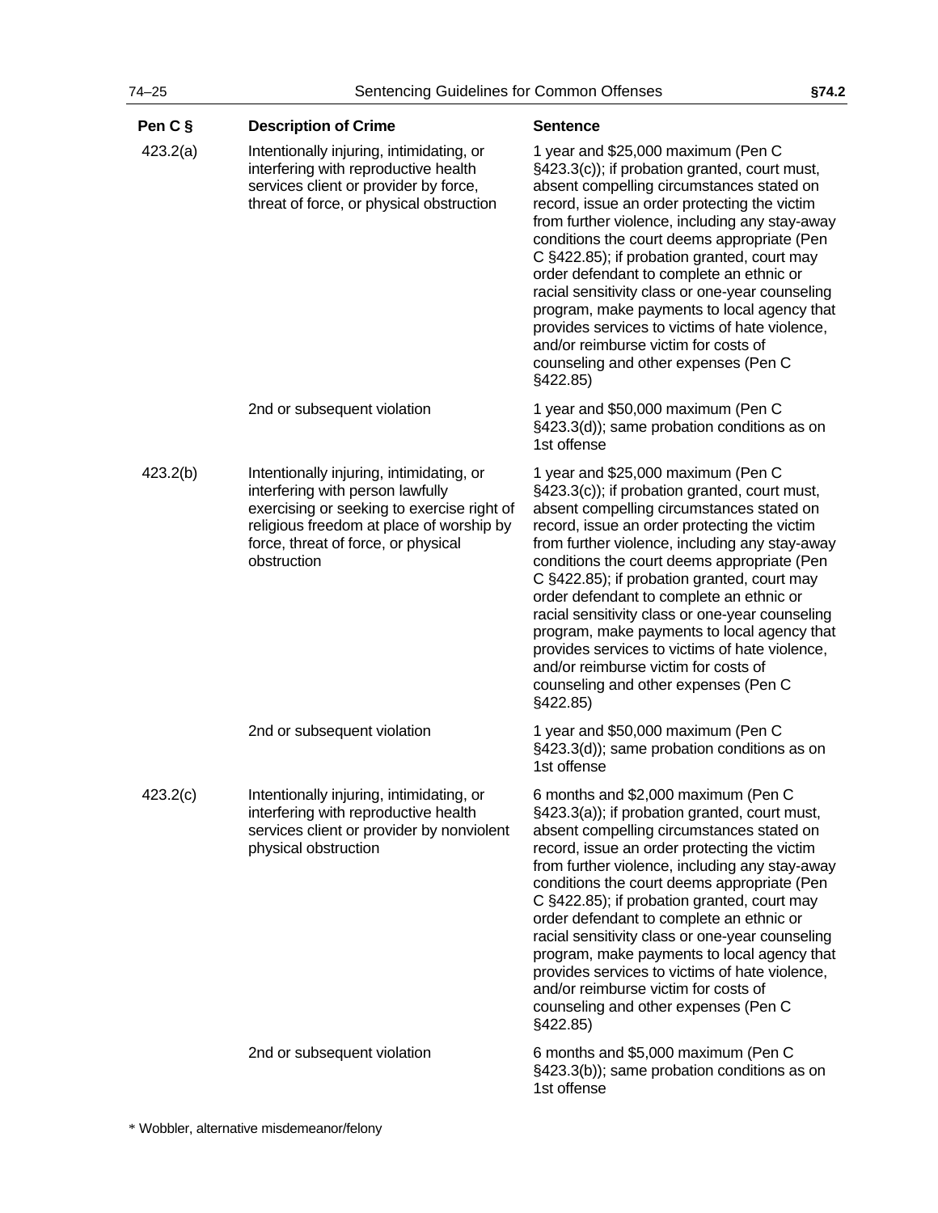| Pen C § | Description of Crime | Sentence |
|---|---|---|
| 423.2(a) | Intentionally injuring, intimidating, or interfering with reproductive health services client or provider by force, threat of force, or physical obstruction | 1 year and $25,000 maximum (Pen C §423.3(c)); if probation granted, court must, absent compelling circumstances stated on record, issue an order protecting the victim from further violence, including any stay-away conditions the court deems appropriate (Pen C §422.85); if probation granted, court may order defendant to complete an ethnic or racial sensitivity class or one-year counseling program, make payments to local agency that provides services to victims of hate violence, and/or reimburse victim for costs of counseling and other expenses (Pen C §422.85) |
| | 2nd or subsequent violation | 1 year and $50,000 maximum (Pen C §423.3(d)); same probation conditions as on 1st offense |
| 423.2(b) | Intentionally injuring, intimidating, or interfering with person lawfully exercising or seeking to exercise right of religious freedom at place of worship by force, threat of force, or physical obstruction | 1 year and $25,000 maximum (Pen C §423.3(c)); if probation granted, court must, absent compelling circumstances stated on record, issue an order protecting the victim from further violence, including any stay-away conditions the court deems appropriate (Pen C §422.85); if probation granted, court may order defendant to complete an ethnic or racial sensitivity class or one-year counseling program, make payments to local agency that provides services to victims of hate violence, and/or reimburse victim for costs of counseling and other expenses (Pen C §422.85) |
| | 2nd or subsequent violation | 1 year and $50,000 maximum (Pen C §423.3(d)); same probation conditions as on 1st offense |
| 423.2(c) | Intentionally injuring, intimidating, or interfering with reproductive health services client or provider by nonviolent physical obstruction | 6 months and $2,000 maximum (Pen C §423.3(a)); if probation granted, court must, absent compelling circumstances stated on record, issue an order protecting the victim from further violence, including any stay-away conditions the court deems appropriate (Pen C §422.85); if probation granted, court may order defendant to complete an ethnic or racial sensitivity class or one-year counseling program, make payments to local agency that provides services to victims of hate violence, and/or reimburse victim for costs of counseling and other expenses (Pen C §422.85) |
| | 2nd or subsequent violation | 6 months and $5,000 maximum (Pen C §423.3(b)); same probation conditions as on 1st offense |

* Wobbler, alternative misdemeanor/felony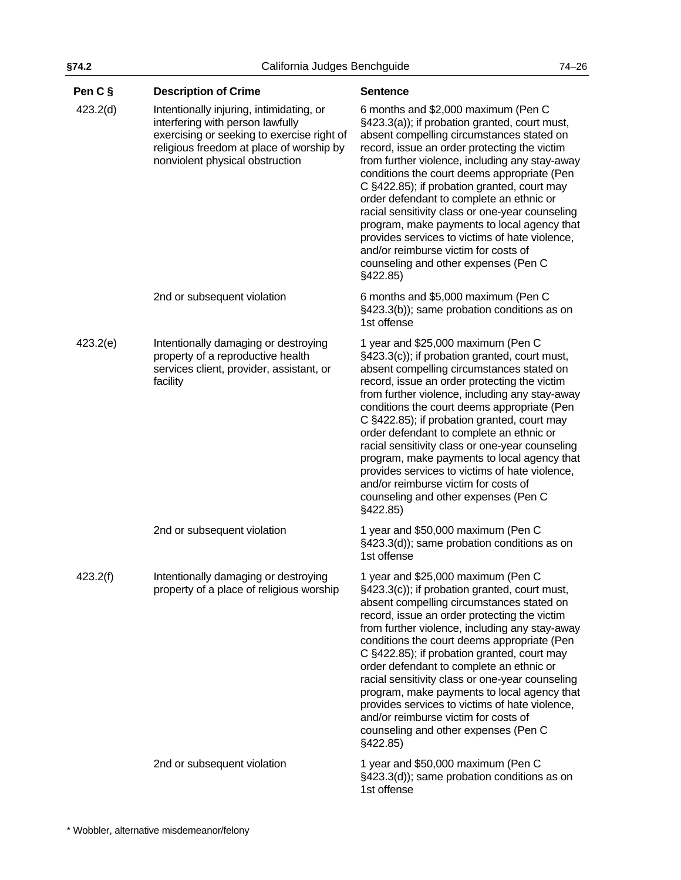| Pen C § | Description of Crime | Sentence |
|---|---|---|
| 423.2(d) | Intentionally injuring, intimidating, or interfering with person lawfully exercising or seeking to exercise right of religious freedom at place of worship by nonviolent physical obstruction | 6 months and $2,000 maximum (Pen C §423.3(a)); if probation granted, court must, absent compelling circumstances stated on record, issue an order protecting the victim from further violence, including any stay-away conditions the court deems appropriate (Pen C §422.85); if probation granted, court may order defendant to complete an ethnic or racial sensitivity class or one-year counseling program, make payments to local agency that provides services to victims of hate violence, and/or reimburse victim for costs of counseling and other expenses (Pen C §422.85) |
| | 2nd or subsequent violation | 6 months and $5,000 maximum (Pen C §423.3(b)); same probation conditions as on 1st offense |
| 423.2(e) | Intentionally damaging or destroying property of a reproductive health services client, provider, assistant, or facility | 1 year and $25,000 maximum (Pen C §423.3(c)); if probation granted, court must, absent compelling circumstances stated on record, issue an order protecting the victim from further violence, including any stay-away conditions the court deems appropriate (Pen C §422.85); if probation granted, court may order defendant to complete an ethnic or racial sensitivity class or one-year counseling program, make payments to local agency that provides services to victims of hate violence, and/or reimburse victim for costs of counseling and other expenses (Pen C §422.85) |
| | 2nd or subsequent violation | 1 year and $50,000 maximum (Pen C §423.3(d)); same probation conditions as on 1st offense |
| 423.2(f) | Intentionally damaging or destroying property of a place of religious worship | 1 year and $25,000 maximum (Pen C §423.3(c)); if probation granted, court must, absent compelling circumstances stated on record, issue an order protecting the victim from further violence, including any stay-away conditions the court deems appropriate (Pen C §422.85); if probation granted, court may order defendant to complete an ethnic or racial sensitivity class or one-year counseling program, make payments to local agency that provides services to victims of hate violence, and/or reimburse victim for costs of counseling and other expenses (Pen C §422.85) |
| | 2nd or subsequent violation | 1 year and $50,000 maximum (Pen C §423.3(d)); same probation conditions as on 1st offense |

* Wobbler, alternative misdemeanor/felony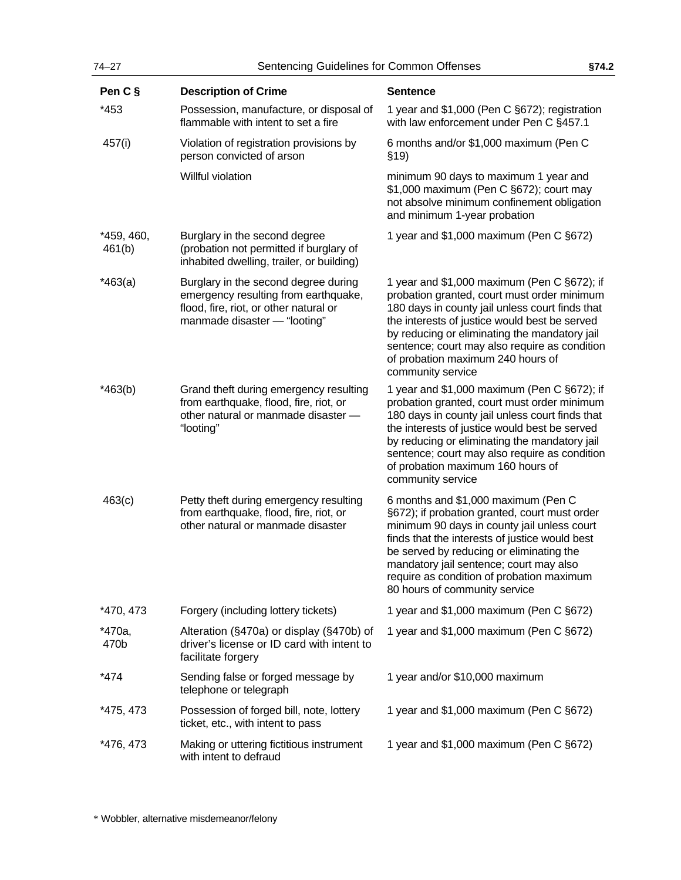| Pen C § | Description of Crime | Sentence |
|---|---|---|
| *453 | Possession, manufacture, or disposal of flammable with intent to set a fire | 1 year and $1,000 (Pen C §672); registration with law enforcement under Pen C §457.1 |
| 457(i) | Violation of registration provisions by person convicted of arson | 6 months and/or $1,000 maximum (Pen C §19) |
| | Willful violation | minimum 90 days to maximum 1 year and $1,000 maximum (Pen C §672); court may not absolve minimum confinement obligation and minimum 1-year probation |
| *459, 460, 461(b) | Burglary in the second degree (probation not permitted if burglary of inhabited dwelling, trailer, or building) | 1 year and $1,000 maximum (Pen C §672) |
| *463(a) | Burglary in the second degree during emergency resulting from earthquake, flood, fire, riot, or other natural or manmade disaster — "looting" | 1 year and $1,000 maximum (Pen C §672); if probation granted, court must order minimum 180 days in county jail unless court finds that the interests of justice would best be served by reducing or eliminating the mandatory jail sentence; court may also require as condition of probation maximum 240 hours of community service |
| *463(b) | Grand theft during emergency resulting from earthquake, flood, fire, riot, or other natural or manmade disaster — "looting" | 1 year and $1,000 maximum (Pen C §672); if probation granted, court must order minimum 180 days in county jail unless court finds that the interests of justice would best be served by reducing or eliminating the mandatory jail sentence; court may also require as condition of probation maximum 160 hours of community service |
| 463(c) | Petty theft during emergency resulting from earthquake, flood, fire, riot, or other natural or manmade disaster | 6 months and $1,000 maximum (Pen C §672); if probation granted, court must order minimum 90 days in county jail unless court finds that the interests of justice would best be served by reducing or eliminating the mandatory jail sentence; court may also require as condition of probation maximum 80 hours of community service |
| *470, 473 | Forgery (including lottery tickets) | 1 year and $1,000 maximum (Pen C §672) |
| *470a, 470b | Alteration (§470a) or display (§470b) of driver's license or ID card with intent to facilitate forgery | 1 year and $1,000 maximum (Pen C §672) |
| *474 | Sending false or forged message by telephone or telegraph | 1 year and/or $10,000 maximum |
| *475, 473 | Possession of forged bill, note, lottery ticket, etc., with intent to pass | 1 year and $1,000 maximum (Pen C §672) |
| *476, 473 | Making or uttering fictitious instrument with intent to defraud | 1 year and $1,000 maximum (Pen C §672) |

* Wobbler, alternative misdemeanor/felony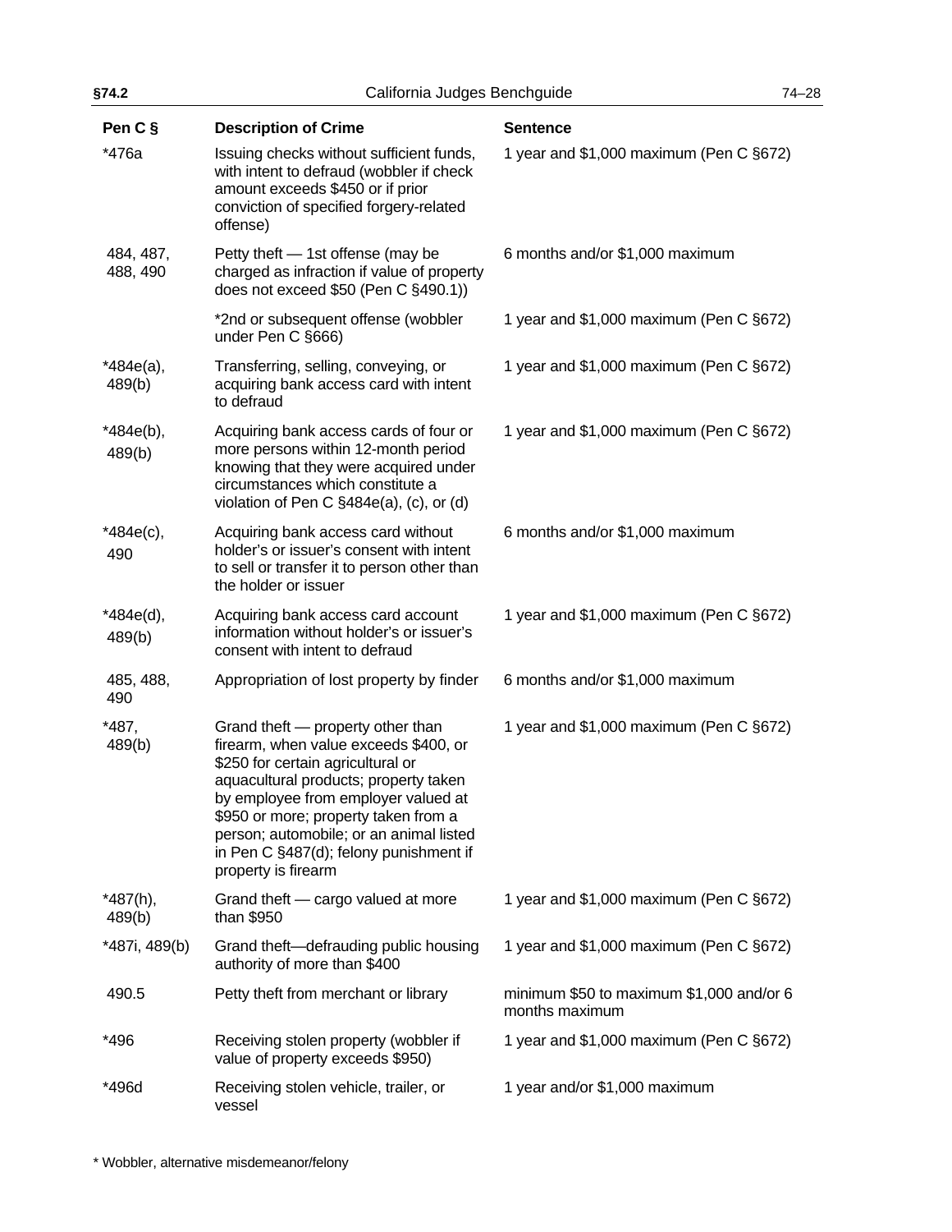| Pen C § | Description of Crime | Sentence |
|---|---|---|
| *476a | Issuing checks without sufficient funds, with intent to defraud (wobbler if check amount exceeds $450 or if prior conviction of specified forgery-related offense) | 1 year and $1,000 maximum (Pen C §672) |
| 484, 487, 488, 490 | Petty theft — 1st offense (may be charged as infraction if value of property does not exceed $50 (Pen C §490.1)) | 6 months and/or $1,000 maximum |
| | *2nd or subsequent offense (wobbler under Pen C §666) | 1 year and $1,000 maximum (Pen C §672) |
| *484e(a), 489(b) | Transferring, selling, conveying, or acquiring bank access card with intent to defraud | 1 year and $1,000 maximum (Pen C §672) |
| *484e(b), 489(b) | Acquiring bank access cards of four or more persons within 12-month period knowing that they were acquired under circumstances which constitute a violation of Pen C §484e(a), (c), or (d) | 1 year and $1,000 maximum (Pen C §672) |
| *484e(c), 490 | Acquiring bank access card without holder's or issuer's consent with intent to sell or transfer it to person other than the holder or issuer | 6 months and/or $1,000 maximum |
| *484e(d), 489(b) | Acquiring bank access card account information without holder's or issuer's consent with intent to defraud | 1 year and $1,000 maximum (Pen C §672) |
| 485, 488, 490 | Appropriation of lost property by finder | 6 months and/or $1,000 maximum |
| *487, 489(b) | Grand theft — property other than firearm, when value exceeds $400, or $250 for certain agricultural or aquacultural products; property taken by employee from employer valued at $950 or more; property taken from a person; automobile; or an animal listed in Pen C §487(d); felony punishment if property is firearm | 1 year and $1,000 maximum (Pen C §672) |
| *487(h), 489(b) | Grand theft — cargo valued at more than $950 | 1 year and $1,000 maximum (Pen C §672) |
| *487i, 489(b) | Grand theft—defrauding public housing authority of more than $400 | 1 year and $1,000 maximum (Pen C §672) |
| 490.5 | Petty theft from merchant or library | minimum $50 to maximum $1,000 and/or 6 months maximum |
| *496 | Receiving stolen property (wobbler if value of property exceeds $950) | 1 year and $1,000 maximum (Pen C §672) |
| *496d | Receiving stolen vehicle, trailer, or vessel | 1 year and/or $1,000 maximum |

* Wobbler, alternative misdemeanor/felony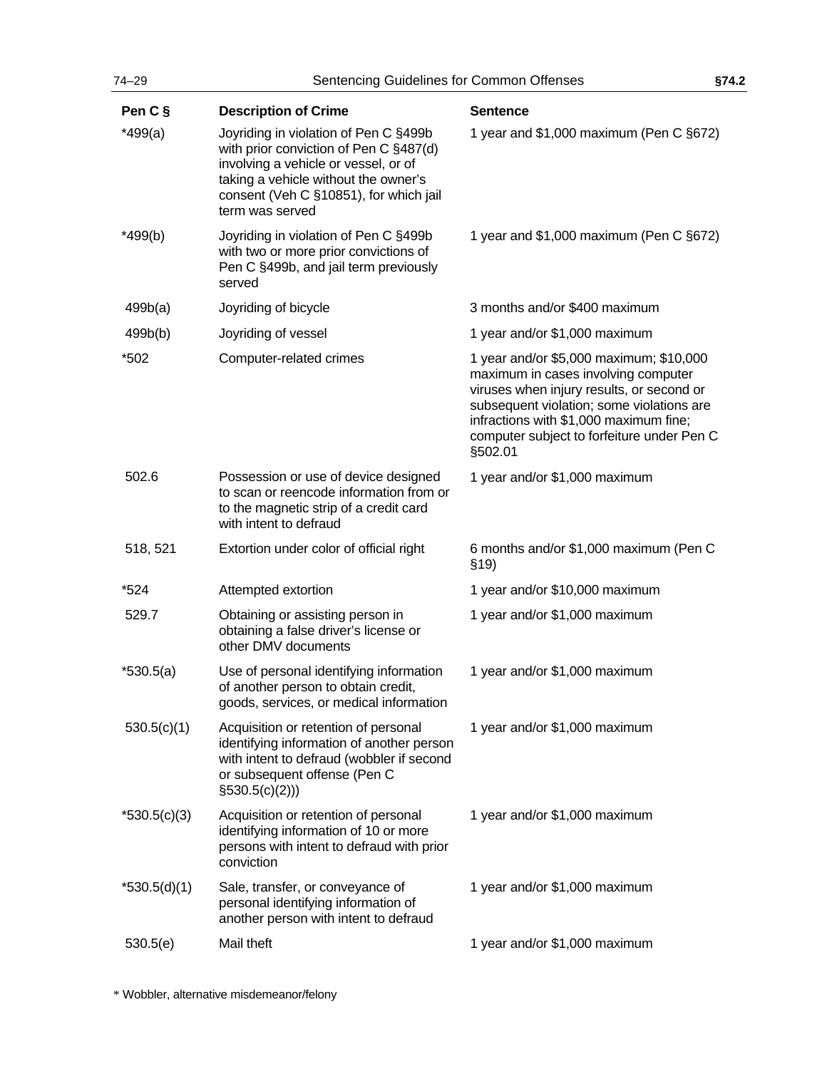| Pen C § | Description of Crime | Sentence |
|---|---|---|
| *499(a) | Joyriding in violation of Pen C §499b with prior conviction of Pen C §487(d) involving a vehicle or vessel, or of taking a vehicle without the owner's consent (Veh C §10851), for which jail term was served | 1 year and $1,000 maximum (Pen C §672) |
| *499(b) | Joyriding in violation of Pen C §499b with two or more prior convictions of Pen C §499b, and jail term previously served | 1 year and $1,000 maximum (Pen C §672) |
| 499b(a) | Joyriding of bicycle | 3 months and/or $400 maximum |
| 499b(b) | Joyriding of vessel | 1 year and/or $1,000 maximum |
| *502 | Computer-related crimes | 1 year and/or $5,000 maximum; $10,000 maximum in cases involving computer viruses when injury results, or second or subsequent violation; some violations are infractions with $1,000 maximum fine; computer subject to forfeiture under Pen C §502.01 |
| 502.6 | Possession or use of device designed to scan or reencode information from or to the magnetic strip of a credit card with intent to defraud | 1 year and/or $1,000 maximum |
| 518, 521 | Extortion under color of official right | 6 months and/or $1,000 maximum (Pen C §19) |
| *524 | Attempted extortion | 1 year and/or $10,000 maximum |
| 529.7 | Obtaining or assisting person in obtaining a false driver's license or other DMV documents | 1 year and/or $1,000 maximum |
| *530.5(a) | Use of personal identifying information of another person to obtain credit, goods, services, or medical information | 1 year and/or $1,000 maximum |
| 530.5(c)(1) | Acquisition or retention of personal identifying information of another person with intent to defraud (wobbler if second or subsequent offense (Pen C §530.5(c)(2))) | 1 year and/or $1,000 maximum |
| *530.5(c)(3) | Acquisition or retention of personal identifying information of 10 or more persons with intent to defraud with prior conviction | 1 year and/or $1,000 maximum |
| *530.5(d)(1) | Sale, transfer, or conveyance of personal identifying information of another person with intent to defraud | 1 year and/or $1,000 maximum |
| 530.5(e) | Mail theft | 1 year and/or $1,000 maximum |

* Wobbler, alternative misdemeanor/felony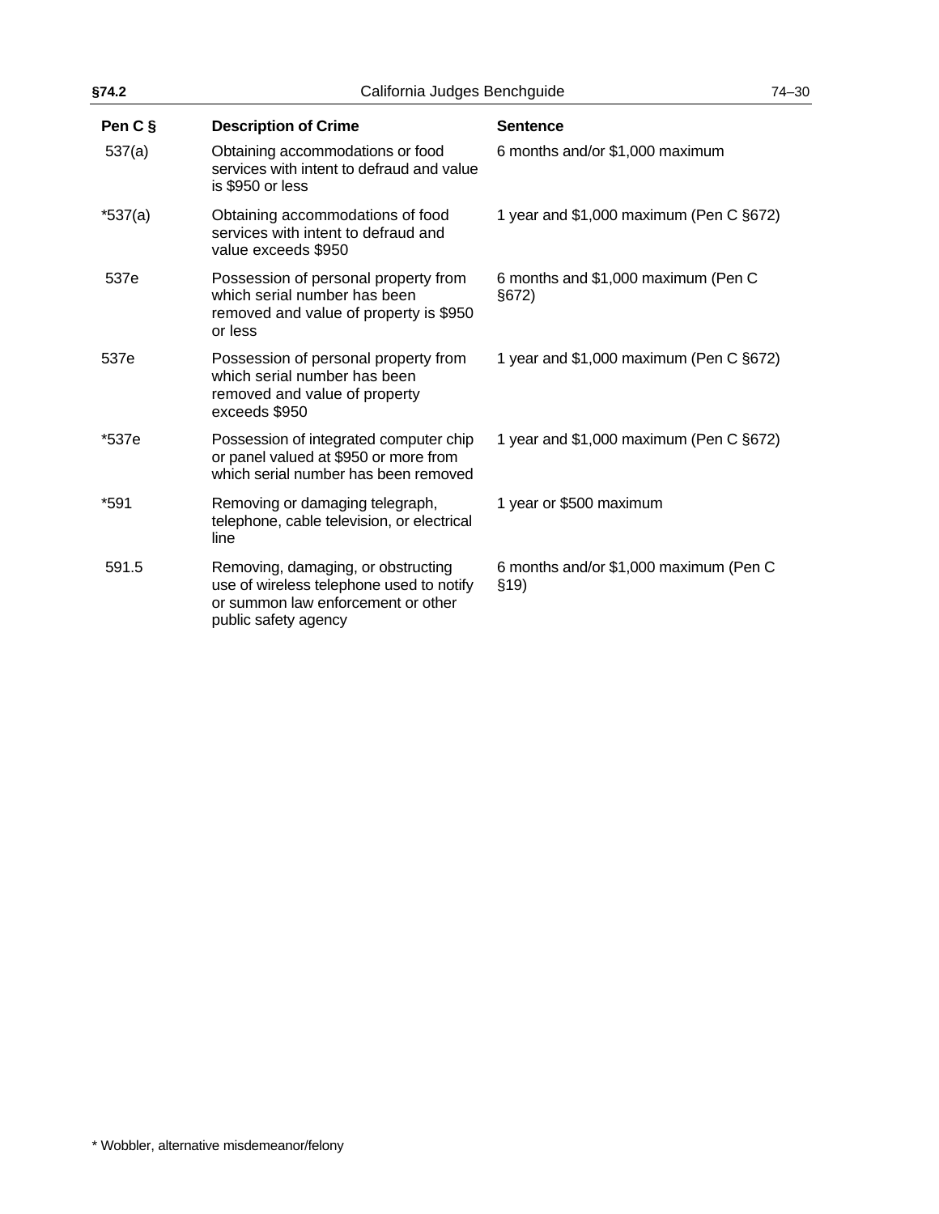| Pen C § | Description of Crime | Sentence |
|---|---|---|
| 537(a) | Obtaining accommodations or food services with intent to defraud and value is $950 or less | 6 months and/or $1,000 maximum |
| *537(a) | Obtaining accommodations of food services with intent to defraud and value exceeds $950 | 1 year and $1,000 maximum (Pen C §672) |
| 537e | Possession of personal property from which serial number has been removed and value of property is $950 or less | 6 months and $1,000 maximum (Pen C §672) |
| 537e | Possession of personal property from which serial number has been removed and value of property exceeds $950 | 1 year and $1,000 maximum (Pen C §672) |
| *537e | Possession of integrated computer chip or panel valued at $950 or more from which serial number has been removed | 1 year and $1,000 maximum (Pen C §672) |
| *591 | Removing or damaging telegraph, telephone, cable television, or electrical line | 1 year or $500 maximum |
| 591.5 | Removing, damaging, or obstructing use of wireless telephone used to notify or summon law enforcement or other public safety agency | 6 months and/or $1,000 maximum (Pen C §19) |

* Wobbler, alternative misdemeanor/felony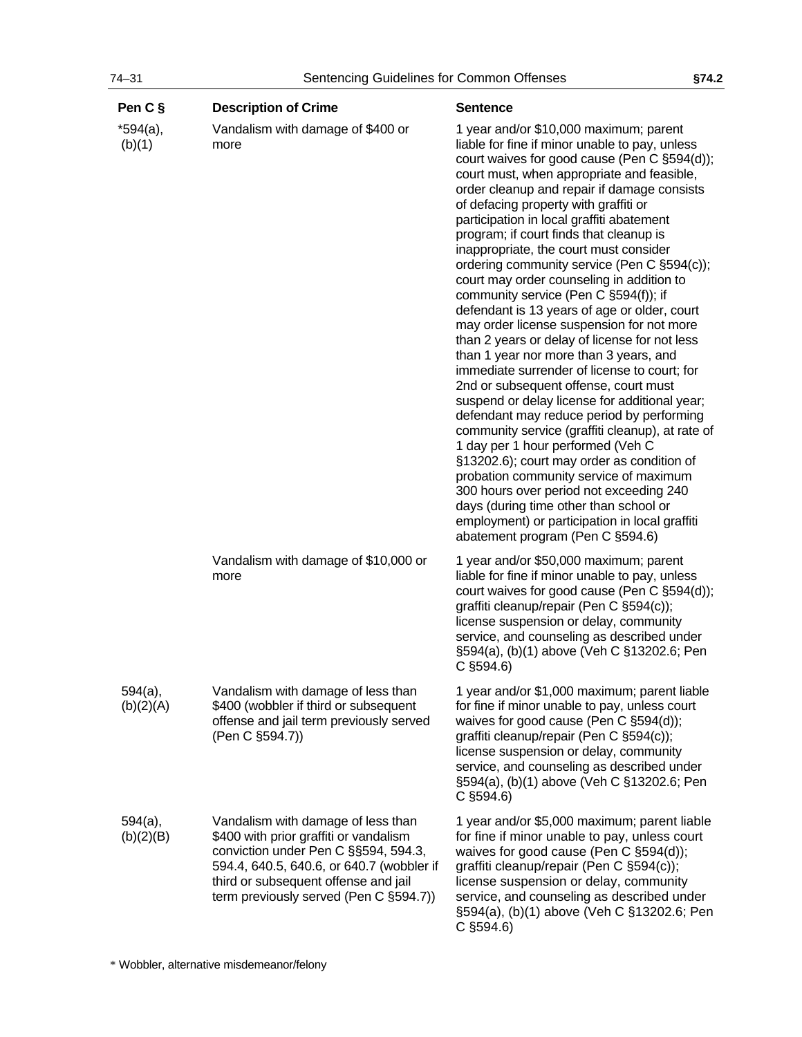| Pen C § | Description of Crime | Sentence |
|---|---|---|
| *594(a), (b)(1) | Vandalism with damage of $400 or more | 1 year and/or $10,000 maximum; parent liable for fine if minor unable to pay, unless court waives for good cause (Pen C §594(d)); court must, when appropriate and feasible, order cleanup and repair if damage consists of defacing property with graffiti or participation in local graffiti abatement program; if court finds that cleanup is inappropriate, the court must consider ordering community service (Pen C §594(c)); court may order counseling in addition to community service (Pen C §594(f)); if defendant is 13 years of age or older, court may order license suspension for not more than 2 years or delay of license for not less than 1 year nor more than 3 years, and immediate surrender of license to court; for 2nd or subsequent offense, court must suspend or delay license for additional year; defendant may reduce period by performing community service (graffiti cleanup), at rate of 1 day per 1 hour performed (Veh C §13202.6); court may order as condition of probation community service of maximum 300 hours over period not exceeding 240 days (during time other than school or employment) or participation in local graffiti abatement program (Pen C §594.6) |
| | Vandalism with damage of $10,000 or more | 1 year and/or $50,000 maximum; parent liable for fine if minor unable to pay, unless court waives for good cause (Pen C §594(d)); graffiti cleanup/repair (Pen C §594(c)); license suspension or delay, community service, and counseling as described under §594(a), (b)(1) above (Veh C §13202.6; Pen C §594.6) |
| 594(a), (b)(2)(A) | Vandalism with damage of less than $400 (wobbler if third or subsequent offense and jail term previously served (Pen C §594.7)) | 1 year and/or $1,000 maximum; parent liable for fine if minor unable to pay, unless court waives for good cause (Pen C §594(d)); graffiti cleanup/repair (Pen C §594(c)); license suspension or delay, community service, and counseling as described under §594(a), (b)(1) above (Veh C §13202.6; Pen C §594.6) |
| 594(a), (b)(2)(B) | Vandalism with damage of less than $400 with prior graffiti or vandalism conviction under Pen C §§594, 594.3, 594.4, 640.5, 640.6, or 640.7 (wobbler if third or subsequent offense and jail term previously served (Pen C §594.7)) | 1 year and/or $5,000 maximum; parent liable for fine if minor unable to pay, unless court waives for good cause (Pen C §594(d)); graffiti cleanup/repair (Pen C §594(c)); license suspension or delay, community service, and counseling as described under §594(a), (b)(1) above (Veh C §13202.6; Pen C §594.6) |

* Wobbler, alternative misdemeanor/felony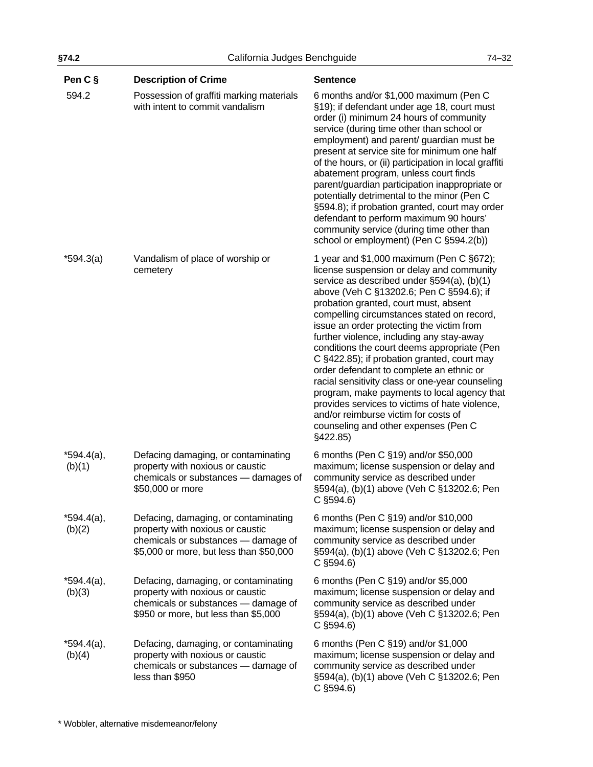| Pen C § | Description of Crime | Sentence |
|---|---|---|
| 594.2 | Possession of graffiti marking materials with intent to commit vandalism | 6 months and/or $1,000 maximum (Pen C §19); if defendant under age 18, court must order (i) minimum 24 hours of community service (during time other than school or employment) and parent/ guardian must be present at service site for minimum one half of the hours, or (ii) participation in local graffiti abatement program, unless court finds parent/guardian participation inappropriate or potentially detrimental to the minor (Pen C §594.8); if probation granted, court may order defendant to perform maximum 90 hours' community service (during time other than school or employment) (Pen C §594.2(b)) |
| *594.3(a) | Vandalism of place of worship or cemetery | 1 year and $1,000 maximum (Pen C §672); license suspension or delay and community service as described under §594(a), (b)(1) above (Veh C §13202.6; Pen C §594.6); if probation granted, court must, absent compelling circumstances stated on record, issue an order protecting the victim from further violence, including any stay-away conditions the court deems appropriate (Pen C §422.85); if probation granted, court may order defendant to complete an ethnic or racial sensitivity class or one-year counseling program, make payments to local agency that provides services to victims of hate violence, and/or reimburse victim for costs of counseling and other expenses (Pen C §422.85) |
| *594.4(a), (b)(1) | Defacing damaging, or contaminating property with noxious or caustic chemicals or substances — damages of $50,000 or more | 6 months (Pen C §19) and/or $50,000 maximum; license suspension or delay and community service as described under §594(a), (b)(1) above (Veh C §13202.6; Pen C §594.6) |
| *594.4(a), (b)(2) | Defacing, damaging, or contaminating property with noxious or caustic chemicals or substances — damage of $5,000 or more, but less than $50,000 | 6 months (Pen C §19) and/or $10,000 maximum; license suspension or delay and community service as described under §594(a), (b)(1) above (Veh C §13202.6; Pen C §594.6) |
| *594.4(a), (b)(3) | Defacing, damaging, or contaminating property with noxious or caustic chemicals or substances — damage of $950 or more, but less than $5,000 | 6 months (Pen C §19) and/or $5,000 maximum; license suspension or delay and community service as described under §594(a), (b)(1) above (Veh C §13202.6; Pen C §594.6) |
| *594.4(a), (b)(4) | Defacing, damaging, or contaminating property with noxious or caustic chemicals or substances — damage of less than $950 | 6 months (Pen C §19) and/or $1,000 maximum; license suspension or delay and community service as described under §594(a), (b)(1) above (Veh C §13202.6; Pen C §594.6) |

* Wobbler, alternative misdemeanor/felony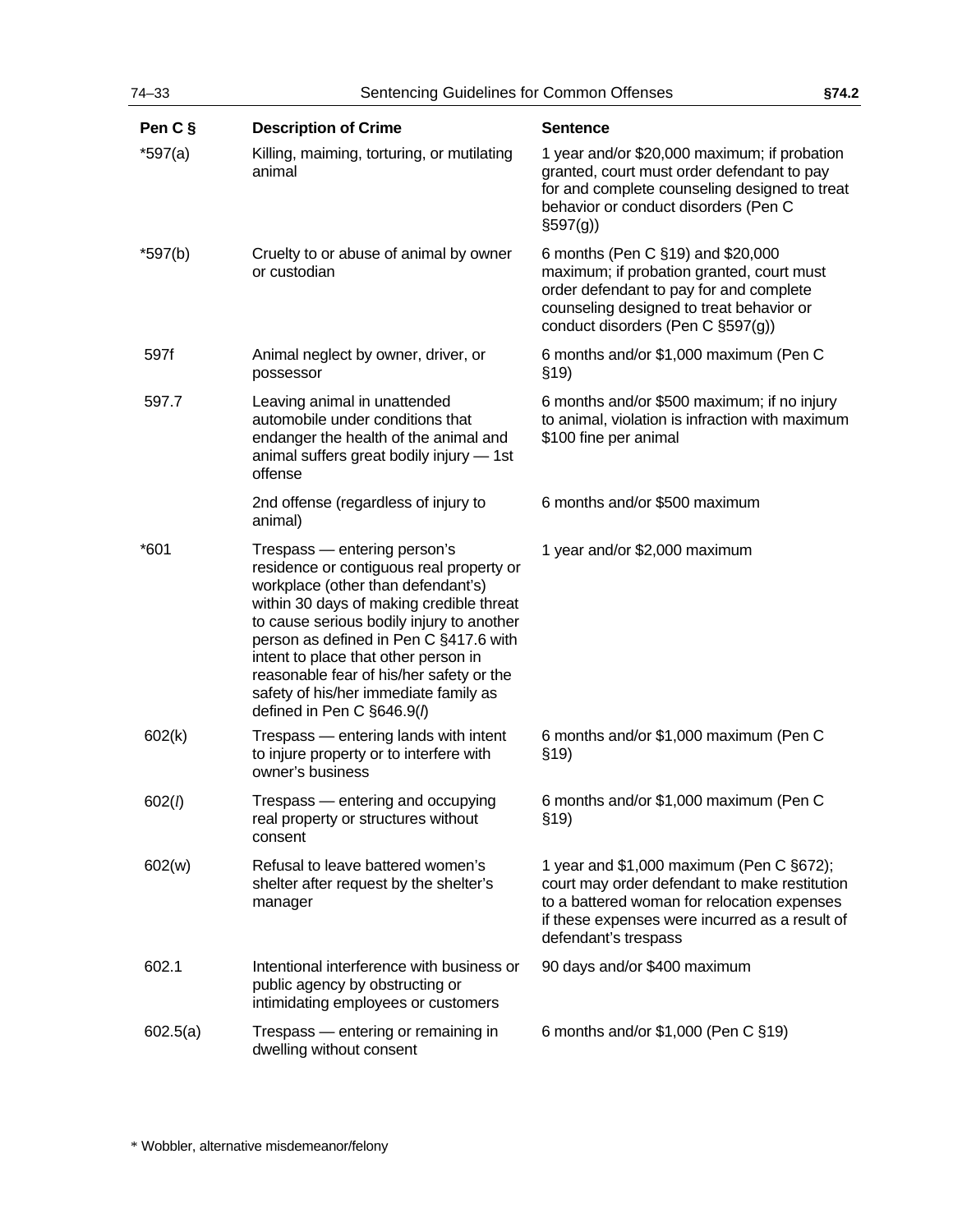| Pen C § | Description of Crime | Sentence |
|---|---|---|
| *597(a) | Killing, maiming, torturing, or mutilating animal | 1 year and/or $20,000 maximum; if probation granted, court must order defendant to pay for and complete counseling designed to treat behavior or conduct disorders (Pen C §597(g)) |
| *597(b) | Cruelty to or abuse of animal by owner or custodian | 6 months (Pen C §19) and $20,000 maximum; if probation granted, court must order defendant to pay for and complete counseling designed to treat behavior or conduct disorders (Pen C §597(g)) |
| 597f | Animal neglect by owner, driver, or possessor | 6 months and/or $1,000 maximum (Pen C §19) |
| 597.7 | Leaving animal in unattended automobile under conditions that endanger the health of the animal and animal suffers great bodily injury — 1st offense | 6 months and/or $500 maximum; if no injury to animal, violation is infraction with maximum $100 fine per animal |
| | 2nd offense (regardless of injury to animal) | 6 months and/or $500 maximum |
| *601 | Trespass — entering person's residence or contiguous real property or workplace (other than defendant's) within 30 days of making credible threat to cause serious bodily injury to another person as defined in Pen C §417.6 with intent to place that other person in reasonable fear of his/her safety or the safety of his/her immediate family as defined in Pen C §646.9(*l*) | 1 year and/or $2,000 maximum |
| 602(k) | Trespass — entering lands with intent to injure property or to interfere with owner's business | 6 months and/or $1,000 maximum (Pen C §19) |
| 602(*l*) | Trespass — entering and occupying real property or structures without consent | 6 months and/or $1,000 maximum (Pen C §19) |
| 602(w) | Refusal to leave battered women's shelter after request by the shelter's manager | 1 year and $1,000 maximum (Pen C §672); court may order defendant to make restitution to a battered woman for relocation expenses if these expenses were incurred as a result of defendant's trespass |
| 602.1 | Intentional interference with business or public agency by obstructing or intimidating employees or customers | 90 days and/or $400 maximum |
| 602.5(a) | Trespass — entering or remaining in dwelling without consent | 6 months and/or $1,000 (Pen C §19) |

* Wobbler, alternative misdemeanor/felony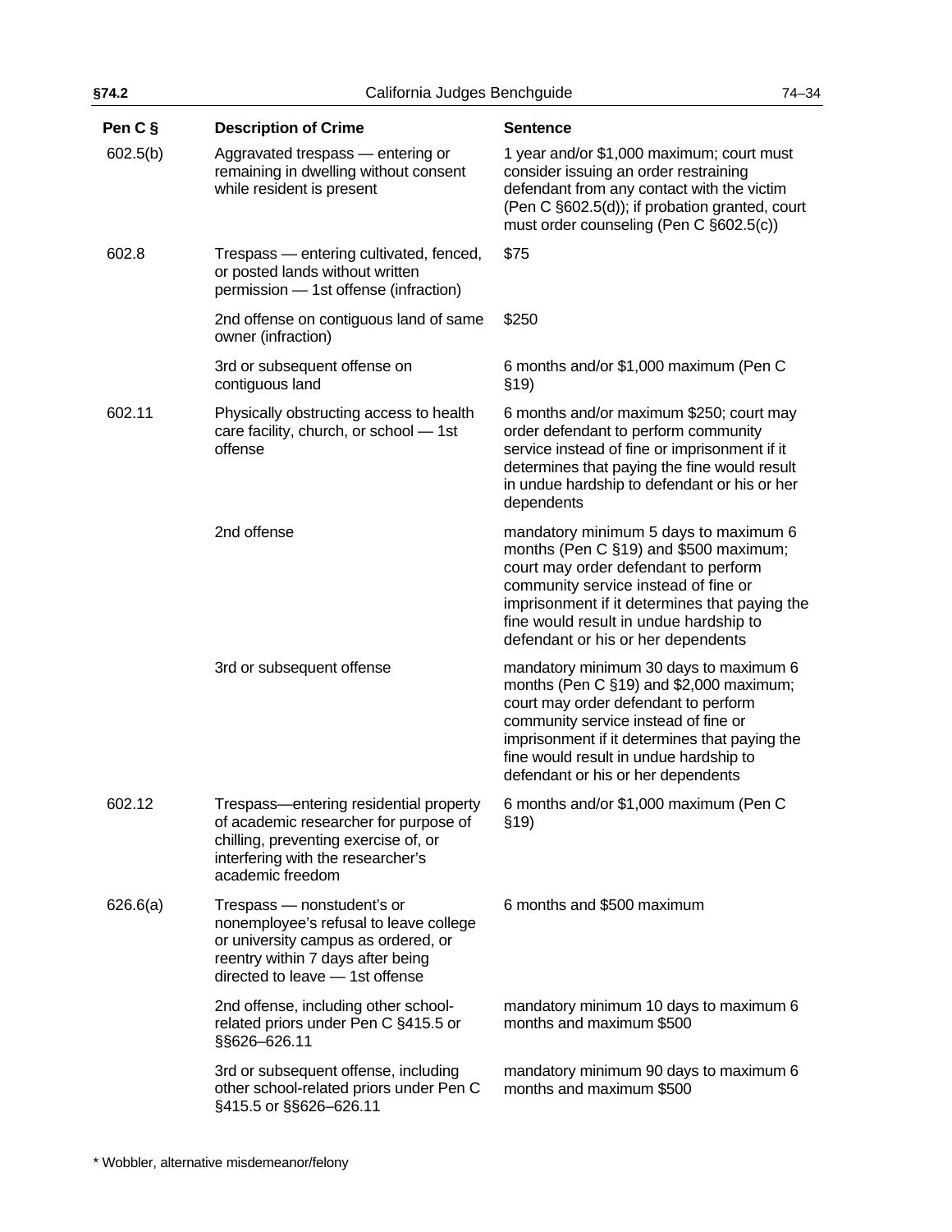| Pen C § | Description of Crime | Sentence |
|---|---|---|
| 602.5(b) | Aggravated trespass — entering or remaining in dwelling without consent while resident is present | 1 year and/or $1,000 maximum; court must consider issuing an order restraining defendant from any contact with the victim (Pen C §602.5(d)); if probation granted, court must order counseling (Pen C §602.5(c)) |
| 602.8 | Trespass — entering cultivated, fenced, or posted lands without written permission — 1st offense (infraction) | $75 |
| | 2nd offense on contiguous land of same owner (infraction) | $250 |
| | 3rd or subsequent offense on contiguous land | 6 months and/or $1,000 maximum (Pen C §19) |
| 602.11 | Physically obstructing access to health care facility, church, or school — 1st offense | 6 months and/or maximum $250; court may order defendant to perform community service instead of fine or imprisonment if it determines that paying the fine would result in undue hardship to defendant or his or her dependents |
| | 2nd offense | mandatory minimum 5 days to maximum 6 months (Pen C §19) and $500 maximum; court may order defendant to perform community service instead of fine or imprisonment if it determines that paying the fine would result in undue hardship to defendant or his or her dependents |
| | 3rd or subsequent offense | mandatory minimum 30 days to maximum 6 months (Pen C §19) and $2,000 maximum; court may order defendant to perform community service instead of fine or imprisonment if it determines that paying the fine would result in undue hardship to defendant or his or her dependents |
| 602.12 | Trespass—entering residential property of academic researcher for purpose of chilling, preventing exercise of, or interfering with the researcher's academic freedom | 6 months and/or $1,000 maximum (Pen C §19) |
| 626.6(a) | Trespass — nonstudent's or nonemployee's refusal to leave college or university campus as ordered, or reentry within 7 days after being directed to leave — 1st offense | 6 months and $500 maximum |
| | 2nd offense, including other school-related priors under Pen C §415.5 or §§626–626.11 | mandatory minimum 10 days to maximum 6 months and maximum $500 |
| | 3rd or subsequent offense, including other school-related priors under Pen C §415.5 or §§626–626.11 | mandatory minimum 90 days to maximum 6 months and maximum $500 |

* Wobbler, alternative misdemeanor/felony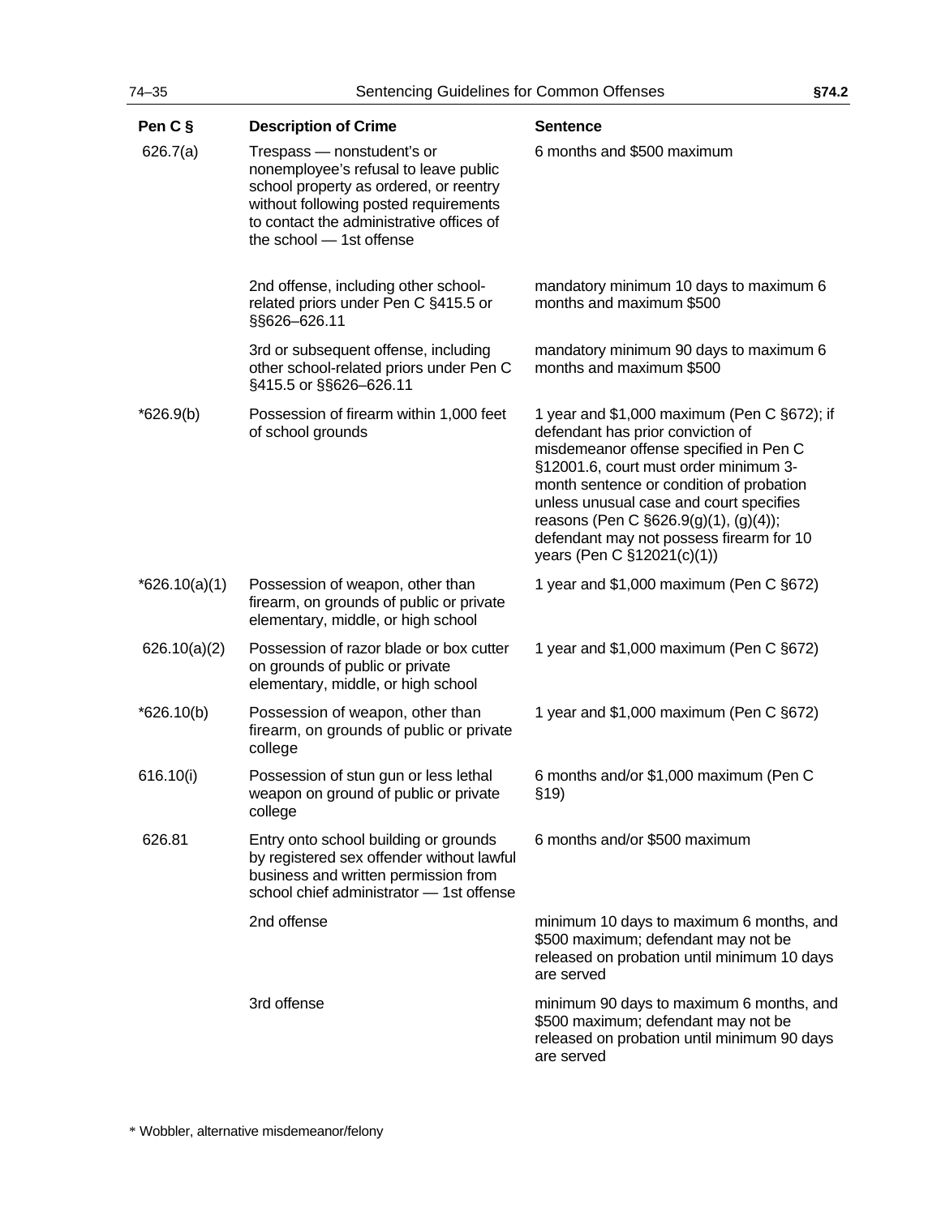| Pen C § | Description of Crime | Sentence |
|---|---|---|
| 626.7(a) | Trespass — nonstudent's or nonemployee's refusal to leave public school property as ordered, or reentry without following posted requirements to contact the administrative offices of the school — 1st offense | 6 months and $500 maximum |
| | 2nd offense, including other school-related priors under Pen C §415.5 or §§626–626.11 | mandatory minimum 10 days to maximum 6 months and maximum $500 |
| | 3rd or subsequent offense, including other school-related priors under Pen C §415.5 or §§626–626.11 | mandatory minimum 90 days to maximum 6 months and maximum $500 |
| *626.9(b) | Possession of firearm within 1,000 feet of school grounds | 1 year and $1,000 maximum (Pen C §672); if defendant has prior conviction of misdemeanor offense specified in Pen C §12001.6, court must order minimum 3-month sentence or condition of probation unless unusual case and court specifies reasons (Pen C §626.9(g)(1), (g)(4)); defendant may not possess firearm for 10 years (Pen C §12021(c)(1)) |
| *626.10(a)(1) | Possession of weapon, other than firearm, on grounds of public or private elementary, middle, or high school | 1 year and $1,000 maximum (Pen C §672) |
| 626.10(a)(2) | Possession of razor blade or box cutter on grounds of public or private elementary, middle, or high school | 1 year and $1,000 maximum (Pen C §672) |
| *626.10(b) | Possession of weapon, other than firearm, on grounds of public or private college | 1 year and $1,000 maximum (Pen C §672) |
| 616.10(i) | Possession of stun gun or less lethal weapon on ground of public or private college | 6 months and/or $1,000 maximum (Pen C §19) |
| 626.81 | Entry onto school building or grounds by registered sex offender without lawful business and written permission from school chief administrator — 1st offense | 6 months and/or $500 maximum |
| | 2nd offense | minimum 10 days to maximum 6 months, and $500 maximum; defendant may not be released on probation until minimum 10 days are served |
| | 3rd offense | minimum 90 days to maximum 6 months, and $500 maximum; defendant may not be released on probation until minimum 90 days are served |

* Wobbler, alternative misdemeanor/felony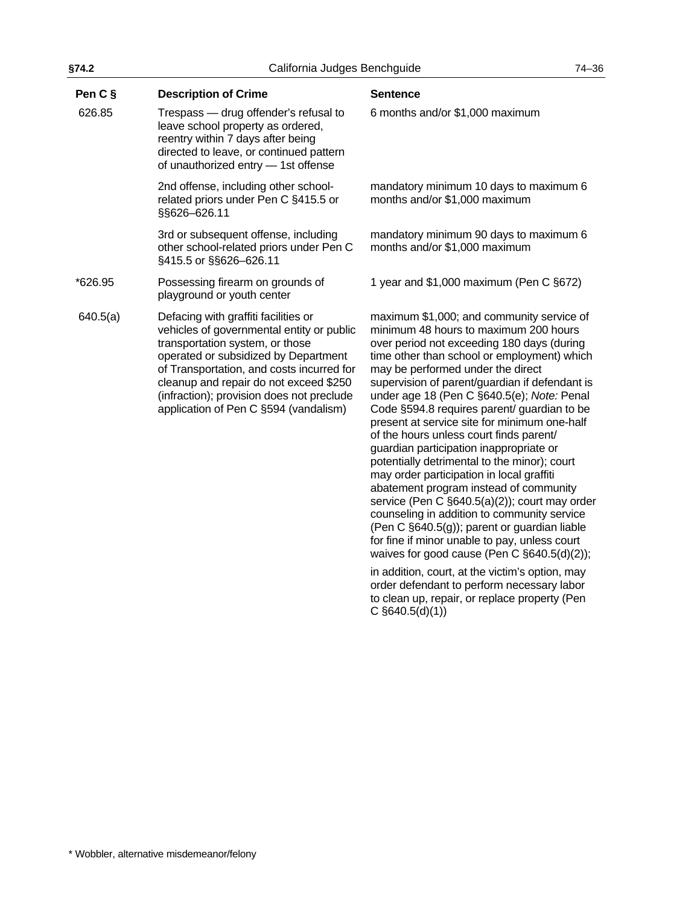| Pen C § | Description of Crime | Sentence |
|---|---|---|
| 626.85 | Trespass — drug offender's refusal to leave school property as ordered, reentry within 7 days after being directed to leave, or continued pattern of unauthorized entry — 1st offense | 6 months and/or $1,000 maximum |
| | 2nd offense, including other school-related priors under Pen C §415.5 or §§626–626.11 | mandatory minimum 10 days to maximum 6 months and/or $1,000 maximum |
| | 3rd or subsequent offense, including other school-related priors under Pen C §415.5 or §§626–626.11 | mandatory minimum 90 days to maximum 6 months and/or $1,000 maximum |
| *626.95 | Possessing firearm on grounds of playground or youth center | 1 year and $1,000 maximum (Pen C §672) |
| 640.5(a) | Defacing with graffiti facilities or vehicles of governmental entity or public transportation system, or those operated or subsidized by Department of Transportation, and costs incurred for cleanup and repair do not exceed $250 (infraction); provision does not preclude application of Pen C §594 (vandalism) | maximum $1,000; and community service of minimum 48 hours to maximum 200 hours over period not exceeding 180 days (during time other than school or employment) which may be performed under the direct supervision of parent/guardian if defendant is under age 18 (Pen C §640.5(e); *Note:* Penal Code §594.8 requires parent/ guardian to be present at service site for minimum one-half of the hours unless court finds parent/ guardian participation inappropriate or potentially detrimental to the minor); court may order participation in local graffiti abatement program instead of community service (Pen C §640.5(a)(2)); court may order counseling in addition to community service (Pen C §640.5(g)); parent or guardian liable for fine if minor unable to pay, unless court waives for good cause (Pen C §640.5(d)(2)); in addition, court, at the victim's option, may order defendant to perform necessary labor to clean up, repair, or replace property (Pen C §640.5(d)(1)) |

* Wobbler, alternative misdemeanor/felony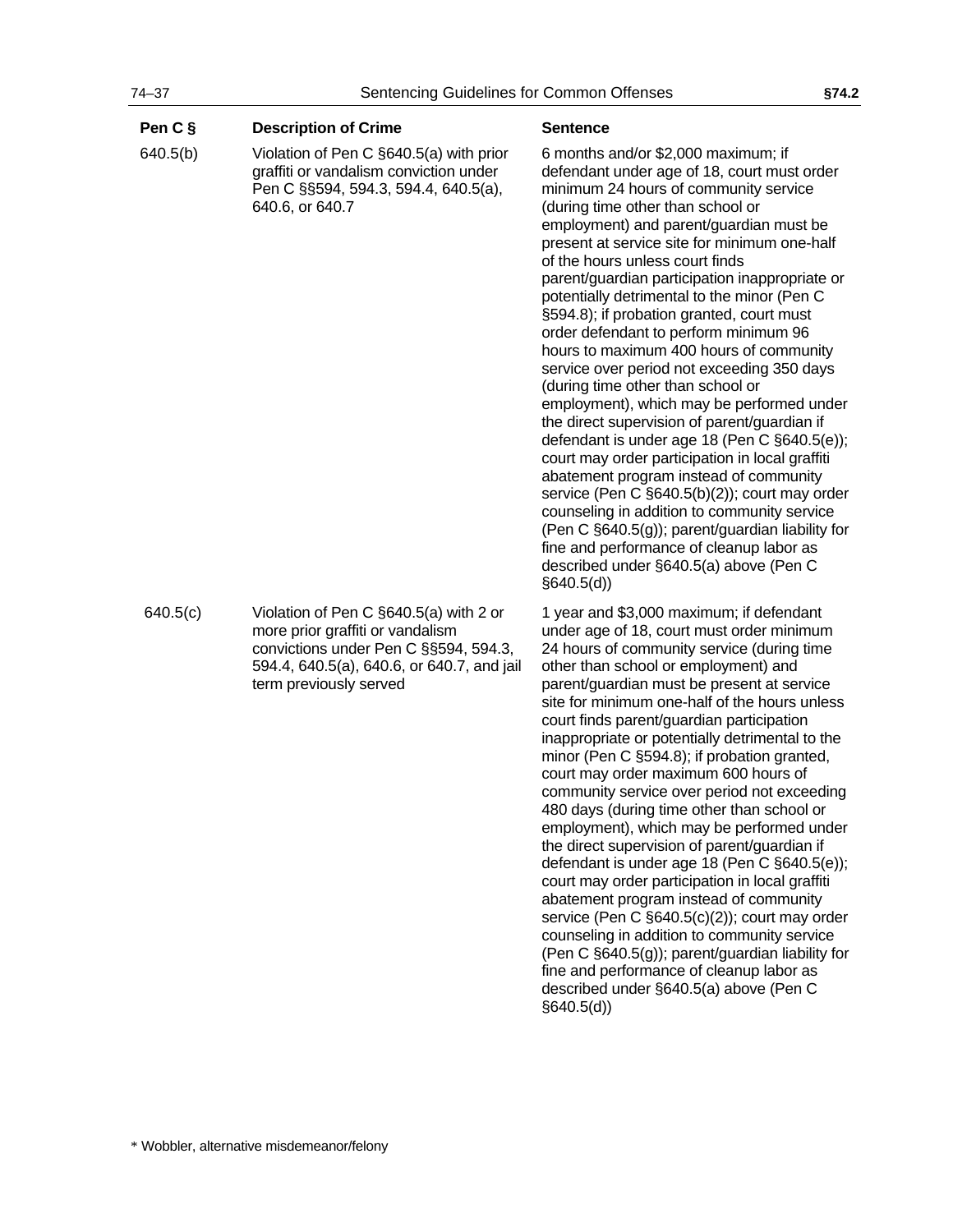| Pen C § | Description of Crime | Sentence |
|---|---|---|
| 640.5(b) | Violation of Pen C §640.5(a) with prior graffiti or vandalism conviction under Pen C §§594, 594.3, 594.4, 640.5(a), 640.6, or 640.7 | 6 months and/or $2,000 maximum; if defendant under age of 18, court must order minimum 24 hours of community service (during time other than school or employment) and parent/guardian must be present at service site for minimum one-half of the hours unless court finds parent/guardian participation inappropriate or potentially detrimental to the minor (Pen C §594.8); if probation granted, court must order defendant to perform minimum 96 hours to maximum 400 hours of community service over period not exceeding 350 days (during time other than school or employment), which may be performed under the direct supervision of parent/guardian if defendant is under age 18 (Pen C §640.5(e)); court may order participation in local graffiti abatement program instead of community service (Pen C §640.5(b)(2)); court may order counseling in addition to community service (Pen C §640.5(g)); parent/guardian liability for fine and performance of cleanup labor as described under §640.5(a) above (Pen C §640.5(d)) |
| 640.5(c) | Violation of Pen C §640.5(a) with 2 or more prior graffiti or vandalism convictions under Pen C §§594, 594.3, 594.4, 640.5(a), 640.6, or 640.7, and jail term previously served | 1 year and $3,000 maximum; if defendant under age of 18, court must order minimum 24 hours of community service (during time other than school or employment) and parent/guardian must be present at service site for minimum one-half of the hours unless court finds parent/guardian participation inappropriate or potentially detrimental to the minor (Pen C §594.8); if probation granted, court may order maximum 600 hours of community service over period not exceeding 480 days (during time other than school or employment), which may be performed under the direct supervision of parent/guardian if defendant is under age 18 (Pen C §640.5(e)); court may order participation in local graffiti abatement program instead of community service (Pen C §640.5(c)(2)); court may order counseling in addition to community service (Pen C §640.5(g)); parent/guardian liability for fine and performance of cleanup labor as described under §640.5(a) above (Pen C §640.5(d)) |

* Wobbler, alternative misdemeanor/felony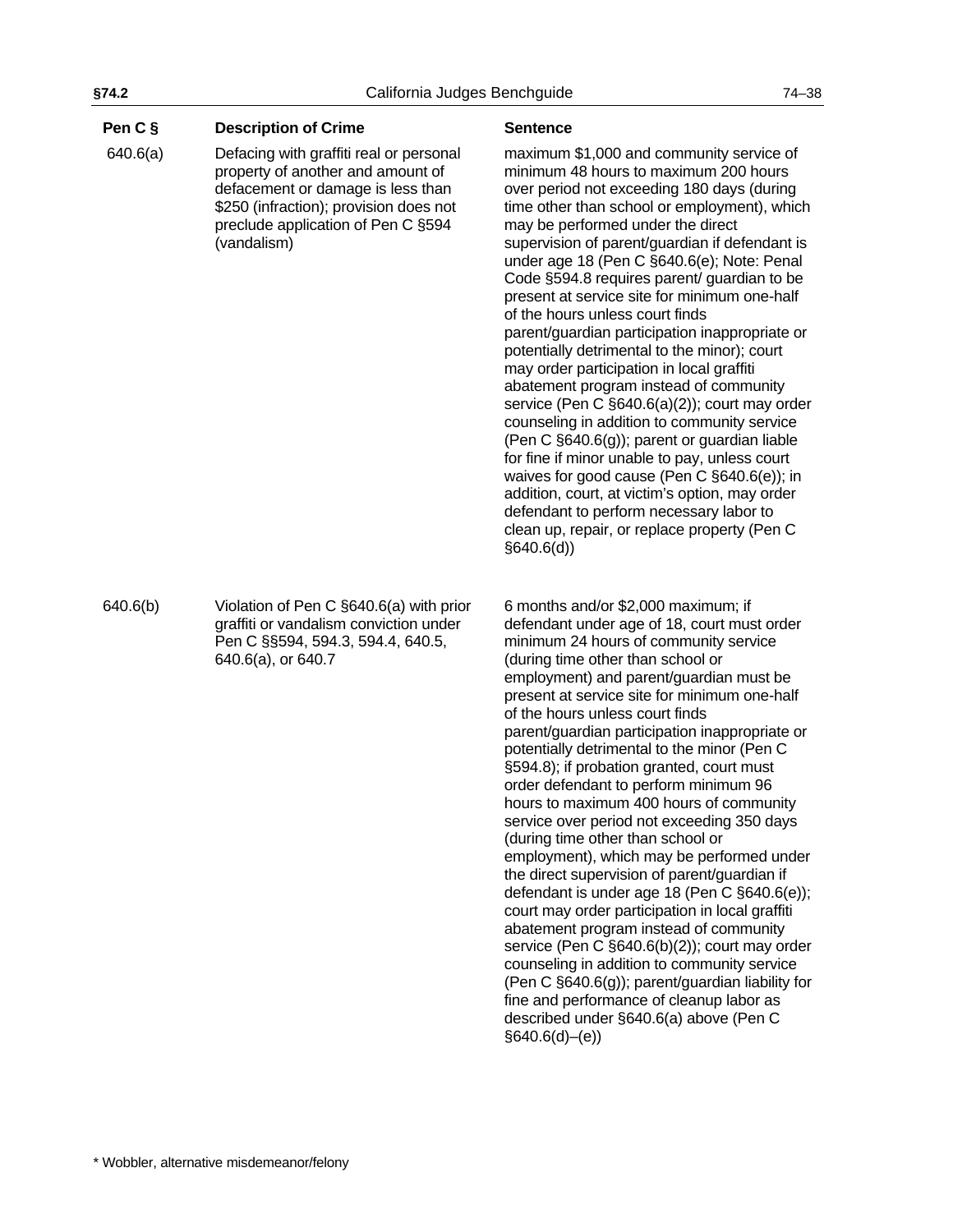| Pen C § | Description of Crime | Sentence |
|---|---|---|
| 640.6(a) | Defacing with graffiti real or personal property of another and amount of defacement or damage is less than $250 (infraction); provision does not preclude application of Pen C §594 (vandalism) | maximum $1,000 and community service of minimum 48 hours to maximum 200 hours over period not exceeding 180 days (during time other than school or employment), which may be performed under the direct supervision of parent/guardian if defendant is under age 18 (Pen C §640.6(e); Note: Penal Code §594.8 requires parent/ guardian to be present at service site for minimum one-half of the hours unless court finds parent/guardian participation inappropriate or potentially detrimental to the minor); court may order participation in local graffiti abatement program instead of community service (Pen C §640.6(a)(2)); court may order counseling in addition to community service (Pen C §640.6(g)); parent or guardian liable for fine if minor unable to pay, unless court waives for good cause (Pen C §640.6(e)); in addition, court, at victim's option, may order defendant to perform necessary labor to clean up, repair, or replace property (Pen C §640.6(d)) |
| 640.6(b) | Violation of Pen C §640.6(a) with prior graffiti or vandalism conviction under Pen C §§594, 594.3, 594.4, 640.5, 640.6(a), or 640.7 | 6 months and/or $2,000 maximum; if defendant under age of 18, court must order minimum 24 hours of community service (during time other than school or employment) and parent/guardian must be present at service site for minimum one-half of the hours unless court finds parent/guardian participation inappropriate or potentially detrimental to the minor (Pen C §594.8); if probation granted, court must order defendant to perform minimum 96 hours to maximum 400 hours of community service over period not exceeding 350 days (during time other than school or employment), which may be performed under the direct supervision of parent/guardian if defendant is under age 18 (Pen C §640.6(e)); court may order participation in local graffiti abatement program instead of community service (Pen C §640.6(b)(2)); court may order counseling in addition to community service (Pen C §640.6(g)); parent/guardian liability for fine and performance of cleanup labor as described under §640.6(a) above (Pen C §640.6(d)–(e)) |

* Wobbler, alternative misdemeanor/felony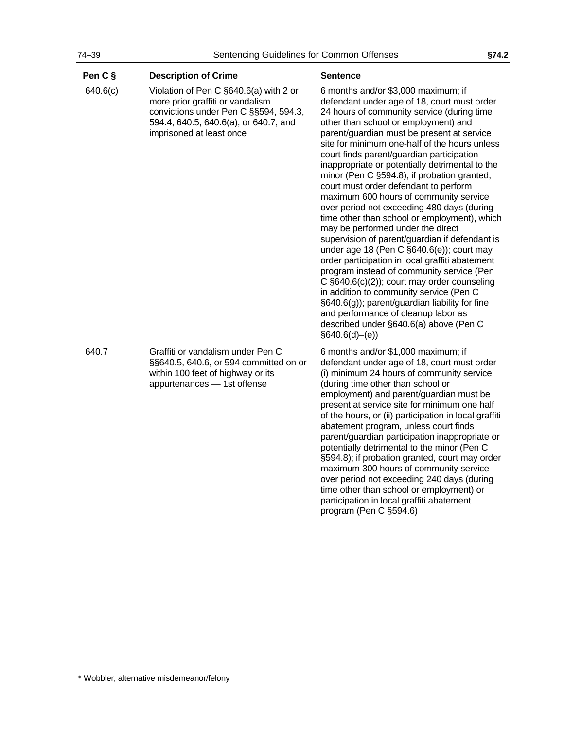| Pen C § | Description of Crime | Sentence |
|---|---|---|
| 640.6(c) | Violation of Pen C §640.6(a) with 2 or more prior graffiti or vandalism convictions under Pen C §§594, 594.3, 594.4, 640.5, 640.6(a), or 640.7, and imprisoned at least once | 6 months and/or $3,000 maximum; if defendant under age of 18, court must order 24 hours of community service (during time other than school or employment) and parent/guardian must be present at service site for minimum one-half of the hours unless court finds parent/guardian participation inappropriate or potentially detrimental to the minor (Pen C §594.8); if probation granted, court must order defendant to perform maximum 600 hours of community service over period not exceeding 480 days (during time other than school or employment), which may be performed under the direct supervision of parent/guardian if defendant is under age 18 (Pen C §640.6(e)); court may order participation in local graffiti abatement program instead of community service (Pen C §640.6(c)(2)); court may order counseling in addition to community service (Pen C §640.6(g)); parent/guardian liability for fine and performance of cleanup labor as described under §640.6(a) above (Pen C §640.6(d)–(e)) |
| 640.7 | Graffiti or vandalism under Pen C §§640.5, 640.6, or 594 committed on or within 100 feet of highway or its appurtenances — 1st offense | 6 months and/or $1,000 maximum; if defendant under age of 18, court must order (i) minimum 24 hours of community service (during time other than school or employment) and parent/guardian must be present at service site for minimum one half of the hours, or (ii) participation in local graffiti abatement program, unless court finds parent/guardian participation inappropriate or potentially detrimental to the minor (Pen C §594.8); if probation granted, court may order maximum 300 hours of community service over period not exceeding 240 days (during time other than school or employment) or participation in local graffiti abatement program (Pen C §594.6) |

* Wobbler, alternative misdemeanor/felony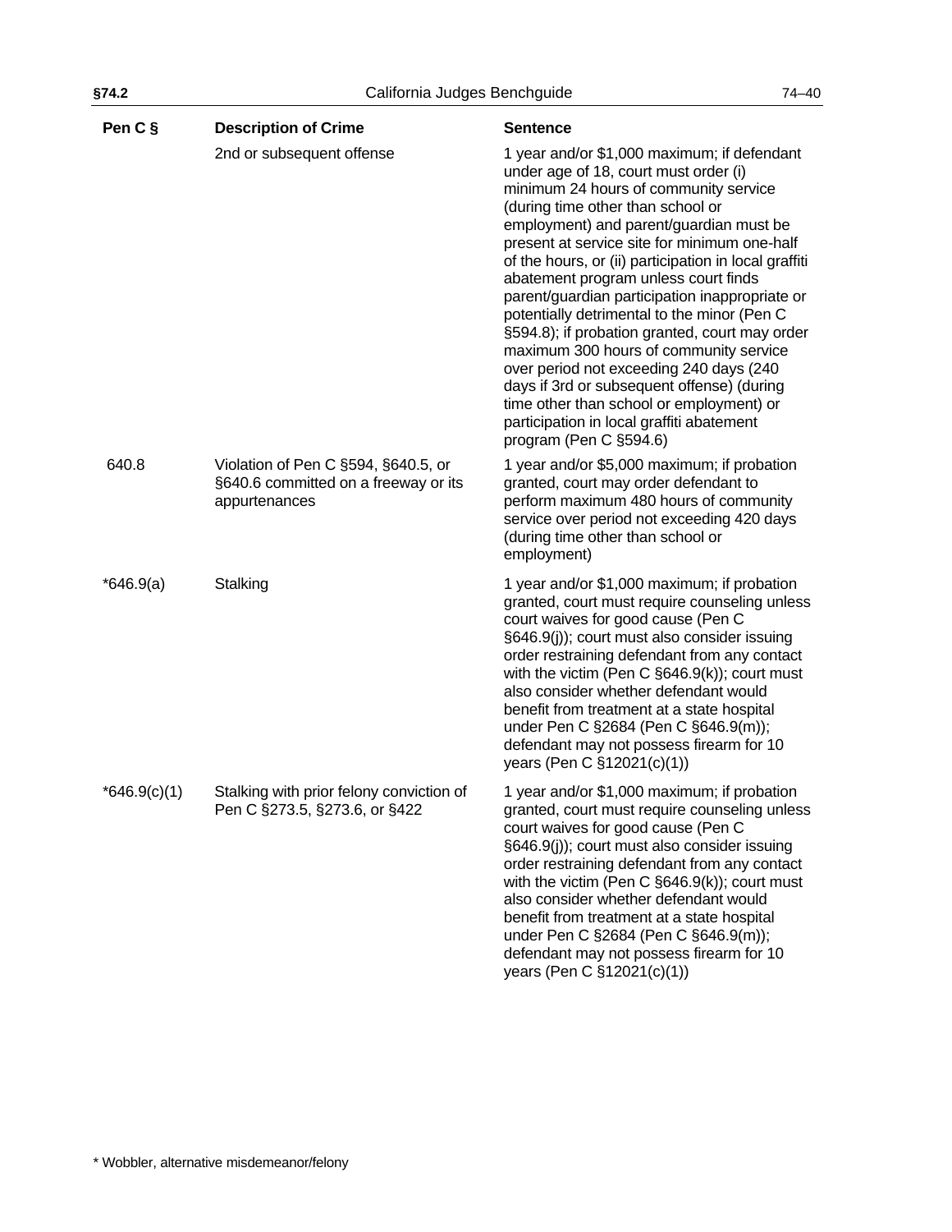| Pen C § | Description of Crime | Sentence |
| --- | --- | --- |
| | 2nd or subsequent offense | 1 year and/or $1,000 maximum; if defendant under age of 18, court must order (i) minimum 24 hours of community service (during time other than school or employment) and parent/guardian must be present at service site for minimum one-half of the hours, or (ii) participation in local graffiti abatement program unless court finds parent/guardian participation inappropriate or potentially detrimental to the minor (Pen C §594.8); if probation granted, court may order maximum 300 hours of community service over period not exceeding 240 days (240 days if 3rd or subsequent offense) (during time other than school or employment) or participation in local graffiti abatement program (Pen C §594.6) |
| 640.8 | Violation of Pen C §594, §640.5, or §640.6 committed on a freeway or its appurtenances | 1 year and/or $5,000 maximum; if probation granted, court may order defendant to perform maximum 480 hours of community service over period not exceeding 420 days (during time other than school or employment) |
| *646.9(a) | Stalking | 1 year and/or $1,000 maximum; if probation granted, court must require counseling unless court waives for good cause (Pen C §646.9(j)); court must also consider issuing order restraining defendant from any contact with the victim (Pen C §646.9(k)); court must also consider whether defendant would benefit from treatment at a state hospital under Pen C §2684 (Pen C §646.9(m)); defendant may not possess firearm for 10 years (Pen C §12021(c)(1)) |
| *646.9(c)(1) | Stalking with prior felony conviction of Pen C §273.5, §273.6, or §422 | 1 year and/or $1,000 maximum; if probation granted, court must require counseling unless court waives for good cause (Pen C §646.9(j)); court must also consider issuing order restraining defendant from any contact with the victim (Pen C §646.9(k)); court must also consider whether defendant would benefit from treatment at a state hospital under Pen C §2684 (Pen C §646.9(m)); defendant may not possess firearm for 10 years (Pen C §12021(c)(1)) |

* Wobbler, alternative misdemeanor/felony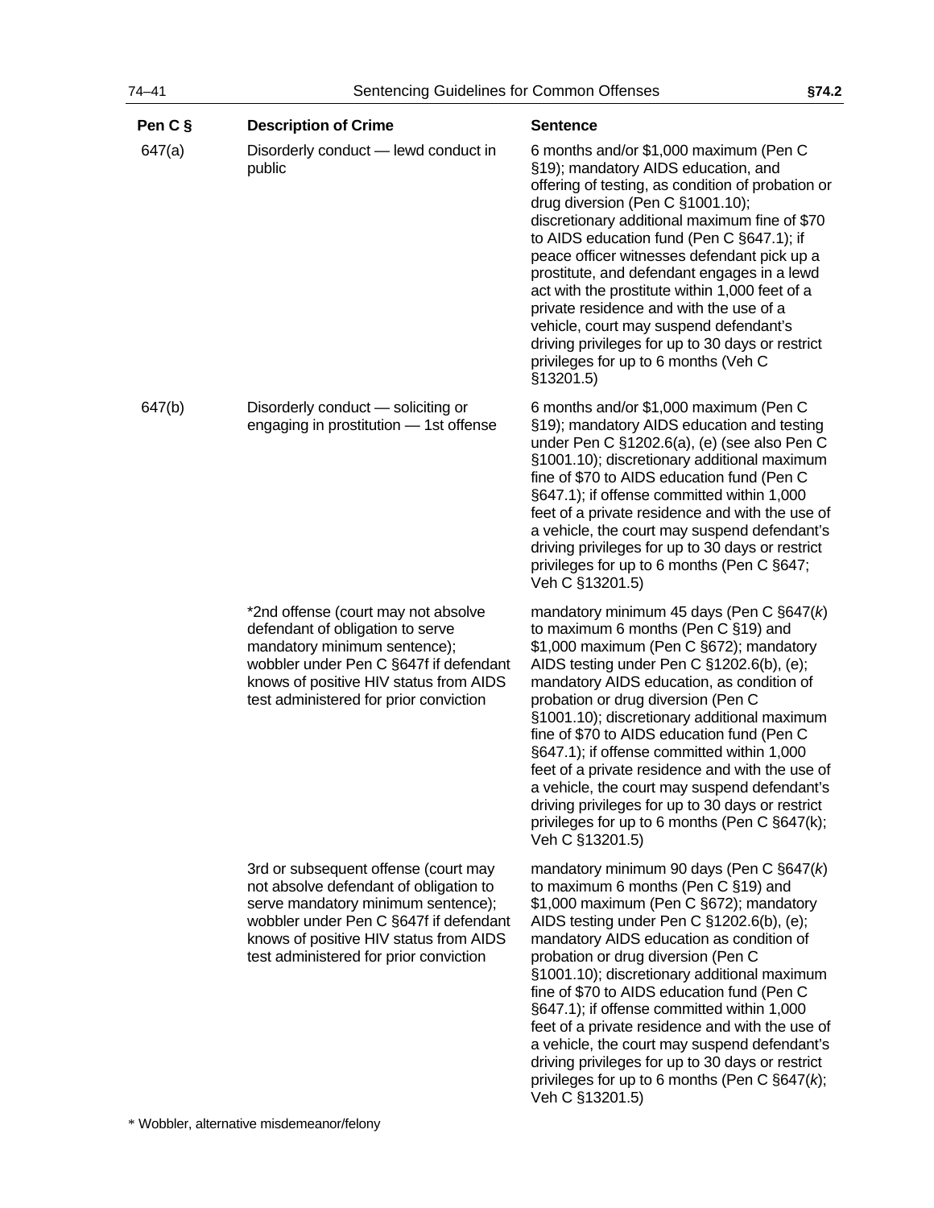| Pen C § | Description of Crime | Sentence |
|---|---|---|
| 647(a) | Disorderly conduct — lewd conduct in public | 6 months and/or $1,000 maximum (Pen C §19); mandatory AIDS education, and offering of testing, as condition of probation or drug diversion (Pen C §1001.10); discretionary additional maximum fine of $70 to AIDS education fund (Pen C §647.1); if peace officer witnesses defendant pick up a prostitute, and defendant engages in a lewd act with the prostitute within 1,000 feet of a private residence and with the use of a vehicle, court may suspend defendant's driving privileges for up to 30 days or restrict privileges for up to 6 months (Veh C §13201.5) |
| 647(b) | Disorderly conduct — soliciting or engaging in prostitution — 1st offense | 6 months and/or $1,000 maximum (Pen C §19); mandatory AIDS education and testing under Pen C §1202.6(a), (e) (see also Pen C §1001.10); discretionary additional maximum fine of $70 to AIDS education fund (Pen C §647.1); if offense committed within 1,000 feet of a private residence and with the use of a vehicle, the court may suspend defendant's driving privileges for up to 30 days or restrict privileges for up to 6 months (Pen C §647; Veh C §13201.5) |
| | *2nd offense (court may not absolve defendant of obligation to serve mandatory minimum sentence); wobbler under Pen C §647f if defendant knows of positive HIV status from AIDS test administered for prior conviction | mandatory minimum 45 days (Pen C §647(*k*) to maximum 6 months (Pen C §19) and $1,000 maximum (Pen C §672); mandatory AIDS testing under Pen C §1202.6(b), (e); mandatory AIDS education, as condition of probation or drug diversion (Pen C §1001.10); discretionary additional maximum fine of $70 to AIDS education fund (Pen C §647.1); if offense committed within 1,000 feet of a private residence and with the use of a vehicle, the court may suspend defendant's driving privileges for up to 30 days or restrict privileges for up to 6 months (Pen C §647(k); Veh C §13201.5) |
| | 3rd or subsequent offense (court may not absolve defendant of obligation to serve mandatory minimum sentence); wobbler under Pen C §647f if defendant knows of positive HIV status from AIDS test administered for prior conviction | mandatory minimum 90 days (Pen C §647(*k*) to maximum 6 months (Pen C §19) and $1,000 maximum (Pen C §672); mandatory AIDS testing under Pen C §1202.6(b), (e); mandatory AIDS education as condition of probation or drug diversion (Pen C §1001.10); discretionary additional maximum fine of $70 to AIDS education fund (Pen C §647.1); if offense committed within 1,000 feet of a private residence and with the use of a vehicle, the court may suspend defendant's driving privileges for up to 30 days or restrict privileges for up to 6 months (Pen C §647(*k*); Veh C §13201.5) |

* Wobbler, alternative misdemeanor/felony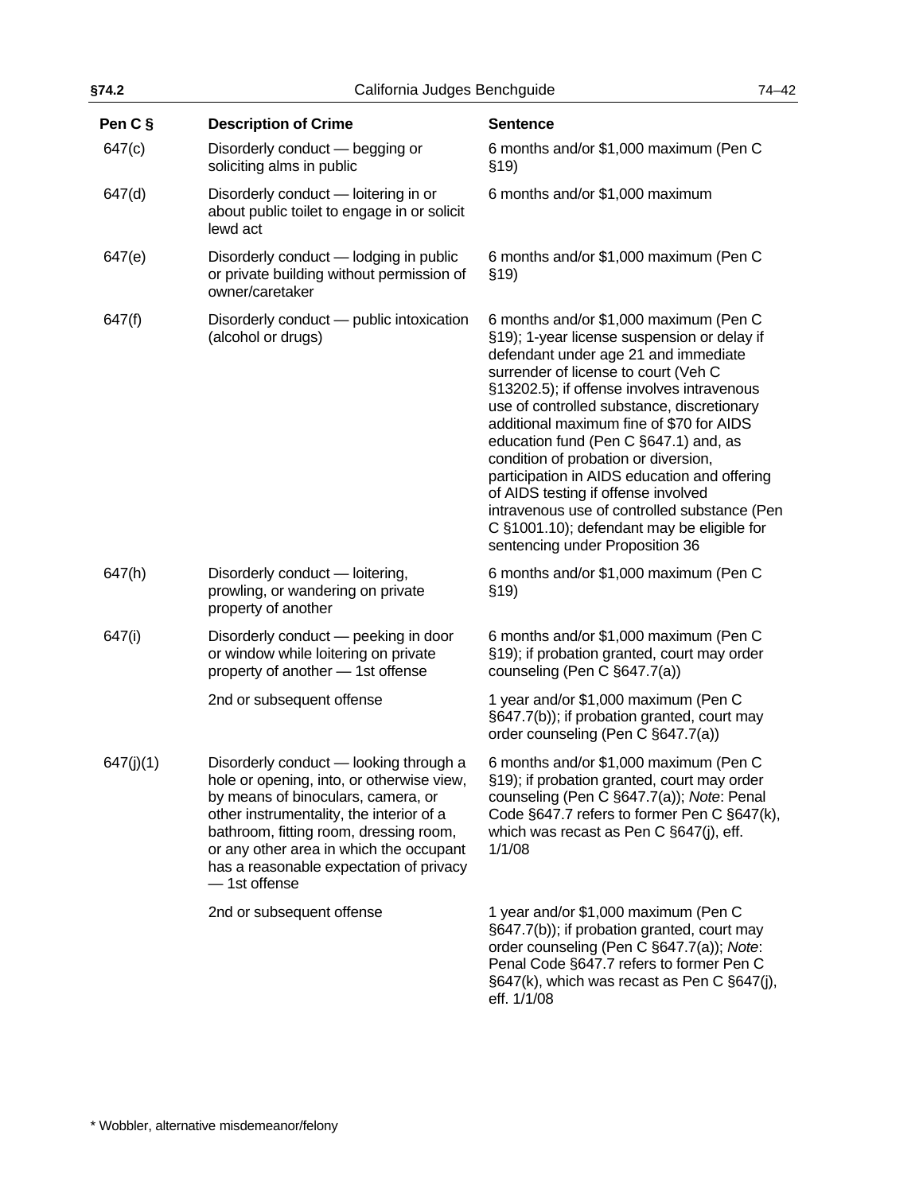| Pen C § | Description of Crime | Sentence |
| --- | --- | --- |
| 647(c) | Disorderly conduct — begging or soliciting alms in public | 6 months and/or $1,000 maximum (Pen C §19) |
| 647(d) | Disorderly conduct — loitering in or about public toilet to engage in or solicit lewd act | 6 months and/or $1,000 maximum |
| 647(e) | Disorderly conduct — lodging in public or private building without permission of owner/caretaker | 6 months and/or $1,000 maximum (Pen C §19) |
| 647(f) | Disorderly conduct — public intoxication (alcohol or drugs) | 6 months and/or $1,000 maximum (Pen C §19); 1-year license suspension or delay if defendant under age 21 and immediate surrender of license to court (Veh C §13202.5); if offense involves intravenous use of controlled substance, discretionary additional maximum fine of $70 for AIDS education fund (Pen C §647.1) and, as condition of probation or diversion, participation in AIDS education and offering of AIDS testing if offense involved intravenous use of controlled substance (Pen C §1001.10); defendant may be eligible for sentencing under Proposition 36 |
| 647(h) | Disorderly conduct — loitering, prowling, or wandering on private property of another | 6 months and/or $1,000 maximum (Pen C §19) |
| 647(i) | Disorderly conduct — peeking in door or window while loitering on private property of another — 1st offense | 6 months and/or $1,000 maximum (Pen C §19); if probation granted, court may order counseling (Pen C §647.7(a)) |
| | 2nd or subsequent offense | 1 year and/or $1,000 maximum (Pen C §647.7(b)); if probation granted, court may order counseling (Pen C §647.7(a)) |
| 647(j)(1) | Disorderly conduct — looking through a hole or opening, into, or otherwise view, by means of binoculars, camera, or other instrumentality, the interior of a bathroom, fitting room, dressing room, or any other area in which the occupant has a reasonable expectation of privacy — 1st offense | 6 months and/or $1,000 maximum (Pen C §19); if probation granted, court may order counseling (Pen C §647.7(a)); *Note*: Penal Code §647.7 refers to former Pen C §647(k), which was recast as Pen C §647(j), eff. 1/1/08 |
| | 2nd or subsequent offense | 1 year and/or $1,000 maximum (Pen C §647.7(b)); if probation granted, court may order counseling (Pen C §647.7(a)); *Note*: Penal Code §647.7 refers to former Pen C §647(k), which was recast as Pen C §647(j), eff. 1/1/08 |

* Wobbler, alternative misdemeanor/felony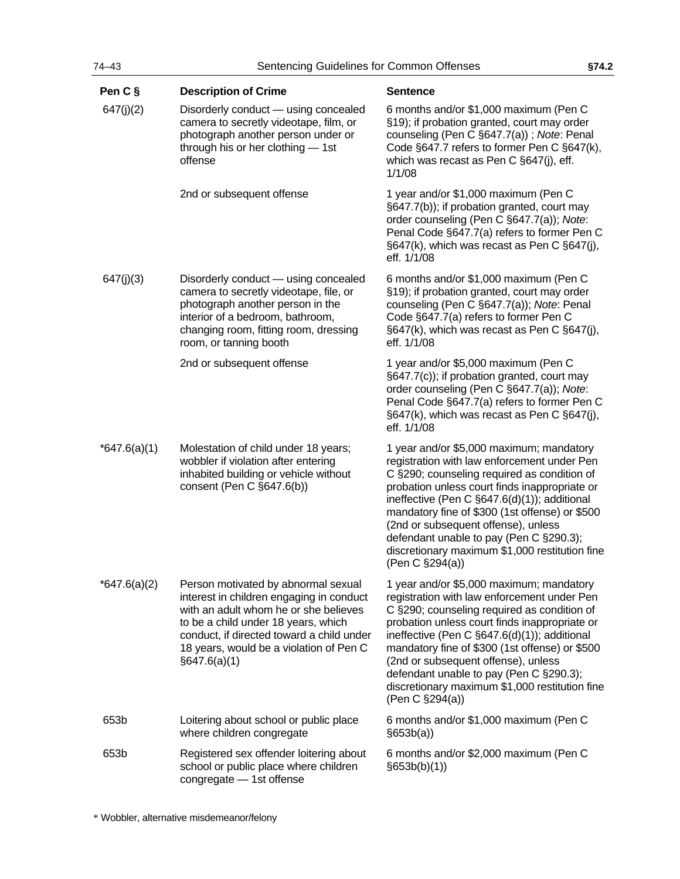| Pen C § | Description of Crime | Sentence |
|---|---|---|
| 647(j)(2) | Disorderly conduct — using concealed camera to secretly videotape, film, or photograph another person under or through his or her clothing — 1st offense | 6 months and/or $1,000 maximum (Pen C §19); if probation granted, court may order counseling (Pen C §647.7(a)) ; *Note*: Penal Code §647.7 refers to former Pen C §647(k), which was recast as Pen C §647(j), eff. 1/1/08 |
| | 2nd or subsequent offense | 1 year and/or $1,000 maximum (Pen C §647.7(b)); if probation granted, court may order counseling (Pen C §647.7(a)); *Note*: Penal Code §647.7(a) refers to former Pen C §647(k), which was recast as Pen C §647(j), eff. 1/1/08 |
| 647(j)(3) | Disorderly conduct — using concealed camera to secretly videotape, file, or photograph another person in the interior of a bedroom, bathroom, changing room, fitting room, dressing room, or tanning booth | 6 months and/or $1,000 maximum (Pen C §19); if probation granted, court may order counseling (Pen C §647.7(a)); *Note*: Penal Code §647.7(a) refers to former Pen C §647(k), which was recast as Pen C §647(j), eff. 1/1/08 |
| | 2nd or subsequent offense | 1 year and/or $5,000 maximum (Pen C §647.7(c)); if probation granted, court may order counseling (Pen C §647.7(a)); *Note*: Penal Code §647.7(a) refers to former Pen C §647(k), which was recast as Pen C §647(j), eff. 1/1/08 |
| *647.6(a)(1) | Molestation of child under 18 years; wobbler if violation after entering inhabited building or vehicle without consent (Pen C §647.6(b)) | 1 year and/or $5,000 maximum; mandatory registration with law enforcement under Pen C §290; counseling required as condition of probation unless court finds inappropriate or ineffective (Pen C §647.6(d)(1)); additional mandatory fine of $300 (1st offense) or $500 (2nd or subsequent offense), unless defendant unable to pay (Pen C §290.3); discretionary maximum $1,000 restitution fine (Pen C §294(a)) |
| *647.6(a)(2) | Person motivated by abnormal sexual interest in children engaging in conduct with an adult whom he or she believes to be a child under 18 years, which conduct, if directed toward a child under 18 years, would be a violation of Pen C §647.6(a)(1) | 1 year and/or $5,000 maximum; mandatory registration with law enforcement under Pen C §290; counseling required as condition of probation unless court finds inappropriate or ineffective (Pen C §647.6(d)(1)); additional mandatory fine of $300 (1st offense) or $500 (2nd or subsequent offense), unless defendant unable to pay (Pen C §290.3); discretionary maximum $1,000 restitution fine (Pen C §294(a)) |
| 653b | Loitering about school or public place where children congregate | 6 months and/or $1,000 maximum (Pen C §653b(a)) |
| 653b | Registered sex offender loitering about school or public place where children congregate — 1st offense | 6 months and/or $2,000 maximum (Pen C §653b(b)(1)) |

* Wobbler, alternative misdemeanor/felony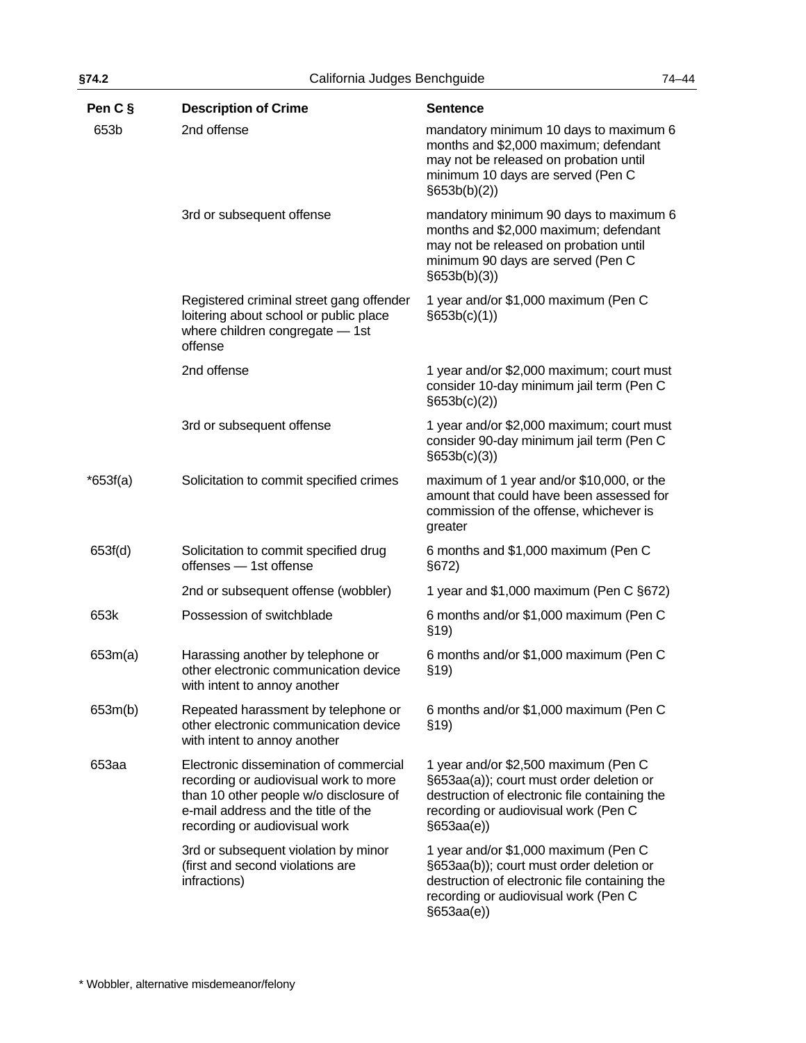| Pen C § | Description of Crime | Sentence |
|---|---|---|
| 653b | 2nd offense | mandatory minimum 10 days to maximum 6 months and $2,000 maximum; defendant may not be released on probation until minimum 10 days are served (Pen C §653b(b)(2)) |
| | 3rd or subsequent offense | mandatory minimum 90 days to maximum 6 months and $2,000 maximum; defendant may not be released on probation until minimum 90 days are served (Pen C §653b(b)(3)) |
| | Registered criminal street gang offender loitering about school or public place where children congregate — 1st offense | 1 year and/or $1,000 maximum (Pen C §653b(c)(1)) |
| | 2nd offense | 1 year and/or $2,000 maximum; court must consider 10-day minimum jail term (Pen C §653b(c)(2)) |
| | 3rd or subsequent offense | 1 year and/or $2,000 maximum; court must consider 90-day minimum jail term (Pen C §653b(c)(3)) |
| *653f(a) | Solicitation to commit specified crimes | maximum of 1 year and/or $10,000, or the amount that could have been assessed for commission of the offense, whichever is greater |
| 653f(d) | Solicitation to commit specified drug offenses — 1st offense | 6 months and $1,000 maximum (Pen C §672) |
| | 2nd or subsequent offense (wobbler) | 1 year and $1,000 maximum (Pen C §672) |
| 653k | Possession of switchblade | 6 months and/or $1,000 maximum (Pen C §19) |
| 653m(a) | Harassing another by telephone or other electronic communication device with intent to annoy another | 6 months and/or $1,000 maximum (Pen C §19) |
| 653m(b) | Repeated harassment by telephone or other electronic communication device with intent to annoy another | 6 months and/or $1,000 maximum (Pen C §19) |
| 653aa | Electronic dissemination of commercial recording or audiovisual work to more than 10 other people w/o disclosure of e-mail address and the title of the recording or audiovisual work | 1 year and/or $2,500 maximum (Pen C §653aa(a)); court must order deletion or destruction of electronic file containing the recording or audiovisual work (Pen C §653aa(e)) |
| | 3rd or subsequent violation by minor (first and second violations are infractions) | 1 year and/or $1,000 maximum (Pen C §653aa(b)); court must order deletion or destruction of electronic file containing the recording or audiovisual work (Pen C §653aa(e)) |

* Wobbler, alternative misdemeanor/felony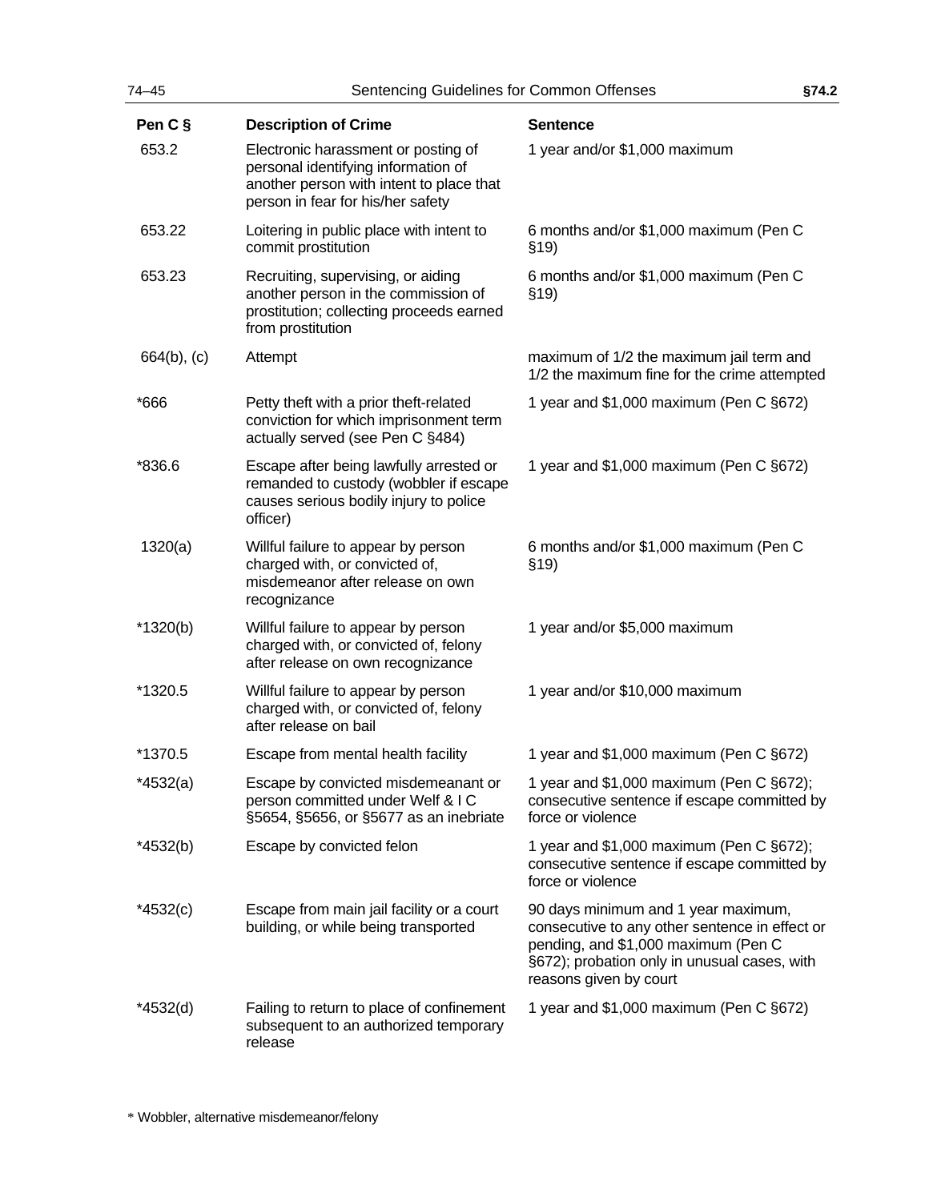| Pen C § | Description of Crime | Sentence |
| --- | --- | --- |
| 653.2 | Electronic harassment or posting of personal identifying information of another person with intent to place that person in fear for his/her safety | 1 year and/or $1,000 maximum |
| 653.22 | Loitering in public place with intent to commit prostitution | 6 months and/or $1,000 maximum (Pen C §19) |
| 653.23 | Recruiting, supervising, or aiding another person in the commission of prostitution; collecting proceeds earned from prostitution | 6 months and/or $1,000 maximum (Pen C §19) |
| 664(b), (c) | Attempt | maximum of 1/2 the maximum jail term and 1/2 the maximum fine for the crime attempted |
| *666 | Petty theft with a prior theft-related conviction for which imprisonment term actually served (see Pen C §484) | 1 year and $1,000 maximum (Pen C §672) |
| *836.6 | Escape after being lawfully arrested or remanded to custody (wobbler if escape causes serious bodily injury to police officer) | 1 year and $1,000 maximum (Pen C §672) |
| 1320(a) | Willful failure to appear by person charged with, or convicted of, misdemeanor after release on own recognizance | 6 months and/or $1,000 maximum (Pen C §19) |
| *1320(b) | Willful failure to appear by person charged with, or convicted of, felony after release on own recognizance | 1 year and/or $5,000 maximum |
| *1320.5 | Willful failure to appear by person charged with, or convicted of, felony after release on bail | 1 year and/or $10,000 maximum |
| *1370.5 | Escape from mental health facility | 1 year and $1,000 maximum (Pen C §672) |
| *4532(a) | Escape by convicted misdemeanant or person committed under Welf & I C §5654, §5656, or §5677 as an inebriate | 1 year and $1,000 maximum (Pen C §672); consecutive sentence if escape committed by force or violence |
| *4532(b) | Escape by convicted felon | 1 year and $1,000 maximum (Pen C §672); consecutive sentence if escape committed by force or violence |
| *4532(c) | Escape from main jail facility or a court building, or while being transported | 90 days minimum and 1 year maximum, consecutive to any other sentence in effect or pending, and $1,000 maximum (Pen C §672); probation only in unusual cases, with reasons given by court |
| *4532(d) | Failing to return to place of confinement subsequent to an authorized temporary release | 1 year and $1,000 maximum (Pen C §672) |

* Wobbler, alternative misdemeanor/felony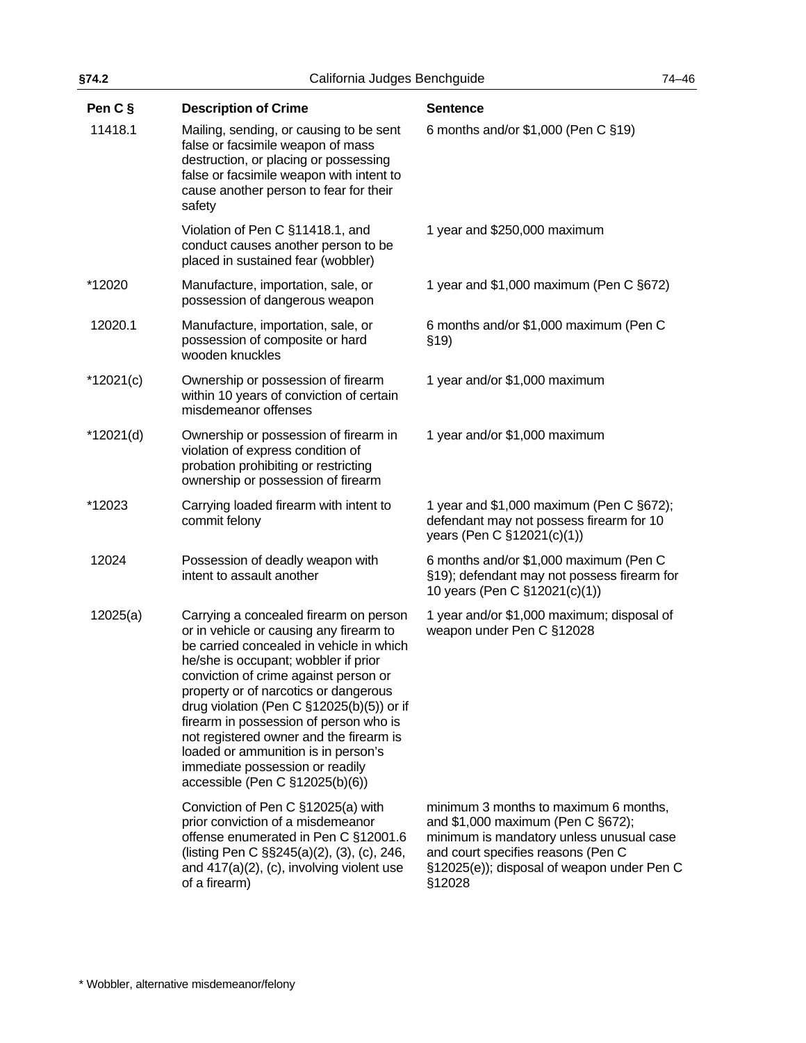| Pen C § | Description of Crime | Sentence |
|---|---|---|
| 11418.1 | Mailing, sending, or causing to be sent false or facsimile weapon of mass destruction, or placing or possessing false or facsimile weapon with intent to cause another person to fear for their safety | 6 months and/or $1,000 (Pen C §19) |
| | Violation of Pen C §11418.1, and conduct causes another person to be placed in sustained fear (wobbler) | 1 year and $250,000 maximum |
| *12020 | Manufacture, importation, sale, or possession of dangerous weapon | 1 year and $1,000 maximum (Pen C §672) |
| 12020.1 | Manufacture, importation, sale, or possession of composite or hard wooden knuckles | 6 months and/or $1,000 maximum (Pen C §19) |
| *12021(c) | Ownership or possession of firearm within 10 years of conviction of certain misdemeanor offenses | 1 year and/or $1,000 maximum |
| *12021(d) | Ownership or possession of firearm in violation of express condition of probation prohibiting or restricting ownership or possession of firearm | 1 year and/or $1,000 maximum |
| *12023 | Carrying loaded firearm with intent to commit felony | 1 year and $1,000 maximum (Pen C §672); defendant may not possess firearm for 10 years (Pen C §12021(c)(1)) |
| 12024 | Possession of deadly weapon with intent to assault another | 6 months and/or $1,000 maximum (Pen C §19); defendant may not possess firearm for 10 years (Pen C §12021(c)(1)) |
| 12025(a) | Carrying a concealed firearm on person or in vehicle or causing any firearm to be carried concealed in vehicle in which he/she is occupant; wobbler if prior conviction of crime against person or property or of narcotics or dangerous drug violation (Pen C §12025(b)(5)) or if firearm in possession of person who is not registered owner and the firearm is loaded or ammunition is in person's immediate possession or readily accessible (Pen C §12025(b)(6)) | 1 year and/or $1,000 maximum; disposal of weapon under Pen C §12028 |
| | Conviction of Pen C §12025(a) with prior conviction of a misdemeanor offense enumerated in Pen C §12001.6 (listing Pen C §§245(a)(2), (3), (c), 246, and 417(a)(2), (c), involving violent use of a firearm) | minimum 3 months to maximum 6 months, and $1,000 maximum (Pen C §672); minimum is mandatory unless unusual case and court specifies reasons (Pen C §12025(e)); disposal of weapon under Pen C §12028 |

* Wobbler, alternative misdemeanor/felony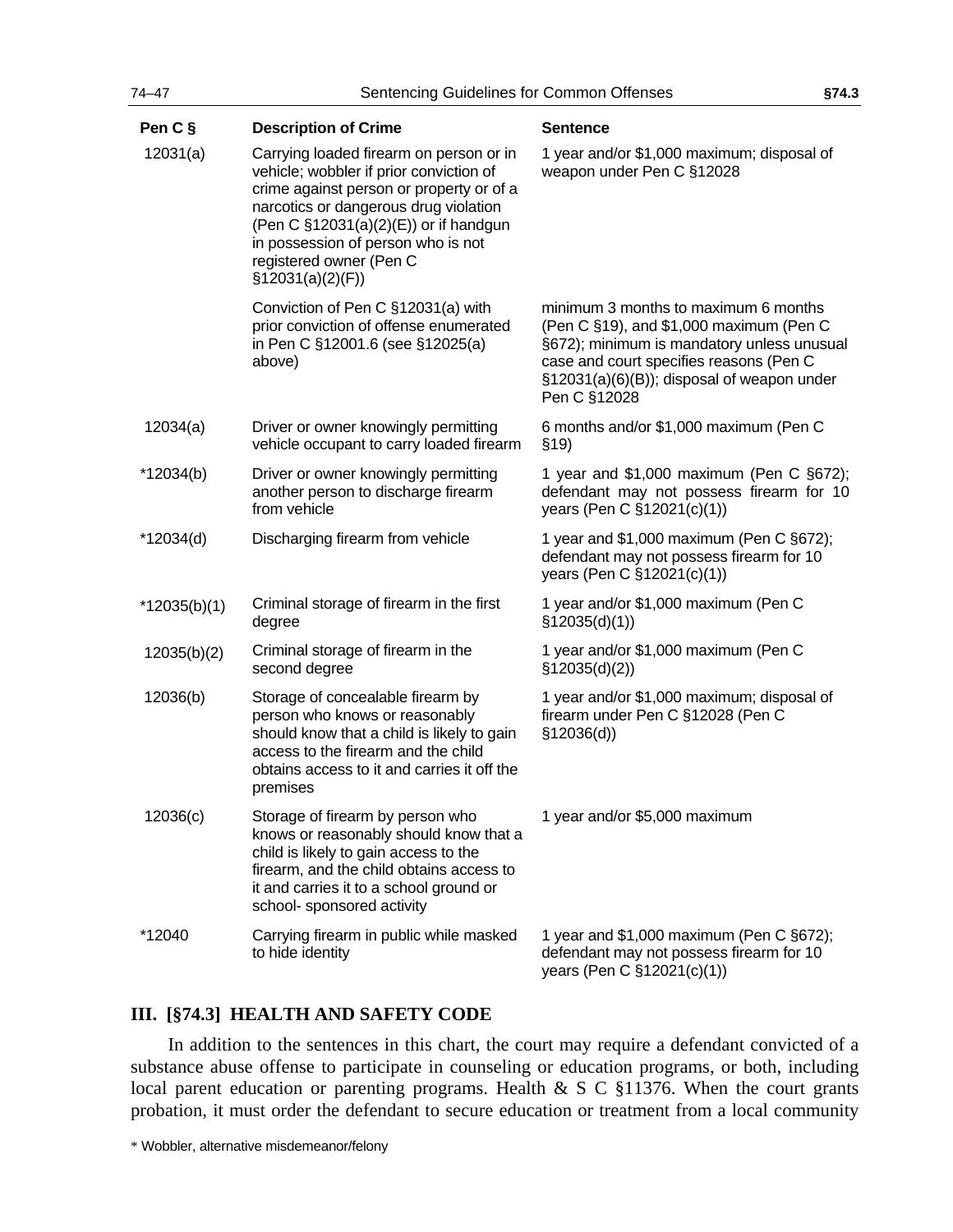| Pen C § | Description of Crime | Sentence |
|---|---|---|
| 12031(a) | Carrying loaded firearm on person or in vehicle; wobbler if prior conviction of crime against person or property or of a narcotics or dangerous drug violation (Pen C §12031(a)(2)(E)) or if handgun in possession of person who is not registered owner (Pen C §12031(a)(2)(F)) | 1 year and/or $1,000 maximum; disposal of weapon under Pen C §12028 |
| | Conviction of Pen C §12031(a) with prior conviction of offense enumerated in Pen C §12001.6 (see §12025(a) above) | minimum 3 months to maximum 6 months (Pen C §19), and $1,000 maximum (Pen C §672); minimum is mandatory unless unusual case and court specifies reasons (Pen C §12031(a)(6)(B)); disposal of weapon under Pen C §12028 |
| 12034(a) | Driver or owner knowingly permitting vehicle occupant to carry loaded firearm | 6 months and/or $1,000 maximum (Pen C §19) |
| *12034(b) | Driver or owner knowingly permitting another person to discharge firearm from vehicle | 1 year and $1,000 maximum (Pen C §672); defendant may not possess firearm for 10 years (Pen C §12021(c)(1)) |
| *12034(d) | Discharging firearm from vehicle | 1 year and $1,000 maximum (Pen C §672); defendant may not possess firearm for 10 years (Pen C §12021(c)(1)) |
| *12035(b)(1) | Criminal storage of firearm in the first degree | 1 year and/or $1,000 maximum (Pen C §12035(d)(1)) |
| 12035(b)(2) | Criminal storage of firearm in the second degree | 1 year and/or $1,000 maximum (Pen C §12035(d)(2)) |
| 12036(b) | Storage of concealable firearm by person who knows or reasonably should know that a child is likely to gain access to the firearm and the child obtains access to it and carries it off the premises | 1 year and/or $1,000 maximum; disposal of firearm under Pen C §12028 (Pen C §12036(d)) |
| 12036(c) | Storage of firearm by person who knows or reasonably should know that a child is likely to gain access to the firearm, and the child obtains access to it and carries it to a school ground or school- sponsored activity | 1 year and/or $5,000 maximum |
| *12040 | Carrying firearm in public while masked to hide identity | 1 year and $1,000 maximum (Pen C §672); defendant may not possess firearm for 10 years (Pen C §12021(c)(1)) |

## III. [§74.3] HEALTH AND SAFETY CODE

In addition to the sentences in this chart, the court may require a defendant convicted of a substance abuse offense to participate in counseling or education programs, or both, including local parent education or parenting programs. Health & S C §11376. When the court grants probation, it must order the defendant to secure education or treatment from a local community

* Wobbler, alternative misdemeanor/felony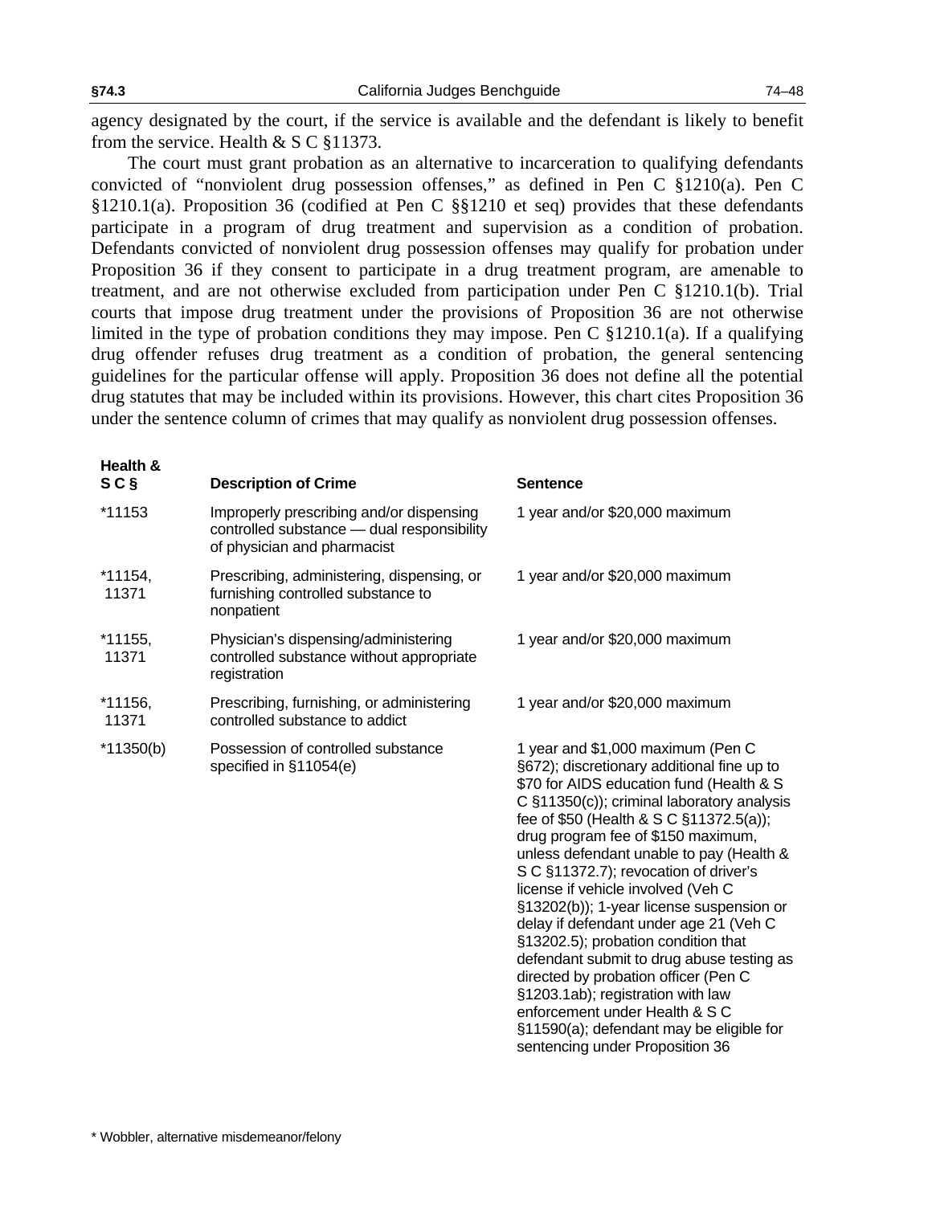agency designated by the court, if the service is available and the defendant is likely to benefit from the service. Health & S C §11373.

The court must grant probation as an alternative to incarceration to qualifying defendants convicted of "nonviolent drug possession offenses," as defined in Pen C §1210(a). Pen C §1210.1(a). Proposition 36 (codified at Pen C §§1210 et seq) provides that these defendants participate in a program of drug treatment and supervision as a condition of probation. Defendants convicted of nonviolent drug possession offenses may qualify for probation under Proposition 36 if they consent to participate in a drug treatment program, are amenable to treatment, and are not otherwise excluded from participation under Pen C §1210.1(b). Trial courts that impose drug treatment under the provisions of Proposition 36 are not otherwise limited in the type of probation conditions they may impose. Pen C §1210.1(a). If a qualifying drug offender refuses drug treatment as a condition of probation, the general sentencing guidelines for the particular offense will apply. Proposition 36 does not define all the potential drug statutes that may be included within its provisions. However, this chart cites Proposition 36 under the sentence column of crimes that may qualify as nonviolent drug possession offenses.

| Health & S C § | Description of Crime | Sentence |
|---|---|---|
| *11153 | Improperly prescribing and/or dispensing controlled substance — dual responsibility of physician and pharmacist | 1 year and/or $20,000 maximum |
| *11154, 11371 | Prescribing, administering, dispensing, or furnishing controlled substance to nonpatient | 1 year and/or $20,000 maximum |
| *11155, 11371 | Physician's dispensing/administering controlled substance without appropriate registration | 1 year and/or $20,000 maximum |
| *11156, 11371 | Prescribing, furnishing, or administering controlled substance to addict | 1 year and/or $20,000 maximum |
| *11350(b) | Possession of controlled substance specified in §11054(e) | 1 year and $1,000 maximum (Pen C §672); discretionary additional fine up to $70 for AIDS education fund (Health & S C §11350(c)); criminal laboratory analysis fee of $50 (Health & S C §11372.5(a)); drug program fee of $150 maximum, unless defendant unable to pay (Health & S C §11372.7); revocation of driver's license if vehicle involved (Veh C §13202(b)); 1-year license suspension or delay if defendant under age 21 (Veh C §13202.5); probation condition that defendant submit to drug abuse testing as directed by probation officer (Pen C §1203.1ab); registration with law enforcement under Health & S C §11590(a); defendant may be eligible for sentencing under Proposition 36 |

* Wobbler, alternative misdemeanor/felony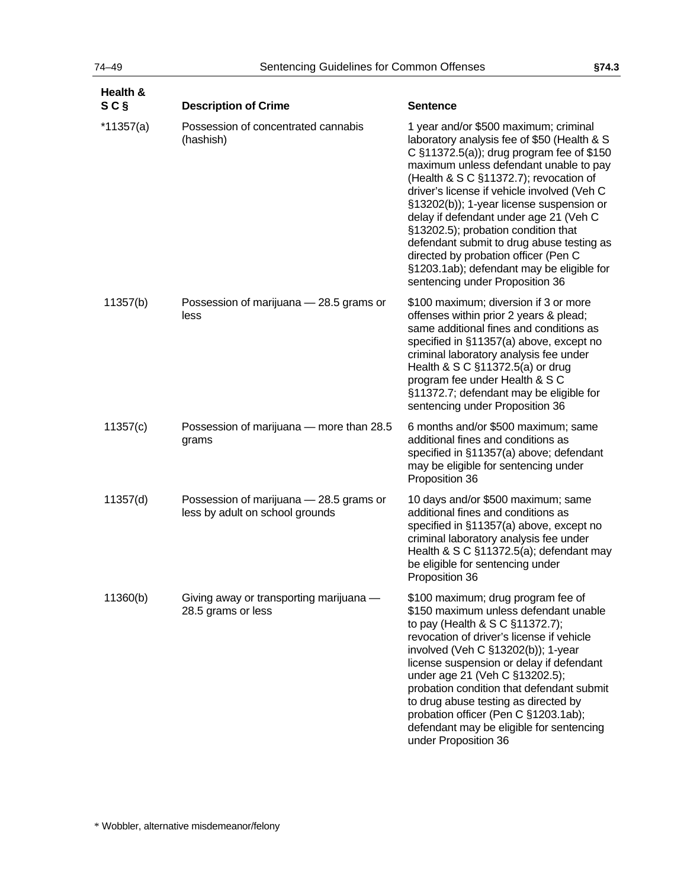| Health & S C § | Description of Crime | Sentence |
|---|---|---|
| *11357(a) | Possession of concentrated cannabis (hashish) | 1 year and/or $500 maximum; criminal laboratory analysis fee of $50 (Health & S C §11372.5(a)); drug program fee of $150 maximum unless defendant unable to pay (Health & S C §11372.7); revocation of driver's license if vehicle involved (Veh C §13202(b)); 1-year license suspension or delay if defendant under age 21 (Veh C §13202.5); probation condition that defendant submit to drug abuse testing as directed by probation officer (Pen C §1203.1ab); defendant may be eligible for sentencing under Proposition 36 |
| 11357(b) | Possession of marijuana — 28.5 grams or less | $100 maximum; diversion if 3 or more offenses within prior 2 years & plead; same additional fines and conditions as specified in §11357(a) above, except no criminal laboratory analysis fee under Health & S C §11372.5(a) or drug program fee under Health & S C §11372.7; defendant may be eligible for sentencing under Proposition 36 |
| 11357(c) | Possession of marijuana — more than 28.5 grams | 6 months and/or $500 maximum; same additional fines and conditions as specified in §11357(a) above; defendant may be eligible for sentencing under Proposition 36 |
| 11357(d) | Possession of marijuana — 28.5 grams or less by adult on school grounds | 10 days and/or $500 maximum; same additional fines and conditions as specified in §11357(a) above, except no criminal laboratory analysis fee under Health & S C §11372.5(a); defendant may be eligible for sentencing under Proposition 36 |
| 11360(b) | Giving away or transporting marijuana — 28.5 grams or less | $100 maximum; drug program fee of $150 maximum unless defendant unable to pay (Health & S C §11372.7); revocation of driver's license if vehicle involved (Veh C §13202(b)); 1-year license suspension or delay if defendant under age 21 (Veh C §13202.5); probation condition that defendant submit to drug abuse testing as directed by probation officer (Pen C §1203.1ab); defendant may be eligible for sentencing under Proposition 36 |

* Wobbler, alternative misdemeanor/felony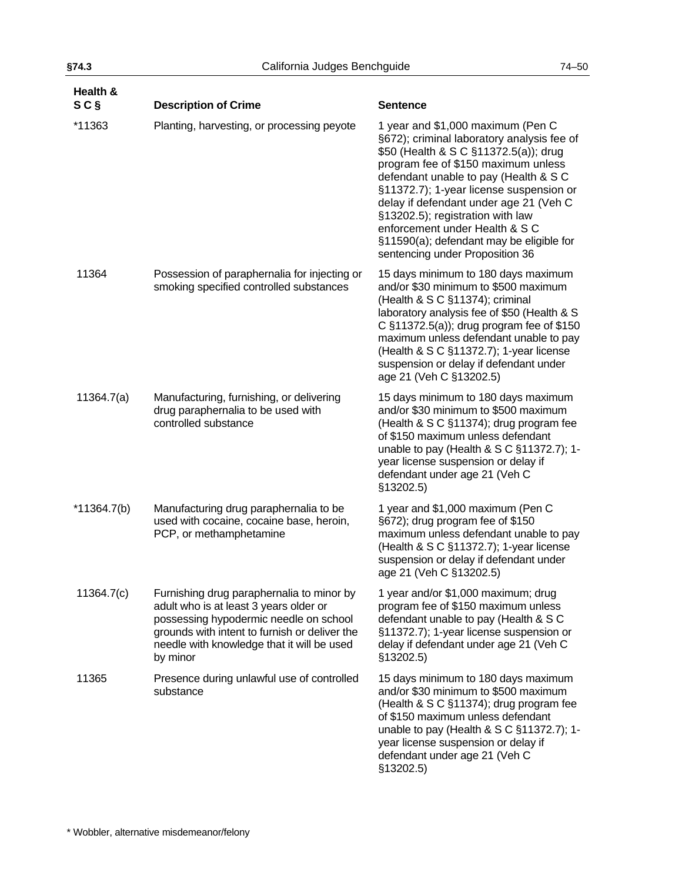| Health & S C § | Description of Crime | Sentence |
|---|---|---|
| *11363 | Planting, harvesting, or processing peyote | 1 year and $1,000 maximum (Pen C §672); criminal laboratory analysis fee of $50 (Health & S C §11372.5(a)); drug program fee of $150 maximum unless defendant unable to pay (Health & S C §11372.7); 1-year license suspension or delay if defendant under age 21 (Veh C §13202.5); registration with law enforcement under Health & S C §11590(a); defendant may be eligible for sentencing under Proposition 36 |
| 11364 | Possession of paraphernalia for injecting or smoking specified controlled substances | 15 days minimum to 180 days maximum and/or $30 minimum to $500 maximum (Health & S C §11374); criminal laboratory analysis fee of $50 (Health & S C §11372.5(a)); drug program fee of $150 maximum unless defendant unable to pay (Health & S C §11372.7); 1-year license suspension or delay if defendant under age 21 (Veh C §13202.5) |
| 11364.7(a) | Manufacturing, furnishing, or delivering drug paraphernalia to be used with controlled substance | 15 days minimum to 180 days maximum and/or $30 minimum to $500 maximum (Health & S C §11374); drug program fee of $150 maximum unless defendant unable to pay (Health & S C §11372.7); 1-year license suspension or delay if defendant under age 21 (Veh C §13202.5) |
| *11364.7(b) | Manufacturing drug paraphernalia to be used with cocaine, cocaine base, heroin, PCP, or methamphetamine | 1 year and $1,000 maximum (Pen C §672); drug program fee of $150 maximum unless defendant unable to pay (Health & S C §11372.7); 1-year license suspension or delay if defendant under age 21 (Veh C §13202.5) |
| 11364.7(c) | Furnishing drug paraphernalia to minor by adult who is at least 3 years older or possessing hypodermic needle on school grounds with intent to furnish or deliver the needle with knowledge that it will be used by minor | 1 year and/or $1,000 maximum; drug program fee of $150 maximum unless defendant unable to pay (Health & S C §11372.7); 1-year license suspension or delay if defendant under age 21 (Veh C §13202.5) |
| 11365 | Presence during unlawful use of controlled substance | 15 days minimum to 180 days maximum and/or $30 minimum to $500 maximum (Health & S C §11374); drug program fee of $150 maximum unless defendant unable to pay (Health & S C §11372.7); 1-year license suspension or delay if defendant under age 21 (Veh C §13202.5) |

* Wobbler, alternative misdemeanor/felony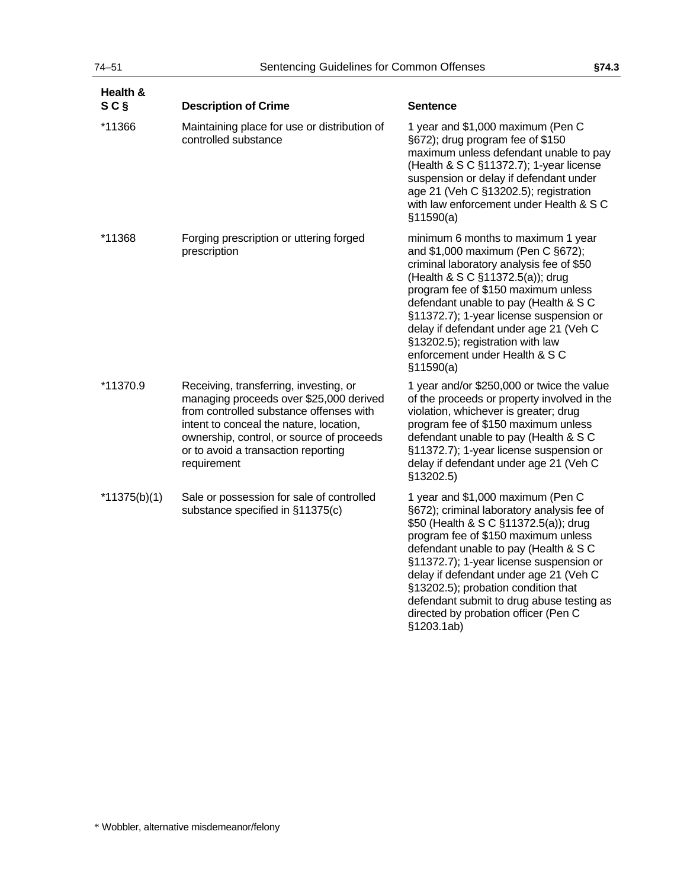| Health & S C § | Description of Crime | Sentence |
|---|---|---|
| *11366 | Maintaining place for use or distribution of controlled substance | 1 year and $1,000 maximum (Pen C §672); drug program fee of $150 maximum unless defendant unable to pay (Health & S C §11372.7); 1-year license suspension or delay if defendant under age 21 (Veh C §13202.5); registration with law enforcement under Health & S C §11590(a) |
| *11368 | Forging prescription or uttering forged prescription | minimum 6 months to maximum 1 year and $1,000 maximum (Pen C §672); criminal laboratory analysis fee of $50 (Health & S C §11372.5(a)); drug program fee of $150 maximum unless defendant unable to pay (Health & S C §11372.7); 1-year license suspension or delay if defendant under age 21 (Veh C §13202.5); registration with law enforcement under Health & S C §11590(a) |
| *11370.9 | Receiving, transferring, investing, or managing proceeds over $25,000 derived from controlled substance offenses with intent to conceal the nature, location, ownership, control, or source of proceeds or to avoid a transaction reporting requirement | 1 year and/or $250,000 or twice the value of the proceeds or property involved in the violation, whichever is greater; drug program fee of $150 maximum unless defendant unable to pay (Health & S C §11372.7); 1-year license suspension or delay if defendant under age 21 (Veh C §13202.5) |
| *11375(b)(1) | Sale or possession for sale of controlled substance specified in §11375(c) | 1 year and $1,000 maximum (Pen C §672); criminal laboratory analysis fee of $50 (Health & S C §11372.5(a)); drug program fee of $150 maximum unless defendant unable to pay (Health & S C §11372.7); 1-year license suspension or delay if defendant under age 21 (Veh C §13202.5); probation condition that defendant submit to drug abuse testing as directed by probation officer (Pen C §1203.1ab) |

* Wobbler, alternative misdemeanor/felony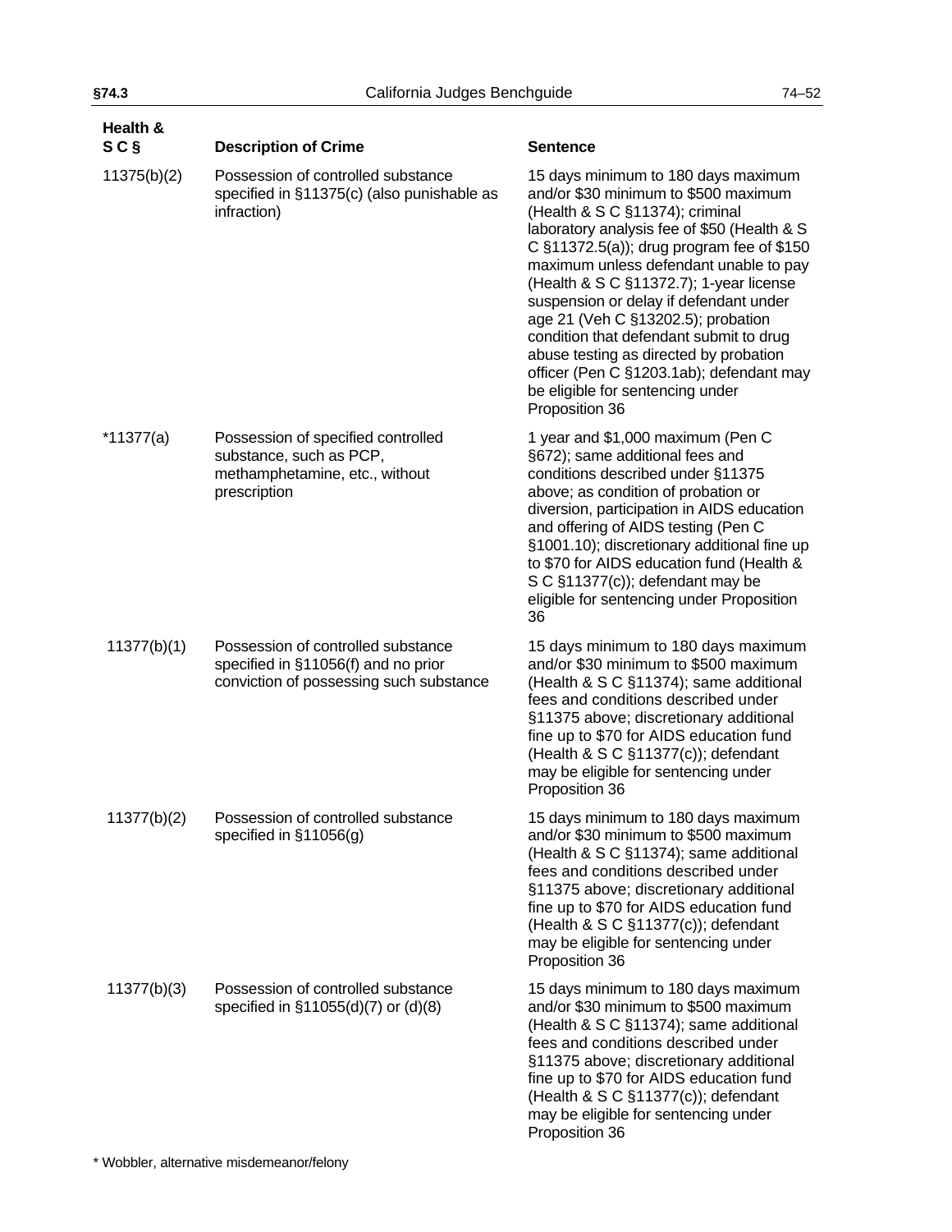| Health & S C § | Description of Crime | Sentence |
|---|---|---|
| 11375(b)(2) | Possession of controlled substance specified in §11375(c) (also punishable as infraction) | 15 days minimum to 180 days maximum and/or $30 minimum to $500 maximum (Health & S C §11374); criminal laboratory analysis fee of $50 (Health & S C §11372.5(a)); drug program fee of $150 maximum unless defendant unable to pay (Health & S C §11372.7); 1-year license suspension or delay if defendant under age 21 (Veh C §13202.5); probation condition that defendant submit to drug abuse testing as directed by probation officer (Pen C §1203.1ab); defendant may be eligible for sentencing under Proposition 36 |
| *11377(a) | Possession of specified controlled substance, such as PCP, methamphetamine, etc., without prescription | 1 year and $1,000 maximum (Pen C §672); same additional fees and conditions described under §11375 above; as condition of probation or diversion, participation in AIDS education and offering of AIDS testing (Pen C §1001.10); discretionary additional fine up to $70 for AIDS education fund (Health & S C §11377(c)); defendant may be eligible for sentencing under Proposition 36 |
| 11377(b)(1) | Possession of controlled substance specified in §11056(f) and no prior conviction of possessing such substance | 15 days minimum to 180 days maximum and/or $30 minimum to $500 maximum (Health & S C §11374); same additional fees and conditions described under §11375 above; discretionary additional fine up to $70 for AIDS education fund (Health & S C §11377(c)); defendant may be eligible for sentencing under Proposition 36 |
| 11377(b)(2) | Possession of controlled substance specified in §11056(g) | 15 days minimum to 180 days maximum and/or $30 minimum to $500 maximum (Health & S C §11374); same additional fees and conditions described under §11375 above; discretionary additional fine up to $70 for AIDS education fund (Health & S C §11377(c)); defendant may be eligible for sentencing under Proposition 36 |
| 11377(b)(3) | Possession of controlled substance specified in §11055(d)(7) or (d)(8) | 15 days minimum to 180 days maximum and/or $30 minimum to $500 maximum (Health & S C §11374); same additional fees and conditions described under §11375 above; discretionary additional fine up to $70 for AIDS education fund (Health & S C §11377(c)); defendant may be eligible for sentencing under Proposition 36 |

* Wobbler, alternative misdemeanor/felony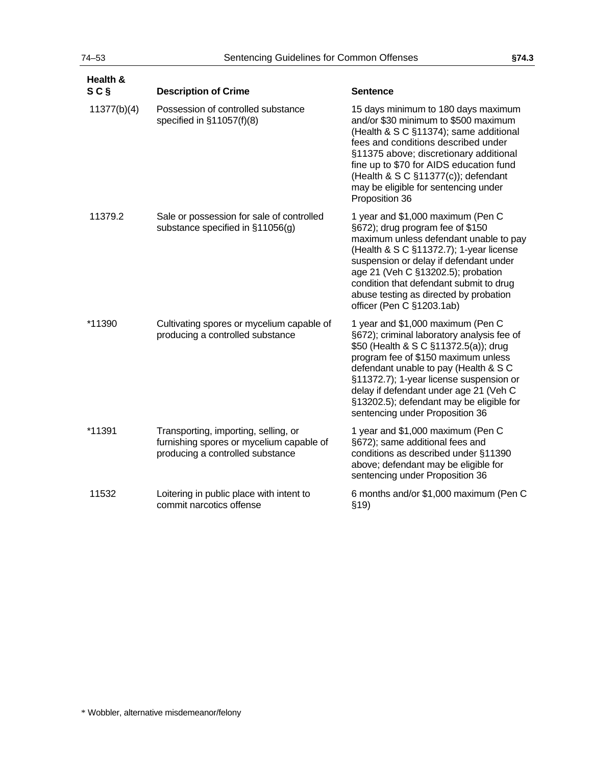| Health & S C § | Description of Crime | Sentence |
|---|---|---|
| 11377(b)(4) | Possession of controlled substance specified in §11057(f)(8) | 15 days minimum to 180 days maximum and/or $30 minimum to $500 maximum (Health & S C §11374); same additional fees and conditions described under §11375 above; discretionary additional fine up to $70 for AIDS education fund (Health & S C §11377(c)); defendant may be eligible for sentencing under Proposition 36 |
| 11379.2 | Sale or possession for sale of controlled substance specified in §11056(g) | 1 year and $1,000 maximum (Pen C §672); drug program fee of $150 maximum unless defendant unable to pay (Health & S C §11372.7); 1-year license suspension or delay if defendant under age 21 (Veh C §13202.5); probation condition that defendant submit to drug abuse testing as directed by probation officer (Pen C §1203.1ab) |
| *11390 | Cultivating spores or mycelium capable of producing a controlled substance | 1 year and $1,000 maximum (Pen C §672); criminal laboratory analysis fee of $50 (Health & S C §11372.5(a)); drug program fee of $150 maximum unless defendant unable to pay (Health & S C §11372.7); 1-year license suspension or delay if defendant under age 21 (Veh C §13202.5); defendant may be eligible for sentencing under Proposition 36 |
| *11391 | Transporting, importing, selling, or furnishing spores or mycelium capable of producing a controlled substance | 1 year and $1,000 maximum (Pen C §672); same additional fees and conditions as described under §11390 above; defendant may be eligible for sentencing under Proposition 36 |
| 11532 | Loitering in public place with intent to commit narcotics offense | 6 months and/or $1,000 maximum (Pen C §19) |

* Wobbler, alternative misdemeanor/felony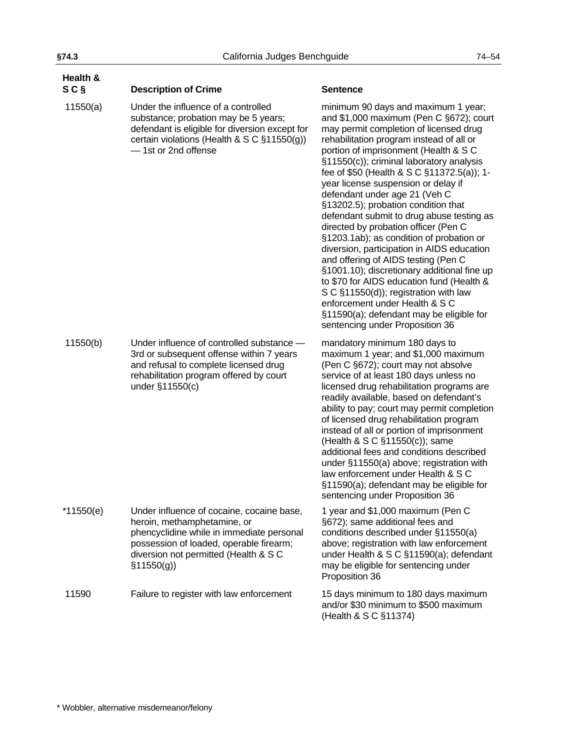| Health & S C § | Description of Crime | Sentence |
|---|---|---|
| 11550(a) | Under the influence of a controlled substance; probation may be 5 years; defendant is eligible for diversion except for certain violations (Health & S C §11550(g)) — 1st or 2nd offense | minimum 90 days and maximum 1 year; and $1,000 maximum (Pen C §672); court may permit completion of licensed drug rehabilitation program instead of all or portion of imprisonment (Health & S C §11550(c)); criminal laboratory analysis fee of $50 (Health & S C §11372.5(a)); 1-year license suspension or delay if defendant under age 21 (Veh C §13202.5); probation condition that defendant submit to drug abuse testing as directed by probation officer (Pen C §1203.1ab); as condition of probation or diversion, participation in AIDS education and offering of AIDS testing (Pen C §1001.10); discretionary additional fine up to $70 for AIDS education fund (Health & S C §11550(d)); registration with law enforcement under Health & S C §11590(a); defendant may be eligible for sentencing under Proposition 36 |
| 11550(b) | Under influence of controlled substance — 3rd or subsequent offense within 7 years and refusal to complete licensed drug rehabilitation program offered by court under §11550(c) | mandatory minimum 180 days to maximum 1 year; and $1,000 maximum (Pen C §672); court may not absolve service of at least 180 days unless no licensed drug rehabilitation programs are readily available, based on defendant's ability to pay; court may permit completion of licensed drug rehabilitation program instead of all or portion of imprisonment (Health & S C §11550(c)); same additional fees and conditions described under §11550(a) above; registration with law enforcement under Health & S C §11590(a); defendant may be eligible for sentencing under Proposition 36 |
| *11550(e) | Under influence of cocaine, cocaine base, heroin, methamphetamine, or phencyclidine while in immediate personal possession of loaded, operable firearm; diversion not permitted (Health & S C §11550(g)) | 1 year and $1,000 maximum (Pen C §672); same additional fees and conditions described under §11550(a) above; registration with law enforcement under Health & S C §11590(a); defendant may be eligible for sentencing under Proposition 36 |
| 11590 | Failure to register with law enforcement | 15 days minimum to 180 days maximum and/or $30 minimum to $500 maximum (Health & S C §11374) |

* Wobbler, alternative misdemeanor/felony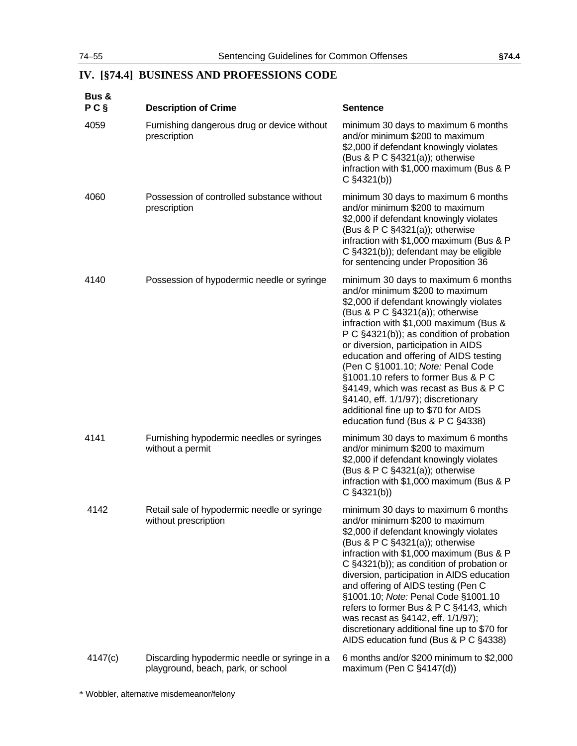## IV. [§74.4] BUSINESS AND PROFESSIONS CODE

| Bus & P C § | Description of Crime | Sentence |
|---|---|---|
| 4059 | Furnishing dangerous drug or device without prescription | minimum 30 days to maximum 6 months and/or minimum $200 to maximum $2,000 if defendant knowingly violates (Bus & P C §4321(a)); otherwise infraction with $1,000 maximum (Bus & P C §4321(b)) |
| 4060 | Possession of controlled substance without prescription | minimum 30 days to maximum 6 months and/or minimum $200 to maximum $2,000 if defendant knowingly violates (Bus & P C §4321(a)); otherwise infraction with $1,000 maximum (Bus & P C §4321(b)); defendant may be eligible for sentencing under Proposition 36 |
| 4140 | Possession of hypodermic needle or syringe | minimum 30 days to maximum 6 months and/or minimum $200 to maximum $2,000 if defendant knowingly violates (Bus & P C §4321(a)); otherwise infraction with $1,000 maximum (Bus & P C §4321(b)); as condition of probation or diversion, participation in AIDS education and offering of AIDS testing (Pen C §1001.10; *Note:* Penal Code §1001.10 refers to former Bus & P C §4149, which was recast as Bus & P C §4140, eff. 1/1/97); discretionary additional fine up to $70 for AIDS education fund (Bus & P C §4338) |
| 4141 | Furnishing hypodermic needles or syringes without a permit | minimum 30 days to maximum 6 months and/or minimum $200 to maximum $2,000 if defendant knowingly violates (Bus & P C §4321(a)); otherwise infraction with $1,000 maximum (Bus & P C §4321(b)) |
| 4142 | Retail sale of hypodermic needle or syringe without prescription | minimum 30 days to maximum 6 months and/or minimum $200 to maximum $2,000 if defendant knowingly violates (Bus & P C §4321(a)); otherwise infraction with $1,000 maximum (Bus & P C §4321(b)); as condition of probation or diversion, participation in AIDS education and offering of AIDS testing (Pen C §1001.10; *Note:* Penal Code §1001.10 refers to former Bus & P C §4143, which was recast as §4142, eff. 1/1/97); discretionary additional fine up to $70 for AIDS education fund (Bus & P C §4338) |
| 4147(c) | Discarding hypodermic needle or syringe in a playground, beach, park, or school | 6 months and/or $200 minimum to $2,000 maximum (Pen C §4147(d)) |

* Wobbler, alternative misdemeanor/felony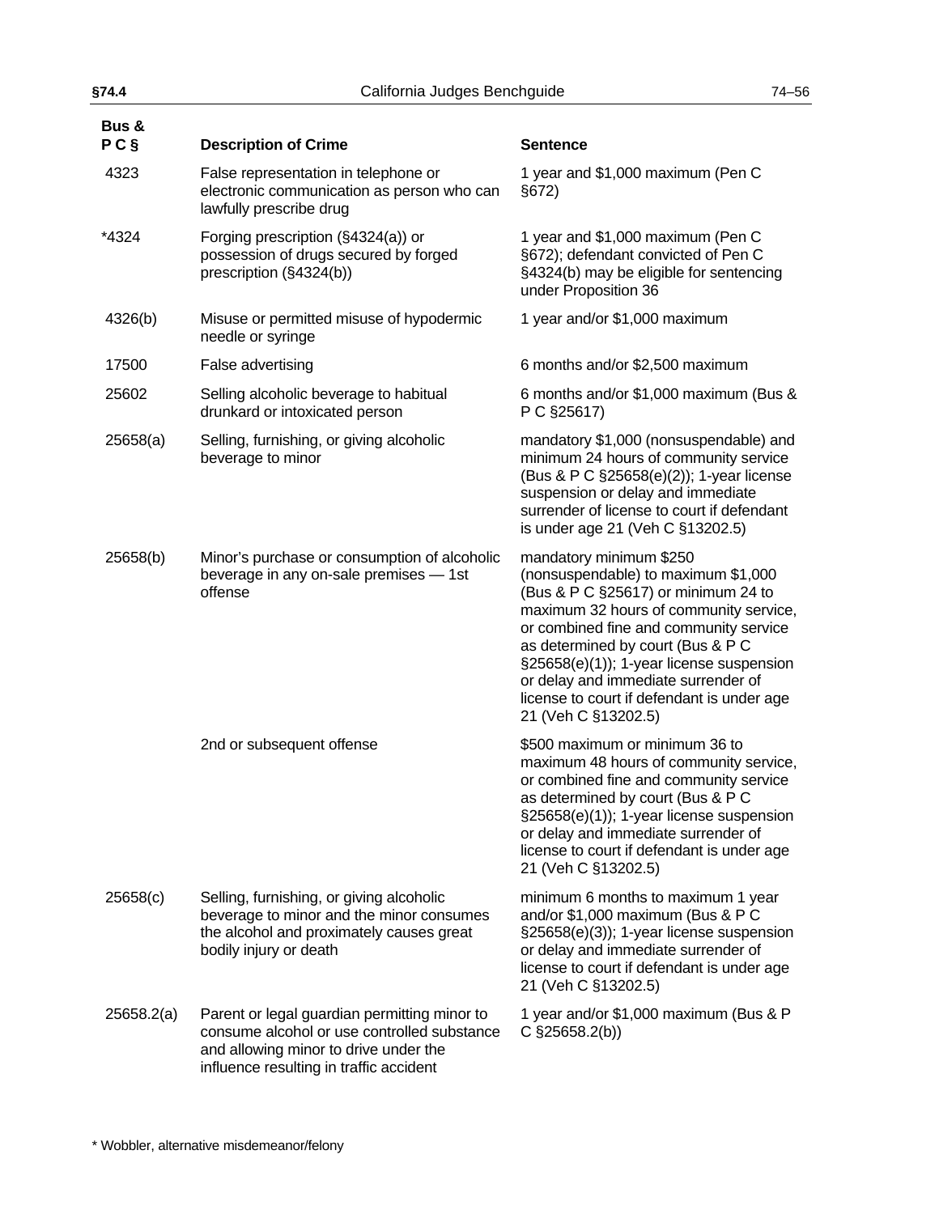| Bus & P C § | Description of Crime | Sentence |
|---|---|---|
| 4323 | False representation in telephone or electronic communication as person who can lawfully prescribe drug | 1 year and $1,000 maximum (Pen C §672) |
| *4324 | Forging prescription (§4324(a)) or possession of drugs secured by forged prescription (§4324(b)) | 1 year and $1,000 maximum (Pen C §672); defendant convicted of Pen C §4324(b) may be eligible for sentencing under Proposition 36 |
| 4326(b) | Misuse or permitted misuse of hypodermic needle or syringe | 1 year and/or $1,000 maximum |
| 17500 | False advertising | 6 months and/or $2,500 maximum |
| 25602 | Selling alcoholic beverage to habitual drunkard or intoxicated person | 6 months and/or $1,000 maximum (Bus & P C §25617) |
| 25658(a) | Selling, furnishing, or giving alcoholic beverage to minor | mandatory $1,000 (nonsuspendable) and minimum 24 hours of community service (Bus & P C §25658(e)(2)); 1-year license suspension or delay and immediate surrender of license to court if defendant is under age 21 (Veh C §13202.5) |
| 25658(b) | Minor's purchase or consumption of alcoholic beverage in any on-sale premises — 1st offense | mandatory minimum $250 (nonsuspendable) to maximum $1,000 (Bus & P C §25617) or minimum 24 to maximum 32 hours of community service, or combined fine and community service as determined by court (Bus & P C §25658(e)(1)); 1-year license suspension or delay and immediate surrender of license to court if defendant is under age 21 (Veh C §13202.5) |
| | 2nd or subsequent offense | $500 maximum or minimum 36 to maximum 48 hours of community service, or combined fine and community service as determined by court (Bus & P C §25658(e)(1)); 1-year license suspension or delay and immediate surrender of license to court if defendant is under age 21 (Veh C §13202.5) |
| 25658(c) | Selling, furnishing, or giving alcoholic beverage to minor and the minor consumes the alcohol and proximately causes great bodily injury or death | minimum 6 months to maximum 1 year and/or $1,000 maximum (Bus & P C §25658(e)(3)); 1-year license suspension or delay and immediate surrender of license to court if defendant is under age 21 (Veh C §13202.5) |
| 25658.2(a) | Parent or legal guardian permitting minor to consume alcohol or use controlled substance and allowing minor to drive under the influence resulting in traffic accident | 1 year and/or $1,000 maximum (Bus & P C §25658.2(b)) |

* Wobbler, alternative misdemeanor/felony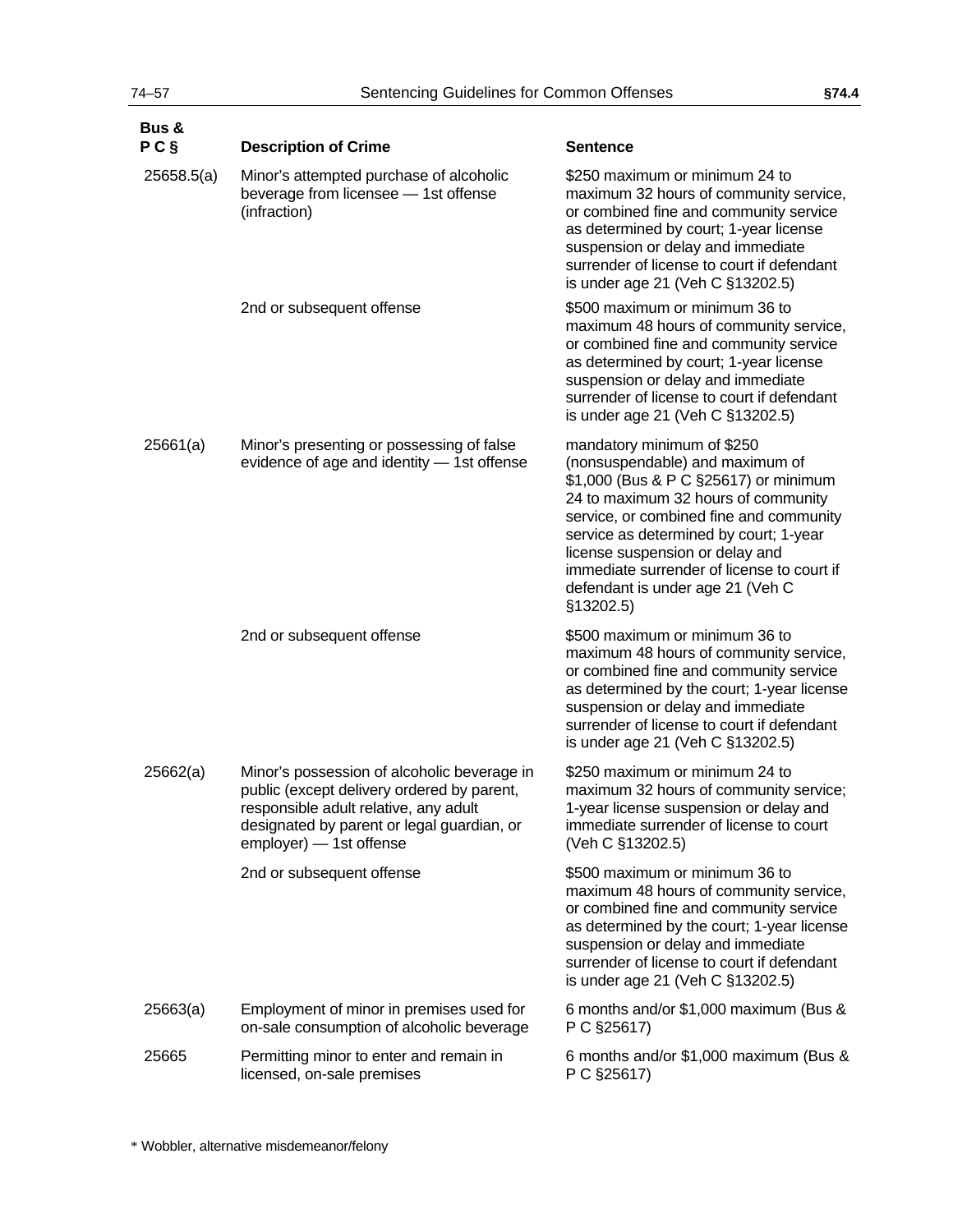| Bus & P C § | Description of Crime | Sentence |
|---|---|---|
| 25658.5(a) | Minor's attempted purchase of alcoholic beverage from licensee — 1st offense (infraction) | $250 maximum or minimum 24 to maximum 32 hours of community service, or combined fine and community service as determined by court; 1-year license suspension or delay and immediate surrender of license to court if defendant is under age 21 (Veh C §13202.5) |
| | 2nd or subsequent offense | $500 maximum or minimum 36 to maximum 48 hours of community service, or combined fine and community service as determined by court; 1-year license suspension or delay and immediate surrender of license to court if defendant is under age 21 (Veh C §13202.5) |
| 25661(a) | Minor's presenting or possessing of false evidence of age and identity — 1st offense | mandatory minimum of $250 (nonsuspendable) and maximum of $1,000 (Bus & P C §25617) or minimum 24 to maximum 32 hours of community service, or combined fine and community service as determined by court; 1-year license suspension or delay and immediate surrender of license to court if defendant is under age 21 (Veh C §13202.5) |
| | 2nd or subsequent offense | $500 maximum or minimum 36 to maximum 48 hours of community service, or combined fine and community service as determined by the court; 1-year license suspension or delay and immediate surrender of license to court if defendant is under age 21 (Veh C §13202.5) |
| 25662(a) | Minor's possession of alcoholic beverage in public (except delivery ordered by parent, responsible adult relative, any adult designated by parent or legal guardian, or employer) — 1st offense | $250 maximum or minimum 24 to maximum 32 hours of community service; 1-year license suspension or delay and immediate surrender of license to court (Veh C §13202.5) |
| | 2nd or subsequent offense | $500 maximum or minimum 36 to maximum 48 hours of community service, or combined fine and community service as determined by the court; 1-year license suspension or delay and immediate surrender of license to court if defendant is under age 21 (Veh C §13202.5) |
| 25663(a) | Employment of minor in premises used for on-sale consumption of alcoholic beverage | 6 months and/or $1,000 maximum (Bus & P C §25617) |
| 25665 | Permitting minor to enter and remain in licensed, on-sale premises | 6 months and/or $1,000 maximum (Bus & P C §25617) |

* Wobbler, alternative misdemeanor/felony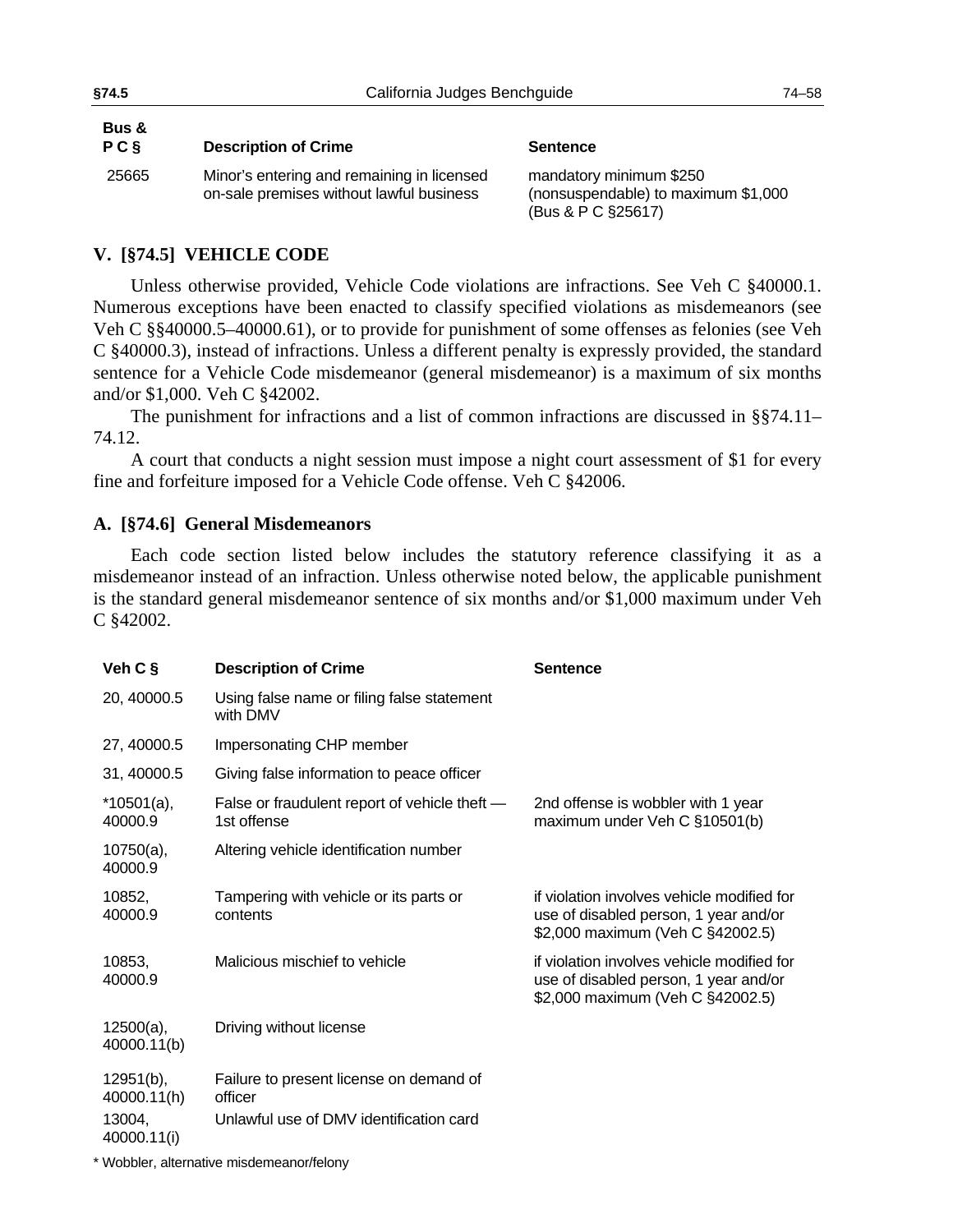| Bus & P C § | Description of Crime | Sentence |
|---|---|---|
| 25665 | Minor's entering and remaining in licensed on-sale premises without lawful business | mandatory minimum $250 (nonsuspendable) to maximum $1,000 (Bus & P C §25617) |

## V. [§74.5] VEHICLE CODE

Unless otherwise provided, Vehicle Code violations are infractions. See Veh C §40000.1. Numerous exceptions have been enacted to classify specified violations as misdemeanors (see Veh C §§40000.5–40000.61), or to provide for punishment of some offenses as felonies (see Veh C §40000.3), instead of infractions. Unless a different penalty is expressly provided, the standard sentence for a Vehicle Code misdemeanor (general misdemeanor) is a maximum of six months and/or $1,000. Veh C §42002.

The punishment for infractions and a list of common infractions are discussed in §§74.11–74.12.

A court that conducts a night session must impose a night court assessment of $1 for every fine and forfeiture imposed for a Vehicle Code offense. Veh C §42006.

### A. [§74.6] General Misdemeanors

Each code section listed below includes the statutory reference classifying it as a misdemeanor instead of an infraction. Unless otherwise noted below, the applicable punishment is the standard general misdemeanor sentence of six months and/or $1,000 maximum under Veh C §42002.

| Veh C § | Description of Crime | Sentence |
|---|---|---|
| 20, 40000.5 | Using false name or filing false statement with DMV | |
| 27, 40000.5 | Impersonating CHP member | |
| 31, 40000.5 | Giving false information to peace officer | |
| *10501(a), 40000.9 | False or fraudulent report of vehicle theft — 1st offense | 2nd offense is wobbler with 1 year maximum under Veh C §10501(b) |
| 10750(a), 40000.9 | Altering vehicle identification number | |
| 10852, 40000.9 | Tampering with vehicle or its parts or contents | if violation involves vehicle modified for use of disabled person, 1 year and/or $2,000 maximum (Veh C §42002.5) |
| 10853, 40000.9 | Malicious mischief to vehicle | if violation involves vehicle modified for use of disabled person, 1 year and/or $2,000 maximum (Veh C §42002.5) |
| 12500(a), 40000.11(b) | Driving without license | |
| 12951(b), 40000.11(h) | Failure to present license on demand of officer | |
| 13004, 40000.11(i) | Unlawful use of DMV identification card | |

* Wobbler, alternative misdemeanor/felony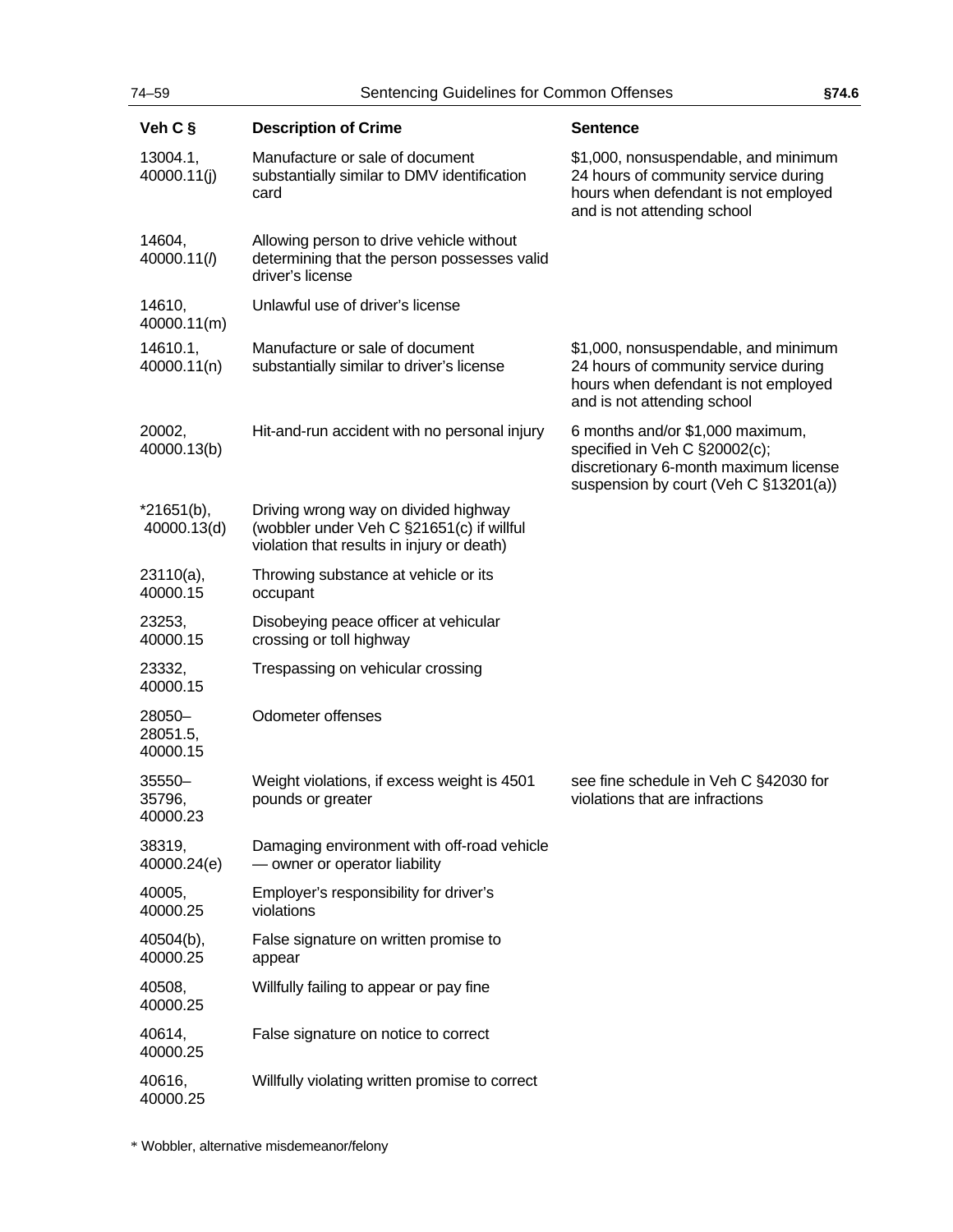| Veh C § | Description of Crime | Sentence |
|---|---|---|
| 13004.1, 40000.11(j) | Manufacture or sale of document substantially similar to DMV identification card | $1,000, nonsuspendable, and minimum 24 hours of community service during hours when defendant is not employed and is not attending school |
| 14604, 40000.11(*l*) | Allowing person to drive vehicle without determining that the person possesses valid driver's license | |
| 14610, 40000.11(m) | Unlawful use of driver's license | |
| 14610.1, 40000.11(n) | Manufacture or sale of document substantially similar to driver's license | $1,000, nonsuspendable, and minimum 24 hours of community service during hours when defendant is not employed and is not attending school |
| 20002, 40000.13(b) | Hit-and-run accident with no personal injury | 6 months and/or $1,000 maximum, specified in Veh C §20002(c); discretionary 6-month maximum license suspension by court (Veh C §13201(a)) |
| *21651(b), 40000.13(d) | Driving wrong way on divided highway (wobbler under Veh C §21651(c) if willful violation that results in injury or death) | |
| 23110(a), 40000.15 | Throwing substance at vehicle or its occupant | |
| 23253, 40000.15 | Disobeying peace officer at vehicular crossing or toll highway | |
| 23332, 40000.15 | Trespassing on vehicular crossing | |
| 28050–28051.5, 40000.15 | Odometer offenses | |
| 35550–35796, 40000.23 | Weight violations, if excess weight is 4501 pounds or greater | see fine schedule in Veh C §42030 for violations that are infractions |
| 38319, 40000.24(e) | Damaging environment with off-road vehicle — owner or operator liability | |
| 40005, 40000.25 | Employer's responsibility for driver's violations | |
| 40504(b), 40000.25 | False signature on written promise to appear | |
| 40508, 40000.25 | Willfully failing to appear or pay fine | |
| 40614, 40000.25 | False signature on notice to correct | |
| 40616, 40000.25 | Willfully violating written promise to correct | |

* Wobbler, alternative misdemeanor/felony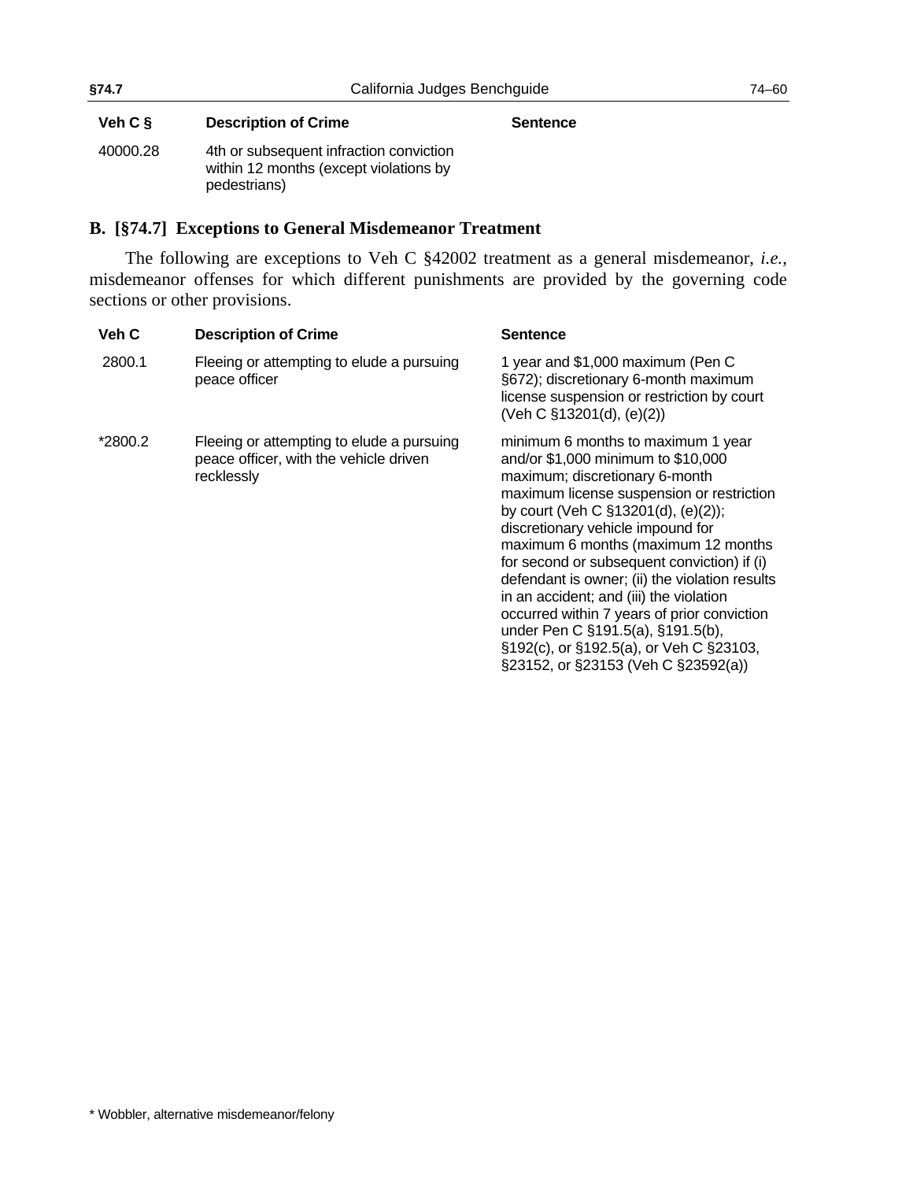| Veh C § | Description of Crime | Sentence |
|---|---|---|
| 40000.28 | 4th or subsequent infraction conviction within 12 months (except violations by pedestrians) | |

## B. [§74.7] Exceptions to General Misdemeanor Treatment

The following are exceptions to Veh C §42002 treatment as a general misdemeanor, *i.e.*, misdemeanor offenses for which different punishments are provided by the governing code sections or other provisions.

| Veh C | Description of Crime | Sentence |
|---|---|---|
| 2800.1 | Fleeing or attempting to elude a pursuing peace officer | 1 year and $1,000 maximum (Pen C §672); discretionary 6-month maximum license suspension or restriction by court (Veh C §13201(d), (e)(2)) |
| *2800.2 | Fleeing or attempting to elude a pursuing peace officer, with the vehicle driven recklessly | minimum 6 months to maximum 1 year and/or $1,000 minimum to $10,000 maximum; discretionary 6-month maximum license suspension or restriction by court (Veh C §13201(d), (e)(2)); discretionary vehicle impound for maximum 6 months (maximum 12 months for second or subsequent conviction) if (i) defendant is owner; (ii) the violation results in an accident; and (iii) the violation occurred within 7 years of prior conviction under Pen C §191.5(a), §191.5(b), §192(c), or §192.5(a), or Veh C §23103, §23152, or §23153 (Veh C §23592(a)) |

* Wobbler, alternative misdemeanor/felony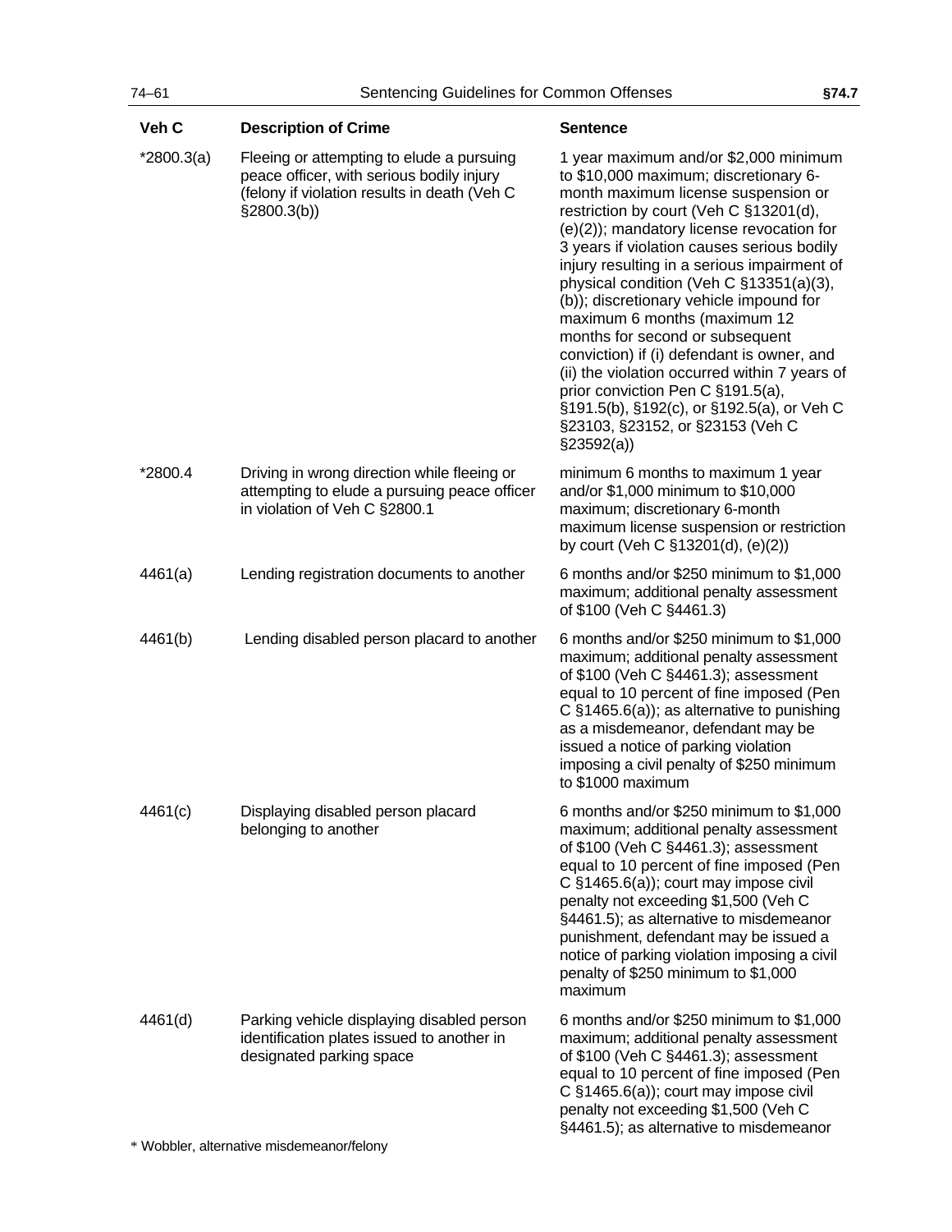| Veh C | Description of Crime | Sentence |
|---|---|---|
| *2800.3(a) | Fleeing or attempting to elude a pursuing peace officer, with serious bodily injury (felony if violation results in death (Veh C §2800.3(b)) | 1 year maximum and/or $2,000 minimum to $10,000 maximum; discretionary 6-month maximum license suspension or restriction by court (Veh C §13201(d), (e)(2)); mandatory license revocation for 3 years if violation causes serious bodily injury resulting in a serious impairment of physical condition (Veh C §13351(a)(3), (b)); discretionary vehicle impound for maximum 6 months (maximum 12 months for second or subsequent conviction) if (i) defendant is owner, and (ii) the violation occurred within 7 years of prior conviction Pen C §191.5(a), §191.5(b), §192(c), or §192.5(a), or Veh C §23103, §23152, or §23153 (Veh C §23592(a)) |
| *2800.4 | Driving in wrong direction while fleeing or attempting to elude a pursuing peace officer in violation of Veh C §2800.1 | minimum 6 months to maximum 1 year and/or $1,000 minimum to $10,000 maximum; discretionary 6-month maximum license suspension or restriction by court (Veh C §13201(d), (e)(2)) |
| 4461(a) | Lending registration documents to another | 6 months and/or $250 minimum to $1,000 maximum; additional penalty assessment of $100 (Veh C §4461.3) |
| 4461(b) | Lending disabled person placard to another | 6 months and/or $250 minimum to $1,000 maximum; additional penalty assessment of $100 (Veh C §4461.3); assessment equal to 10 percent of fine imposed (Pen C §1465.6(a)); as alternative to punishing as a misdemeanor, defendant may be issued a notice of parking violation imposing a civil penalty of $250 minimum to $1000 maximum |
| 4461(c) | Displaying disabled person placard belonging to another | 6 months and/or $250 minimum to $1,000 maximum; additional penalty assessment of $100 (Veh C §4461.3); assessment equal to 10 percent of fine imposed (Pen C §1465.6(a)); court may impose civil penalty not exceeding $1,500 (Veh C §4461.5); as alternative to misdemeanor punishment, defendant may be issued a notice of parking violation imposing a civil penalty of $250 minimum to $1,000 maximum |
| 4461(d) | Parking vehicle displaying disabled person identification plates issued to another in designated parking space | 6 months and/or $250 minimum to $1,000 maximum; additional penalty assessment of $100 (Veh C §4461.3); assessment equal to 10 percent of fine imposed (Pen C §1465.6(a)); court may impose civil penalty not exceeding $1,500 (Veh C §4461.5); as alternative to misdemeanor |

* Wobbler, alternative misdemeanor/felony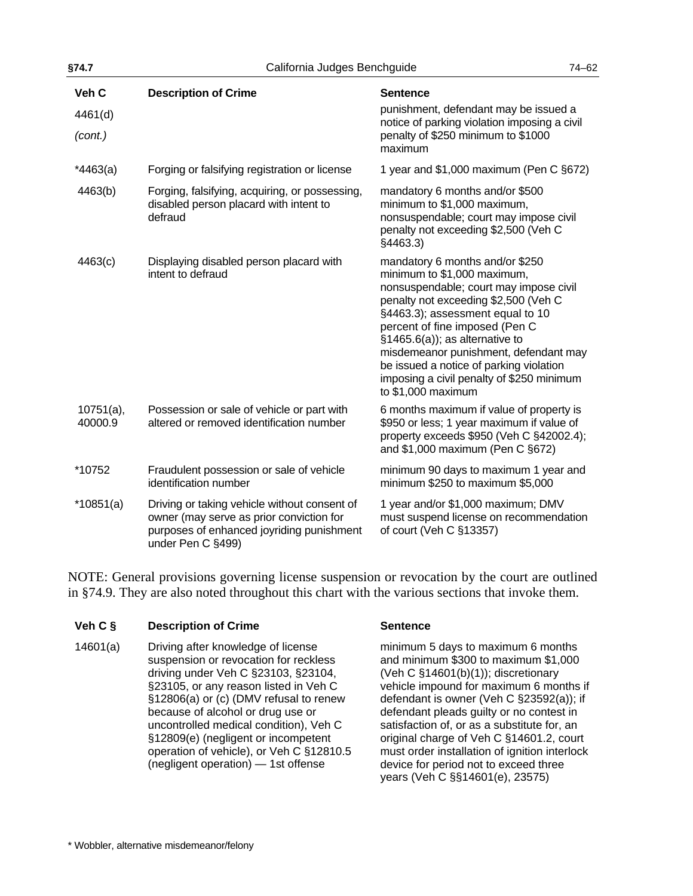| Veh C | Description of Crime | Sentence |
|---|---|---|
| 4461(d) *(cont.)* | | punishment, defendant may be issued a notice of parking violation imposing a civil penalty of $250 minimum to $1000 maximum |
| *4463(a) | Forging or falsifying registration or license | 1 year and $1,000 maximum (Pen C §672) |
| 4463(b) | Forging, falsifying, acquiring, or possessing, disabled person placard with intent to defraud | mandatory 6 months and/or $500 minimum to $1,000 maximum, nonsuspendable; court may impose civil penalty not exceeding $2,500 (Veh C §4463.3) |
| 4463(c) | Displaying disabled person placard with intent to defraud | mandatory 6 months and/or $250 minimum to $1,000 maximum, nonsuspendable; court may impose civil penalty not exceeding $2,500 (Veh C §4463.3); assessment equal to 10 percent of fine imposed (Pen C §1465.6(a)); as alternative to misdemeanor punishment, defendant may be issued a notice of parking violation imposing a civil penalty of $250 minimum to $1,000 maximum |
| 10751(a), 40000.9 | Possession or sale of vehicle or part with altered or removed identification number | 6 months maximum if value of property is $950 or less; 1 year maximum if value of property exceeds $950 (Veh C §42002.4); and $1,000 maximum (Pen C §672) |
| *10752 | Fraudulent possession or sale of vehicle identification number | minimum 90 days to maximum 1 year and minimum $250 to maximum $5,000 |
| *10851(a) | Driving or taking vehicle without consent of owner (may serve as prior conviction for purposes of enhanced joyriding punishment under Pen C §499) | 1 year and/or $1,000 maximum; DMV must suspend license on recommendation of court (Veh C §13357) |

NOTE: General provisions governing license suspension or revocation by the court are outlined in §74.9. They are also noted throughout this chart with the various sections that invoke them.

| Veh C § | Description of Crime | Sentence |
|---|---|---|
| 14601(a) | Driving after knowledge of license suspension or revocation for reckless driving under Veh C §23103, §23104, §23105, or any reason listed in Veh C §12806(a) or (c) (DMV refusal to renew because of alcohol or drug use or uncontrolled medical condition), Veh C §12809(e) (negligent or incompetent operation of vehicle), or Veh C §12810.5 (negligent operation) — 1st offense | minimum 5 days to maximum 6 months and minimum $300 to maximum $1,000 (Veh C §14601(b)(1)); discretionary vehicle impound for maximum 6 months if defendant is owner (Veh C §23592(a)); if defendant pleads guilty or no contest in satisfaction of, or as a substitute for, an original charge of Veh C §14601.2, court must order installation of ignition interlock device for period not to exceed three years (Veh C §§14601(e), 23575) |

* Wobbler, alternative misdemeanor/felony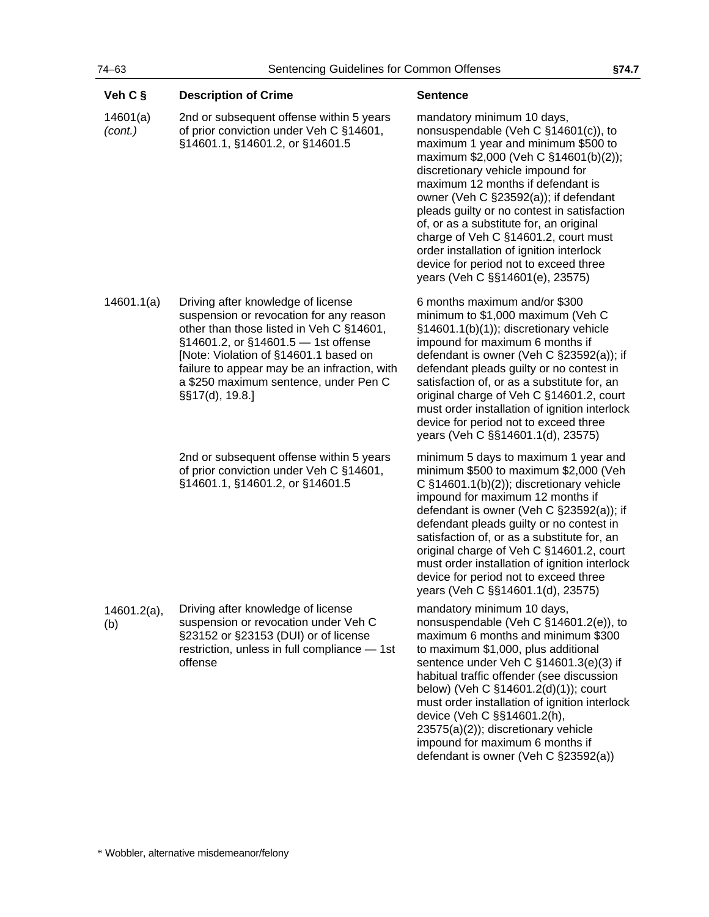| Veh C § | Description of Crime | Sentence |
|---|---|---|
| 14601(a) *(cont.)* | 2nd or subsequent offense within 5 years of prior conviction under Veh C §14601, §14601.1, §14601.2, or §14601.5 | mandatory minimum 10 days, nonsuspendable (Veh C §14601(c)), to maximum 1 year and minimum $500 to maximum $2,000 (Veh C §14601(b)(2)); discretionary vehicle impound for maximum 12 months if defendant is owner (Veh C §23592(a)); if defendant pleads guilty or no contest in satisfaction of, or as a substitute for, an original charge of Veh C §14601.2, court must order installation of ignition interlock device for period not to exceed three years (Veh C §§14601(e), 23575) |
| 14601.1(a) | Driving after knowledge of license suspension or revocation for any reason other than those listed in Veh C §14601, §14601.2, or §14601.5 — 1st offense [Note: Violation of §14601.1 based on failure to appear may be an infraction, with a $250 maximum sentence, under Pen C §§17(d), 19.8.] | 6 months maximum and/or $300 minimum to $1,000 maximum (Veh C §14601.1(b)(1)); discretionary vehicle impound for maximum 6 months if defendant is owner (Veh C §23592(a)); if defendant pleads guilty or no contest in satisfaction of, or as a substitute for, an original charge of Veh C §14601.2, court must order installation of ignition interlock device for period not to exceed three years (Veh C §§14601.1(d), 23575) |
| | 2nd or subsequent offense within 5 years of prior conviction under Veh C §14601, §14601.1, §14601.2, or §14601.5 | minimum 5 days to maximum 1 year and minimum $500 to maximum $2,000 (Veh C §14601.1(b)(2)); discretionary vehicle impound for maximum 12 months if defendant is owner (Veh C §23592(a)); if defendant pleads guilty or no contest in satisfaction of, or as a substitute for, an original charge of Veh C §14601.2, court must order installation of ignition interlock device for period not to exceed three years (Veh C §§14601.1(d), 23575) |
| 14601.2(a), (b) | Driving after knowledge of license suspension or revocation under Veh C §23152 or §23153 (DUI) or of license restriction, unless in full compliance — 1st offense | mandatory minimum 10 days, nonsuspendable (Veh C §14601.2(e)), to maximum 6 months and minimum $300 to maximum $1,000, plus additional sentence under Veh C §14601.3(e)(3) if habitual traffic offender (see discussion below) (Veh C §14601.2(d)(1)); court must order installation of ignition interlock device (Veh C §§14601.2(h), 23575(a)(2)); discretionary vehicle impound for maximum 6 months if defendant is owner (Veh C §23592(a)) |

* Wobbler, alternative misdemeanor/felony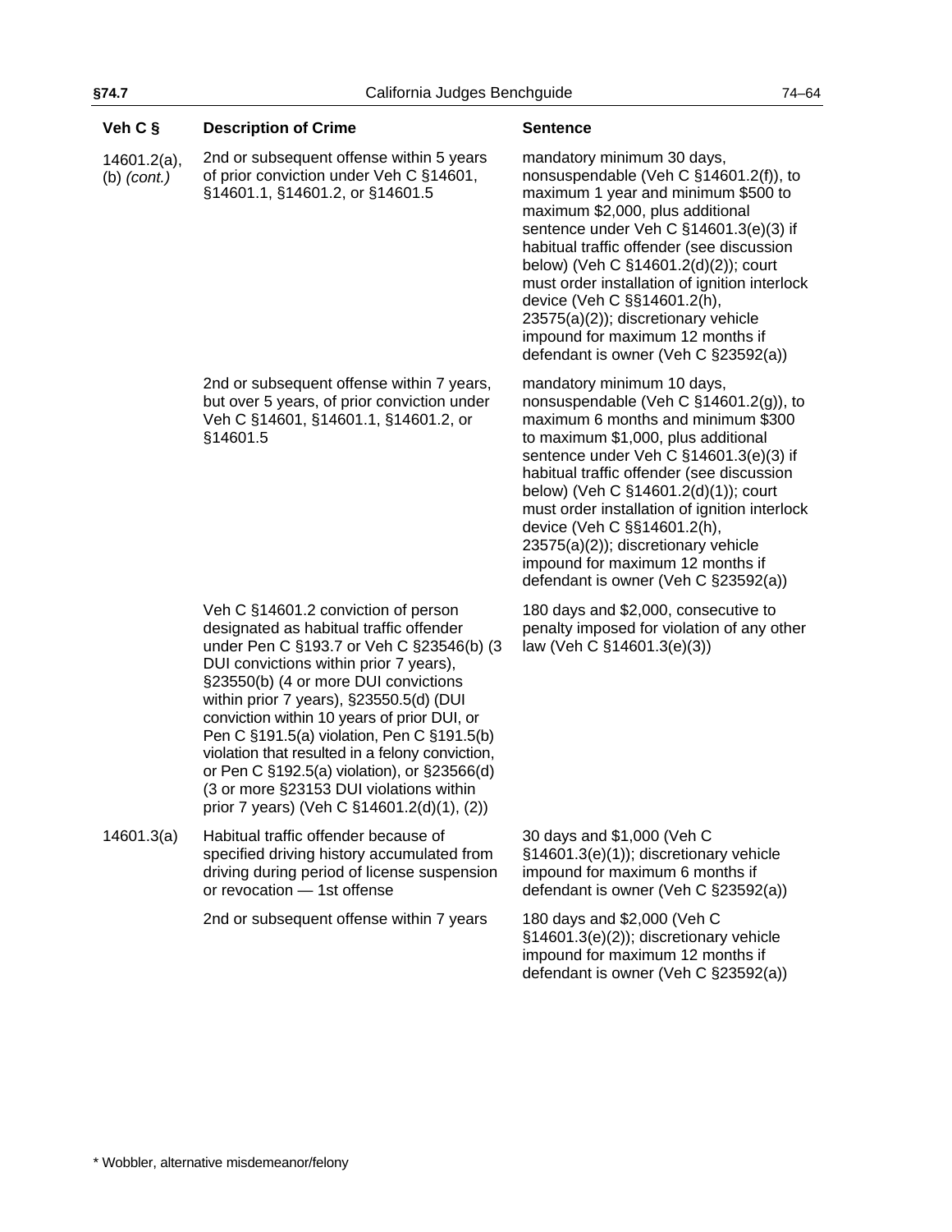| Veh C § | Description of Crime | Sentence |
|---|---|---|
| 14601.2(a), (b) *(cont.)* | 2nd or subsequent offense within 5 years of prior conviction under Veh C §14601, §14601.1, §14601.2, or §14601.5 | mandatory minimum 30 days, nonsuspendable (Veh C §14601.2(f)), to maximum 1 year and minimum $500 to maximum $2,000, plus additional sentence under Veh C §14601.3(e)(3) if habitual traffic offender (see discussion below) (Veh C §14601.2(d)(2)); court must order installation of ignition interlock device (Veh C §§14601.2(h), 23575(a)(2)); discretionary vehicle impound for maximum 12 months if defendant is owner (Veh C §23592(a)) |
| | 2nd or subsequent offense within 7 years, but over 5 years, of prior conviction under Veh C §14601, §14601.1, §14601.2, or §14601.5 | mandatory minimum 10 days, nonsuspendable (Veh C §14601.2(g)), to maximum 6 months and minimum $300 to maximum $1,000, plus additional sentence under Veh C §14601.3(e)(3) if habitual traffic offender (see discussion below) (Veh C §14601.2(d)(1)); court must order installation of ignition interlock device (Veh C §§14601.2(h), 23575(a)(2)); discretionary vehicle impound for maximum 12 months if defendant is owner (Veh C §23592(a)) |
| | Veh C §14601.2 conviction of person designated as habitual traffic offender under Pen C §193.7 or Veh C §23546(b) (3 DUI convictions within prior 7 years), §23550(b) (4 or more DUI convictions within prior 7 years), §23550.5(d) (DUI conviction within 10 years of prior DUI, or Pen C §191.5(a) violation, Pen C §191.5(b) violation that resulted in a felony conviction, or Pen C §192.5(a) violation), or §23566(d) (3 or more §23153 DUI violations within prior 7 years) (Veh C §14601.2(d)(1), (2)) | 180 days and $2,000, consecutive to penalty imposed for violation of any other law (Veh C §14601.3(e)(3)) |
| 14601.3(a) | Habitual traffic offender because of specified driving history accumulated from driving during period of license suspension or revocation — 1st offense | 30 days and $1,000 (Veh C §14601.3(e)(1)); discretionary vehicle impound for maximum 6 months if defendant is owner (Veh C §23592(a)) |
| | 2nd or subsequent offense within 7 years | 180 days and $2,000 (Veh C §14601.3(e)(2)); discretionary vehicle impound for maximum 12 months if defendant is owner (Veh C §23592(a)) |

* Wobbler, alternative misdemeanor/felony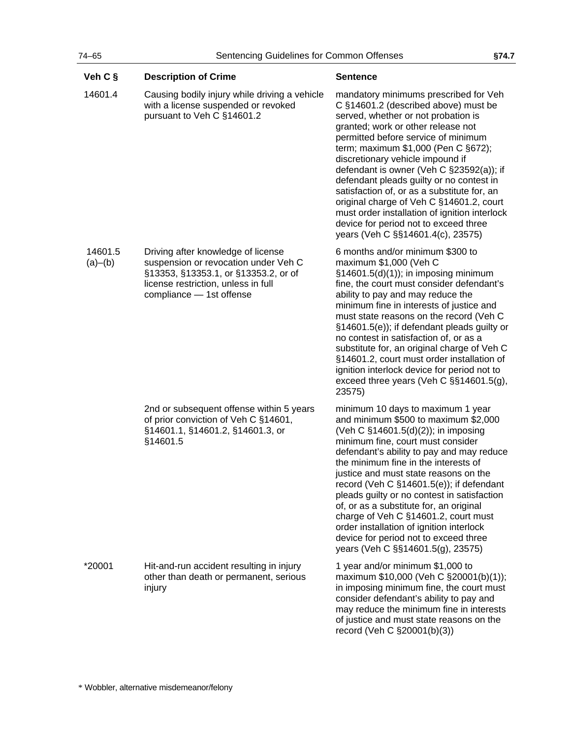| Veh C § | Description of Crime | Sentence |
|---|---|---|
| 14601.4 | Causing bodily injury while driving a vehicle with a license suspended or revoked pursuant to Veh C §14601.2 | mandatory minimums prescribed for Veh C §14601.2 (described above) must be served, whether or not probation is granted; work or other release not permitted before service of minimum term; maximum $1,000 (Pen C §672); discretionary vehicle impound if defendant is owner (Veh C §23592(a)); if defendant pleads guilty or no contest in satisfaction of, or as a substitute for, an original charge of Veh C §14601.2, court must order installation of ignition interlock device for period not to exceed three years (Veh C §§14601.4(c), 23575) |
| 14601.5 (a)–(b) | Driving after knowledge of license suspension or revocation under Veh C §13353, §13353.1, or §13353.2, or of license restriction, unless in full compliance — 1st offense | 6 months and/or minimum $300 to maximum $1,000 (Veh C §14601.5(d)(1)); in imposing minimum fine, the court must consider defendant's ability to pay and may reduce the minimum fine in interests of justice and must state reasons on the record (Veh C §14601.5(e)); if defendant pleads guilty or no contest in satisfaction of, or as a substitute for, an original charge of Veh C §14601.2, court must order installation of ignition interlock device for period not to exceed three years (Veh C §§14601.5(g), 23575) |
| | 2nd or subsequent offense within 5 years of prior conviction of Veh C §14601, §14601.1, §14601.2, §14601.3, or §14601.5 | minimum 10 days to maximum 1 year and minimum $500 to maximum $2,000 (Veh C §14601.5(d)(2)); in imposing minimum fine, court must consider defendant's ability to pay and may reduce the minimum fine in the interests of justice and must state reasons on the record (Veh C §14601.5(e)); if defendant pleads guilty or no contest in satisfaction of, or as a substitute for, an original charge of Veh C §14601.2, court must order installation of ignition interlock device for period not to exceed three years (Veh C §§14601.5(g), 23575) |
| *20001 | Hit-and-run accident resulting in injury other than death or permanent, serious injury | 1 year and/or minimum $1,000 to maximum $10,000 (Veh C §20001(b)(1)); in imposing minimum fine, the court must consider defendant's ability to pay and may reduce the minimum fine in interests of justice and must state reasons on the record (Veh C §20001(b)(3)) |

\* Wobbler, alternative misdemeanor/felony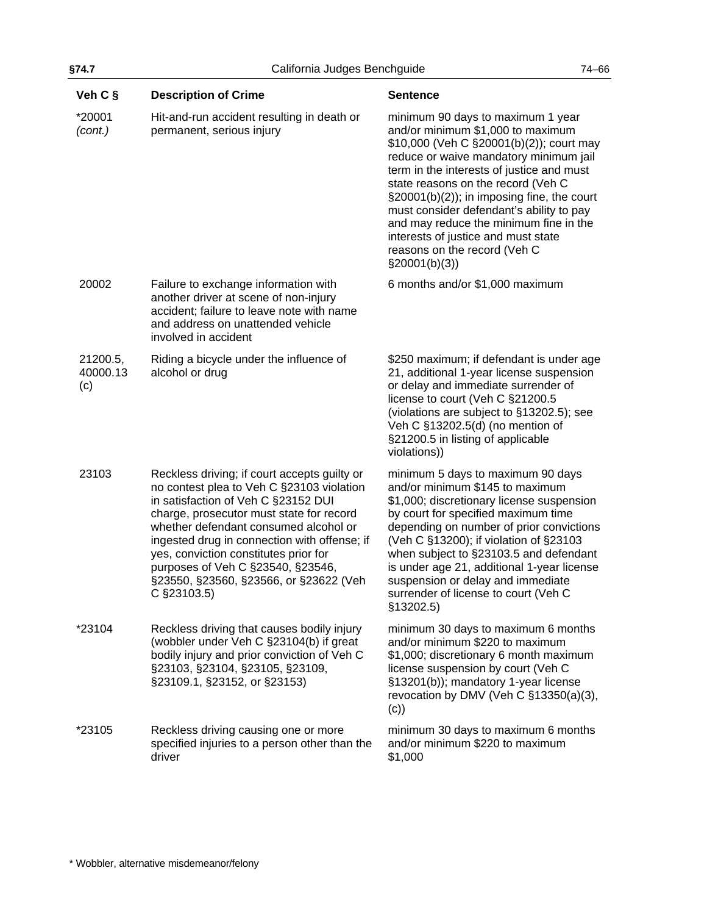| Veh C § | Description of Crime | Sentence |
|---|---|---|
| *20001 *(cont.)* | Hit-and-run accident resulting in death or permanent, serious injury | minimum 90 days to maximum 1 year and/or minimum $1,000 to maximum $10,000 (Veh C §20001(b)(2)); court may reduce or waive mandatory minimum jail term in the interests of justice and must state reasons on the record (Veh C §20001(b)(2)); in imposing fine, the court must consider defendant's ability to pay and may reduce the minimum fine in the interests of justice and must state reasons on the record (Veh C §20001(b)(3)) |
| 20002 | Failure to exchange information with another driver at scene of non-injury accident; failure to leave note with name and address on unattended vehicle involved in accident | 6 months and/or $1,000 maximum |
| 21200.5, 40000.13 (c) | Riding a bicycle under the influence of alcohol or drug | $250 maximum; if defendant is under age 21, additional 1-year license suspension or delay and immediate surrender of license to court (Veh C §21200.5 (violations are subject to §13202.5); see Veh C §13202.5(d) (no mention of §21200.5 in listing of applicable violations)) |
| 23103 | Reckless driving; if court accepts guilty or no contest plea to Veh C §23103 violation in satisfaction of Veh C §23152 DUI charge, prosecutor must state for record whether defendant consumed alcohol or ingested drug in connection with offense; if yes, conviction constitutes prior for purposes of Veh C §23540, §23546, §23550, §23560, §23566, or §23622 (Veh C §23103.5) | minimum 5 days to maximum 90 days and/or minimum $145 to maximum $1,000; discretionary license suspension by court for specified maximum time depending on number of prior convictions (Veh C §13200); if violation of §23103 when subject to §23103.5 and defendant is under age 21, additional 1-year license suspension or delay and immediate surrender of license to court (Veh C §13202.5) |
| *23104 | Reckless driving that causes bodily injury (wobbler under Veh C §23104(b) if great bodily injury and prior conviction of Veh C §23103, §23104, §23105, §23109, §23109.1, §23152, or §23153) | minimum 30 days to maximum 6 months and/or minimum $220 to maximum $1,000; discretionary 6 month maximum license suspension by court (Veh C §13201(b)); mandatory 1-year license revocation by DMV (Veh C §13350(a)(3), (c)) |
| *23105 | Reckless driving causing one or more specified injuries to a person other than the driver | minimum 30 days to maximum 6 months and/or minimum $220 to maximum $1,000 |

* Wobbler, alternative misdemeanor/felony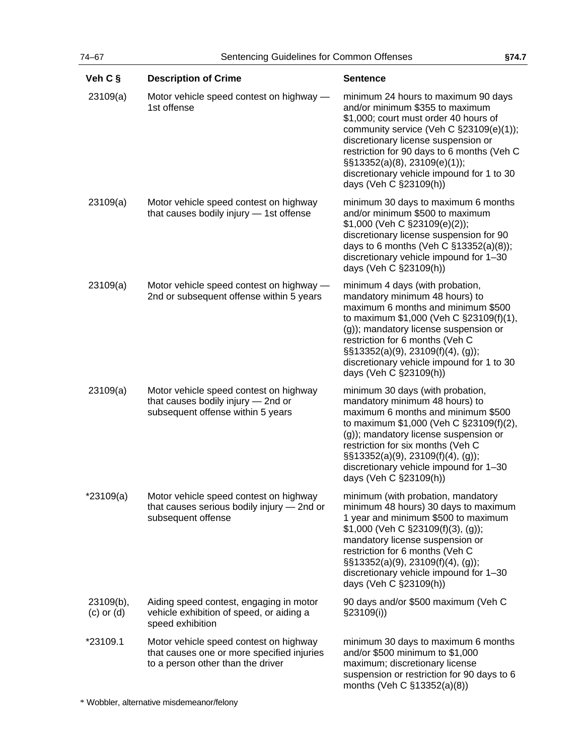| Veh C § | Description of Crime | Sentence |
|---|---|---|
| 23109(a) | Motor vehicle speed contest on highway — 1st offense | minimum 24 hours to maximum 90 days and/or minimum $355 to maximum $1,000; court must order 40 hours of community service (Veh C §23109(e)(1)); discretionary license suspension or restriction for 90 days to 6 months (Veh C §§13352(a)(8), 23109(e)(1)); discretionary vehicle impound for 1 to 30 days (Veh C §23109(h)) |
| 23109(a) | Motor vehicle speed contest on highway that causes bodily injury — 1st offense | minimum 30 days to maximum 6 months and/or minimum $500 to maximum $1,000 (Veh C §23109(e)(2)); discretionary license suspension for 90 days to 6 months (Veh C §13352(a)(8)); discretionary vehicle impound for 1–30 days (Veh C §23109(h)) |
| 23109(a) | Motor vehicle speed contest on highway — 2nd or subsequent offense within 5 years | minimum 4 days (with probation, mandatory minimum 48 hours) to maximum 6 months and minimum $500 to maximum $1,000 (Veh C §23109(f)(1), (g)); mandatory license suspension or restriction for 6 months (Veh C §§13352(a)(9), 23109(f)(4), (g)); discretionary vehicle impound for 1 to 30 days (Veh C §23109(h)) |
| 23109(a) | Motor vehicle speed contest on highway that causes bodily injury — 2nd or subsequent offense within 5 years | minimum 30 days (with probation, mandatory minimum 48 hours) to maximum 6 months and minimum $500 to maximum $1,000 (Veh C §23109(f)(2), (g)); mandatory license suspension or restriction for six months (Veh C §§13352(a)(9), 23109(f)(4), (g)); discretionary vehicle impound for 1–30 days (Veh C §23109(h)) |
| *23109(a) | Motor vehicle speed contest on highway that causes serious bodily injury — 2nd or subsequent offense | minimum (with probation, mandatory minimum 48 hours) 30 days to maximum 1 year and minimum $500 to maximum $1,000 (Veh C §23109(f)(3), (g)); mandatory license suspension or restriction for 6 months (Veh C §§13352(a)(9), 23109(f)(4), (g)); discretionary vehicle impound for 1–30 days (Veh C §23109(h)) |
| 23109(b), (c) or (d) | Aiding speed contest, engaging in motor vehicle exhibition of speed, or aiding a speed exhibition | 90 days and/or $500 maximum (Veh C §23109(i)) |
| *23109.1 | Motor vehicle speed contest on highway that causes one or more specified injuries to a person other than the driver | minimum 30 days to maximum 6 months and/or $500 minimum to $1,000 maximum; discretionary license suspension or restriction for 90 days to 6 months (Veh C §13352(a)(8)) |

* Wobbler, alternative misdemeanor/felony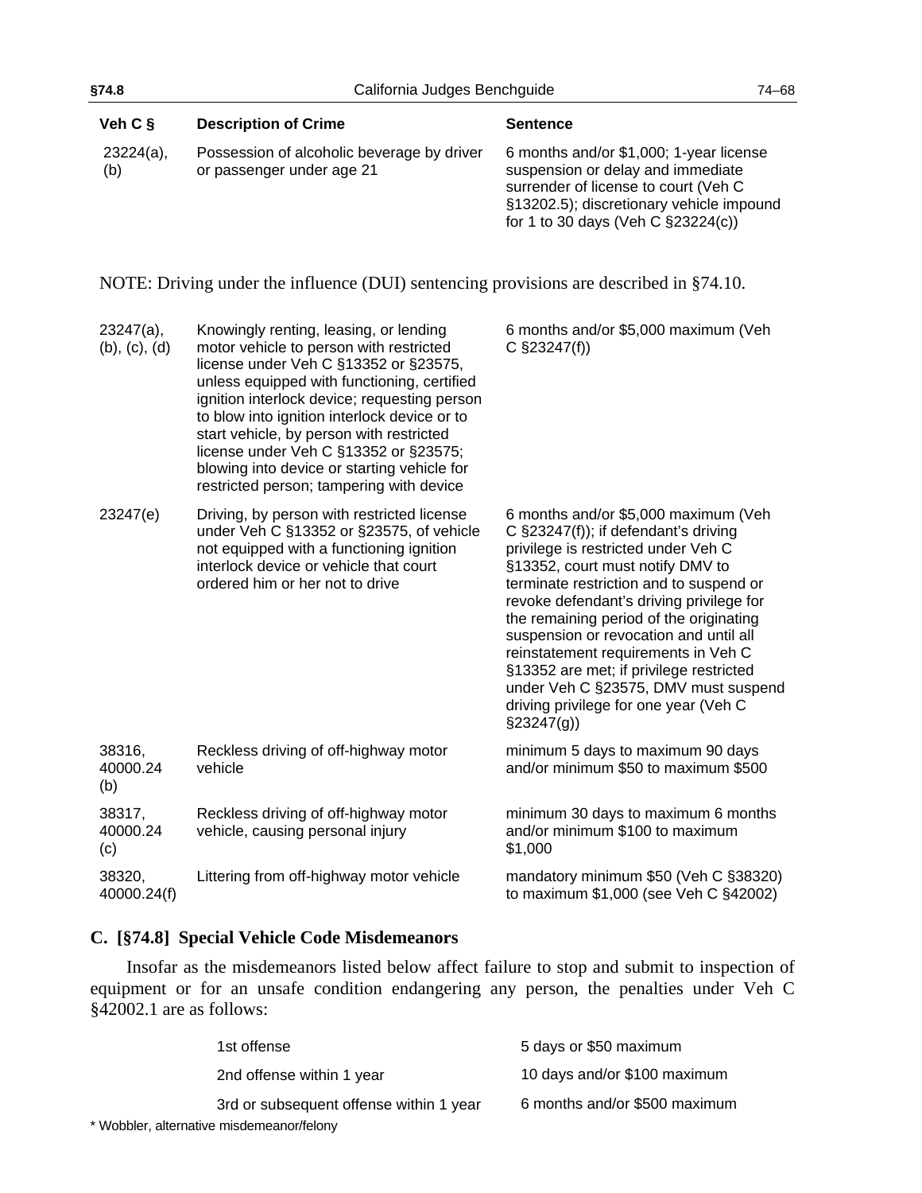| Veh C § | Description of Crime | Sentence |
|---|---|---|
| 23224(a), (b) | Possession of alcoholic beverage by driver or passenger under age 21 | 6 months and/or $1,000; 1-year license suspension or delay and immediate surrender of license to court (Veh C §13202.5); discretionary vehicle impound for 1 to 30 days (Veh C §23224(c)) |

NOTE: Driving under the influence (DUI) sentencing provisions are described in §74.10.

| Veh C § | Description of Crime | Sentence |
|---|---|---|
| 23247(a), (b), (c), (d) | Knowingly renting, leasing, or lending motor vehicle to person with restricted license under Veh C §13352 or §23575, unless equipped with functioning, certified ignition interlock device; requesting person to blow into ignition interlock device or to start vehicle, by person with restricted license under Veh C §13352 or §23575; blowing into device or starting vehicle for restricted person; tampering with device | 6 months and/or $5,000 maximum (Veh C §23247(f)) |
| 23247(e) | Driving, by person with restricted license under Veh C §13352 or §23575, of vehicle not equipped with a functioning ignition interlock device or vehicle that court ordered him or her not to drive | 6 months and/or $5,000 maximum (Veh C §23247(f)); if defendant's driving privilege is restricted under Veh C §13352, court must notify DMV to terminate restriction and to suspend or revoke defendant's driving privilege for the remaining period of the originating suspension or revocation and until all reinstatement requirements in Veh C §13352 are met; if privilege restricted under Veh C §23575, DMV must suspend driving privilege for one year (Veh C §23247(g)) |
| 38316, 40000.24 (b) | Reckless driving of off-highway motor vehicle | minimum 5 days to maximum 90 days and/or minimum $50 to maximum $500 |
| 38317, 40000.24 (c) | Reckless driving of off-highway motor vehicle, causing personal injury | minimum 30 days to maximum 6 months and/or minimum $100 to maximum $1,000 |
| 38320, 40000.24(f) | Littering from off-highway motor vehicle | mandatory minimum $50 (Veh C §38320) to maximum $1,000 (see Veh C §42002) |

### C. [§74.8] Special Vehicle Code Misdemeanors

Insofar as the misdemeanors listed below affect failure to stop and submit to inspection of equipment or for an unsafe condition endangering any person, the penalties under Veh C §42002.1 are as follows:

| Offense | Penalty |
|---|---|
| 1st offense | 5 days or $50 maximum |
| 2nd offense within 1 year | 10 days and/or $100 maximum |
| 3rd or subsequent offense within 1 year | 6 months and/or $500 maximum |

* Wobbler, alternative misdemeanor/felony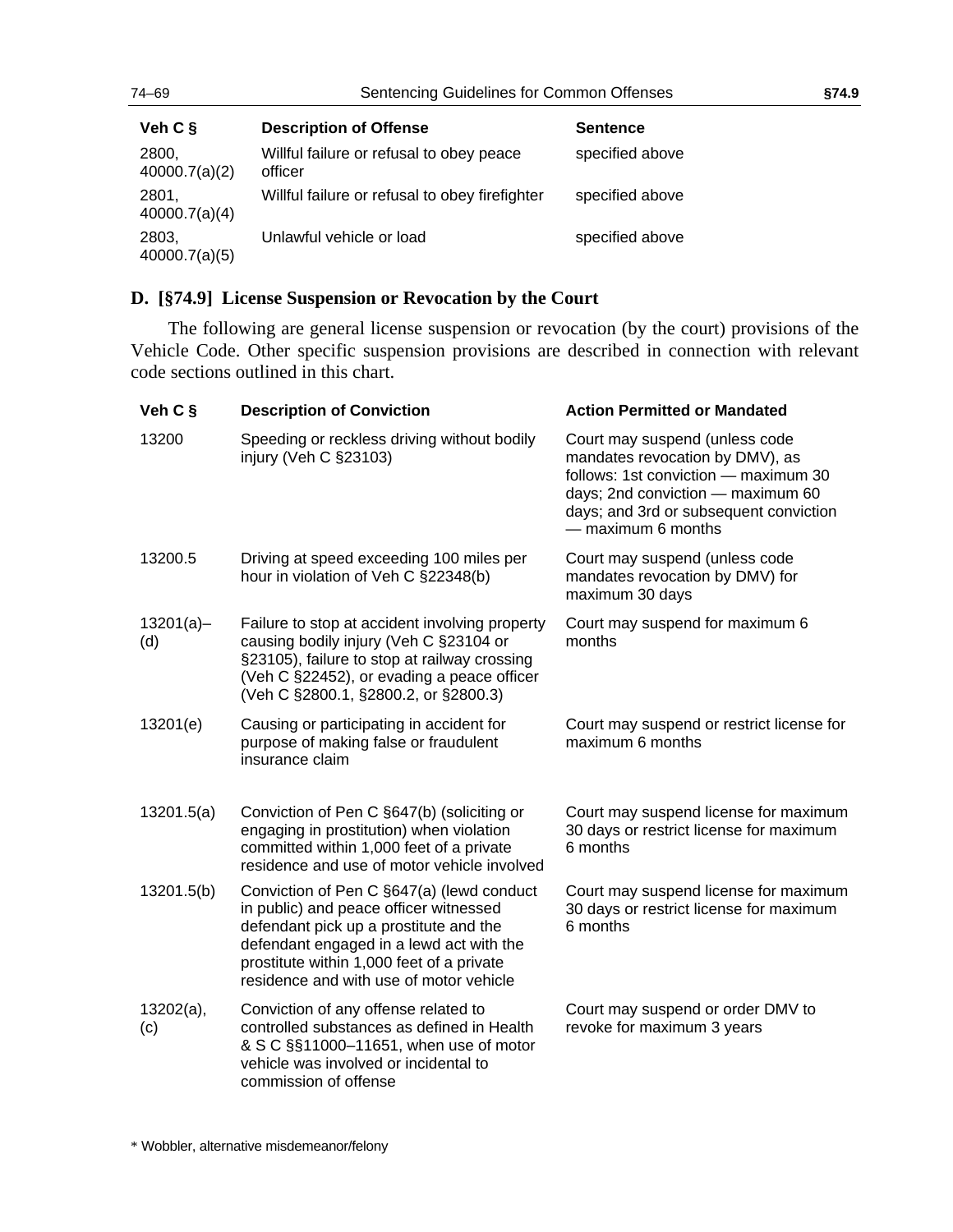| Veh C § | Description of Offense | Sentence |
|---|---|---|
| 2800, 40000.7(a)(2) | Willful failure or refusal to obey peace officer | specified above |
| 2801, 40000.7(a)(4) | Willful failure or refusal to obey firefighter | specified above |
| 2803, 40000.7(a)(5) | Unlawful vehicle or load | specified above |

## D. [§74.9] License Suspension or Revocation by the Court

The following are general license suspension or revocation (by the court) provisions of the Vehicle Code. Other specific suspension provisions are described in connection with relevant code sections outlined in this chart.

| Veh C § | Description of Conviction | Action Permitted or Mandated |
|---|---|---|
| 13200 | Speeding or reckless driving without bodily injury (Veh C §23103) | Court may suspend (unless code mandates revocation by DMV), as follows: 1st conviction — maximum 30 days; 2nd conviction — maximum 60 days; and 3rd or subsequent conviction — maximum 6 months |
| 13200.5 | Driving at speed exceeding 100 miles per hour in violation of Veh C §22348(b) | Court may suspend (unless code mandates revocation by DMV) for maximum 30 days |
| 13201(a)–(d) | Failure to stop at accident involving property causing bodily injury (Veh C §23104 or §23105), failure to stop at railway crossing (Veh C §22452), or evading a peace officer (Veh C §2800.1, §2800.2, or §2800.3) | Court may suspend for maximum 6 months |
| 13201(e) | Causing or participating in accident for purpose of making false or fraudulent insurance claim | Court may suspend or restrict license for maximum 6 months |
| 13201.5(a) | Conviction of Pen C §647(b) (soliciting or engaging in prostitution) when violation committed within 1,000 feet of a private residence and use of motor vehicle involved | Court may suspend license for maximum 30 days or restrict license for maximum 6 months |
| 13201.5(b) | Conviction of Pen C §647(a) (lewd conduct in public) and peace officer witnessed defendant pick up a prostitute and the defendant engaged in a lewd act with the prostitute within 1,000 feet of a private residence and with use of motor vehicle | Court may suspend license for maximum 30 days or restrict license for maximum 6 months |
| 13202(a), (c) | Conviction of any offense related to controlled substances as defined in Health & S C §§11000–11651, when use of motor vehicle was involved or incidental to commission of offense | Court may suspend or order DMV to revoke for maximum 3 years |

* Wobbler, alternative misdemeanor/felony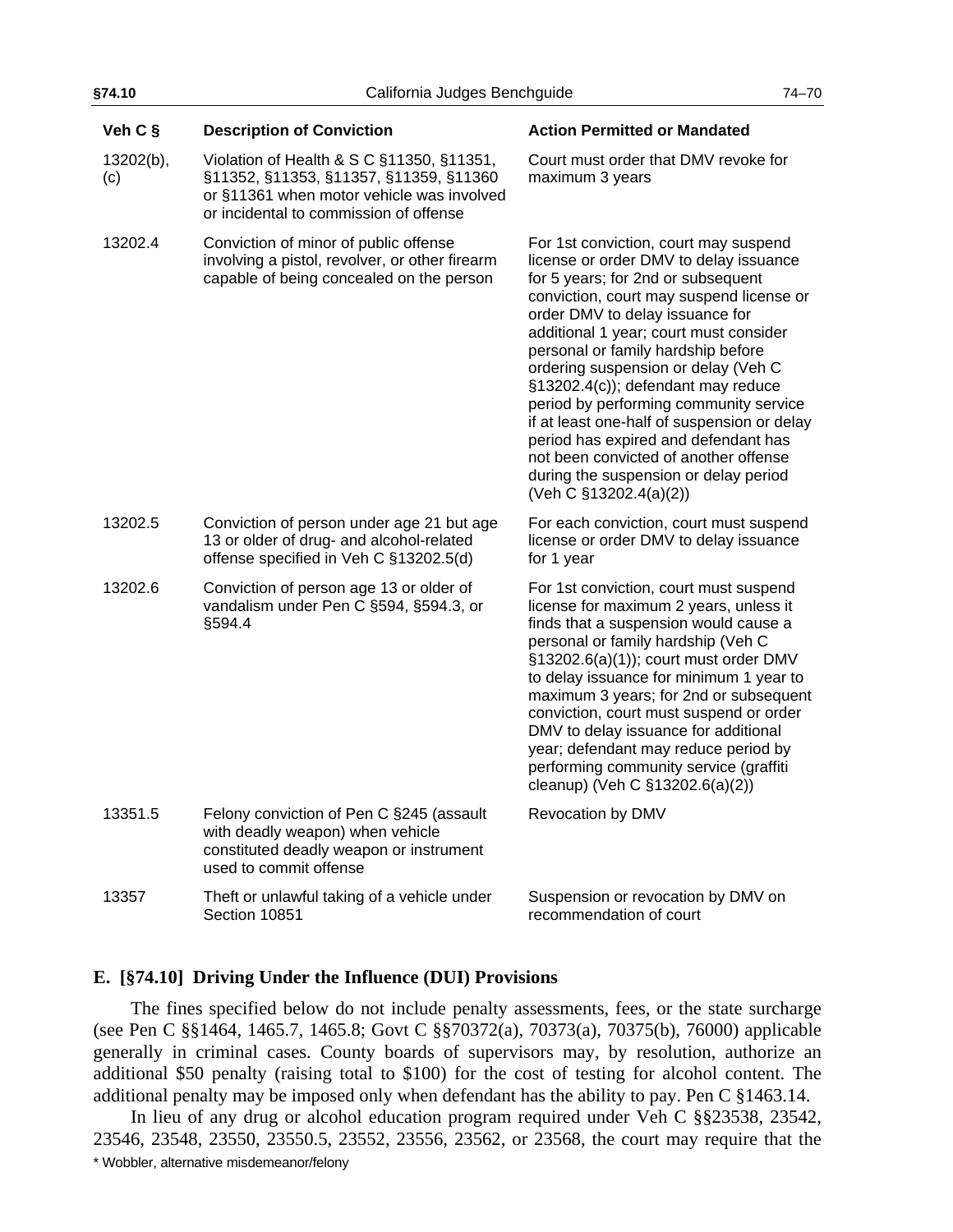| Veh C § | Description of Conviction | Action Permitted or Mandated |
|---|---|---|
| 13202(b), (c) | Violation of Health & S C §11350, §11351, §11352, §11353, §11357, §11359, §11360 or §11361 when motor vehicle was involved or incidental to commission of offense | Court must order that DMV revoke for maximum 3 years |
| 13202.4 | Conviction of minor of public offense involving a pistol, revolver, or other firearm capable of being concealed on the person | For 1st conviction, court may suspend license or order DMV to delay issuance for 5 years; for 2nd or subsequent conviction, court may suspend license or order DMV to delay issuance for additional 1 year; court must consider personal or family hardship before ordering suspension or delay (Veh C §13202.4(c)); defendant may reduce period by performing community service if at least one-half of suspension or delay period has expired and defendant has not been convicted of another offense during the suspension or delay period (Veh C §13202.4(a)(2)) |
| 13202.5 | Conviction of person under age 21 but age 13 or older of drug- and alcohol-related offense specified in Veh C §13202.5(d) | For each conviction, court must suspend license or order DMV to delay issuance for 1 year |
| 13202.6 | Conviction of person age 13 or older of vandalism under Pen C §594, §594.3, or §594.4 | For 1st conviction, court must suspend license for maximum 2 years, unless it finds that a suspension would cause a personal or family hardship (Veh C §13202.6(a)(1)); court must order DMV to delay issuance for minimum 1 year to maximum 3 years; for 2nd or subsequent conviction, court must suspend or order DMV to delay issuance for additional year; defendant may reduce period by performing community service (graffiti cleanup) (Veh C §13202.6(a)(2)) |
| 13351.5 | Felony conviction of Pen C §245 (assault with deadly weapon) when vehicle constituted deadly weapon or instrument used to commit offense | Revocation by DMV |
| 13357 | Theft or unlawful taking of a vehicle under Section 10851 | Suspension or revocation by DMV on recommendation of court |

## E. [§74.10] Driving Under the Influence (DUI) Provisions

The fines specified below do not include penalty assessments, fees, or the state surcharge (see Pen C §§1464, 1465.7, 1465.8; Govt C §§70372(a), 70373(a), 70375(b), 76000) applicable generally in criminal cases. County boards of supervisors may, by resolution, authorize an additional $50 penalty (raising total to $100) for the cost of testing for alcohol content. The additional penalty may be imposed only when defendant has the ability to pay. Pen C §1463.14.

In lieu of any drug or alcohol education program required under Veh C §§23538, 23542, 23546, 23548, 23550, 23550.5, 23552, 23556, 23562, or 23568, the court may require that the

* Wobbler, alternative misdemeanor/felony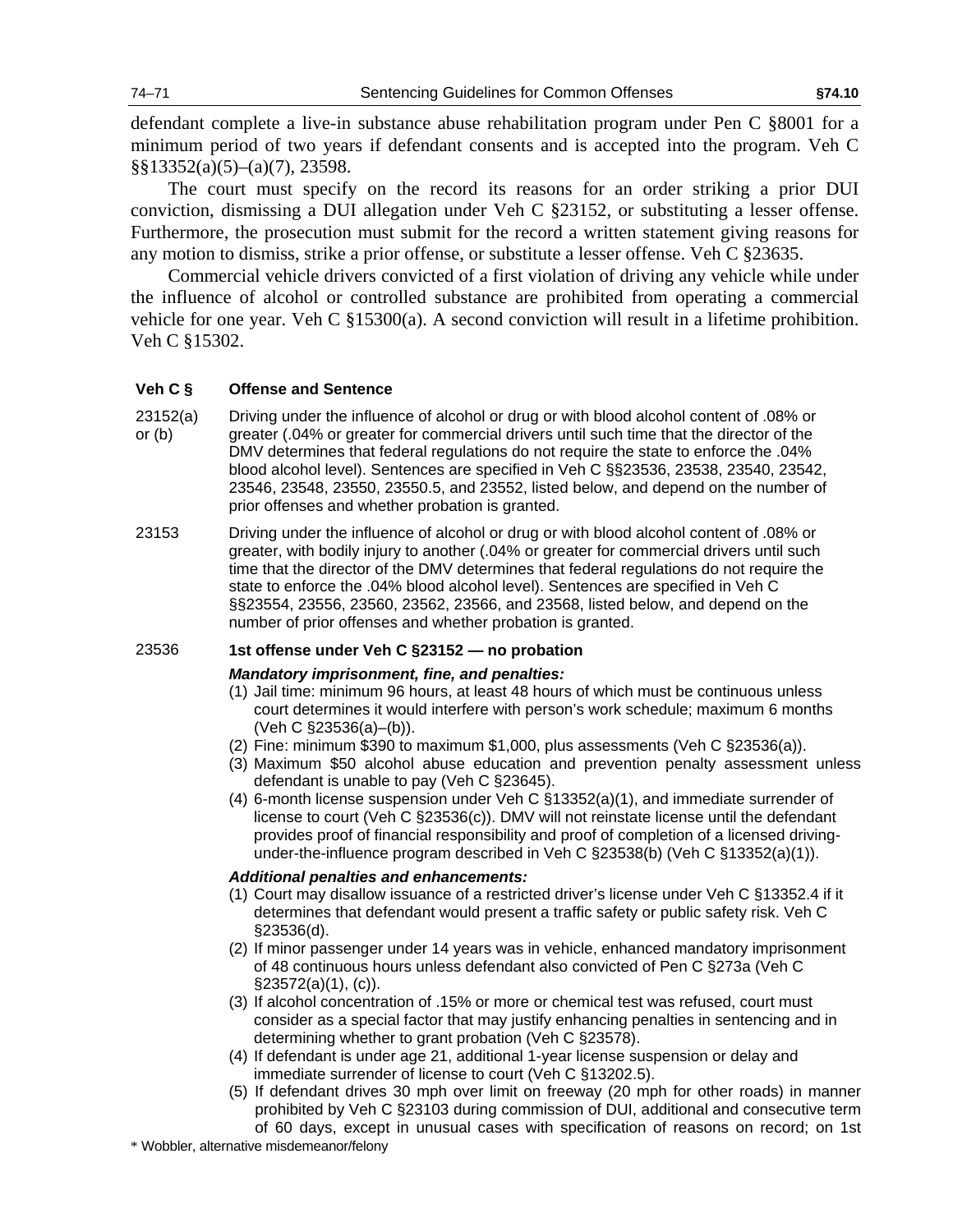defendant complete a live-in substance abuse rehabilitation program under Pen C §8001 for a minimum period of two years if defendant consents and is accepted into the program. Veh C §§13352(a)(5)–(a)(7), 23598.

The court must specify on the record its reasons for an order striking a prior DUI conviction, dismissing a DUI allegation under Veh C §23152, or substituting a lesser offense. Furthermore, the prosecution must submit for the record a written statement giving reasons for any motion to dismiss, strike a prior offense, or substitute a lesser offense. Veh C §23635.

Commercial vehicle drivers convicted of a first violation of driving any vehicle while under the influence of alcohol or controlled substance are prohibited from operating a commercial vehicle for one year. Veh C §15300(a). A second conviction will result in a lifetime prohibition. Veh C §15302.

| Veh C § | Offense and Sentence |
|---|---|
| 23152(a) or (b) | Driving under the influence of alcohol or drug or with blood alcohol content of .08% or greater (.04% or greater for commercial drivers until such time that the director of the DMV determines that federal regulations do not require the state to enforce the .04% blood alcohol level). Sentences are specified in Veh C §§23536, 23538, 23540, 23542, 23546, 23548, 23550, 23550.5, and 23552, listed below, and depend on the number of prior offenses and whether probation is granted. |
| 23153 | Driving under the influence of alcohol or drug or with blood alcohol content of .08% or greater, with bodily injury to another (.04% or greater for commercial drivers until such time that the director of the DMV determines that federal regulations do not require the state to enforce the .04% blood alcohol level). Sentences are specified in Veh C §§23554, 23556, 23560, 23562, 23566, and 23568, listed below, and depend on the number of prior offenses and whether probation is granted. |

**23536 — 1st offense under Veh C §23152 — no probation**

***Mandatory imprisonment, fine, and penalties:***

(1) Jail time: minimum 96 hours, at least 48 hours of which must be continuous unless court determines it would interfere with person's work schedule; maximum 6 months (Veh C §23536(a)–(b)).
(2) Fine: minimum $390 to maximum $1,000, plus assessments (Veh C §23536(a)).
(3) Maximum $50 alcohol abuse education and prevention penalty assessment unless defendant is unable to pay (Veh C §23645).
(4) 6-month license suspension under Veh C §13352(a)(1), and immediate surrender of license to court (Veh C §23536(c)). DMV will not reinstate license until the defendant provides proof of financial responsibility and proof of completion of a licensed driving-under-the-influence program described in Veh C §23538(b) (Veh C §13352(a)(1)).

***Additional penalties and enhancements:***

(1) Court may disallow issuance of a restricted driver's license under Veh C §13352.4 if it determines that defendant would present a traffic safety or public safety risk. Veh C §23536(d).
(2) If minor passenger under 14 years was in vehicle, enhanced mandatory imprisonment of 48 continuous hours unless defendant also convicted of Pen C §273a (Veh C §23572(a)(1), (c)).
(3) If alcohol concentration of .15% or more or chemical test was refused, court must consider as a special factor that may justify enhancing penalties in sentencing and in determining whether to grant probation (Veh C §23578).
(4) If defendant is under age 21, additional 1-year license suspension or delay and immediate surrender of license to court (Veh C §13202.5).
(5) If defendant drives 30 mph over limit on freeway (20 mph for other roads) in manner prohibited by Veh C §23103 during commission of DUI, additional and consecutive term of 60 days, except in unusual cases with specification of reasons on record; on 1st

* Wobbler, alternative misdemeanor/felony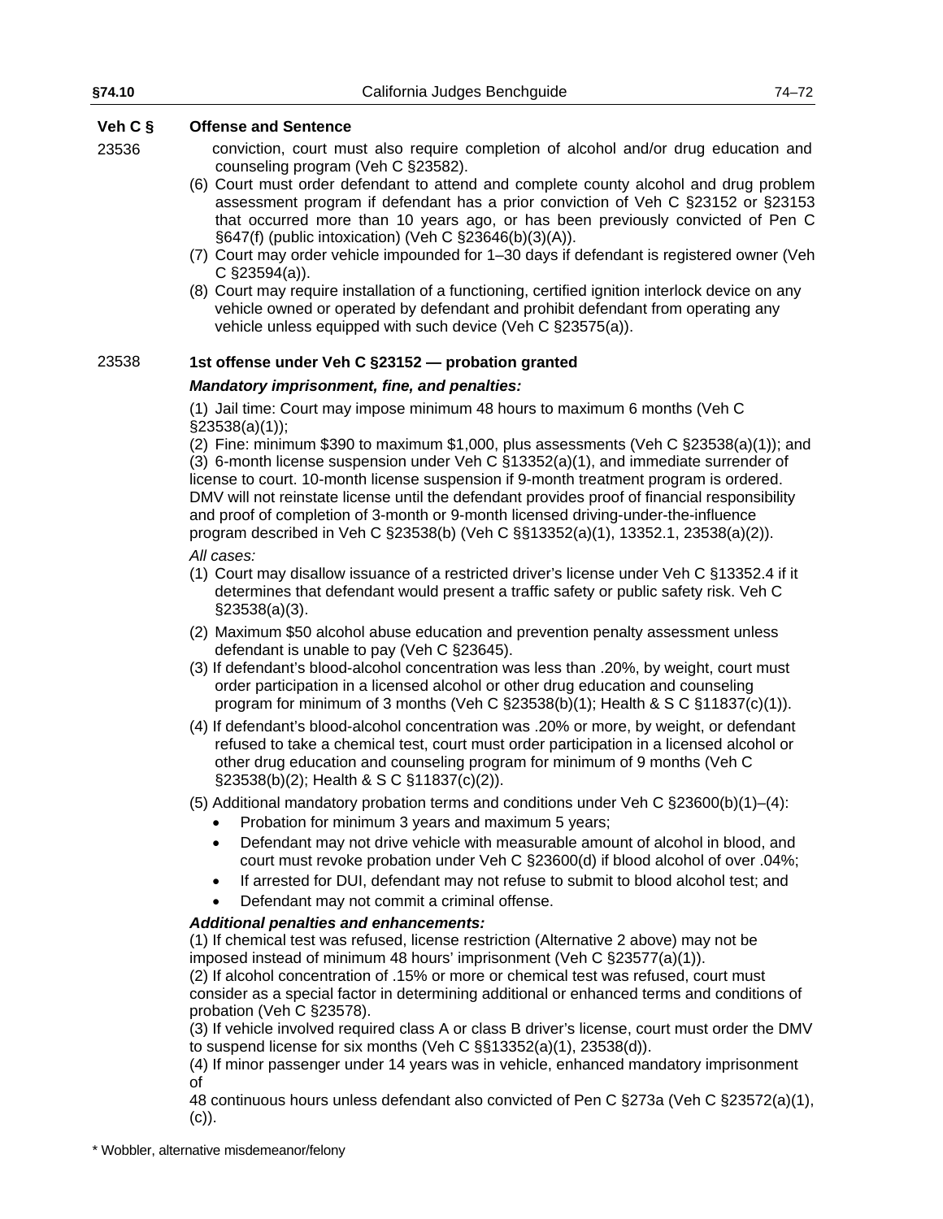| Veh C § | Offense and Sentence |
|---|---|
| 23536 | conviction, court must also require completion of alcohol and/or drug education and counseling program (Veh C §23582).<br>(6) Court must order defendant to attend and complete county alcohol and drug problem assessment program if defendant has a prior conviction of Veh C §23152 or §23153 that occurred more than 10 years ago, or has been previously convicted of Pen C §647(f) (public intoxication) (Veh C §23646(b)(3)(A)).<br>(7) Court may order vehicle impounded for 1–30 days if defendant is registered owner (Veh C §23594(a)).<br>(8) Court may require installation of a functioning, certified ignition interlock device on any vehicle owned or operated by defendant and prohibit defendant from operating any vehicle unless equipped with such device (Veh C §23575(a)). |
| 23538 | **1st offense under Veh C §23152 — probation granted**<br>***Mandatory imprisonment, fine, and penalties:***<br>(1) Jail time: Court may impose minimum 48 hours to maximum 6 months (Veh C §23538(a)(1));<br>(2) Fine: minimum $390 to maximum $1,000, plus assessments (Veh C §23538(a)(1)); and<br>(3) 6-month license suspension under Veh C §13352(a)(1), and immediate surrender of license to court. 10-month license suspension if 9-month treatment program is ordered. DMV will not reinstate license until the defendant provides proof of financial responsibility and proof of completion of 3-month or 9-month licensed driving-under-the-influence program described in Veh C §23538(b) (Veh C §§13352(a)(1), 13352.1, 23538(a)(2)).<br>*All cases:*<br>(1) Court may disallow issuance of a restricted driver's license under Veh C §13352.4 if it determines that defendant would present a traffic safety or public safety risk. Veh C §23538(a)(3).<br>(2) Maximum $50 alcohol abuse education and prevention penalty assessment unless defendant is unable to pay (Veh C §23645).<br>(3) If defendant's blood-alcohol concentration was less than .20%, by weight, court must order participation in a licensed alcohol or other drug education and counseling program for minimum of 3 months (Veh C §23538(b)(1); Health & S C §11837(c)(1)).<br>(4) If defendant's blood-alcohol concentration was .20% or more, by weight, or defendant refused to take a chemical test, court must order participation in a licensed alcohol or other drug education and counseling program for minimum of 9 months (Veh C §23538(b)(2); Health & S C §11837(c)(2)).<br>(5) Additional mandatory probation terms and conditions under Veh C §23600(b)(1)–(4):<br>• Probation for minimum 3 years and maximum 5 years;<br>• Defendant may not drive vehicle with measurable amount of alcohol in blood, and court must revoke probation under Veh C §23600(d) if blood alcohol of over .04%;<br>• If arrested for DUI, defendant may not refuse to submit to blood alcohol test; and<br>• Defendant may not commit a criminal offense.<br>***Additional penalties and enhancements:***<br>(1) If chemical test was refused, license restriction (Alternative 2 above) may not be imposed instead of minimum 48 hours' imprisonment (Veh C §23577(a)(1)).<br>(2) If alcohol concentration of .15% or more or chemical test was refused, court must consider as a special factor in determining additional or enhanced terms and conditions of probation (Veh C §23578).<br>(3) If vehicle involved required class A or class B driver's license, court must order the DMV to suspend license for six months (Veh C §§13352(a)(1), 23538(d)).<br>(4) If minor passenger under 14 years was in vehicle, enhanced mandatory imprisonment of 48 continuous hours unless defendant also convicted of Pen C §273a (Veh C §23572(a)(1), (c)). |

* Wobbler, alternative misdemeanor/felony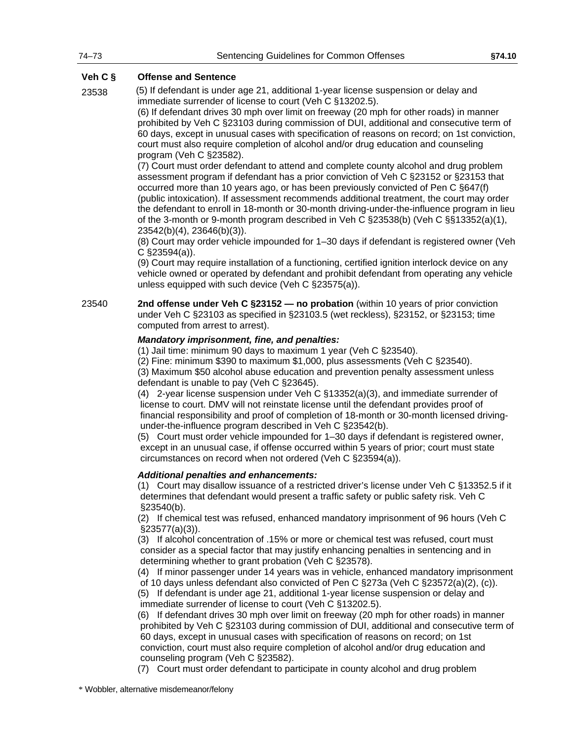| Veh C § | Offense and Sentence |
|---|---|
| 23538 | (5) If defendant is under age 21, additional 1-year license suspension or delay and immediate surrender of license to court (Veh C §13202.5).<br>(6) If defendant drives 30 mph over limit on freeway (20 mph for other roads) in manner prohibited by Veh C §23103 during commission of DUI, additional and consecutive term of 60 days, except in unusual cases with specification of reasons on record; on 1st conviction, court must also require completion of alcohol and/or drug education and counseling program (Veh C §23582).<br>(7) Court must order defendant to attend and complete county alcohol and drug problem assessment program if defendant has a prior conviction of Veh C §23152 or §23153 that occurred more than 10 years ago, or has been previously convicted of Pen C §647(f) (public intoxication). If assessment recommends additional treatment, the court may order the defendant to enroll in 18-month or 30-month driving-under-the-influence program in lieu of the 3-month or 9-month program described in Veh C §23538(b) (Veh C §§13352(a)(1), 23542(b)(4), 23646(b)(3)).<br>(8) Court may order vehicle impounded for 1–30 days if defendant is registered owner (Veh C §23594(a)).<br>(9) Court may require installation of a functioning, certified ignition interlock device on any vehicle owned or operated by defendant and prohibit defendant from operating any vehicle unless equipped with such device (Veh C §23575(a)). |
| 23540 | **2nd offense under Veh C §23152 — no probation** (within 10 years of prior conviction under Veh C §23103 as specified in §23103.5 (wet reckless), §23152, or §23153; time computed from arrest to arrest).<br><br>***Mandatory imprisonment, fine, and penalties:***<br>(1) Jail time: minimum 90 days to maximum 1 year (Veh C §23540).<br>(2) Fine: minimum $390 to maximum $1,000, plus assessments (Veh C §23540).<br>(3) Maximum $50 alcohol abuse education and prevention penalty assessment unless defendant is unable to pay (Veh C §23645).<br>(4) 2-year license suspension under Veh C §13352(a)(3), and immediate surrender of license to court. DMV will not reinstate license until the defendant provides proof of financial responsibility and proof of completion of 18-month or 30-month licensed driving-under-the-influence program described in Veh C §23542(b).<br>(5) Court must order vehicle impounded for 1–30 days if defendant is registered owner, except in an unusual case, if offense occurred within 5 years of prior; court must state circumstances on record when not ordered (Veh C §23594(a)).<br><br>***Additional penalties and enhancements:***<br>(1) Court may disallow issuance of a restricted driver's license under Veh C §13352.5 if it determines that defendant would present a traffic safety or public safety risk. Veh C §23540(b).<br>(2) If chemical test was refused, enhanced mandatory imprisonment of 96 hours (Veh C §23577(a)(3)).<br>(3) If alcohol concentration of .15% or more or chemical test was refused, court must consider as a special factor that may justify enhancing penalties in sentencing and in determining whether to grant probation (Veh C §23578).<br>(4) If minor passenger under 14 years was in vehicle, enhanced mandatory imprisonment of 10 days unless defendant also convicted of Pen C §273a (Veh C §23572(a)(2), (c)).<br>(5) If defendant is under age 21, additional 1-year license suspension or delay and immediate surrender of license to court (Veh C §13202.5).<br>(6) If defendant drives 30 mph over limit on freeway (20 mph for other roads) in manner prohibited by Veh C §23103 during commission of DUI, additional and consecutive term of 60 days, except in unusual cases with specification of reasons on record; on 1st conviction, court must also require completion of alcohol and/or drug education and counseling program (Veh C §23582).<br>(7) Court must order defendant to participate in county alcohol and drug problem |

* Wobbler, alternative misdemeanor/felony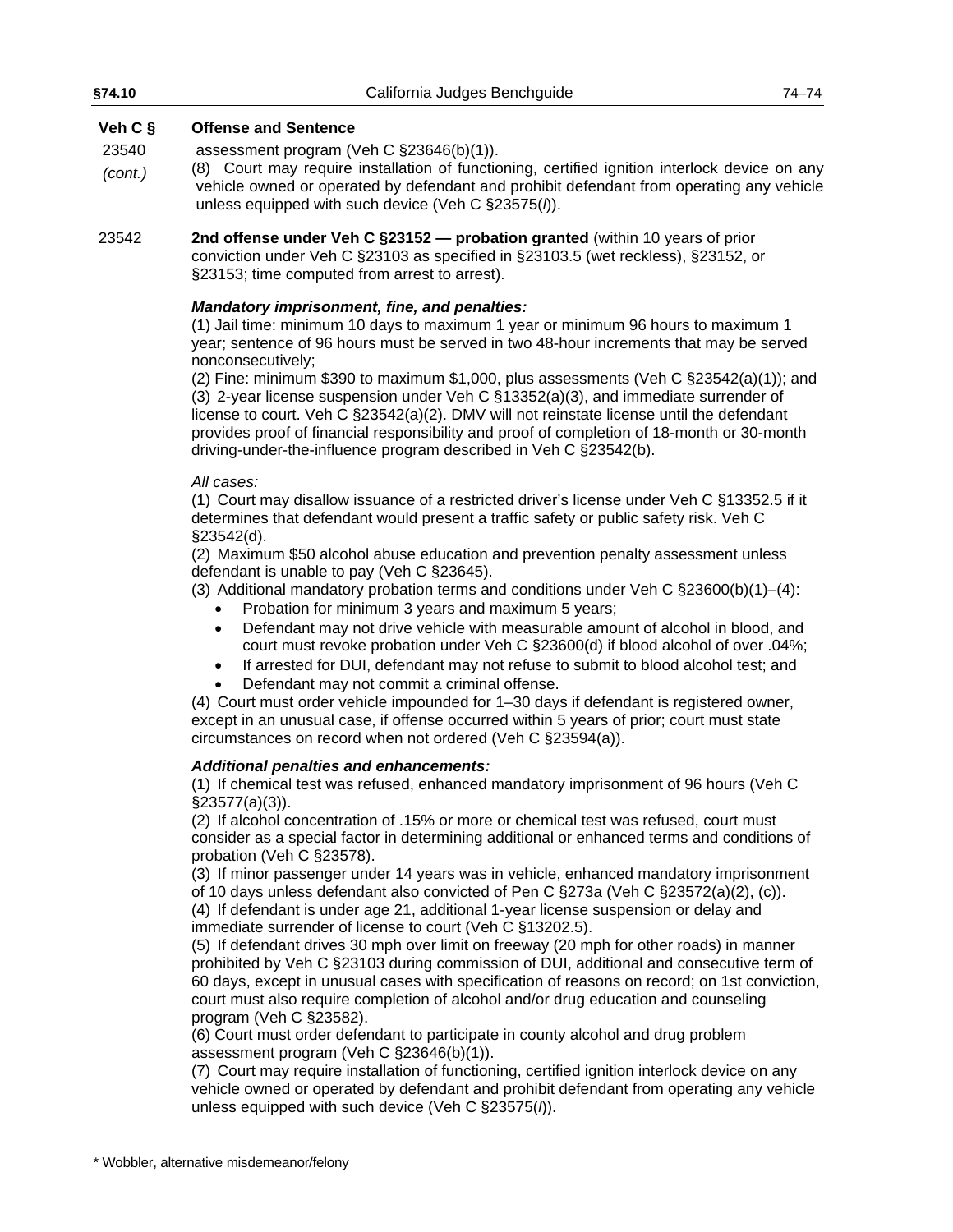| Veh C § | Offense and Sentence |
|---|---|
| 23540 *(cont.)* | assessment program (Veh C §23646(b)(1)). (8) Court may require installation of functioning, certified ignition interlock device on any vehicle owned or operated by defendant and prohibit defendant from operating any vehicle unless equipped with such device (Veh C §23575(*l*)). |
| 23542 | **2nd offense under Veh C §23152 — probation granted** (within 10 years of prior conviction under Veh C §23103 as specified in §23103.5 (wet reckless), §23152, or §23153; time computed from arrest to arrest). |

***Mandatory imprisonment, fine, and penalties:***

(1) Jail time: minimum 10 days to maximum 1 year or minimum 96 hours to maximum 1 year; sentence of 96 hours must be served in two 48-hour increments that may be served nonconsecutively;
(2) Fine: minimum $390 to maximum $1,000, plus assessments (Veh C §23542(a)(1)); and
(3) 2-year license suspension under Veh C §13352(a)(3), and immediate surrender of license to court. Veh C §23542(a)(2). DMV will not reinstate license until the defendant provides proof of financial responsibility and proof of completion of 18-month or 30-month driving-under-the-influence program described in Veh C §23542(b).

*All cases:*

(1) Court may disallow issuance of a restricted driver's license under Veh C §13352.5 if it determines that defendant would present a traffic safety or public safety risk. Veh C §23542(d).
(2) Maximum $50 alcohol abuse education and prevention penalty assessment unless defendant is unable to pay (Veh C §23645).
(3) Additional mandatory probation terms and conditions under Veh C §23600(b)(1)–(4):

- Probation for minimum 3 years and maximum 5 years;
- Defendant may not drive vehicle with measurable amount of alcohol in blood, and court must revoke probation under Veh C §23600(d) if blood alcohol of over .04%;
- If arrested for DUI, defendant may not refuse to submit to blood alcohol test; and
- Defendant may not commit a criminal offense.

(4) Court must order vehicle impounded for 1–30 days if defendant is registered owner, except in an unusual case, if offense occurred within 5 years of prior; court must state circumstances on record when not ordered (Veh C §23594(a)).

***Additional penalties and enhancements:***

(1) If chemical test was refused, enhanced mandatory imprisonment of 96 hours (Veh C §23577(a)(3)).
(2) If alcohol concentration of .15% or more or chemical test was refused, court must consider as a special factor in determining additional or enhanced terms and conditions of probation (Veh C §23578).
(3) If minor passenger under 14 years was in vehicle, enhanced mandatory imprisonment of 10 days unless defendant also convicted of Pen C §273a (Veh C §23572(a)(2), (c)).
(4) If defendant is under age 21, additional 1-year license suspension or delay and immediate surrender of license to court (Veh C §13202.5).
(5) If defendant drives 30 mph over limit on freeway (20 mph for other roads) in manner prohibited by Veh C §23103 during commission of DUI, additional and consecutive term of 60 days, except in unusual cases with specification of reasons on record; on 1st conviction, court must also require completion of alcohol and/or drug education and counseling program (Veh C §23582).
(6) Court must order defendant to participate in county alcohol and drug problem assessment program (Veh C §23646(b)(1)).
(7) Court may require installation of functioning, certified ignition interlock device on any vehicle owned or operated by defendant and prohibit defendant from operating any vehicle unless equipped with such device (Veh C §23575(*l*)).

\* Wobbler, alternative misdemeanor/felony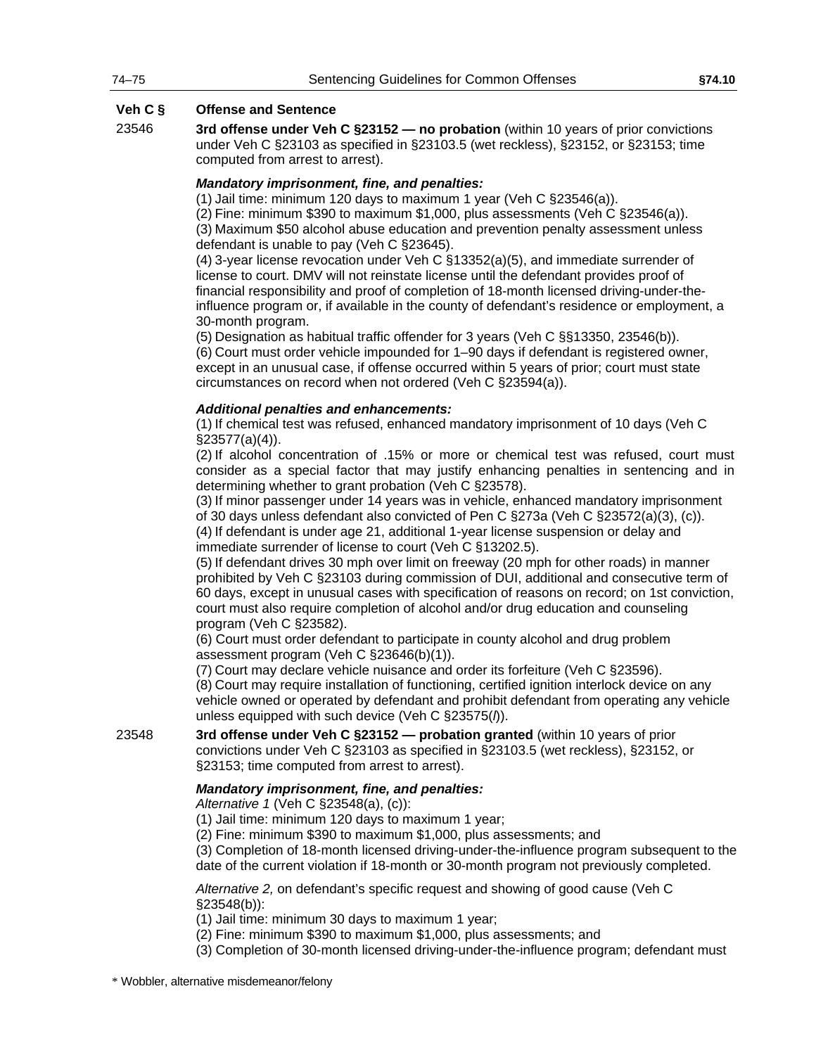**Veh C §** **Offense and Sentence**

23546 **3rd offense under Veh C §23152 — no probation** (within 10 years of prior convictions under Veh C §23103 as specified in §23103.5 (wet reckless), §23152, or §23153; time computed from arrest to arrest).

***Mandatory imprisonment, fine, and penalties:***

(1) Jail time: minimum 120 days to maximum 1 year (Veh C §23546(a)).
(2) Fine: minimum $390 to maximum $1,000, plus assessments (Veh C §23546(a)).
(3) Maximum $50 alcohol abuse education and prevention penalty assessment unless defendant is unable to pay (Veh C §23645).
(4) 3-year license revocation under Veh C §13352(a)(5), and immediate surrender of license to court. DMV will not reinstate license until the defendant provides proof of financial responsibility and proof of completion of 18-month licensed driving-under-the-influence program or, if available in the county of defendant's residence or employment, a 30-month program.
(5) Designation as habitual traffic offender for 3 years (Veh C §§13350, 23546(b)).
(6) Court must order vehicle impounded for 1–90 days if defendant is registered owner, except in an unusual case, if offense occurred within 5 years of prior; court must state circumstances on record when not ordered (Veh C §23594(a)).

***Additional penalties and enhancements:***

(1) If chemical test was refused, enhanced mandatory imprisonment of 10 days (Veh C §23577(a)(4)).
(2) If alcohol concentration of .15% or more or chemical test was refused, court must consider as a special factor that may justify enhancing penalties in sentencing and in determining whether to grant probation (Veh C §23578).
(3) If minor passenger under 14 years was in vehicle, enhanced mandatory imprisonment of 30 days unless defendant also convicted of Pen C §273a (Veh C §23572(a)(3), (c)).
(4) If defendant is under age 21, additional 1-year license suspension or delay and immediate surrender of license to court (Veh C §13202.5).
(5) If defendant drives 30 mph over limit on freeway (20 mph for other roads) in manner prohibited by Veh C §23103 during commission of DUI, additional and consecutive term of 60 days, except in unusual cases with specification of reasons on record; on 1st conviction, court must also require completion of alcohol and/or drug education and counseling program (Veh C §23582).
(6) Court must order defendant to participate in county alcohol and drug problem assessment program (Veh C §23646(b)(1)).
(7) Court may declare vehicle nuisance and order its forfeiture (Veh C §23596).
(8) Court may require installation of functioning, certified ignition interlock device on any vehicle owned or operated by defendant and prohibit defendant from operating any vehicle unless equipped with such device (Veh C §23575(*l*)).

23548 **3rd offense under Veh C §23152 — probation granted** (within 10 years of prior convictions under Veh C §23103 as specified in §23103.5 (wet reckless), §23152, or §23153; time computed from arrest to arrest).

***Mandatory imprisonment, fine, and penalties:***

*Alternative 1* (Veh C §23548(a), (c)):
(1) Jail time: minimum 120 days to maximum 1 year;
(2) Fine: minimum $390 to maximum $1,000, plus assessments; and
(3) Completion of 18-month licensed driving-under-the-influence program subsequent to the date of the current violation if 18-month or 30-month program not previously completed.

*Alternative 2,* on defendant's specific request and showing of good cause (Veh C §23548(b)):
(1) Jail time: minimum 30 days to maximum 1 year;
(2) Fine: minimum $390 to maximum $1,000, plus assessments; and
(3) Completion of 30-month licensed driving-under-the-influence program; defendant must

* Wobbler, alternative misdemeanor/felony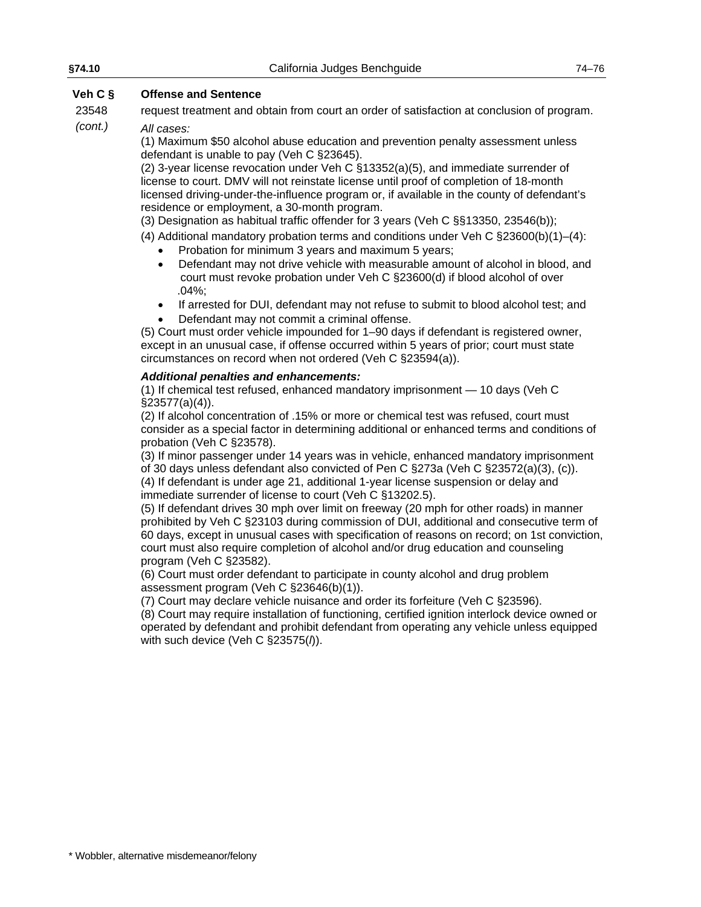| Veh C § | Offense and Sentence |
|---|---|
| 23548 *(cont.)* | request treatment and obtain from court an order of satisfaction at conclusion of program. |

*All cases:*

(1) Maximum $50 alcohol abuse education and prevention penalty assessment unless defendant is unable to pay (Veh C §23645).

(2) 3-year license revocation under Veh C §13352(a)(5), and immediate surrender of license to court. DMV will not reinstate license until proof of completion of 18-month licensed driving-under-the-influence program or, if available in the county of defendant's residence or employment, a 30-month program.

(3) Designation as habitual traffic offender for 3 years (Veh C §§13350, 23546(b));

(4) Additional mandatory probation terms and conditions under Veh C §23600(b)(1)–(4):

- Probation for minimum 3 years and maximum 5 years;
- Defendant may not drive vehicle with measurable amount of alcohol in blood, and court must revoke probation under Veh C §23600(d) if blood alcohol of over .04%;
- If arrested for DUI, defendant may not refuse to submit to blood alcohol test; and
- Defendant may not commit a criminal offense.

(5) Court must order vehicle impounded for 1–90 days if defendant is registered owner, except in an unusual case, if offense occurred within 5 years of prior; court must state circumstances on record when not ordered (Veh C §23594(a)).

***Additional penalties and enhancements:***

(1) If chemical test refused, enhanced mandatory imprisonment — 10 days (Veh C §23577(a)(4)).

(2) If alcohol concentration of .15% or more or chemical test was refused, court must consider as a special factor in determining additional or enhanced terms and conditions of probation (Veh C §23578).

(3) If minor passenger under 14 years was in vehicle, enhanced mandatory imprisonment of 30 days unless defendant also convicted of Pen C §273a (Veh C §23572(a)(3), (c)).

(4) If defendant is under age 21, additional 1-year license suspension or delay and immediate surrender of license to court (Veh C §13202.5).

(5) If defendant drives 30 mph over limit on freeway (20 mph for other roads) in manner prohibited by Veh C §23103 during commission of DUI, additional and consecutive term of 60 days, except in unusual cases with specification of reasons on record; on 1st conviction, court must also require completion of alcohol and/or drug education and counseling program (Veh C §23582).

(6) Court must order defendant to participate in county alcohol and drug problem assessment program (Veh C §23646(b)(1)).

(7) Court may declare vehicle nuisance and order its forfeiture (Veh C §23596).

(8) Court may require installation of functioning, certified ignition interlock device owned or operated by defendant and prohibit defendant from operating any vehicle unless equipped with such device (Veh C §23575(*l*)).

\* Wobbler, alternative misdemeanor/felony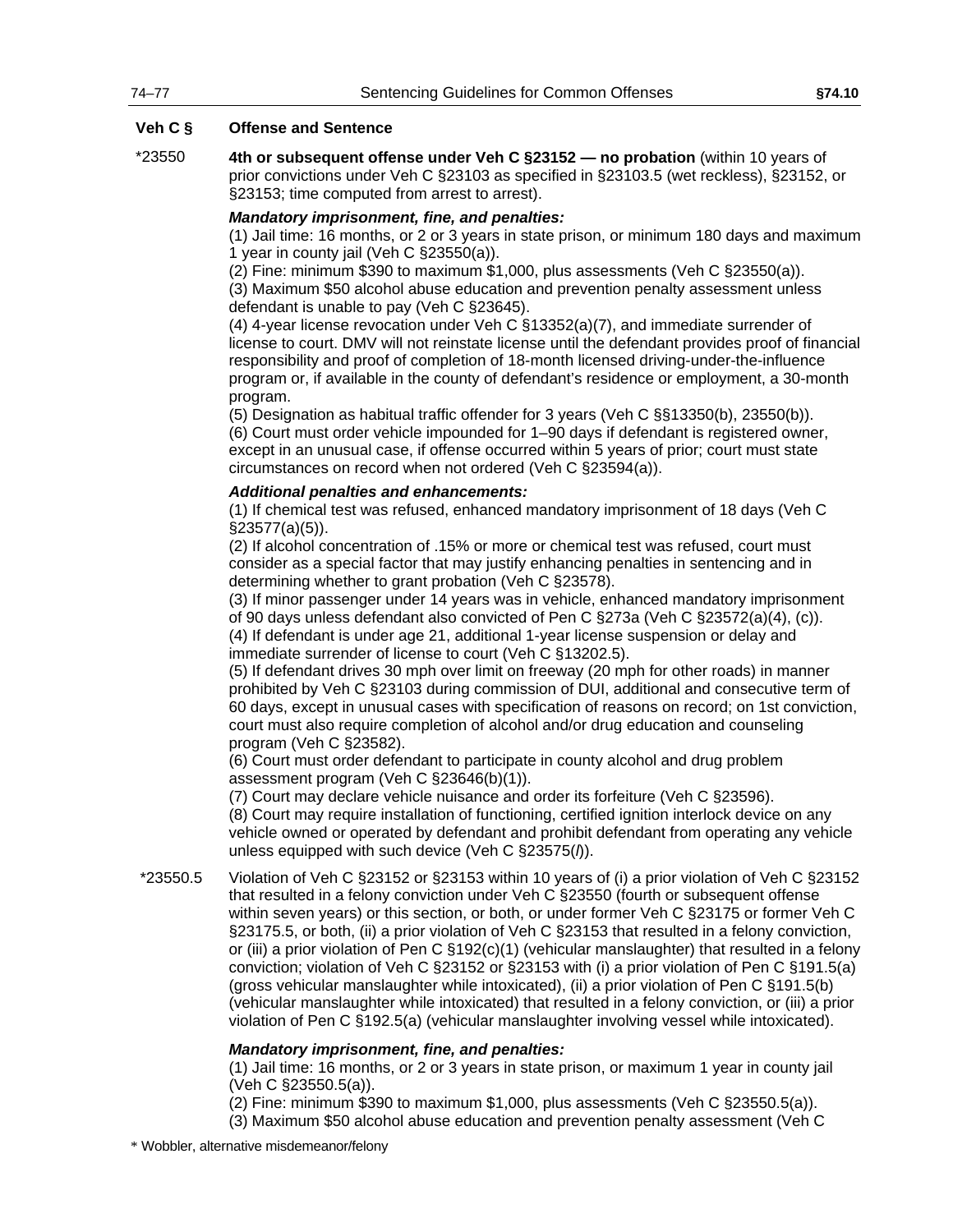| Veh C § | Offense and Sentence |
|---|---|
| *23550 | **4th or subsequent offense under Veh C §23152 — no probation** (within 10 years of prior convictions under Veh C §23103 as specified in §23103.5 (wet reckless), §23152, or §23153; time computed from arrest to arrest). |

***Mandatory imprisonment, fine, and penalties:***

(1) Jail time: 16 months, or 2 or 3 years in state prison, or minimum 180 days and maximum 1 year in county jail (Veh C §23550(a)).
(2) Fine: minimum $390 to maximum $1,000, plus assessments (Veh C §23550(a)).
(3) Maximum $50 alcohol abuse education and prevention penalty assessment unless defendant is unable to pay (Veh C §23645).
(4) 4-year license revocation under Veh C §13352(a)(7), and immediate surrender of license to court. DMV will not reinstate license until the defendant provides proof of financial responsibility and proof of completion of 18-month licensed driving-under-the-influence program or, if available in the county of defendant's residence or employment, a 30-month program.
(5) Designation as habitual traffic offender for 3 years (Veh C §§13350(b), 23550(b)).
(6) Court must order vehicle impounded for 1–90 days if defendant is registered owner, except in an unusual case, if offense occurred within 5 years of prior; court must state circumstances on record when not ordered (Veh C §23594(a)).

***Additional penalties and enhancements:***

(1) If chemical test was refused, enhanced mandatory imprisonment of 18 days (Veh C §23577(a)(5)).
(2) If alcohol concentration of .15% or more or chemical test was refused, court must consider as a special factor that may justify enhancing penalties in sentencing and in determining whether to grant probation (Veh C §23578).
(3) If minor passenger under 14 years was in vehicle, enhanced mandatory imprisonment of 90 days unless defendant also convicted of Pen C §273a (Veh C §23572(a)(4), (c)).
(4) If defendant is under age 21, additional 1-year license suspension or delay and immediate surrender of license to court (Veh C §13202.5).
(5) If defendant drives 30 mph over limit on freeway (20 mph for other roads) in manner prohibited by Veh C §23103 during commission of DUI, additional and consecutive term of 60 days, except in unusual cases with specification of reasons on record; on 1st conviction, court must also require completion of alcohol and/or drug education and counseling program (Veh C §23582).
(6) Court must order defendant to participate in county alcohol and drug problem assessment program (Veh C §23646(b)(1)).
(7) Court may declare vehicle nuisance and order its forfeiture (Veh C §23596).
(8) Court may require installation of functioning, certified ignition interlock device on any vehicle owned or operated by defendant and prohibit defendant from operating any vehicle unless equipped with such device (Veh C §23575(*l*)).

| Veh C § | Offense and Sentence |
|---|---|
| *23550.5 | Violation of Veh C §23152 or §23153 within 10 years of (i) a prior violation of Veh C §23152 that resulted in a felony conviction under Veh C §23550 (fourth or subsequent offense within seven years) or this section, or both, or under former Veh C §23175 or former Veh C §23175.5, or both, (ii) a prior violation of Veh C §23153 that resulted in a felony conviction, or (iii) a prior violation of Pen C §192(c)(1) (vehicular manslaughter) that resulted in a felony conviction; violation of Veh C §23152 or §23153 with (i) a prior violation of Pen C §191.5(a) (gross vehicular manslaughter while intoxicated), (ii) a prior violation of Pen C §191.5(b) (vehicular manslaughter while intoxicated) that resulted in a felony conviction, or (iii) a prior violation of Pen C §192.5(a) (vehicular manslaughter involving vessel while intoxicated). |

***Mandatory imprisonment, fine, and penalties:***

(1) Jail time: 16 months, or 2 or 3 years in state prison, or maximum 1 year in county jail (Veh C §23550.5(a)).
(2) Fine: minimum $390 to maximum $1,000, plus assessments (Veh C §23550.5(a)).
(3) Maximum $50 alcohol abuse education and prevention penalty assessment (Veh C

* Wobbler, alternative misdemeanor/felony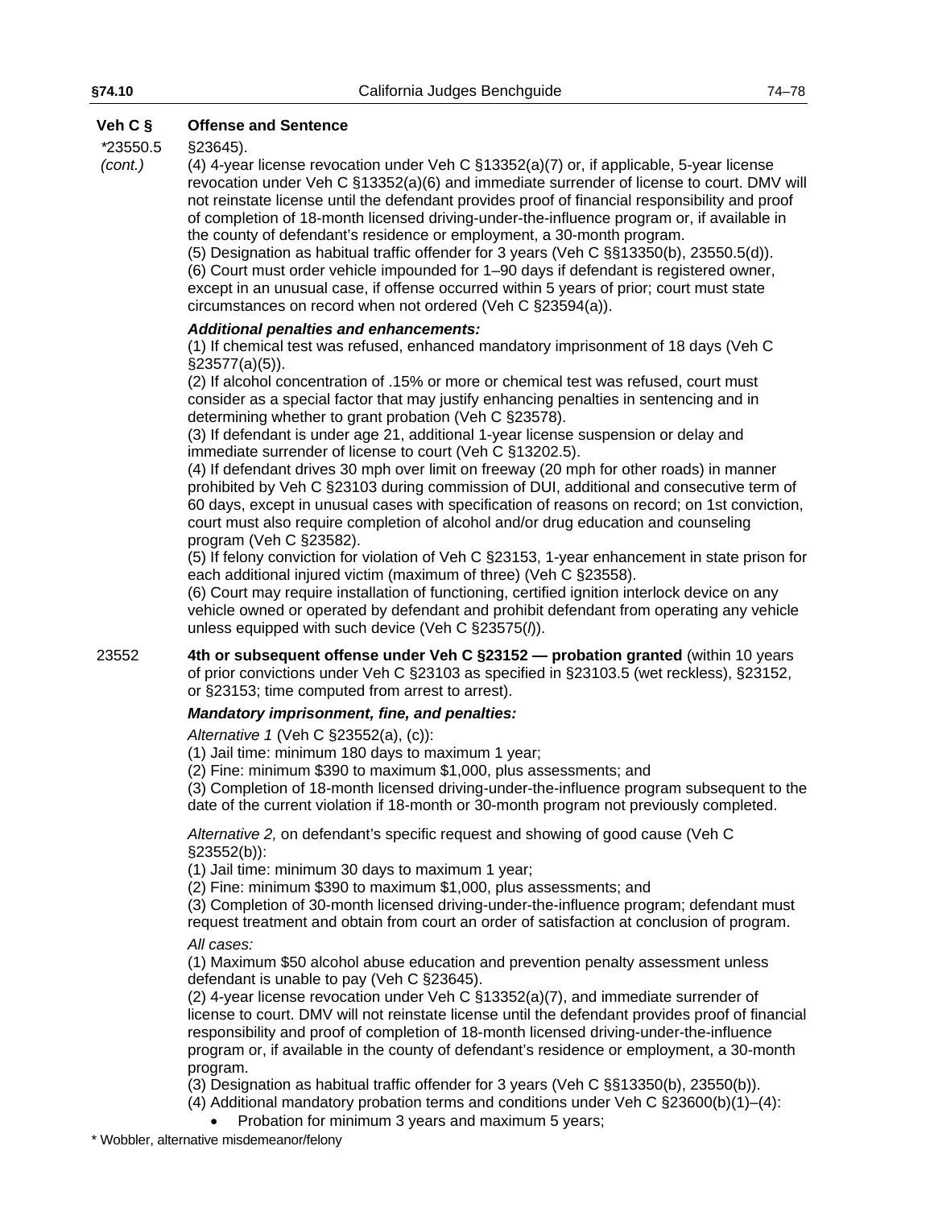| Veh C § | Offense and Sentence |
|---|---|
| *23550.5 *(cont.)* | §23645).<br>(4) 4-year license revocation under Veh C §13352(a)(7) or, if applicable, 5-year license revocation under Veh C §13352(a)(6) and immediate surrender of license to court. DMV will not reinstate license until the defendant provides proof of financial responsibility and proof of completion of 18-month licensed driving-under-the-influence program or, if available in the county of defendant's residence or employment, a 30-month program.<br>(5) Designation as habitual traffic offender for 3 years (Veh C §§13350(b), 23550.5(d)).<br>(6) Court must order vehicle impounded for 1–90 days if defendant is registered owner, except in an unusual case, if offense occurred within 5 years of prior; court must state circumstances on record when not ordered (Veh C §23594(a)).<br><br>***Additional penalties and enhancements:***<br>(1) If chemical test was refused, enhanced mandatory imprisonment of 18 days (Veh C §23577(a)(5)).<br>(2) If alcohol concentration of .15% or more or chemical test was refused, court must consider as a special factor that may justify enhancing penalties in sentencing and in determining whether to grant probation (Veh C §23578).<br>(3) If defendant is under age 21, additional 1-year license suspension or delay and immediate surrender of license to court (Veh C §13202.5).<br>(4) If defendant drives 30 mph over limit on freeway (20 mph for other roads) in manner prohibited by Veh C §23103 during commission of DUI, additional and consecutive term of 60 days, except in unusual cases with specification of reasons on record; on 1st conviction, court must also require completion of alcohol and/or drug education and counseling program (Veh C §23582).<br>(5) If felony conviction for violation of Veh C §23153, 1-year enhancement in state prison for each additional injured victim (maximum of three) (Veh C §23558).<br>(6) Court may require installation of functioning, certified ignition interlock device on any vehicle owned or operated by defendant and prohibit defendant from operating any vehicle unless equipped with such device (Veh C §23575(*l*)). |
| 23552 | **4th or subsequent offense under Veh C §23152 — probation granted** (within 10 years of prior convictions under Veh C §23103 as specified in §23103.5 (wet reckless), §23152, or §23153; time computed from arrest to arrest).<br><br>***Mandatory imprisonment, fine, and penalties:***<br><br>*Alternative 1* (Veh C §23552(a), (c)):<br>(1) Jail time: minimum 180 days to maximum 1 year;<br>(2) Fine: minimum $390 to maximum $1,000, plus assessments; and<br>(3) Completion of 18-month licensed driving-under-the-influence program subsequent to the date of the current violation if 18-month or 30-month program not previously completed.<br><br>*Alternative 2,* on defendant's specific request and showing of good cause (Veh C §23552(b)):<br>(1) Jail time: minimum 30 days to maximum 1 year;<br>(2) Fine: minimum $390 to maximum $1,000, plus assessments; and<br>(3) Completion of 30-month licensed driving-under-the-influence program; defendant must request treatment and obtain from court an order of satisfaction at conclusion of program.<br><br>*All cases:*<br>(1) Maximum $50 alcohol abuse education and prevention penalty assessment unless defendant is unable to pay (Veh C §23645).<br>(2) 4-year license revocation under Veh C §13352(a)(7), and immediate surrender of license to court. DMV will not reinstate license until the defendant provides proof of financial responsibility and proof of completion of 18-month licensed driving-under-the-influence program or, if available in the county of defendant's residence or employment, a 30-month program.<br>(3) Designation as habitual traffic offender for 3 years (Veh C §§13350(b), 23550(b)).<br>(4) Additional mandatory probation terms and conditions under Veh C §23600(b)(1)–(4):<br>• Probation for minimum 3 years and maximum 5 years; |

* Wobbler, alternative misdemeanor/felony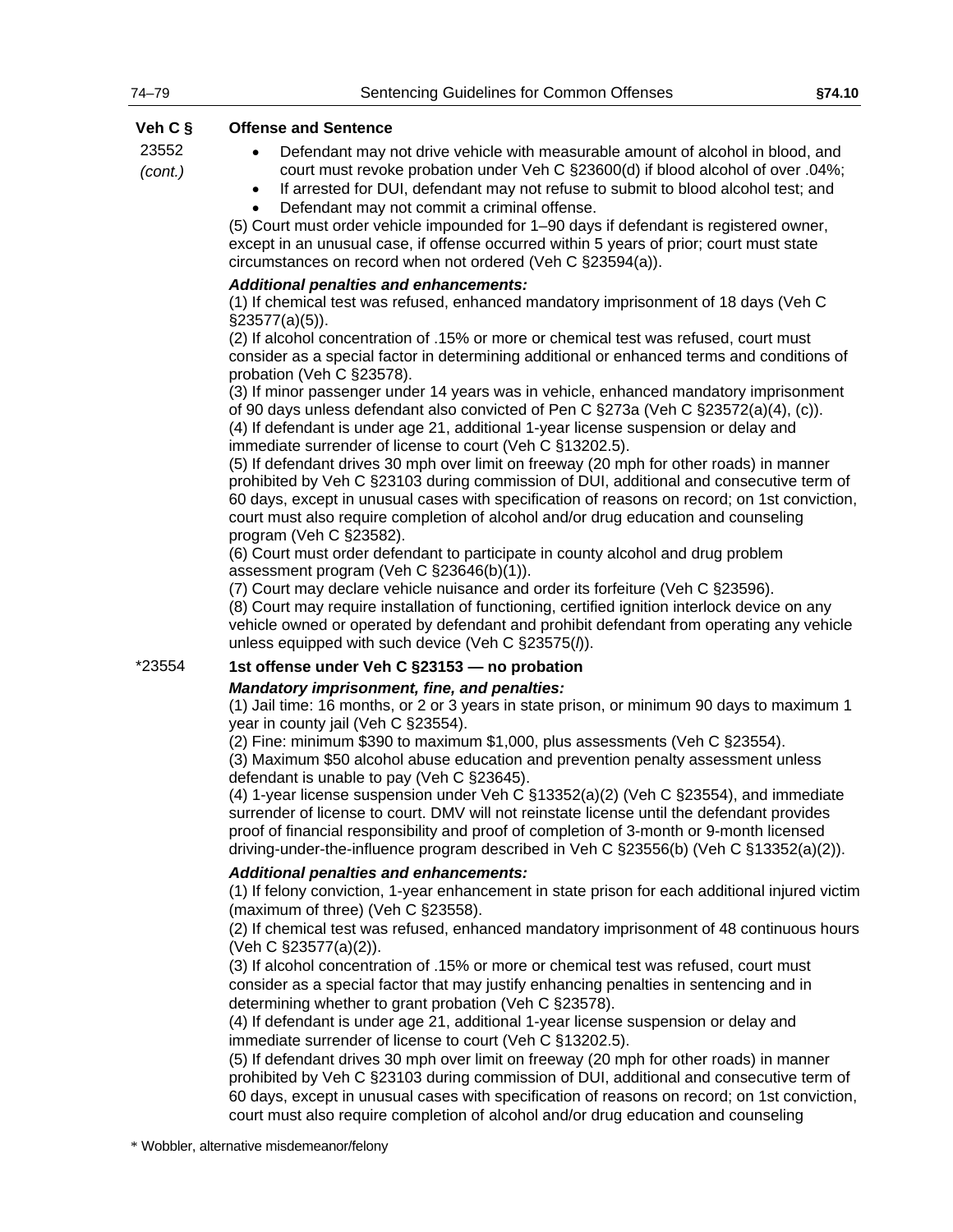| Veh C § | Offense and Sentence |
|---|---|
| 23552 *(cont.)* | • Defendant may not drive vehicle with measurable amount of alcohol in blood, and court must revoke probation under Veh C §23600(d) if blood alcohol of over .04%; • If arrested for DUI, defendant may not refuse to submit to blood alcohol test; and • Defendant may not commit a criminal offense. (5) Court must order vehicle impounded for 1–90 days if defendant is registered owner, except in an unusual case, if offense occurred within 5 years of prior; court must state circumstances on record when not ordered (Veh C §23594(a)). |

**23552 *(cont.)***

- Defendant may not drive vehicle with measurable amount of alcohol in blood, and court must revoke probation under Veh C §23600(d) if blood alcohol of over .04%;
- If arrested for DUI, defendant may not refuse to submit to blood alcohol test; and
- Defendant may not commit a criminal offense.

(5) Court must order vehicle impounded for 1–90 days if defendant is registered owner, except in an unusual case, if offense occurred within 5 years of prior; court must state circumstances on record when not ordered (Veh C §23594(a)).

***Additional penalties and enhancements:***

(1) If chemical test was refused, enhanced mandatory imprisonment of 18 days (Veh C §23577(a)(5)).
(2) If alcohol concentration of .15% or more or chemical test was refused, court must consider as a special factor in determining additional or enhanced terms and conditions of probation (Veh C §23578).
(3) If minor passenger under 14 years was in vehicle, enhanced mandatory imprisonment of 90 days unless defendant also convicted of Pen C §273a (Veh C §23572(a)(4), (c)).
(4) If defendant is under age 21, additional 1-year license suspension or delay and immediate surrender of license to court (Veh C §13202.5).
(5) If defendant drives 30 mph over limit on freeway (20 mph for other roads) in manner prohibited by Veh C §23103 during commission of DUI, additional and consecutive term of 60 days, except in unusual cases with specification of reasons on record; on 1st conviction, court must also require completion of alcohol and/or drug education and counseling program (Veh C §23582).
(6) Court must order defendant to participate in county alcohol and drug problem assessment program (Veh C §23646(b)(1)).
(7) Court may declare vehicle nuisance and order its forfeiture (Veh C §23596).
(8) Court may require installation of functioning, certified ignition interlock device on any vehicle owned or operated by defendant and prohibit defendant from operating any vehicle unless equipped with such device (Veh C §23575(*l*)).

**\*23554 — 1st offense under Veh C §23153 — no probation**

***Mandatory imprisonment, fine, and penalties:***

(1) Jail time: 16 months, or 2 or 3 years in state prison, or minimum 90 days to maximum 1 year in county jail (Veh C §23554).
(2) Fine: minimum $390 to maximum $1,000, plus assessments (Veh C §23554).
(3) Maximum $50 alcohol abuse education and prevention penalty assessment unless defendant is unable to pay (Veh C §23645).
(4) 1-year license suspension under Veh C §13352(a)(2) (Veh C §23554), and immediate surrender of license to court. DMV will not reinstate license until the defendant provides proof of financial responsibility and proof of completion of 3-month or 9-month licensed driving-under-the-influence program described in Veh C §23556(b) (Veh C §13352(a)(2)).

***Additional penalties and enhancements:***

(1) If felony conviction, 1-year enhancement in state prison for each additional injured victim (maximum of three) (Veh C §23558).
(2) If chemical test was refused, enhanced mandatory imprisonment of 48 continuous hours (Veh C §23577(a)(2)).
(3) If alcohol concentration of .15% or more or chemical test was refused, court must consider as a special factor that may justify enhancing penalties in sentencing and in determining whether to grant probation (Veh C §23578).
(4) If defendant is under age 21, additional 1-year license suspension or delay and immediate surrender of license to court (Veh C §13202.5).
(5) If defendant drives 30 mph over limit on freeway (20 mph for other roads) in manner prohibited by Veh C §23103 during commission of DUI, additional and consecutive term of 60 days, except in unusual cases with specification of reasons on record; on 1st conviction, court must also require completion of alcohol and/or drug education and counseling

\* Wobbler, alternative misdemeanor/felony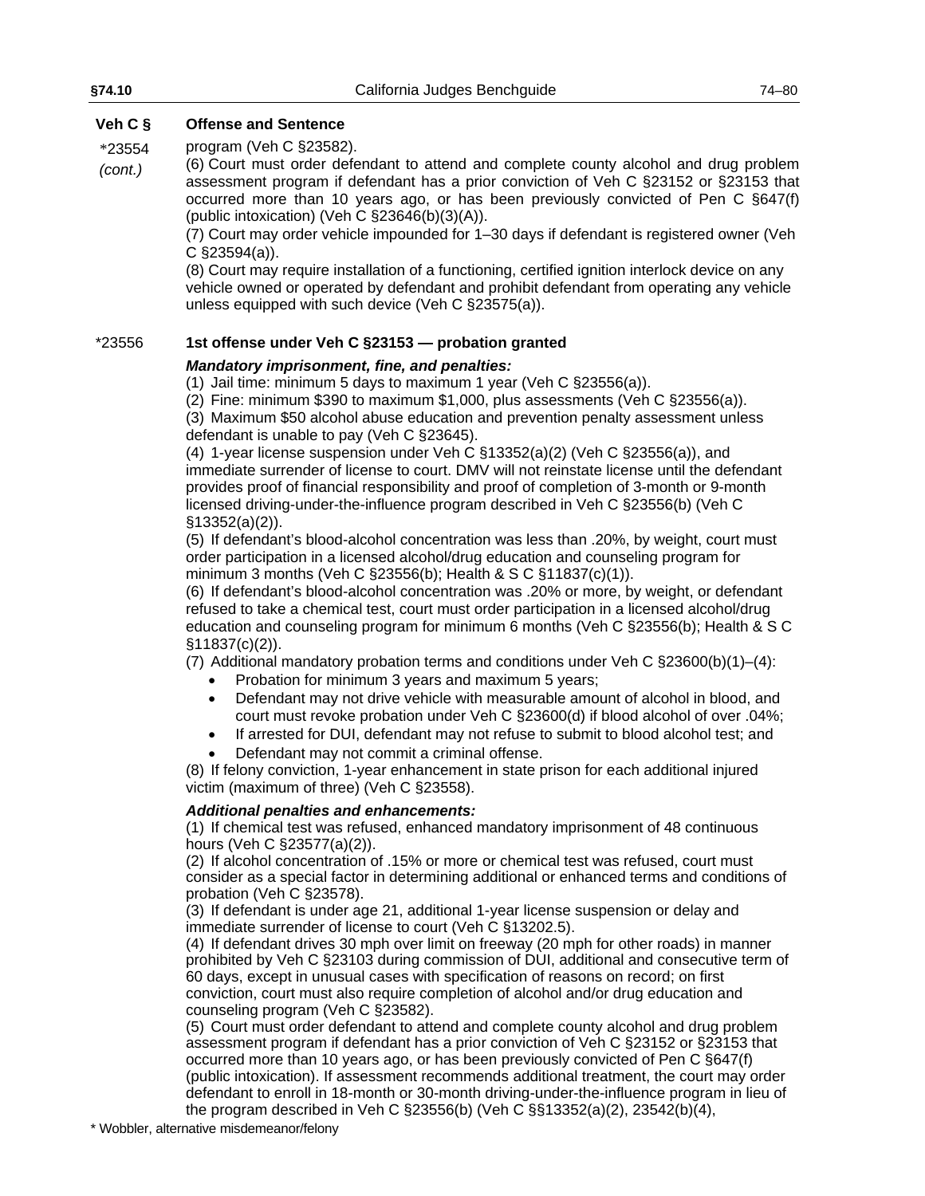| Veh C § | Offense and Sentence |
|---|---|
| *23554 *(cont.)* | program (Veh C §23582).<br>(6) Court must order defendant to attend and complete county alcohol and drug problem assessment program if defendant has a prior conviction of Veh C §23152 or §23153 that occurred more than 10 years ago, or has been previously convicted of Pen C §647(f) (public intoxication) (Veh C §23646(b)(3)(A)).<br>(7) Court may order vehicle impounded for 1–30 days if defendant is registered owner (Veh C §23594(a)).<br>(8) Court may require installation of a functioning, certified ignition interlock device on any vehicle owned or operated by defendant and prohibit defendant from operating any vehicle unless equipped with such device (Veh C §23575(a)). |
| *23556 | **1st offense under Veh C §23153 — probation granted** |

***Mandatory imprisonment, fine, and penalties:***

(1) Jail time: minimum 5 days to maximum 1 year (Veh C §23556(a)).

(2) Fine: minimum $390 to maximum $1,000, plus assessments (Veh C §23556(a)).

(3) Maximum $50 alcohol abuse education and prevention penalty assessment unless defendant is unable to pay (Veh C §23645).

(4) 1-year license suspension under Veh C §13352(a)(2) (Veh C §23556(a)), and immediate surrender of license to court. DMV will not reinstate license until the defendant provides proof of financial responsibility and proof of completion of 3-month or 9-month licensed driving-under-the-influence program described in Veh C §23556(b) (Veh C §13352(a)(2)).

(5) If defendant's blood-alcohol concentration was less than .20%, by weight, court must order participation in a licensed alcohol/drug education and counseling program for minimum 3 months (Veh C §23556(b); Health & S C §11837(c)(1)).

(6) If defendant's blood-alcohol concentration was .20% or more, by weight, or defendant refused to take a chemical test, court must order participation in a licensed alcohol/drug education and counseling program for minimum 6 months (Veh C §23556(b); Health & S C §11837(c)(2)).

(7) Additional mandatory probation terms and conditions under Veh C §23600(b)(1)–(4):

- Probation for minimum 3 years and maximum 5 years;
- Defendant may not drive vehicle with measurable amount of alcohol in blood, and court must revoke probation under Veh C §23600(d) if blood alcohol of over .04%;
- If arrested for DUI, defendant may not refuse to submit to blood alcohol test; and
- Defendant may not commit a criminal offense.

(8) If felony conviction, 1-year enhancement in state prison for each additional injured victim (maximum of three) (Veh C §23558).

***Additional penalties and enhancements:***

(1) If chemical test was refused, enhanced mandatory imprisonment of 48 continuous hours (Veh C §23577(a)(2)).

(2) If alcohol concentration of .15% or more or chemical test was refused, court must consider as a special factor in determining additional or enhanced terms and conditions of probation (Veh C §23578).

(3) If defendant is under age 21, additional 1-year license suspension or delay and immediate surrender of license to court (Veh C §13202.5).

(4) If defendant drives 30 mph over limit on freeway (20 mph for other roads) in manner prohibited by Veh C §23103 during commission of DUI, additional and consecutive term of 60 days, except in unusual cases with specification of reasons on record; on first conviction, court must also require completion of alcohol and/or drug education and counseling program (Veh C §23582).

(5) Court must order defendant to attend and complete county alcohol and drug problem assessment program if defendant has a prior conviction of Veh C §23152 or §23153 that occurred more than 10 years ago, or has been previously convicted of Pen C §647(f) (public intoxication). If assessment recommends additional treatment, the court may order defendant to enroll in 18-month or 30-month driving-under-the-influence program in lieu of the program described in Veh C §23556(b) (Veh C §§13352(a)(2), 23542(b)(4),

\* Wobbler, alternative misdemeanor/felony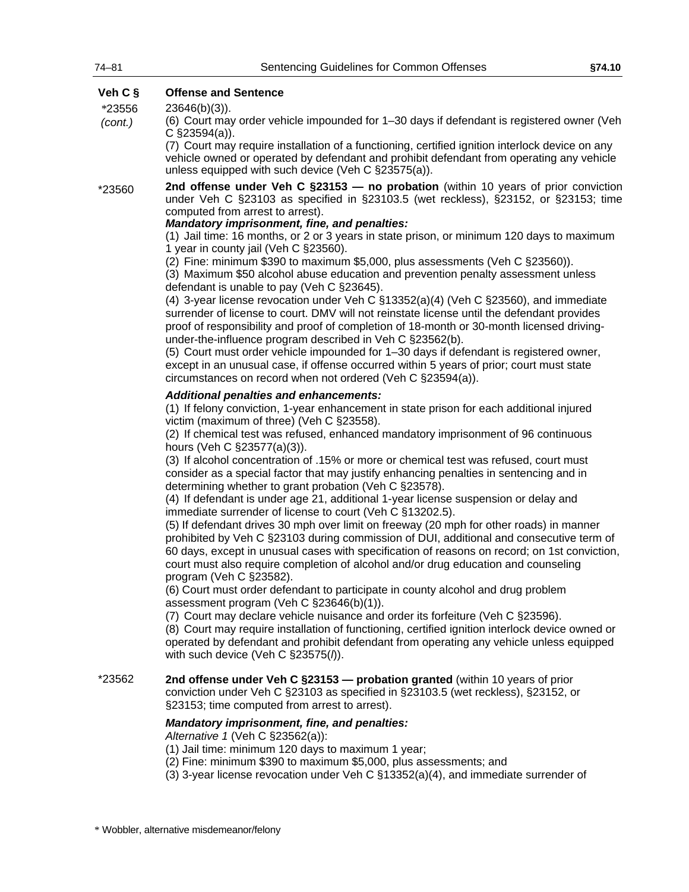| Veh C § | Offense and Sentence |
|---|---|
| *23556 *(cont.)* | 23646(b)(3)).<br>(6) Court may order vehicle impounded for 1–30 days if defendant is registered owner (Veh C §23594(a)).<br>(7) Court may require installation of a functioning, certified ignition interlock device on any vehicle owned or operated by defendant and prohibit defendant from operating any vehicle unless equipped with such device (Veh C §23575(a)). |
| *23560 | **2nd offense under Veh C §23153 — no probation** (within 10 years of prior conviction under Veh C §23103 as specified in §23103.5 (wet reckless), §23152, or §23153; time computed from arrest to arrest).<br>***Mandatory imprisonment, fine, and penalties:***<br>(1) Jail time: 16 months, or 2 or 3 years in state prison, or minimum 120 days to maximum 1 year in county jail (Veh C §23560).<br>(2) Fine: minimum $390 to maximum $5,000, plus assessments (Veh C §23560)).<br>(3) Maximum $50 alcohol abuse education and prevention penalty assessment unless defendant is unable to pay (Veh C §23645).<br>(4) 3-year license revocation under Veh C §13352(a)(4) (Veh C §23560), and immediate surrender of license to court. DMV will not reinstate license until the defendant provides proof of responsibility and proof of completion of 18-month or 30-month licensed driving-under-the-influence program described in Veh C §23562(b).<br>(5) Court must order vehicle impounded for 1–30 days if defendant is registered owner, except in an unusual case, if offense occurred within 5 years of prior; court must state circumstances on record when not ordered (Veh C §23594(a)).<br>***Additional penalties and enhancements:***<br>(1) If felony conviction, 1-year enhancement in state prison for each additional injured victim (maximum of three) (Veh C §23558).<br>(2) If chemical test was refused, enhanced mandatory imprisonment of 96 continuous hours (Veh C §23577(a)(3)).<br>(3) If alcohol concentration of .15% or more or chemical test was refused, court must consider as a special factor that may justify enhancing penalties in sentencing and in determining whether to grant probation (Veh C §23578).<br>(4) If defendant is under age 21, additional 1-year license suspension or delay and immediate surrender of license to court (Veh C §13202.5).<br>(5) If defendant drives 30 mph over limit on freeway (20 mph for other roads) in manner prohibited by Veh C §23103 during commission of DUI, additional and consecutive term of 60 days, except in unusual cases with specification of reasons on record; on 1st conviction, court must also require completion of alcohol and/or drug education and counseling program (Veh C §23582).<br>(6) Court must order defendant to participate in county alcohol and drug problem assessment program (Veh C §23646(b)(1)).<br>(7) Court may declare vehicle nuisance and order its forfeiture (Veh C §23596).<br>(8) Court may require installation of functioning, certified ignition interlock device owned or operated by defendant and prohibit defendant from operating any vehicle unless equipped with such device (Veh C §23575(*l*)). |
| *23562 | **2nd offense under Veh C §23153 — probation granted** (within 10 years of prior conviction under Veh C §23103 as specified in §23103.5 (wet reckless), §23152, or §23153; time computed from arrest to arrest).<br>***Mandatory imprisonment, fine, and penalties:***<br>*Alternative 1* (Veh C §23562(a)):<br>(1) Jail time: minimum 120 days to maximum 1 year;<br>(2) Fine: minimum $390 to maximum $5,000, plus assessments; and<br>(3) 3-year license revocation under Veh C §13352(a)(4), and immediate surrender of |

\* Wobbler, alternative misdemeanor/felony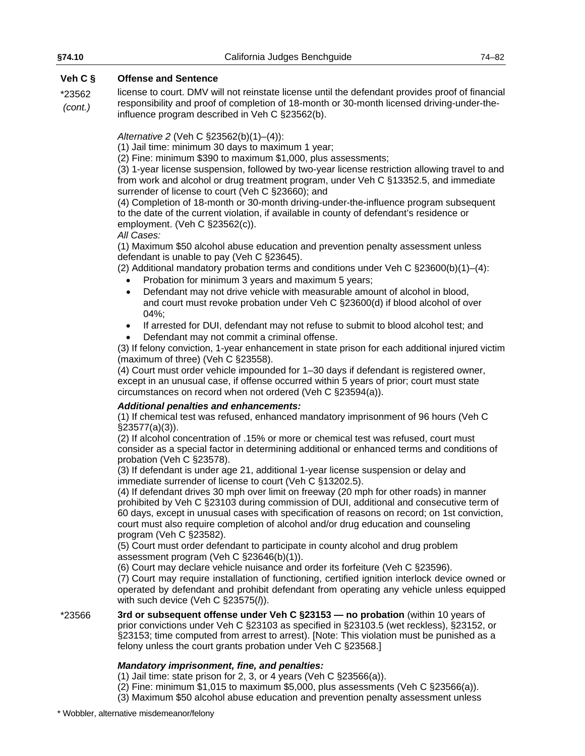| Veh C § | Offense and Sentence |
|---|---|
| *23562 (cont.) | license to court. DMV will not reinstate license until the defendant provides proof of financial responsibility and proof of completion of 18-month or 30-month licensed driving-under-the-influence program described in Veh C §23562(b). |

*Alternative 2* (Veh C §23562(b)(1)–(4)):
(1) Jail time: minimum 30 days to maximum 1 year;
(2) Fine: minimum $390 to maximum $1,000, plus assessments;
(3) 1-year license suspension, followed by two-year license restriction allowing travel to and from work and alcohol or drug treatment program, under Veh C §13352.5, and immediate surrender of license to court (Veh C §23660); and
(4) Completion of 18-month or 30-month driving-under-the-influence program subsequent to the date of the current violation, if available in county of defendant's residence or employment. (Veh C §23562(c)).

*All Cases:*
(1) Maximum $50 alcohol abuse education and prevention penalty assessment unless defendant is unable to pay (Veh C §23645).
(2) Additional mandatory probation terms and conditions under Veh C §23600(b)(1)–(4):

- Probation for minimum 3 years and maximum 5 years;
- Defendant may not drive vehicle with measurable amount of alcohol in blood, and court must revoke probation under Veh C §23600(d) if blood alcohol of over 04%;
- If arrested for DUI, defendant may not refuse to submit to blood alcohol test; and
- Defendant may not commit a criminal offense.

(3) If felony conviction, 1-year enhancement in state prison for each additional injured victim (maximum of three) (Veh C §23558).
(4) Court must order vehicle impounded for 1–30 days if defendant is registered owner, except in an unusual case, if offense occurred within 5 years of prior; court must state circumstances on record when not ordered (Veh C §23594(a)).

***Additional penalties and enhancements:***
(1) If chemical test was refused, enhanced mandatory imprisonment of 96 hours (Veh C §23577(a)(3)).
(2) If alcohol concentration of .15% or more or chemical test was refused, court must consider as a special factor in determining additional or enhanced terms and conditions of probation (Veh C §23578).
(3) If defendant is under age 21, additional 1-year license suspension or delay and immediate surrender of license to court (Veh C §13202.5).
(4) If defendant drives 30 mph over limit on freeway (20 mph for other roads) in manner prohibited by Veh C §23103 during commission of DUI, additional and consecutive term of 60 days, except in unusual cases with specification of reasons on record; on 1st conviction, court must also require completion of alcohol and/or drug education and counseling program (Veh C §23582).
(5) Court must order defendant to participate in county alcohol and drug problem assessment program (Veh C §23646(b)(1)).
(6) Court may declare vehicle nuisance and order its forfeiture (Veh C §23596).
(7) Court may require installation of functioning, certified ignition interlock device owned or operated by defendant and prohibit defendant from operating any vehicle unless equipped with such device (Veh C §23575(*l*)).

| Veh C § | Offense and Sentence |
|---|---|
| *23566 | **3rd or subsequent offense under Veh C §23153 — no probation** (within 10 years of prior convictions under Veh C §23103 as specified in §23103.5 (wet reckless), §23152, or §23153; time computed from arrest to arrest). [Note: This violation must be punished as a felony unless the court grants probation under Veh C §23568.] |

***Mandatory imprisonment, fine, and penalties:***
(1) Jail time: state prison for 2, 3, or 4 years (Veh C §23566(a)).
(2) Fine: minimum $1,015 to maximum $5,000, plus assessments (Veh C §23566(a)).
(3) Maximum $50 alcohol abuse education and prevention penalty assessment unless

\* Wobbler, alternative misdemeanor/felony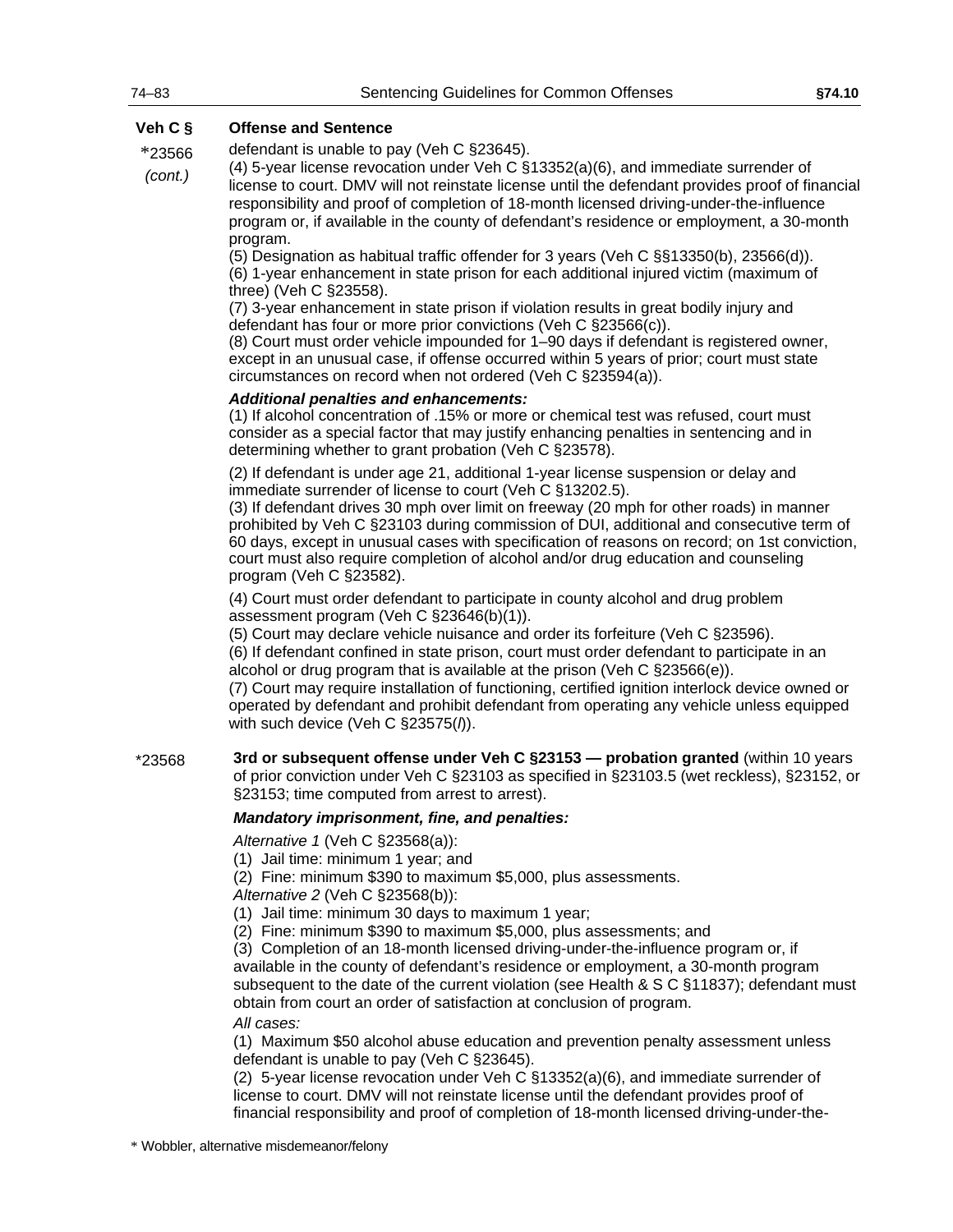| Veh C § | Offense and Sentence |
|---|---|
| *23566 *(cont.)* | defendant is unable to pay (Veh C §23645).<br>(4) 5-year license revocation under Veh C §13352(a)(6), and immediate surrender of license to court. DMV will not reinstate license until the defendant provides proof of financial responsibility and proof of completion of 18-month licensed driving-under-the-influence program or, if available in the county of defendant's residence or employment, a 30-month program.<br>(5) Designation as habitual traffic offender for 3 years (Veh C §§13350(b), 23566(d)).<br>(6) 1-year enhancement in state prison for each additional injured victim (maximum of three) (Veh C §23558).<br>(7) 3-year enhancement in state prison if violation results in great bodily injury and defendant has four or more prior convictions (Veh C §23566(c)).<br>(8) Court must order vehicle impounded for 1–90 days if defendant is registered owner, except in an unusual case, if offense occurred within 5 years of prior; court must state circumstances on record when not ordered (Veh C §23594(a)).<br>***Additional penalties and enhancements:***<br>(1) If alcohol concentration of .15% or more or chemical test was refused, court must consider as a special factor that may justify enhancing penalties in sentencing and in determining whether to grant probation (Veh C §23578).<br>(2) If defendant is under age 21, additional 1-year license suspension or delay and immediate surrender of license to court (Veh C §13202.5).<br>(3) If defendant drives 30 mph over limit on freeway (20 mph for other roads) in manner prohibited by Veh C §23103 during commission of DUI, additional and consecutive term of 60 days, except in unusual cases with specification of reasons on record; on 1st conviction, court must also require completion of alcohol and/or drug education and counseling program (Veh C §23582).<br>(4) Court must order defendant to participate in county alcohol and drug problem assessment program (Veh C §23646(b)(1)).<br>(5) Court may declare vehicle nuisance and order its forfeiture (Veh C §23596).<br>(6) If defendant confined in state prison, court must order defendant to participate in an alcohol or drug program that is available at the prison (Veh C §23566(e)).<br>(7) Court may require installation of functioning, certified ignition interlock device owned or operated by defendant and prohibit defendant from operating any vehicle unless equipped with such device (Veh C §23575(*l*)). |
| *23568 | **3rd or subsequent offense under Veh C §23153 — probation granted** (within 10 years of prior conviction under Veh C §23103 as specified in §23103.5 (wet reckless), §23152, or §23153; time computed from arrest to arrest).<br>***Mandatory imprisonment, fine, and penalties:***<br>*Alternative 1* (Veh C §23568(a)):<br>(1) Jail time: minimum 1 year; and<br>(2) Fine: minimum \$390 to maximum \$5,000, plus assessments.<br>*Alternative 2* (Veh C §23568(b)):<br>(1) Jail time: minimum 30 days to maximum 1 year;<br>(2) Fine: minimum \$390 to maximum \$5,000, plus assessments; and<br>(3) Completion of an 18-month licensed driving-under-the-influence program or, if available in the county of defendant's residence or employment, a 30-month program subsequent to the date of the current violation (see Health & S C §11837); defendant must obtain from court an order of satisfaction at conclusion of program.<br>*All cases:*<br>(1) Maximum \$50 alcohol abuse education and prevention penalty assessment unless defendant is unable to pay (Veh C §23645).<br>(2) 5-year license revocation under Veh C §13352(a)(6), and immediate surrender of license to court. DMV will not reinstate license until the defendant provides proof of financial responsibility and proof of completion of 18-month licensed driving-under-the- |

* Wobbler, alternative misdemeanor/felony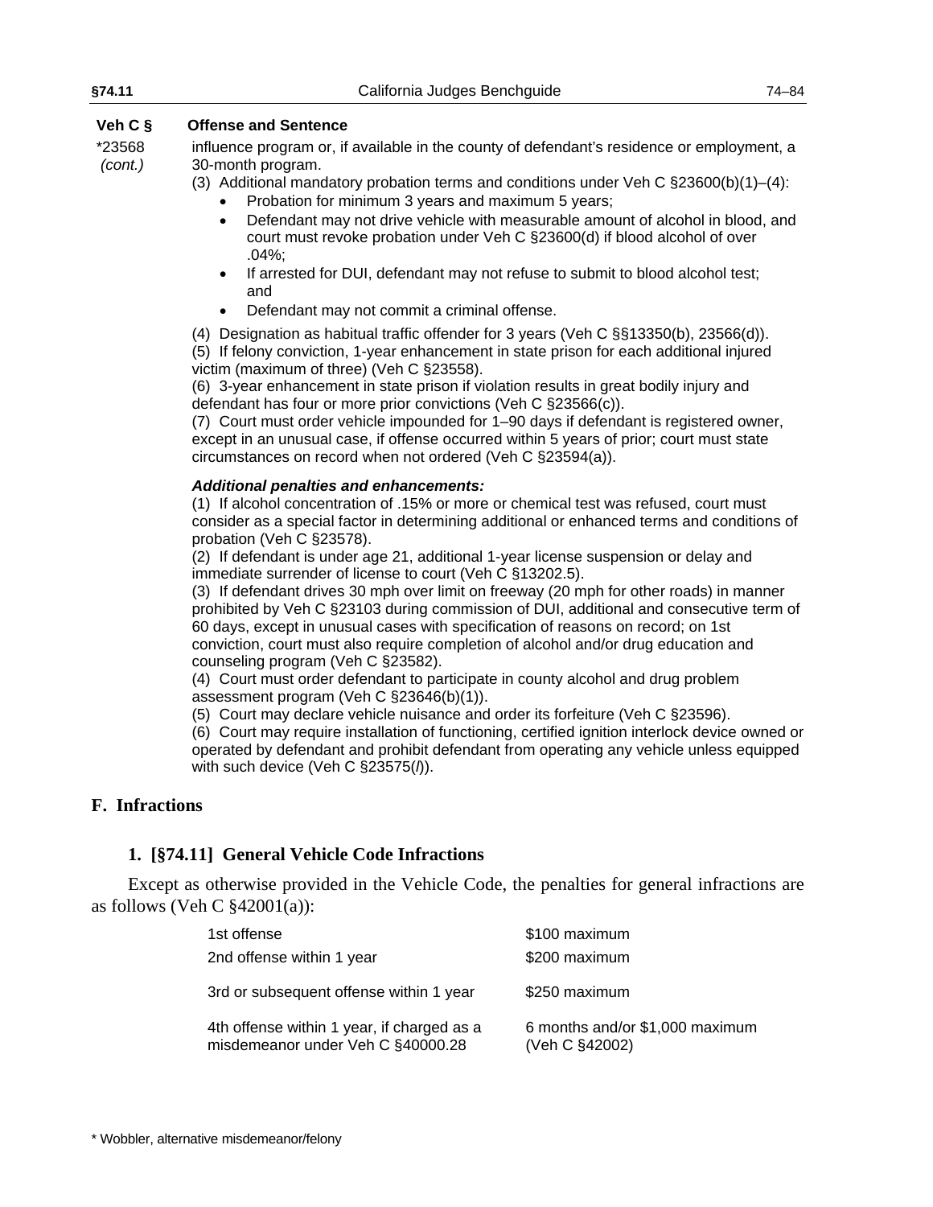| Veh C § | Offense and Sentence |
|---|---|
| *23568 *(cont.)* | influence program or, if available in the county of defendant's residence or employment, a 30-month program. |

(3) Additional mandatory probation terms and conditions under Veh C §23600(b)(1)–(4):

- Probation for minimum 3 years and maximum 5 years;
- Defendant may not drive vehicle with measurable amount of alcohol in blood, and court must revoke probation under Veh C §23600(d) if blood alcohol of over .04%;
- If arrested for DUI, defendant may not refuse to submit to blood alcohol test; and
- Defendant may not commit a criminal offense.

(4) Designation as habitual traffic offender for 3 years (Veh C §§13350(b), 23566(d)).
(5) If felony conviction, 1-year enhancement in state prison for each additional injured victim (maximum of three) (Veh C §23558).
(6) 3-year enhancement in state prison if violation results in great bodily injury and defendant has four or more prior convictions (Veh C §23566(c)).
(7) Court must order vehicle impounded for 1–90 days if defendant is registered owner, except in an unusual case, if offense occurred within 5 years of prior; court must state circumstances on record when not ordered (Veh C §23594(a)).

***Additional penalties and enhancements:***

(1) If alcohol concentration of .15% or more or chemical test was refused, court must consider as a special factor in determining additional or enhanced terms and conditions of probation (Veh C §23578).
(2) If defendant is under age 21, additional 1-year license suspension or delay and immediate surrender of license to court (Veh C §13202.5).
(3) If defendant drives 30 mph over limit on freeway (20 mph for other roads) in manner prohibited by Veh C §23103 during commission of DUI, additional and consecutive term of 60 days, except in unusual cases with specification of reasons on record; on 1st conviction, court must also require completion of alcohol and/or drug education and counseling program (Veh C §23582).
(4) Court must order defendant to participate in county alcohol and drug problem assessment program (Veh C §23646(b)(1)).
(5) Court may declare vehicle nuisance and order its forfeiture (Veh C §23596).
(6) Court may require installation of functioning, certified ignition interlock device owned or operated by defendant and prohibit defendant from operating any vehicle unless equipped with such device (Veh C §23575(*l*)).

## F. Infractions

### 1. [§74.11] General Vehicle Code Infractions

Except as otherwise provided in the Vehicle Code, the penalties for general infractions are as follows (Veh C §42001(a)):

| | |
|---|---|
| 1st offense | $100 maximum |
| 2nd offense within 1 year | $200 maximum |
| 3rd or subsequent offense within 1 year | $250 maximum |
| 4th offense within 1 year, if charged as a misdemeanor under Veh C §40000.28 | 6 months and/or $1,000 maximum (Veh C §42002) |

\* Wobbler, alternative misdemeanor/felony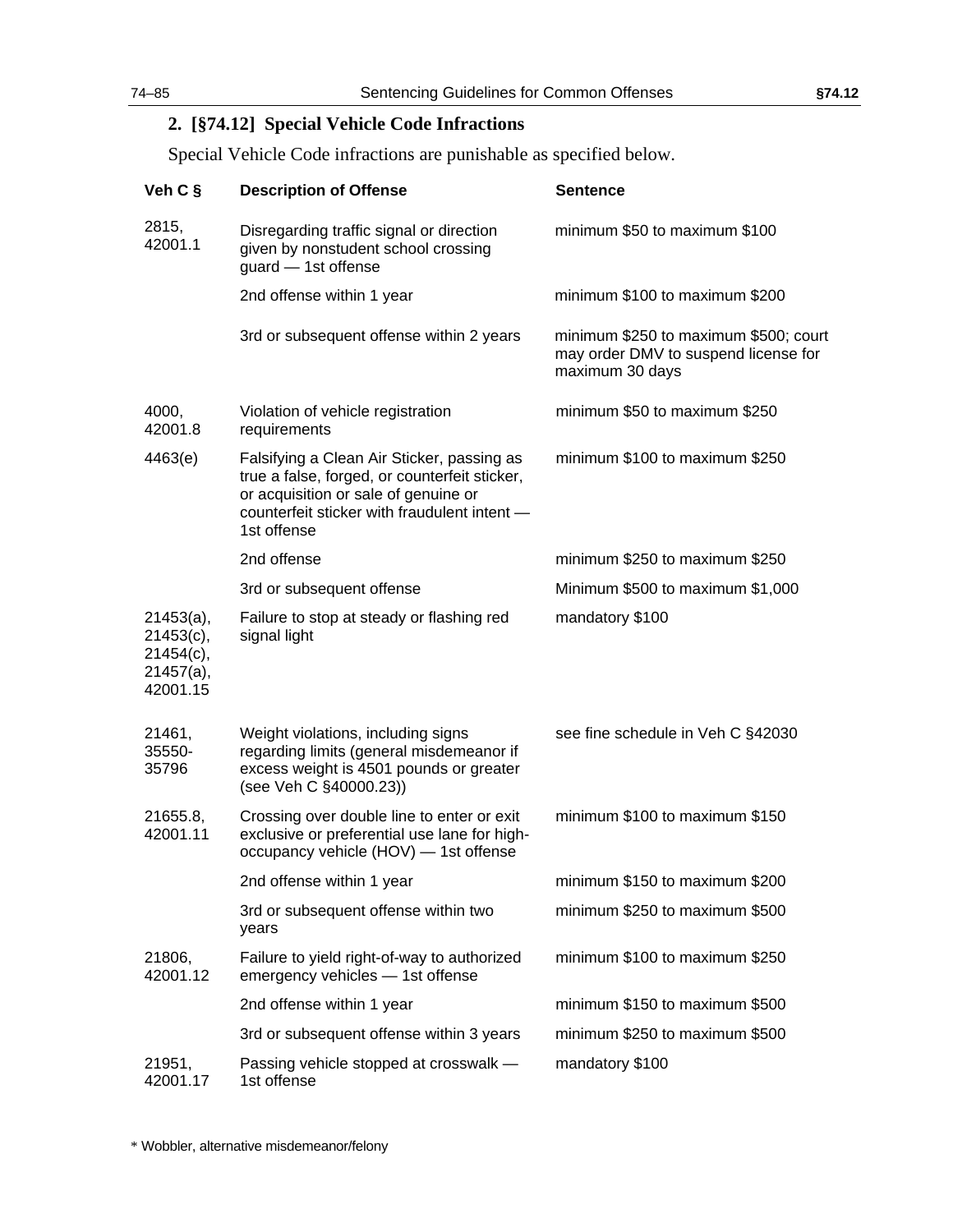## 2. [§74.12] Special Vehicle Code Infractions

Special Vehicle Code infractions are punishable as specified below.

| Veh C § | Description of Offense | Sentence |
|---|---|---|
| 2815, 42001.1 | Disregarding traffic signal or direction given by nonstudent school crossing guard — 1st offense | minimum $50 to maximum $100 |
| | 2nd offense within 1 year | minimum $100 to maximum $200 |
| | 3rd or subsequent offense within 2 years | minimum $250 to maximum $500; court may order DMV to suspend license for maximum 30 days |
| 4000, 42001.8 | Violation of vehicle registration requirements | minimum $50 to maximum $250 |
| 4463(e) | Falsifying a Clean Air Sticker, passing as true a false, forged, or counterfeit sticker, or acquisition or sale of genuine or counterfeit sticker with fraudulent intent — 1st offense | minimum $100 to maximum $250 |
| | 2nd offense | minimum $250 to maximum $250 |
| | 3rd or subsequent offense | Minimum $500 to maximum $1,000 |
| 21453(a), 21453(c), 21454(c), 21457(a), 42001.15 | Failure to stop at steady or flashing red signal light | mandatory $100 |
| 21461, 35550-35796 | Weight violations, including signs regarding limits (general misdemeanor if excess weight is 4501 pounds or greater (see Veh C §40000.23)) | see fine schedule in Veh C §42030 |
| 21655.8, 42001.11 | Crossing over double line to enter or exit exclusive or preferential use lane for high-occupancy vehicle (HOV) — 1st offense | minimum $100 to maximum $150 |
| | 2nd offense within 1 year | minimum $150 to maximum $200 |
| | 3rd or subsequent offense within two years | minimum $250 to maximum $500 |
| 21806, 42001.12 | Failure to yield right-of-way to authorized emergency vehicles — 1st offense | minimum $100 to maximum $250 |
| | 2nd offense within 1 year | minimum $150 to maximum $500 |
| | 3rd or subsequent offense within 3 years | minimum $250 to maximum $500 |
| 21951, 42001.17 | Passing vehicle stopped at crosswalk — 1st offense | mandatory $100 |

* Wobbler, alternative misdemeanor/felony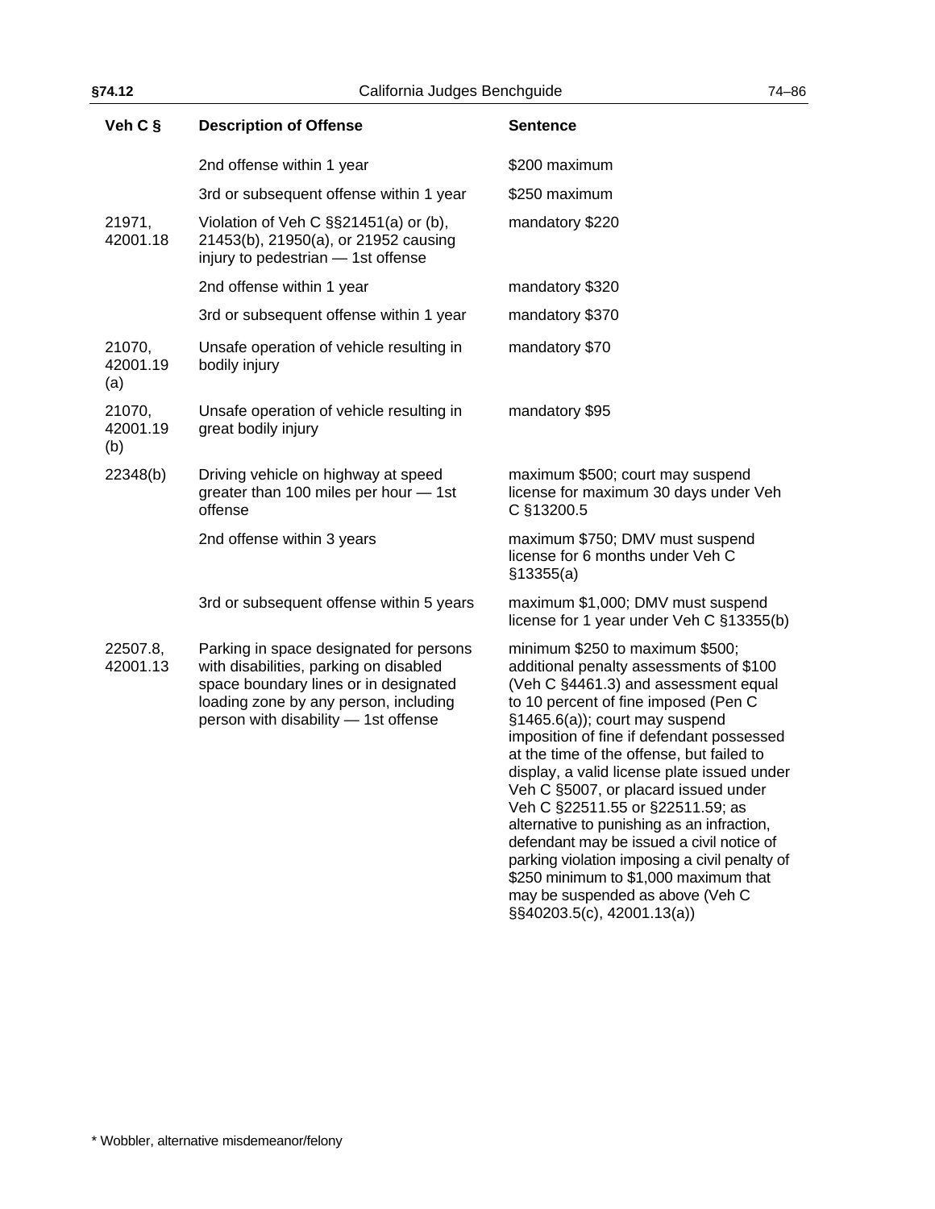| Veh C § | Description of Offense | Sentence |
|---|---|---|
| | 2nd offense within 1 year | $200 maximum |
| | 3rd or subsequent offense within 1 year | $250 maximum |
| 21971, 42001.18 | Violation of Veh C §§21451(a) or (b), 21453(b), 21950(a), or 21952 causing injury to pedestrian — 1st offense | mandatory $220 |
| | 2nd offense within 1 year | mandatory $320 |
| | 3rd or subsequent offense within 1 year | mandatory $370 |
| 21070, 42001.19 (a) | Unsafe operation of vehicle resulting in bodily injury | mandatory $70 |
| 21070, 42001.19 (b) | Unsafe operation of vehicle resulting in great bodily injury | mandatory $95 |
| 22348(b) | Driving vehicle on highway at speed greater than 100 miles per hour — 1st offense | maximum $500; court may suspend license for maximum 30 days under Veh C §13200.5 |
| | 2nd offense within 3 years | maximum $750; DMV must suspend license for 6 months under Veh C §13355(a) |
| | 3rd or subsequent offense within 5 years | maximum $1,000; DMV must suspend license for 1 year under Veh C §13355(b) |
| 22507.8, 42001.13 | Parking in space designated for persons with disabilities, parking on disabled space boundary lines or in designated loading zone by any person, including person with disability — 1st offense | minimum $250 to maximum $500; additional penalty assessments of $100 (Veh C §4461.3) and assessment equal to 10 percent of fine imposed (Pen C §1465.6(a)); court may suspend imposition of fine if defendant possessed at the time of the offense, but failed to display, a valid license plate issued under Veh C §5007, or placard issued under Veh C §22511.55 or §22511.59; as alternative to punishing as an infraction, defendant may be issued a civil notice of parking violation imposing a civil penalty of $250 minimum to $1,000 maximum that may be suspended as above (Veh C §§40203.5(c), 42001.13(a)) |

* Wobbler, alternative misdemeanor/felony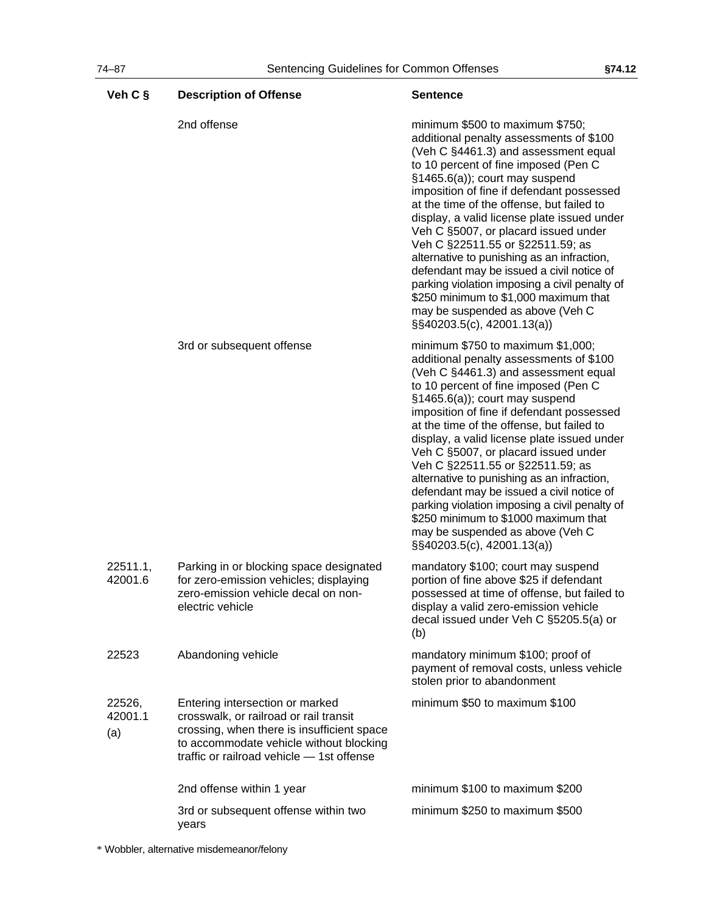| Veh C § | Description of Offense | Sentence |
|---|---|---|
| | 2nd offense | minimum $500 to maximum $750; additional penalty assessments of $100 (Veh C §4461.3) and assessment equal to 10 percent of fine imposed (Pen C §1465.6(a)); court may suspend imposition of fine if defendant possessed at the time of the offense, but failed to display, a valid license plate issued under Veh C §5007, or placard issued under Veh C §22511.55 or §22511.59; as alternative to punishing as an infraction, defendant may be issued a civil notice of parking violation imposing a civil penalty of $250 minimum to $1,000 maximum that may be suspended as above (Veh C §§40203.5(c), 42001.13(a)) |
| | 3rd or subsequent offense | minimum $750 to maximum $1,000; additional penalty assessments of $100 (Veh C §4461.3) and assessment equal to 10 percent of fine imposed (Pen C §1465.6(a)); court may suspend imposition of fine if defendant possessed at the time of the offense, but failed to display, a valid license plate issued under Veh C §5007, or placard issued under Veh C §22511.55 or §22511.59; as alternative to punishing as an infraction, defendant may be issued a civil notice of parking violation imposing a civil penalty of $250 minimum to $1000 maximum that may be suspended as above (Veh C §§40203.5(c), 42001.13(a)) |
| 22511.1, 42001.6 | Parking in or blocking space designated for zero-emission vehicles; displaying zero-emission vehicle decal on non-electric vehicle | mandatory $100; court may suspend portion of fine above $25 if defendant possessed at time of offense, but failed to display a valid zero-emission vehicle decal issued under Veh C §5205.5(a) or (b) |
| 22523 | Abandoning vehicle | mandatory minimum $100; proof of payment of removal costs, unless vehicle stolen prior to abandonment |
| 22526, 42001.1 (a) | Entering intersection or marked crosswalk, or railroad or rail transit crossing, when there is insufficient space to accommodate vehicle without blocking traffic or railroad vehicle — 1st offense | minimum $50 to maximum $100 |
| | 2nd offense within 1 year | minimum $100 to maximum $200 |
| | 3rd or subsequent offense within two years | minimum $250 to maximum $500 |

* Wobbler, alternative misdemeanor/felony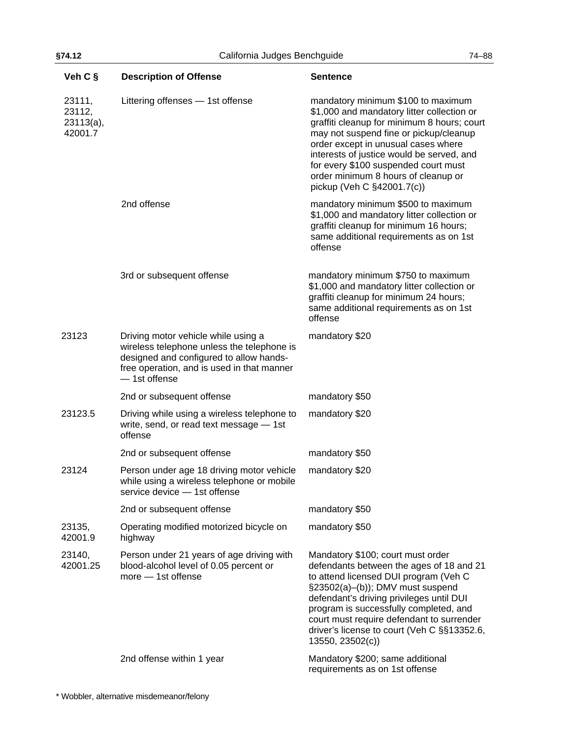| Veh C § | Description of Offense | Sentence |
|---|---|---|
| 23111, 23112, 23113(a), 42001.7 | Littering offenses — 1st offense | mandatory minimum $100 to maximum $1,000 and mandatory litter collection or graffiti cleanup for minimum 8 hours; court may not suspend fine or pickup/cleanup order except in unusual cases where interests of justice would be served, and for every $100 suspended court must order minimum 8 hours of cleanup or pickup (Veh C §42001.7(c)) |
| | 2nd offense | mandatory minimum $500 to maximum $1,000 and mandatory litter collection or graffiti cleanup for minimum 16 hours; same additional requirements as on 1st offense |
| | 3rd or subsequent offense | mandatory minimum $750 to maximum $1,000 and mandatory litter collection or graffiti cleanup for minimum 24 hours; same additional requirements as on 1st offense |
| 23123 | Driving motor vehicle while using a wireless telephone unless the telephone is designed and configured to allow hands-free operation, and is used in that manner — 1st offense | mandatory $20 |
| | 2nd or subsequent offense | mandatory $50 |
| 23123.5 | Driving while using a wireless telephone to write, send, or read text message — 1st offense | mandatory $20 |
| | 2nd or subsequent offense | mandatory $50 |
| 23124 | Person under age 18 driving motor vehicle while using a wireless telephone or mobile service device — 1st offense | mandatory $20 |
| | 2nd or subsequent offense | mandatory $50 |
| 23135, 42001.9 | Operating modified motorized bicycle on highway | mandatory $50 |
| 23140, 42001.25 | Person under 21 years of age driving with blood-alcohol level of 0.05 percent or more — 1st offense | Mandatory $100; court must order defendants between the ages of 18 and 21 to attend licensed DUI program (Veh C §23502(a)–(b)); DMV must suspend defendant's driving privileges until DUI program is successfully completed, and court must require defendant to surrender driver's license to court (Veh C §§13352.6, 13550, 23502(c)) |
| | 2nd offense within 1 year | Mandatory $200; same additional requirements as on 1st offense |

* Wobbler, alternative misdemeanor/felony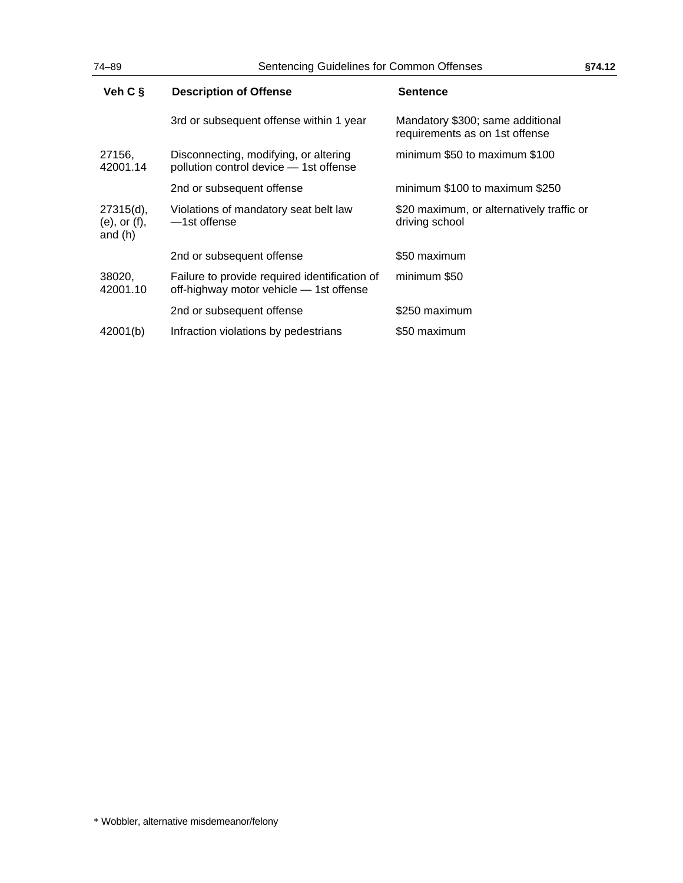| Veh C § | Description of Offense | Sentence |
|---|---|---|
| | 3rd or subsequent offense within 1 year | Mandatory $300; same additional requirements as on 1st offense |
| 27156, 42001.14 | Disconnecting, modifying, or altering pollution control device — 1st offense | minimum $50 to maximum $100 |
| | 2nd or subsequent offense | minimum $100 to maximum $250 |
| 27315(d), (e), or (f), and (h) | Violations of mandatory seat belt law —1st offense | $20 maximum, or alternatively traffic or driving school |
| | 2nd or subsequent offense | $50 maximum |
| 38020, 42001.10 | Failure to provide required identification of off-highway motor vehicle — 1st offense | minimum $50 |
| | 2nd or subsequent offense | $250 maximum |
| 42001(b) | Infraction violations by pedestrians | $50 maximum |

* Wobbler, alternative misdemeanor/felony